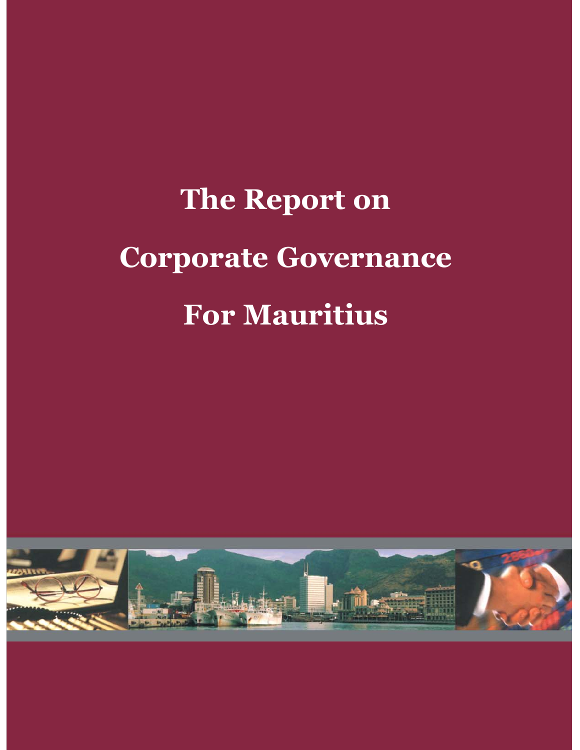# The Report on Corporate Governance For Mauritius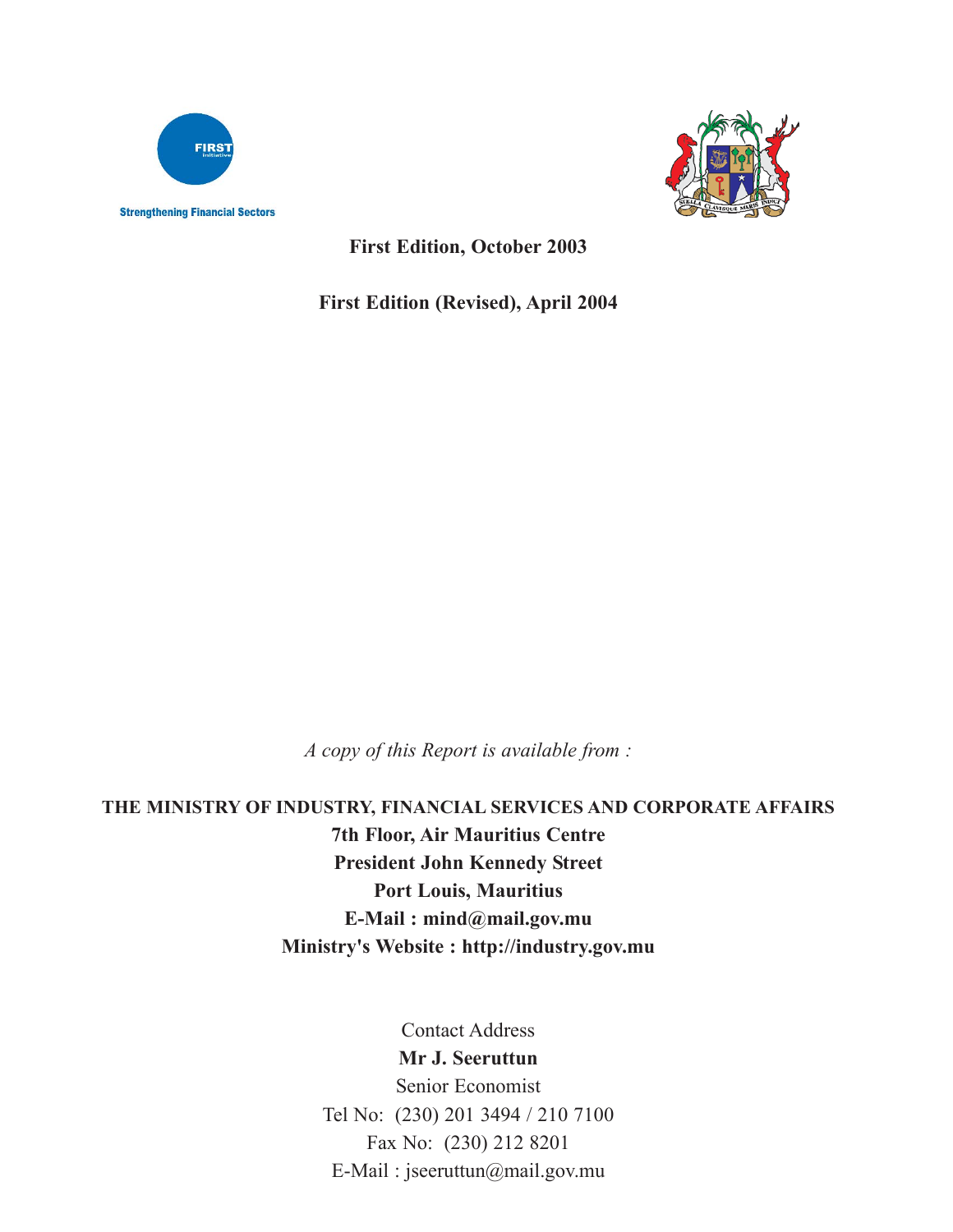FIRST Initiative

Strengthening Financial Sectors

STELLA CLAVISQUE MARIS INDICI

**First Edition, October 2003**

**First Edition (Revised), April 2004**

*A copy of this Report is available from :*

**THE MINISTRY OF INDUSTRY, FINANCIAL SERVICES AND CORPORATE AFFAIRS**
**7th Floor, Air Mauritius Centre**
**President John Kennedy Street**
**Port Louis, Mauritius**
**E-Mail : mind@mail.gov.mu**
**Ministry's Website : http://industry.gov.mu**

Contact Address
**Mr J. Seeruttun**
Senior Economist
Tel No: (230) 201 3494 / 210 7100
Fax No: (230) 212 8201
E-Mail : jseeruttun@mail.gov.mu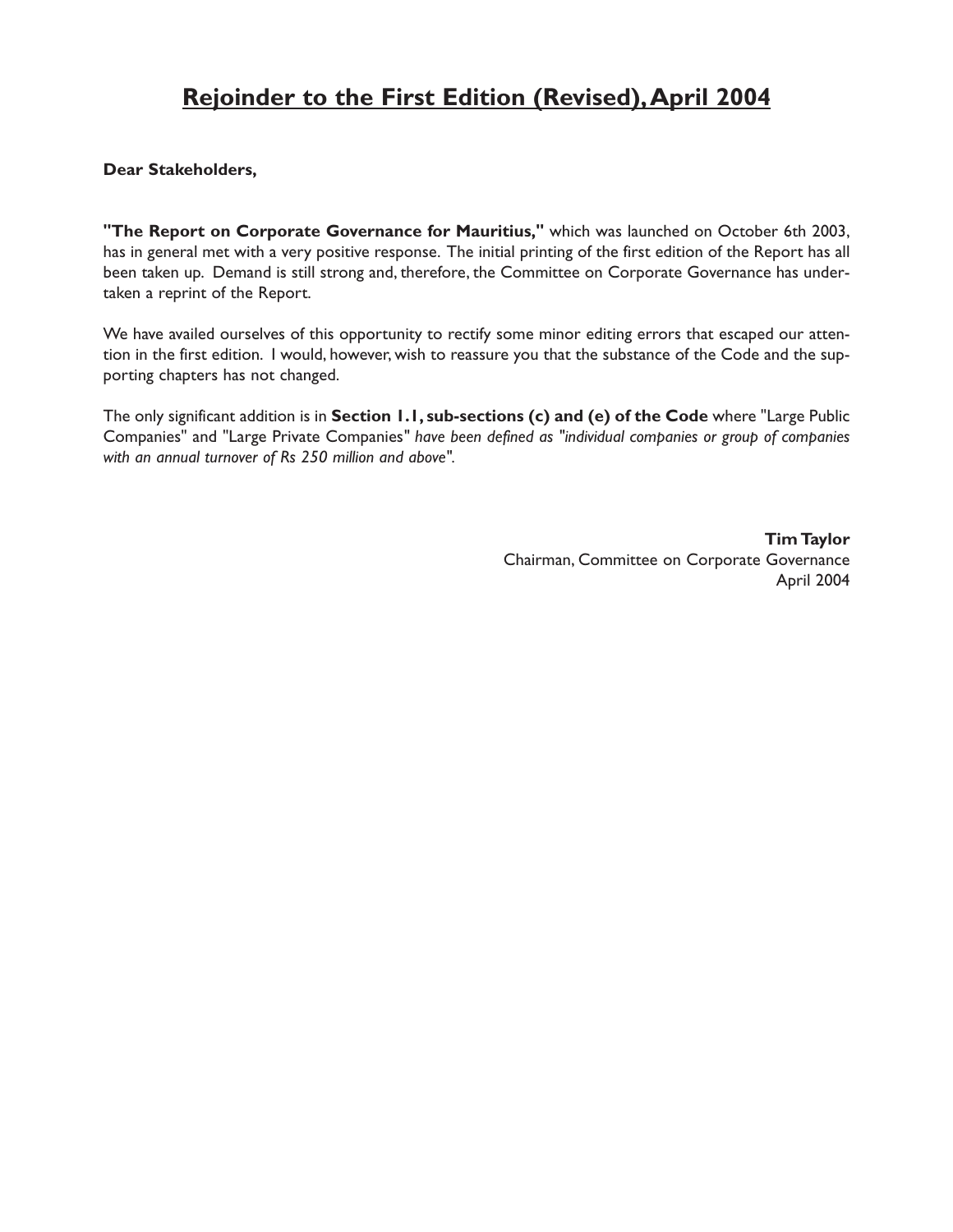# Rejoinder to the First Edition (Revised), April 2004

**Dear Stakeholders,**

**"The Report on Corporate Governance for Mauritius,"** which was launched on October 6th 2003, has in general met with a very positive response. The initial printing of the first edition of the Report has all been taken up. Demand is still strong and, therefore, the Committee on Corporate Governance has undertaken a reprint of the Report.

We have availed ourselves of this opportunity to rectify some minor editing errors that escaped our attention in the first edition. I would, however, wish to reassure you that the substance of the Code and the supporting chapters has not changed.

The only significant addition is in **Section 1.1, sub-sections (c) and (e) of the Code** where "Large Public Companies" and "Large Private Companies" *have been defined as "individual companies or group of companies with an annual turnover of Rs 250 million and above".*

**Tim Taylor**
Chairman, Committee on Corporate Governance
April 2004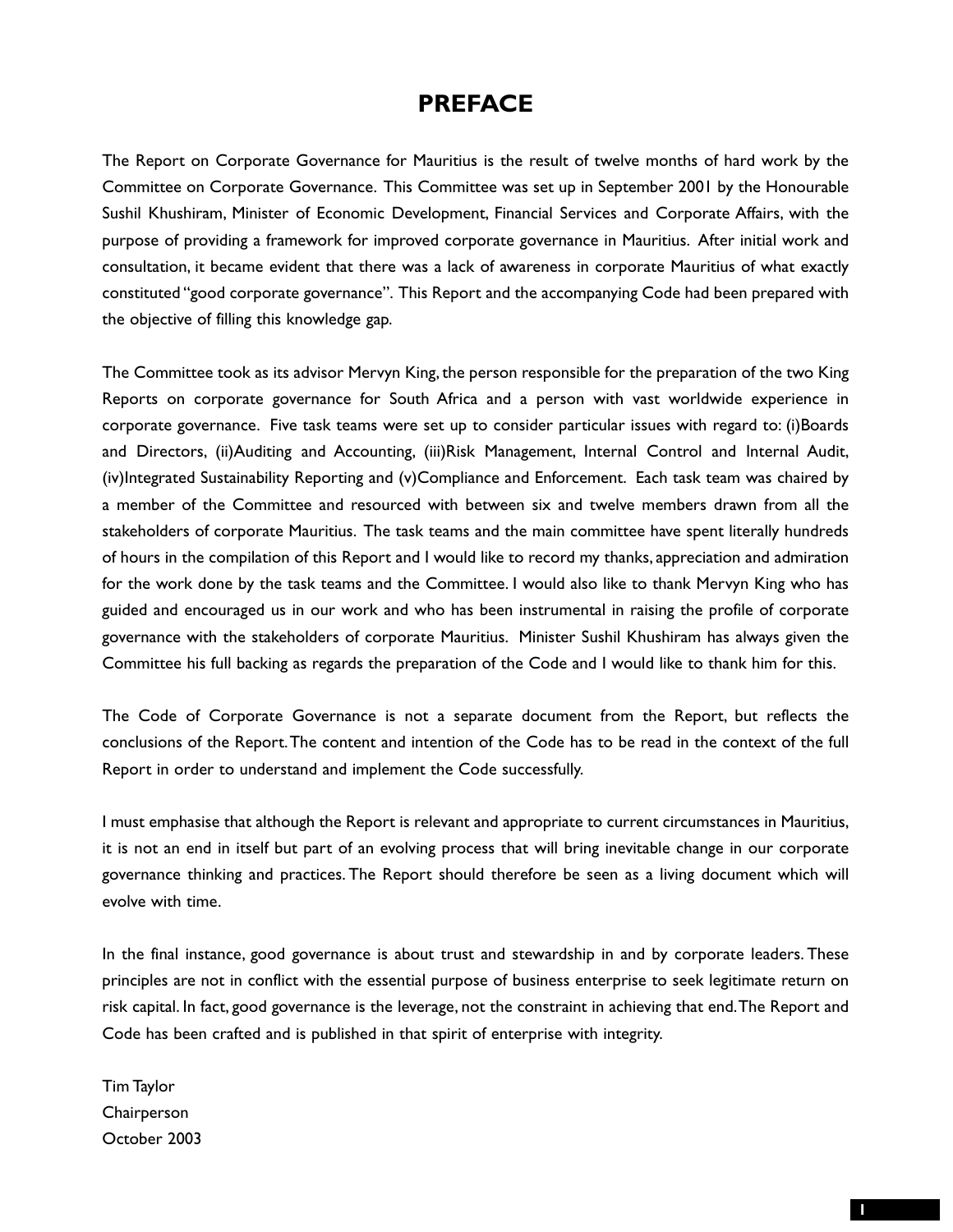# PREFACE

The Report on Corporate Governance for Mauritius is the result of twelve months of hard work by the Committee on Corporate Governance. This Committee was set up in September 2001 by the Honourable Sushil Khushiram, Minister of Economic Development, Financial Services and Corporate Affairs, with the purpose of providing a framework for improved corporate governance in Mauritius. After initial work and consultation, it became evident that there was a lack of awareness in corporate Mauritius of what exactly constituted "good corporate governance". This Report and the accompanying Code had been prepared with the objective of filling this knowledge gap.

The Committee took as its advisor Mervyn King, the person responsible for the preparation of the two King Reports on corporate governance for South Africa and a person with vast worldwide experience in corporate governance. Five task teams were set up to consider particular issues with regard to: (i)Boards and Directors, (ii)Auditing and Accounting, (iii)Risk Management, Internal Control and Internal Audit, (iv)Integrated Sustainability Reporting and (v)Compliance and Enforcement. Each task team was chaired by a member of the Committee and resourced with between six and twelve members drawn from all the stakeholders of corporate Mauritius. The task teams and the main committee have spent literally hundreds of hours in the compilation of this Report and I would like to record my thanks, appreciation and admiration for the work done by the task teams and the Committee. I would also like to thank Mervyn King who has guided and encouraged us in our work and who has been instrumental in raising the profile of corporate governance with the stakeholders of corporate Mauritius. Minister Sushil Khushiram has always given the Committee his full backing as regards the preparation of the Code and I would like to thank him for this.

The Code of Corporate Governance is not a separate document from the Report, but reflects the conclusions of the Report. The content and intention of the Code has to be read in the context of the full Report in order to understand and implement the Code successfully.

I must emphasise that although the Report is relevant and appropriate to current circumstances in Mauritius, it is not an end in itself but part of an evolving process that will bring inevitable change in our corporate governance thinking and practices. The Report should therefore be seen as a living document which will evolve with time.

In the final instance, good governance is about trust and stewardship in and by corporate leaders. These principles are not in conflict with the essential purpose of business enterprise to seek legitimate return on risk capital. In fact, good governance is the leverage, not the constraint in achieving that end. The Report and Code has been crafted and is published in that spirit of enterprise with integrity.

Tim Taylor  
Chairperson  
October 2003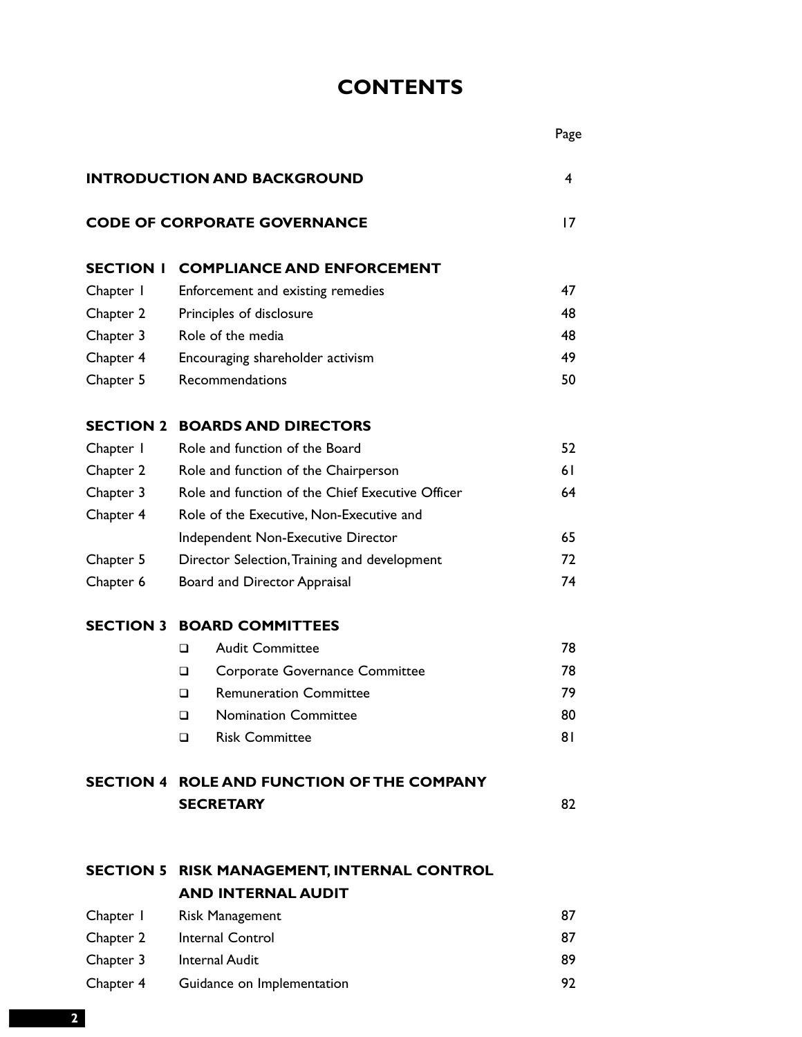# CONTENTS

| | | Page |
|---|---|---|
| **INTRODUCTION AND BACKGROUND** | | 4 |
| **CODE OF CORPORATE GOVERNANCE** | | 17 |
| **SECTION 1** | **COMPLIANCE AND ENFORCEMENT** | |
| Chapter 1 | Enforcement and existing remedies | 47 |
| Chapter 2 | Principles of disclosure | 48 |
| Chapter 3 | Role of the media | 48 |
| Chapter 4 | Encouraging shareholder activism | 49 |
| Chapter 5 | Recommendations | 50 |
| **SECTION 2** | **BOARDS AND DIRECTORS** | |
| Chapter 1 | Role and function of the Board | 52 |
| Chapter 2 | Role and function of the Chairperson | 61 |
| Chapter 3 | Role and function of the Chief Executive Officer | 64 |
| Chapter 4 | Role of the Executive, Non-Executive and Independent Non-Executive Director | 65 |
| Chapter 5 | Director Selection, Training and development | 72 |
| Chapter 6 | Board and Director Appraisal | 74 |
| **SECTION 3** | **BOARD COMMITTEES** | |
| | ❑ Audit Committee | 78 |
| | ❑ Corporate Governance Committee | 78 |
| | ❑ Remuneration Committee | 79 |
| | ❑ Nomination Committee | 80 |
| | ❑ Risk Committee | 81 |
| **SECTION 4** | **ROLE AND FUNCTION OF THE COMPANY SECRETARY** | 82 |
| **SECTION 5** | **RISK MANAGEMENT, INTERNAL CONTROL AND INTERNAL AUDIT** | |
| Chapter 1 | Risk Management | 87 |
| Chapter 2 | Internal Control | 87 |
| Chapter 3 | Internal Audit | 89 |
| Chapter 4 | Guidance on Implementation | 92 |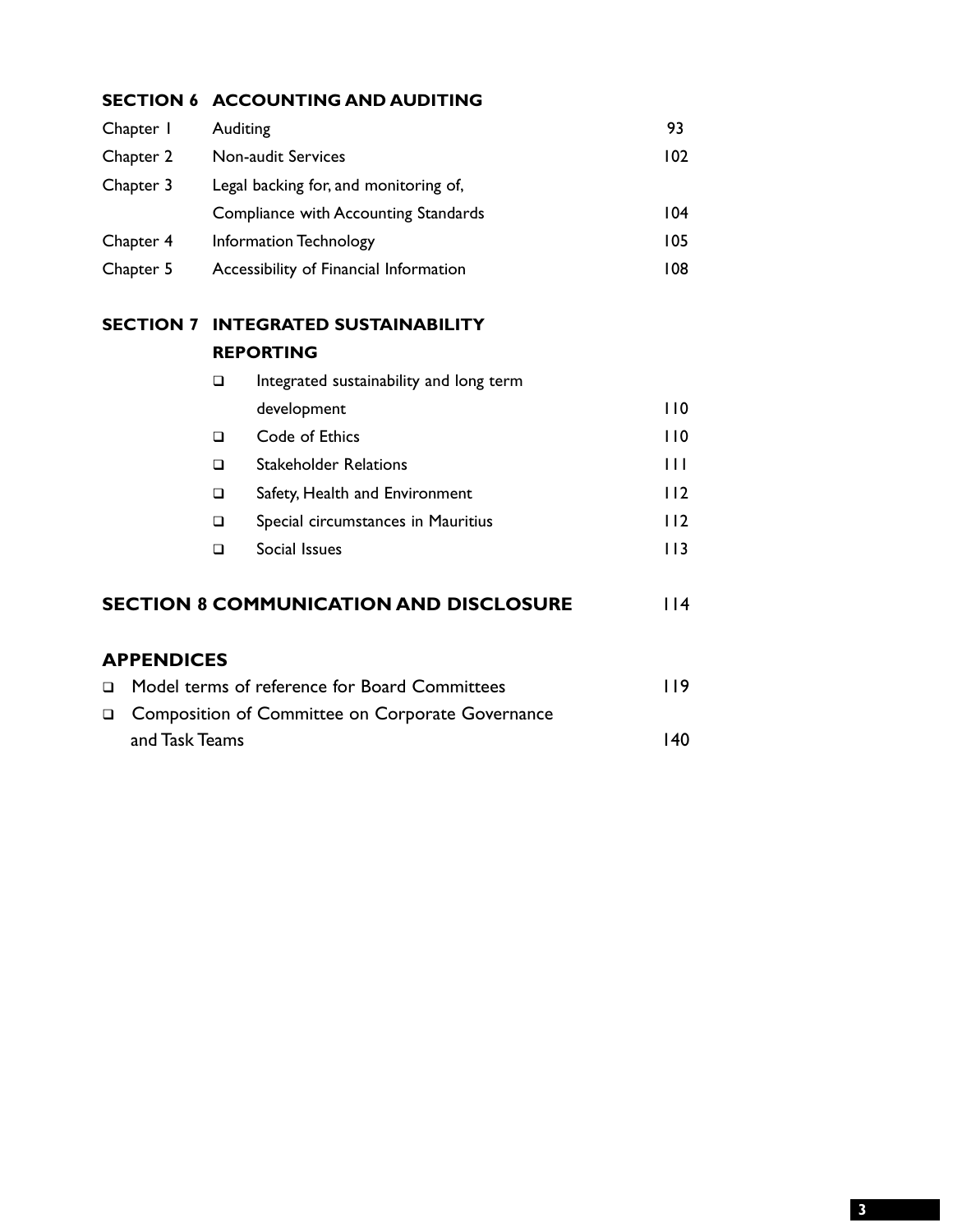## SECTION 6 ACCOUNTING AND AUDITING

| | | |
|---|---|---|
| Chapter 1 | Auditing | 93 |
| Chapter 2 | Non-audit Services | 102 |
| Chapter 3 | Legal backing for, and monitoring of, Compliance with Accounting Standards | 104 |
| Chapter 4 | Information Technology | 105 |
| Chapter 5 | Accessibility of Financial Information | 108 |

## SECTION 7 INTEGRATED SUSTAINABILITY REPORTING

| | |
|---|---|
| ❑ Integrated sustainability and long term development | 110 |
| ❑ Code of Ethics | 110 |
| ❑ Stakeholder Relations | 111 |
| ❑ Safety, Health and Environment | 112 |
| ❑ Special circumstances in Mauritius | 112 |
| ❑ Social Issues | 113 |

## SECTION 8 COMMUNICATION AND DISCLOSURE 114

## APPENDICES

| | |
|---|---|
| ❑ Model terms of reference for Board Committees | 119 |
| ❑ Composition of Committee on Corporate Governance and Task Teams | 140 |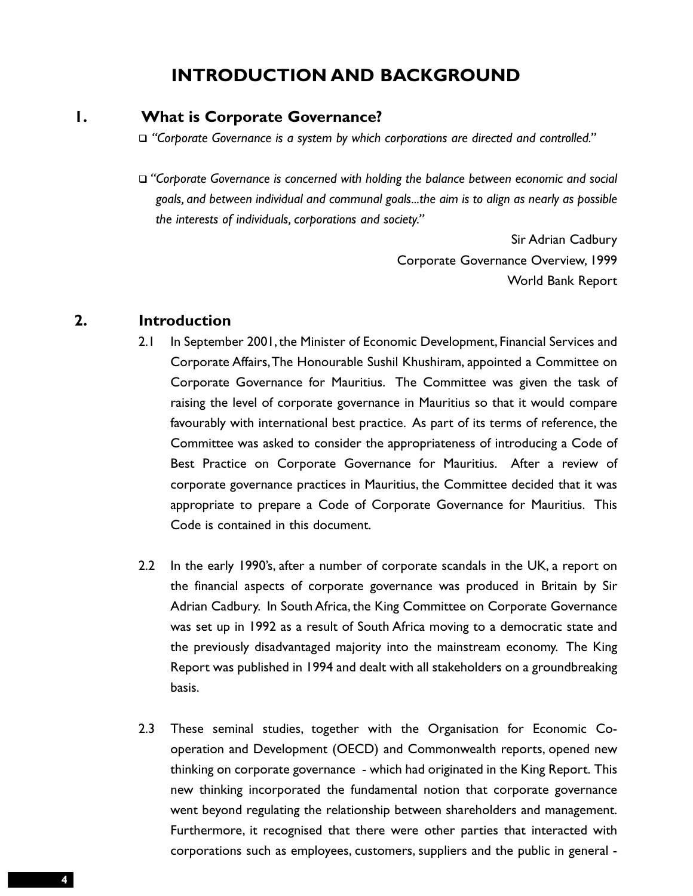# INTRODUCTION AND BACKGROUND

## 1. What is Corporate Governance?

- *"Corporate Governance is a system by which corporations are directed and controlled."*

- *"Corporate Governance is concerned with holding the balance between economic and social goals, and between individual and communal goals...the aim is to align as nearly as possible the interests of individuals, corporations and society."*

Sir Adrian Cadbury
Corporate Governance Overview, 1999
World Bank Report

## 2. Introduction

2.1 In September 2001, the Minister of Economic Development, Financial Services and Corporate Affairs, The Honourable Sushil Khushiram, appointed a Committee on Corporate Governance for Mauritius. The Committee was given the task of raising the level of corporate governance in Mauritius so that it would compare favourably with international best practice. As part of its terms of reference, the Committee was asked to consider the appropriateness of introducing a Code of Best Practice on Corporate Governance for Mauritius. After a review of corporate governance practices in Mauritius, the Committee decided that it was appropriate to prepare a Code of Corporate Governance for Mauritius. This Code is contained in this document.

2.2 In the early 1990's, after a number of corporate scandals in the UK, a report on the financial aspects of corporate governance was produced in Britain by Sir Adrian Cadbury. In South Africa, the King Committee on Corporate Governance was set up in 1992 as a result of South Africa moving to a democratic state and the previously disadvantaged majority into the mainstream economy. The King Report was published in 1994 and dealt with all stakeholders on a groundbreaking basis.

2.3 These seminal studies, together with the Organisation for Economic Co-operation and Development (OECD) and Commonwealth reports, opened new thinking on corporate governance - which had originated in the King Report. This new thinking incorporated the fundamental notion that corporate governance went beyond regulating the relationship between shareholders and management. Furthermore, it recognised that there were other parties that interacted with corporations such as employees, customers, suppliers and the public in general -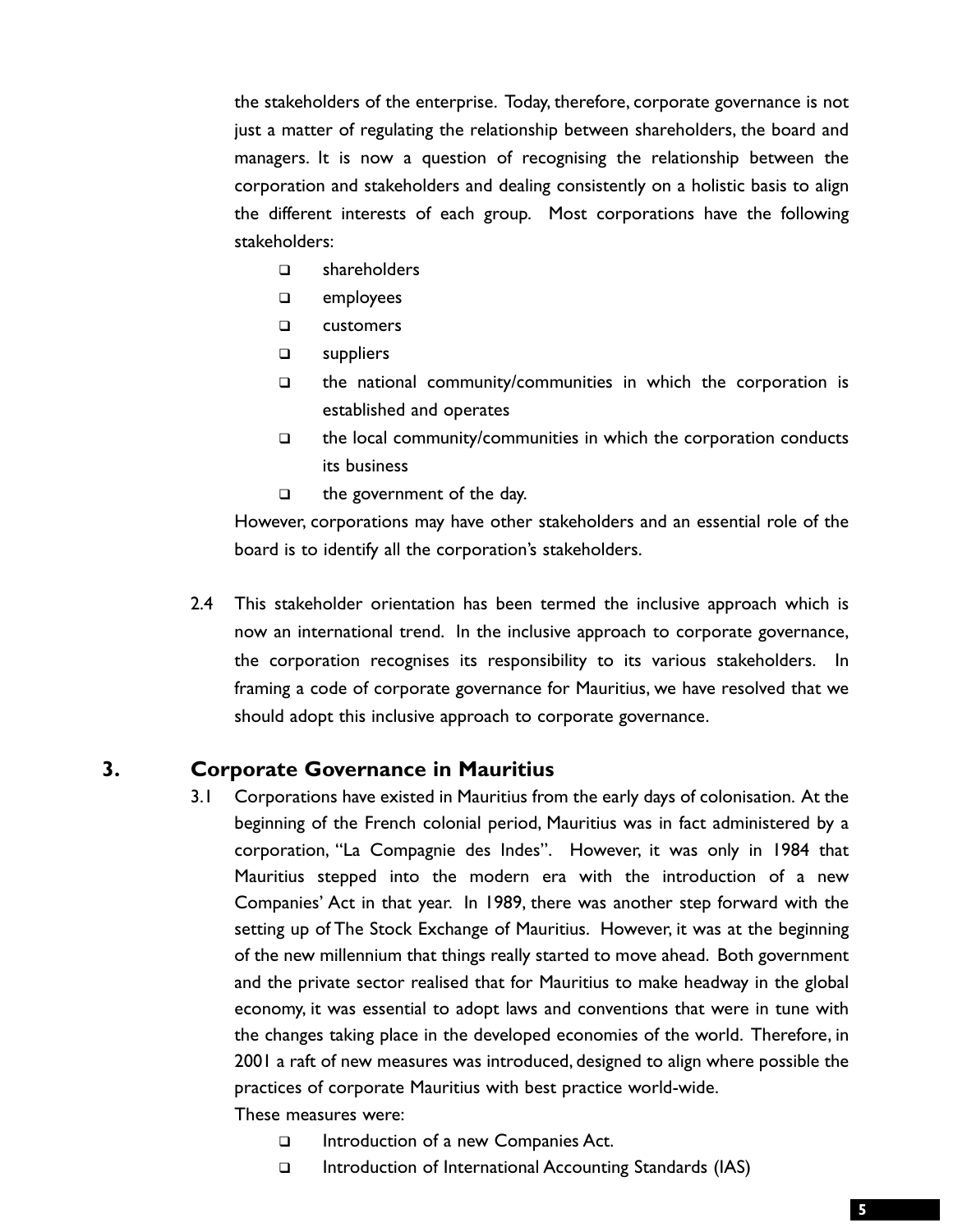the stakeholders of the enterprise. Today, therefore, corporate governance is not just a matter of regulating the relationship between shareholders, the board and managers. It is now a question of recognising the relationship between the corporation and stakeholders and dealing consistently on a holistic basis to align the different interests of each group. Most corporations have the following stakeholders:

- shareholders
- employees
- customers
- suppliers
- the national community/communities in which the corporation is established and operates
- the local community/communities in which the corporation conducts its business
- the government of the day.

However, corporations may have other stakeholders and an essential role of the board is to identify all the corporation's stakeholders.

2.4 This stakeholder orientation has been termed the inclusive approach which is now an international trend. In the inclusive approach to corporate governance, the corporation recognises its responsibility to its various stakeholders. In framing a code of corporate governance for Mauritius, we have resolved that we should adopt this inclusive approach to corporate governance.

## 3. Corporate Governance in Mauritius

3.1 Corporations have existed in Mauritius from the early days of colonisation. At the beginning of the French colonial period, Mauritius was in fact administered by a corporation, "La Compagnie des Indes". However, it was only in 1984 that Mauritius stepped into the modern era with the introduction of a new Companies' Act in that year. In 1989, there was another step forward with the setting up of The Stock Exchange of Mauritius. However, it was at the beginning of the new millennium that things really started to move ahead. Both government and the private sector realised that for Mauritius to make headway in the global economy, it was essential to adopt laws and conventions that were in tune with the changes taking place in the developed economies of the world. Therefore, in 2001 a raft of new measures was introduced, designed to align where possible the practices of corporate Mauritius with best practice world-wide.

These measures were:

- Introduction of a new Companies Act.
- Introduction of International Accounting Standards (IAS)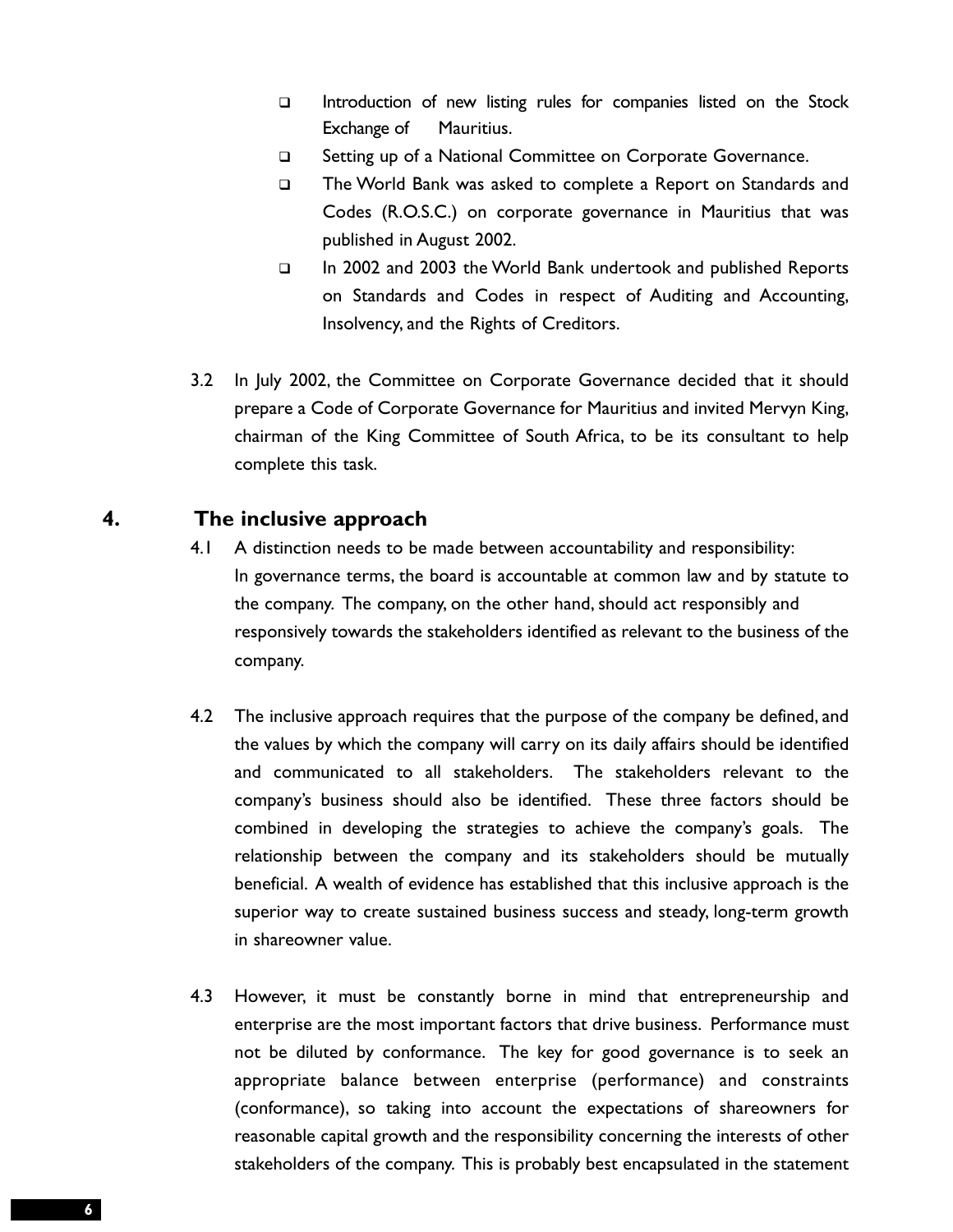- Introduction of new listing rules for companies listed on the Stock Exchange of Mauritius.
- Setting up of a National Committee on Corporate Governance.
- The World Bank was asked to complete a Report on Standards and Codes (R.O.S.C.) on corporate governance in Mauritius that was published in August 2002.
- In 2002 and 2003 the World Bank undertook and published Reports on Standards and Codes in respect of Auditing and Accounting, Insolvency, and the Rights of Creditors.

3.2 In July 2002, the Committee on Corporate Governance decided that it should prepare a Code of Corporate Governance for Mauritius and invited Mervyn King, chairman of the King Committee of South Africa, to be its consultant to help complete this task.

## 4. The inclusive approach

4.1 A distinction needs to be made between accountability and responsibility: In governance terms, the board is accountable at common law and by statute to the company. The company, on the other hand, should act responsibly and responsively towards the stakeholders identified as relevant to the business of the company.

4.2 The inclusive approach requires that the purpose of the company be defined, and the values by which the company will carry on its daily affairs should be identified and communicated to all stakeholders. The stakeholders relevant to the company's business should also be identified. These three factors should be combined in developing the strategies to achieve the company's goals. The relationship between the company and its stakeholders should be mutually beneficial. A wealth of evidence has established that this inclusive approach is the superior way to create sustained business success and steady, long-term growth in shareowner value.

4.3 However, it must be constantly borne in mind that entrepreneurship and enterprise are the most important factors that drive business. Performance must not be diluted by conformance. The key for good governance is to seek an appropriate balance between enterprise (performance) and constraints (conformance), so taking into account the expectations of shareowners for reasonable capital growth and the responsibility concerning the interests of other stakeholders of the company. This is probably best encapsulated in the statement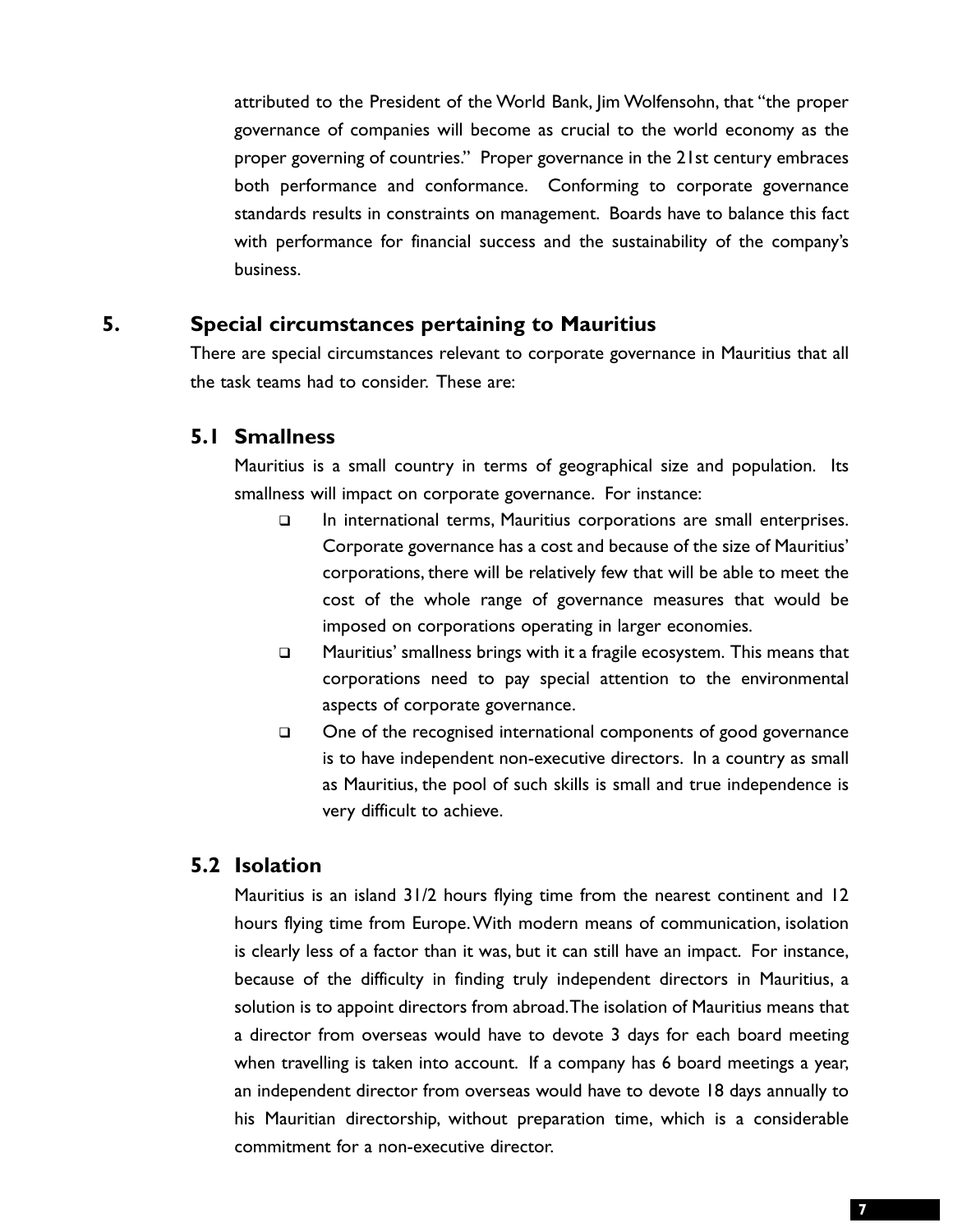attributed to the President of the World Bank, Jim Wolfensohn, that "the proper governance of companies will become as crucial to the world economy as the proper governing of countries." Proper governance in the 21st century embraces both performance and conformance. Conforming to corporate governance standards results in constraints on management. Boards have to balance this fact with performance for financial success and the sustainability of the company's business.

## 5. Special circumstances pertaining to Mauritius

There are special circumstances relevant to corporate governance in Mauritius that all the task teams had to consider. These are:

### 5.1 Smallness

Mauritius is a small country in terms of geographical size and population. Its smallness will impact on corporate governance. For instance:

- In international terms, Mauritius corporations are small enterprises. Corporate governance has a cost and because of the size of Mauritius' corporations, there will be relatively few that will be able to meet the cost of the whole range of governance measures that would be imposed on corporations operating in larger economies.
- Mauritius' smallness brings with it a fragile ecosystem. This means that corporations need to pay special attention to the environmental aspects of corporate governance.
- One of the recognised international components of good governance is to have independent non-executive directors. In a country as small as Mauritius, the pool of such skills is small and true independence is very difficult to achieve.

### 5.2 Isolation

Mauritius is an island 31/2 hours flying time from the nearest continent and 12 hours flying time from Europe. With modern means of communication, isolation is clearly less of a factor than it was, but it can still have an impact. For instance, because of the difficulty in finding truly independent directors in Mauritius, a solution is to appoint directors from abroad. The isolation of Mauritius means that a director from overseas would have to devote 3 days for each board meeting when travelling is taken into account. If a company has 6 board meetings a year, an independent director from overseas would have to devote 18 days annually to his Mauritian directorship, without preparation time, which is a considerable commitment for a non-executive director.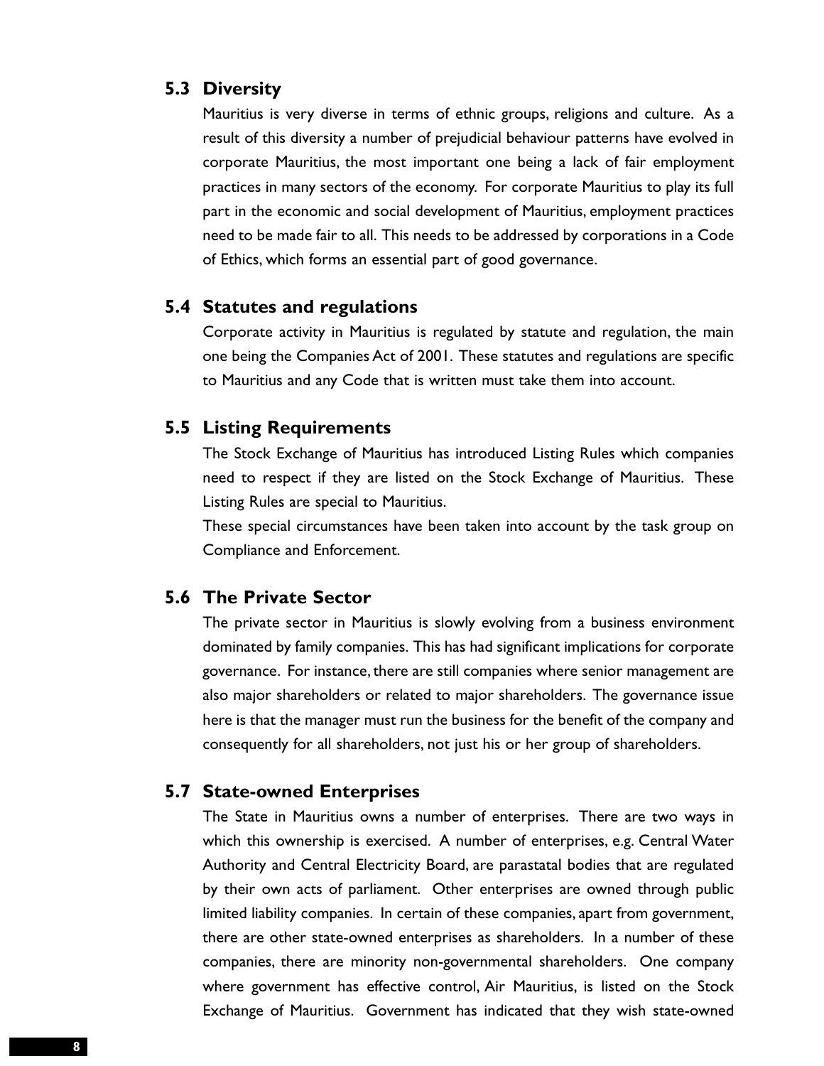### 5.3 Diversity

Mauritius is very diverse in terms of ethnic groups, religions and culture. As a result of this diversity a number of prejudicial behaviour patterns have evolved in corporate Mauritius, the most important one being a lack of fair employment practices in many sectors of the economy. For corporate Mauritius to play its full part in the economic and social development of Mauritius, employment practices need to be made fair to all. This needs to be addressed by corporations in a Code of Ethics, which forms an essential part of good governance.

### 5.4 Statutes and regulations

Corporate activity in Mauritius is regulated by statute and regulation, the main one being the Companies Act of 2001. These statutes and regulations are specific to Mauritius and any Code that is written must take them into account.

### 5.5 Listing Requirements

The Stock Exchange of Mauritius has introduced Listing Rules which companies need to respect if they are listed on the Stock Exchange of Mauritius. These Listing Rules are special to Mauritius.

These special circumstances have been taken into account by the task group on Compliance and Enforcement.

### 5.6 The Private Sector

The private sector in Mauritius is slowly evolving from a business environment dominated by family companies. This has had significant implications for corporate governance. For instance, there are still companies where senior management are also major shareholders or related to major shareholders. The governance issue here is that the manager must run the business for the benefit of the company and consequently for all shareholders, not just his or her group of shareholders.

### 5.7 State-owned Enterprises

The State in Mauritius owns a number of enterprises. There are two ways in which this ownership is exercised. A number of enterprises, e.g. Central Water Authority and Central Electricity Board, are parastatal bodies that are regulated by their own acts of parliament. Other enterprises are owned through public limited liability companies. In certain of these companies, apart from government, there are other state-owned enterprises as shareholders. In a number of these companies, there are minority non-governmental shareholders. One company where government has effective control, Air Mauritius, is listed on the Stock Exchange of Mauritius. Government has indicated that they wish state-owned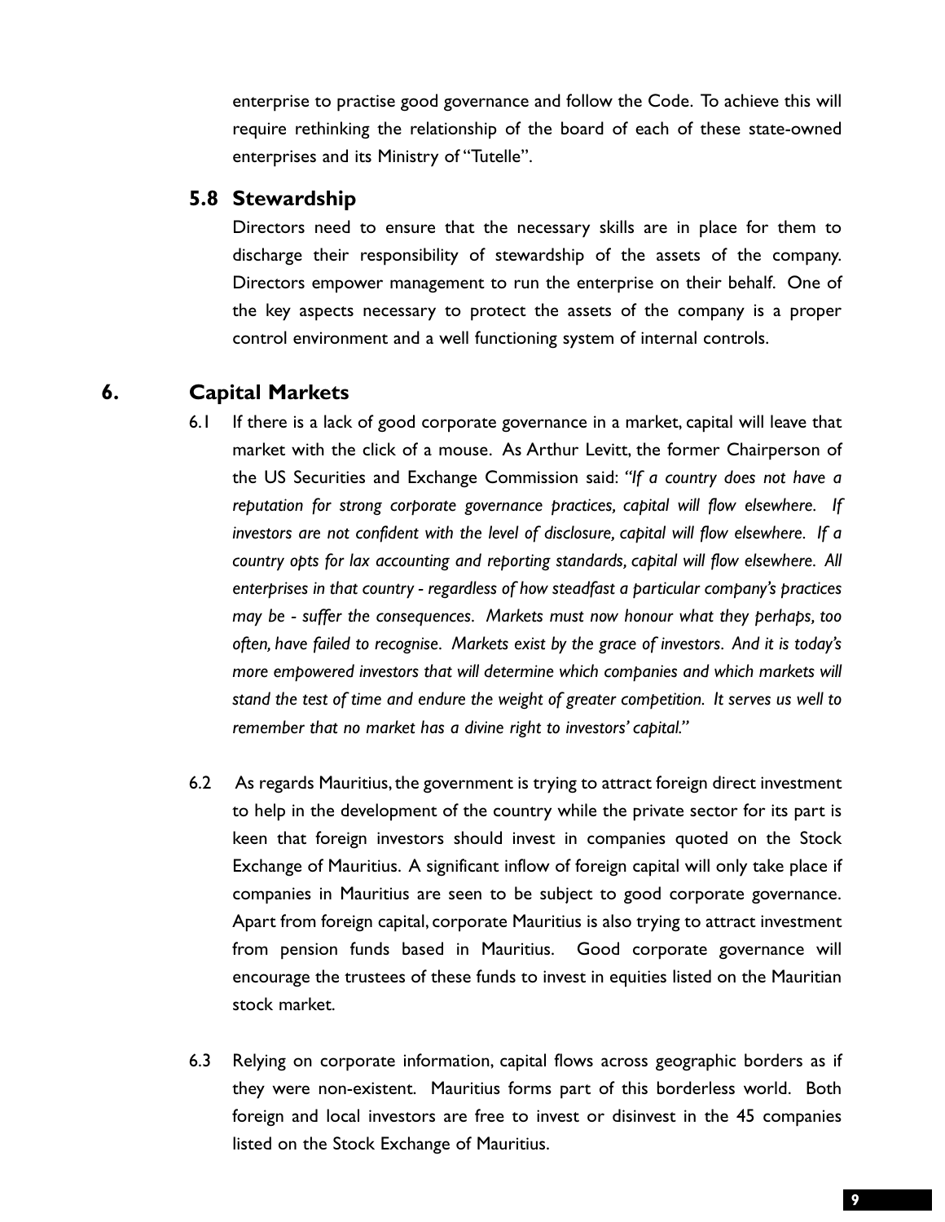enterprise to practise good governance and follow the Code. To achieve this will require rethinking the relationship of the board of each of these state-owned enterprises and its Ministry of "Tutelle".

### 5.8 Stewardship

Directors need to ensure that the necessary skills are in place for them to discharge their responsibility of stewardship of the assets of the company. Directors empower management to run the enterprise on their behalf. One of the key aspects necessary to protect the assets of the company is a proper control environment and a well functioning system of internal controls.

## 6. Capital Markets

6.1 If there is a lack of good corporate governance in a market, capital will leave that market with the click of a mouse. As Arthur Levitt, the former Chairperson of the US Securities and Exchange Commission said: *"If a country does not have a reputation for strong corporate governance practices, capital will flow elsewhere. If investors are not confident with the level of disclosure, capital will flow elsewhere. If a country opts for lax accounting and reporting standards, capital will flow elsewhere. All enterprises in that country - regardless of how steadfast a particular company's practices may be - suffer the consequences. Markets must now honour what they perhaps, too often, have failed to recognise. Markets exist by the grace of investors. And it is today's more empowered investors that will determine which companies and which markets will stand the test of time and endure the weight of greater competition. It serves us well to remember that no market has a divine right to investors' capital."*

6.2 As regards Mauritius, the government is trying to attract foreign direct investment to help in the development of the country while the private sector for its part is keen that foreign investors should invest in companies quoted on the Stock Exchange of Mauritius. A significant inflow of foreign capital will only take place if companies in Mauritius are seen to be subject to good corporate governance. Apart from foreign capital, corporate Mauritius is also trying to attract investment from pension funds based in Mauritius. Good corporate governance will encourage the trustees of these funds to invest in equities listed on the Mauritian stock market.

6.3 Relying on corporate information, capital flows across geographic borders as if they were non-existent. Mauritius forms part of this borderless world. Both foreign and local investors are free to invest or disinvest in the 45 companies listed on the Stock Exchange of Mauritius.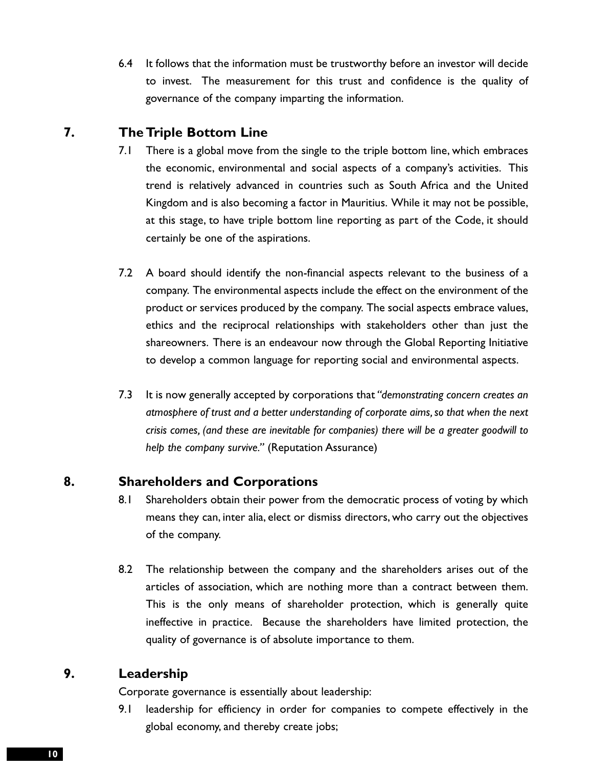6.4 It follows that the information must be trustworthy before an investor will decide to invest. The measurement for this trust and confidence is the quality of governance of the company imparting the information.

## 7. The Triple Bottom Line

7.1 There is a global move from the single to the triple bottom line, which embraces the economic, environmental and social aspects of a company's activities. This trend is relatively advanced in countries such as South Africa and the United Kingdom and is also becoming a factor in Mauritius. While it may not be possible, at this stage, to have triple bottom line reporting as part of the Code, it should certainly be one of the aspirations.

7.2 A board should identify the non-financial aspects relevant to the business of a company. The environmental aspects include the effect on the environment of the product or services produced by the company. The social aspects embrace values, ethics and the reciprocal relationships with stakeholders other than just the shareowners. There is an endeavour now through the Global Reporting Initiative to develop a common language for reporting social and environmental aspects.

7.3 It is now generally accepted by corporations that *"demonstrating concern creates an atmosphere of trust and a better understanding of corporate aims, so that when the next crisis comes, (and these are inevitable for companies) there will be a greater goodwill to help the company survive."* (Reputation Assurance)

## 8. Shareholders and Corporations

8.1 Shareholders obtain their power from the democratic process of voting by which means they can, inter alia, elect or dismiss directors, who carry out the objectives of the company.

8.2 The relationship between the company and the shareholders arises out of the articles of association, which are nothing more than a contract between them. This is the only means of shareholder protection, which is generally quite ineffective in practice. Because the shareholders have limited protection, the quality of governance is of absolute importance to them.

## 9. Leadership

Corporate governance is essentially about leadership:

9.1 leadership for efficiency in order for companies to compete effectively in the global economy, and thereby create jobs;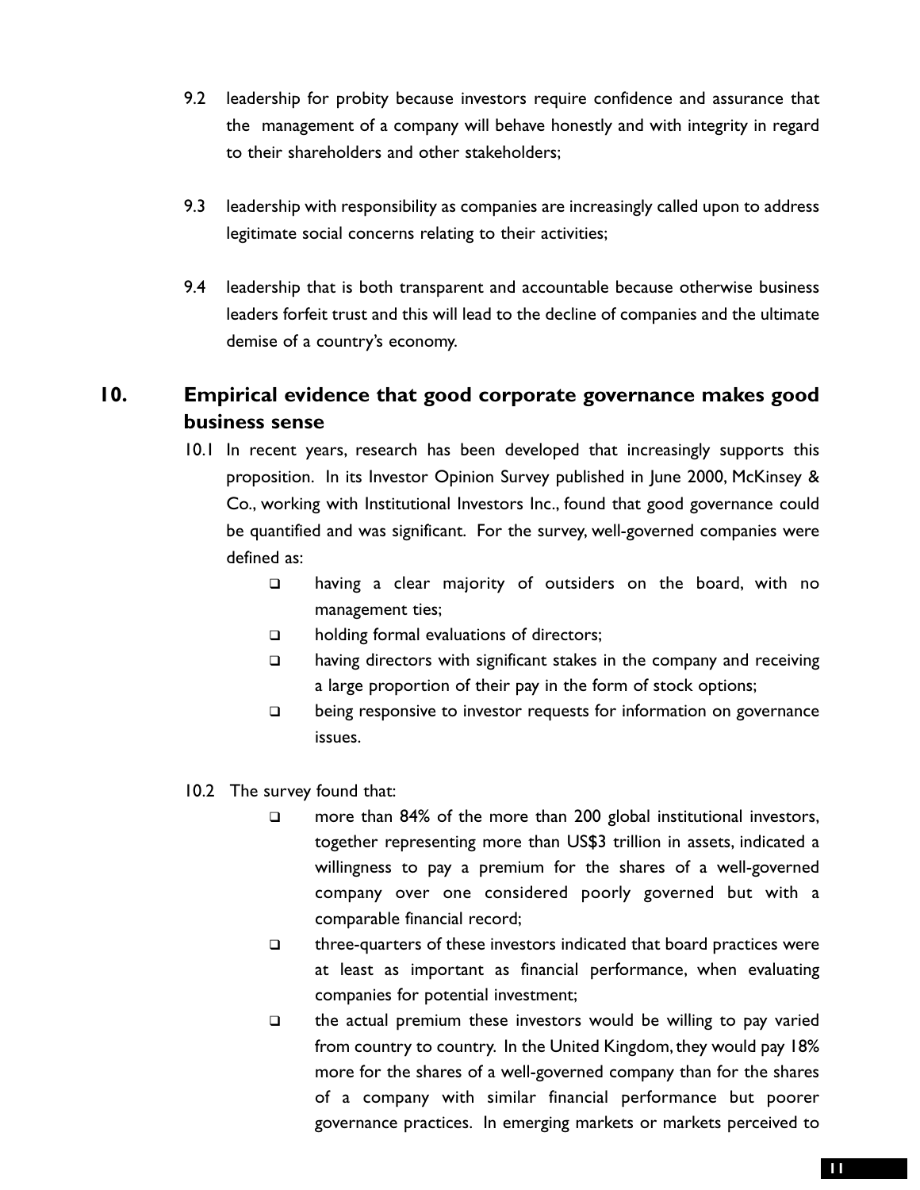9.2 leadership for probity because investors require confidence and assurance that the management of a company will behave honestly and with integrity in regard to their shareholders and other stakeholders;

9.3 leadership with responsibility as companies are increasingly called upon to address legitimate social concerns relating to their activities;

9.4 leadership that is both transparent and accountable because otherwise business leaders forfeit trust and this will lead to the decline of companies and the ultimate demise of a country's economy.

## 10. Empirical evidence that good corporate governance makes good business sense

10.1 In recent years, research has been developed that increasingly supports this proposition. In its Investor Opinion Survey published in June 2000, McKinsey & Co., working with Institutional Investors Inc., found that good governance could be quantified and was significant. For the survey, well-governed companies were defined as:

- having a clear majority of outsiders on the board, with no management ties;
- holding formal evaluations of directors;
- having directors with significant stakes in the company and receiving a large proportion of their pay in the form of stock options;
- being responsive to investor requests for information on governance issues.

10.2 The survey found that:

- more than 84% of the more than 200 global institutional investors, together representing more than US$3 trillion in assets, indicated a willingness to pay a premium for the shares of a well-governed company over one considered poorly governed but with a comparable financial record;
- three-quarters of these investors indicated that board practices were at least as important as financial performance, when evaluating companies for potential investment;
- the actual premium these investors would be willing to pay varied from country to country. In the United Kingdom, they would pay 18% more for the shares of a well-governed company than for the shares of a company with similar financial performance but poorer governance practices. In emerging markets or markets perceived to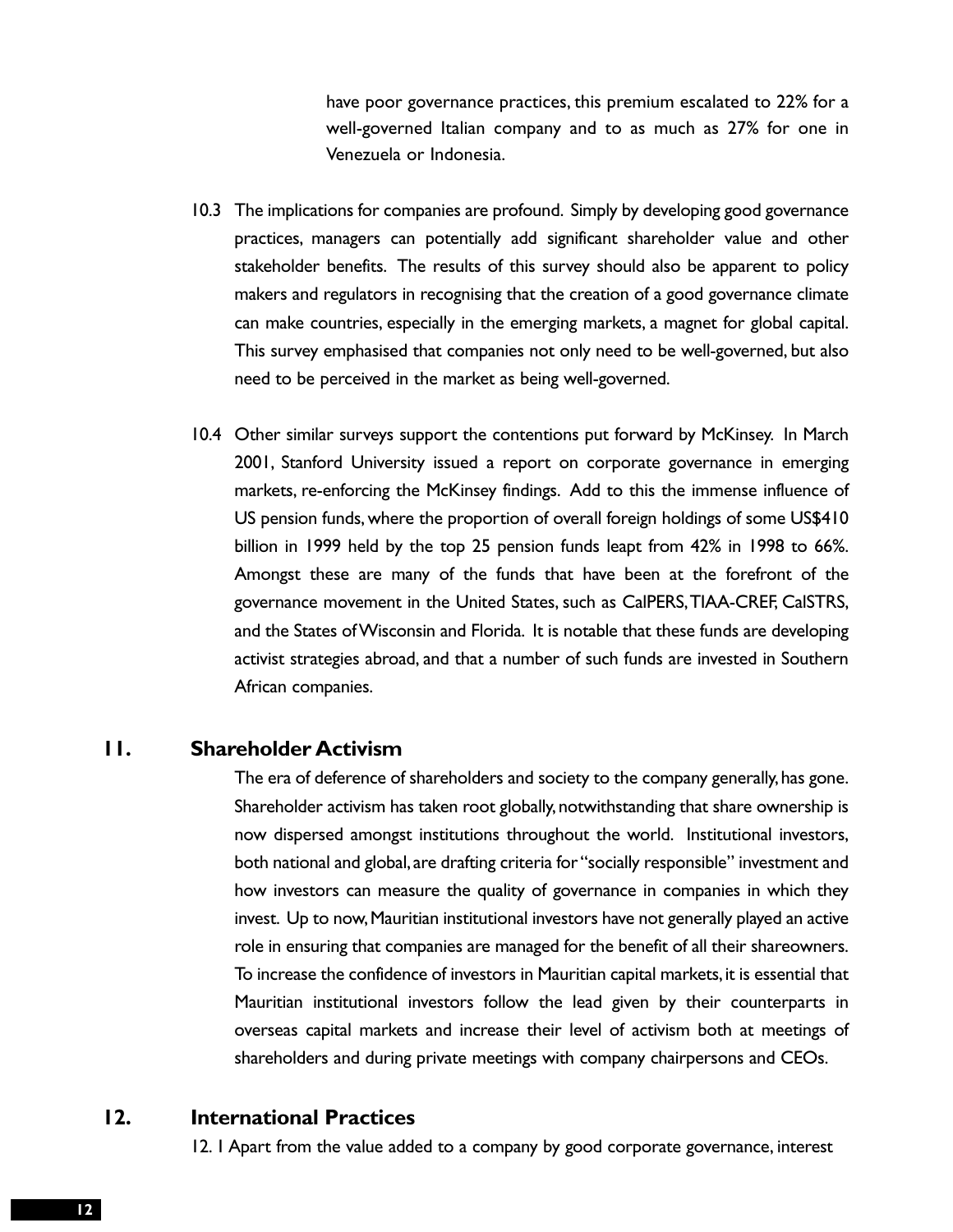have poor governance practices, this premium escalated to 22% for a well-governed Italian company and to as much as 27% for one in Venezuela or Indonesia.

10.3 The implications for companies are profound. Simply by developing good governance practices, managers can potentially add significant shareholder value and other stakeholder benefits. The results of this survey should also be apparent to policy makers and regulators in recognising that the creation of a good governance climate can make countries, especially in the emerging markets, a magnet for global capital. This survey emphasised that companies not only need to be well-governed, but also need to be perceived in the market as being well-governed.

10.4 Other similar surveys support the contentions put forward by McKinsey. In March 2001, Stanford University issued a report on corporate governance in emerging markets, re-enforcing the McKinsey findings. Add to this the immense influence of US pension funds, where the proportion of overall foreign holdings of some US$410 billion in 1999 held by the top 25 pension funds leapt from 42% in 1998 to 66%. Amongst these are many of the funds that have been at the forefront of the governance movement in the United States, such as CalPERS, TIAA-CREF, CalSTRS, and the States of Wisconsin and Florida. It is notable that these funds are developing activist strategies abroad, and that a number of such funds are invested in Southern African companies.

## 11. Shareholder Activism

The era of deference of shareholders and society to the company generally, has gone. Shareholder activism has taken root globally, notwithstanding that share ownership is now dispersed amongst institutions throughout the world. Institutional investors, both national and global, are drafting criteria for "socially responsible" investment and how investors can measure the quality of governance in companies in which they invest. Up to now, Mauritian institutional investors have not generally played an active role in ensuring that companies are managed for the benefit of all their shareowners. To increase the confidence of investors in Mauritian capital markets, it is essential that Mauritian institutional investors follow the lead given by their counterparts in overseas capital markets and increase their level of activism both at meetings of shareholders and during private meetings with company chairpersons and CEOs.

## 12. International Practices

12. 1 Apart from the value added to a company by good corporate governance, interest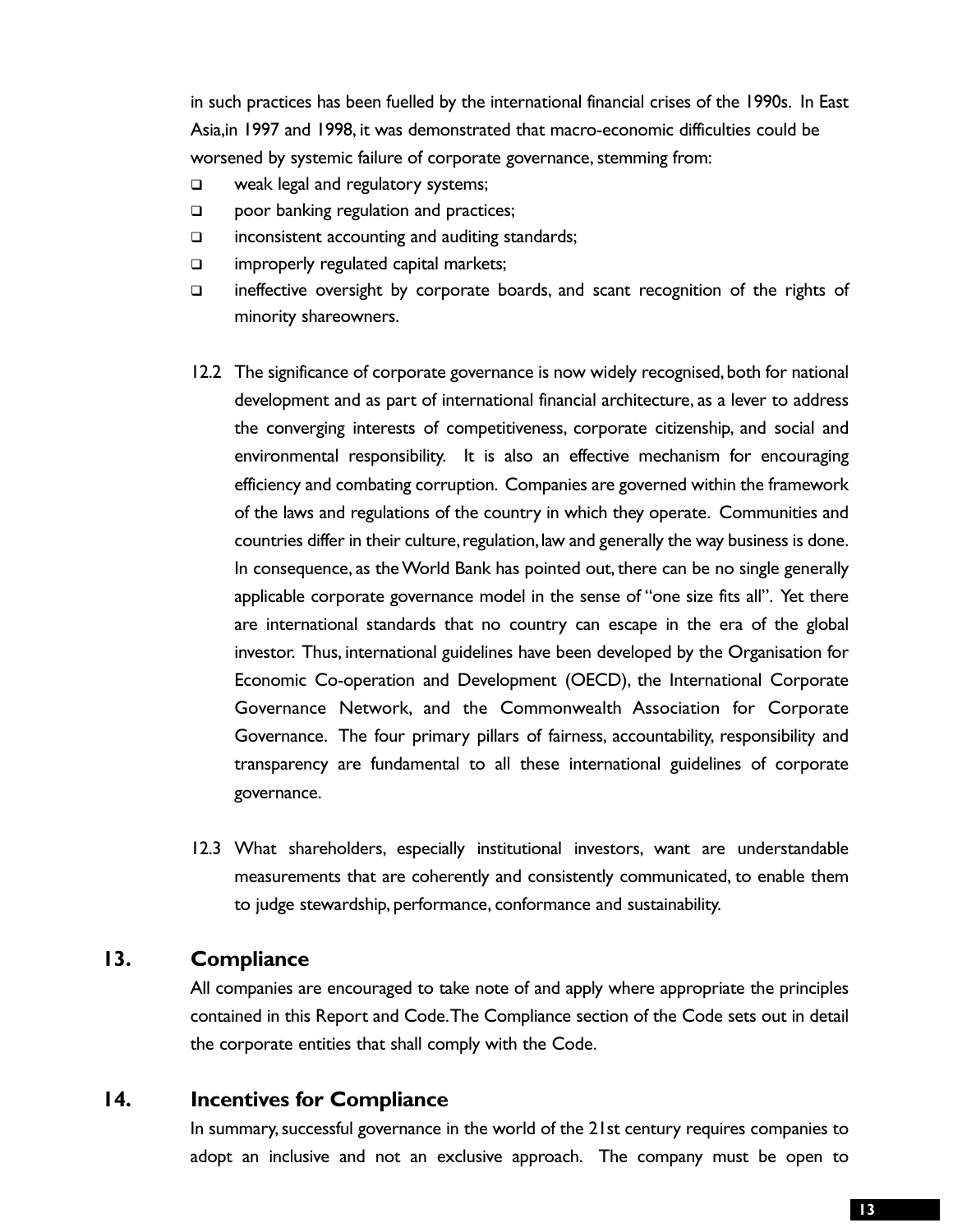in such practices has been fuelled by the international financial crises of the 1990s. In East Asia,in 1997 and 1998, it was demonstrated that macro-economic difficulties could be worsened by systemic failure of corporate governance, stemming from:

- weak legal and regulatory systems;
- poor banking regulation and practices;
- inconsistent accounting and auditing standards;
- improperly regulated capital markets;
- ineffective oversight by corporate boards, and scant recognition of the rights of minority shareowners.

12.2 The significance of corporate governance is now widely recognised, both for national development and as part of international financial architecture, as a lever to address the converging interests of competitiveness, corporate citizenship, and social and environmental responsibility. It is also an effective mechanism for encouraging efficiency and combating corruption. Companies are governed within the framework of the laws and regulations of the country in which they operate. Communities and countries differ in their culture, regulation, law and generally the way business is done. In consequence, as the World Bank has pointed out, there can be no single generally applicable corporate governance model in the sense of "one size fits all". Yet there are international standards that no country can escape in the era of the global investor. Thus, international guidelines have been developed by the Organisation for Economic Co-operation and Development (OECD), the International Corporate Governance Network, and the Commonwealth Association for Corporate Governance. The four primary pillars of fairness, accountability, responsibility and transparency are fundamental to all these international guidelines of corporate governance.

12.3 What shareholders, especially institutional investors, want are understandable measurements that are coherently and consistently communicated, to enable them to judge stewardship, performance, conformance and sustainability.

## 13. Compliance

All companies are encouraged to take note of and apply where appropriate the principles contained in this Report and Code. The Compliance section of the Code sets out in detail the corporate entities that shall comply with the Code.

## 14. Incentives for Compliance

In summary, successful governance in the world of the 21st century requires companies to adopt an inclusive and not an exclusive approach. The company must be open to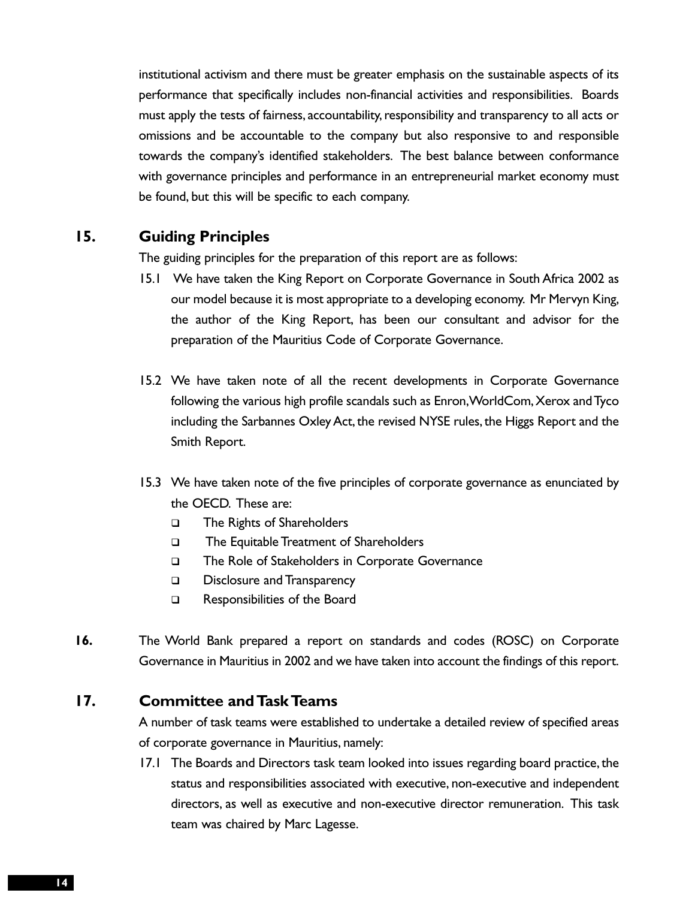institutional activism and there must be greater emphasis on the sustainable aspects of its performance that specifically includes non-financial activities and responsibilities. Boards must apply the tests of fairness, accountability, responsibility and transparency to all acts or omissions and be accountable to the company but also responsive to and responsible towards the company's identified stakeholders. The best balance between conformance with governance principles and performance in an entrepreneurial market economy must be found, but this will be specific to each company.

## 15. Guiding Principles

The guiding principles for the preparation of this report are as follows:

15.1 We have taken the King Report on Corporate Governance in South Africa 2002 as our model because it is most appropriate to a developing economy. Mr Mervyn King, the author of the King Report, has been our consultant and advisor for the preparation of the Mauritius Code of Corporate Governance.

15.2 We have taken note of all the recent developments in Corporate Governance following the various high profile scandals such as Enron, WorldCom, Xerox and Tyco including the Sarbannes Oxley Act, the revised NYSE rules, the Higgs Report and the Smith Report.

15.3 We have taken note of the five principles of corporate governance as enunciated by the OECD. These are:

- The Rights of Shareholders
- The Equitable Treatment of Shareholders
- The Role of Stakeholders in Corporate Governance
- Disclosure and Transparency
- Responsibilities of the Board

**16.** The World Bank prepared a report on standards and codes (ROSC) on Corporate Governance in Mauritius in 2002 and we have taken into account the findings of this report.

## 17. Committee and Task Teams

A number of task teams were established to undertake a detailed review of specified areas of corporate governance in Mauritius, namely:

17.1 The Boards and Directors task team looked into issues regarding board practice, the status and responsibilities associated with executive, non-executive and independent directors, as well as executive and non-executive director remuneration. This task team was chaired by Marc Lagesse.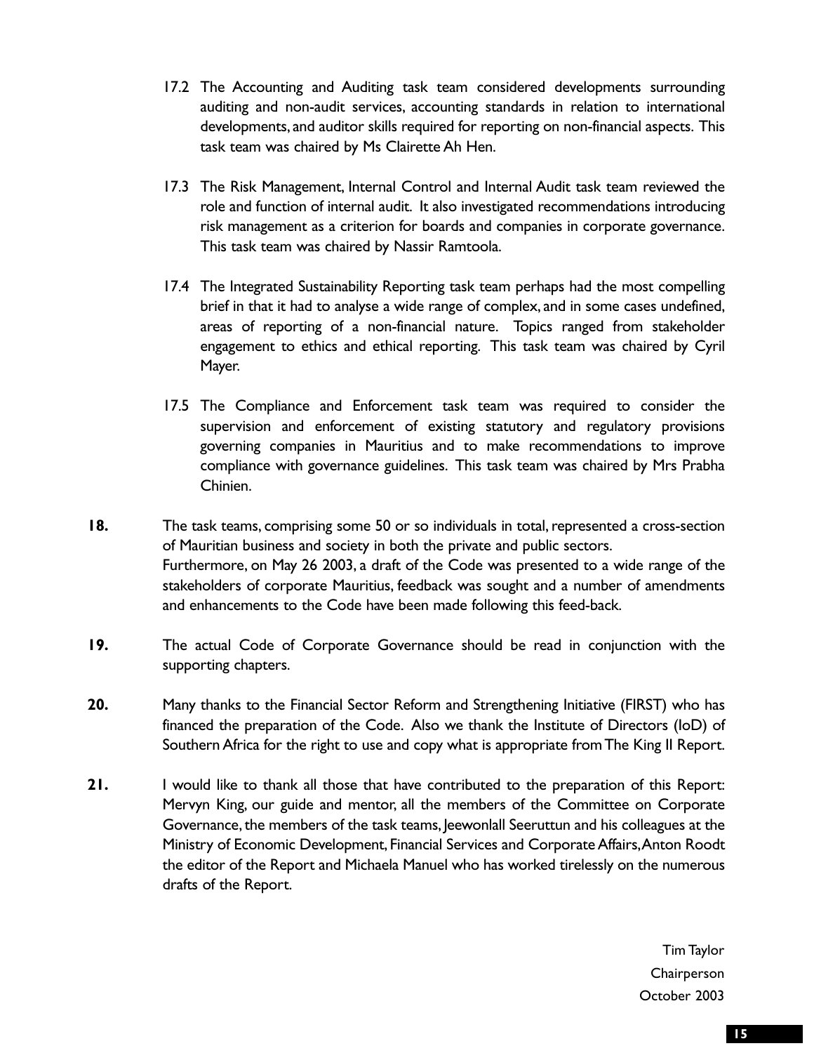17.2 The Accounting and Auditing task team considered developments surrounding auditing and non-audit services, accounting standards in relation to international developments, and auditor skills required for reporting on non-financial aspects. This task team was chaired by Ms Clairette Ah Hen.

17.3 The Risk Management, Internal Control and Internal Audit task team reviewed the role and function of internal audit. It also investigated recommendations introducing risk management as a criterion for boards and companies in corporate governance. This task team was chaired by Nassir Ramtoola.

17.4 The Integrated Sustainability Reporting task team perhaps had the most compelling brief in that it had to analyse a wide range of complex, and in some cases undefined, areas of reporting of a non-financial nature. Topics ranged from stakeholder engagement to ethics and ethical reporting. This task team was chaired by Cyril Mayer.

17.5 The Compliance and Enforcement task team was required to consider the supervision and enforcement of existing statutory and regulatory provisions governing companies in Mauritius and to make recommendations to improve compliance with governance guidelines. This task team was chaired by Mrs Prabha Chinien.

**18.** The task teams, comprising some 50 or so individuals in total, represented a cross-section of Mauritian business and society in both the private and public sectors. Furthermore, on May 26 2003, a draft of the Code was presented to a wide range of the stakeholders of corporate Mauritius, feedback was sought and a number of amendments and enhancements to the Code have been made following this feed-back.

**19.** The actual Code of Corporate Governance should be read in conjunction with the supporting chapters.

**20.** Many thanks to the Financial Sector Reform and Strengthening Initiative (FIRST) who has financed the preparation of the Code. Also we thank the Institute of Directors (IoD) of Southern Africa for the right to use and copy what is appropriate from The King II Report.

**21.** I would like to thank all those that have contributed to the preparation of this Report: Mervyn King, our guide and mentor, all the members of the Committee on Corporate Governance, the members of the task teams, Jeewonlall Seeruttun and his colleagues at the Ministry of Economic Development, Financial Services and Corporate Affairs, Anton Roodt the editor of the Report and Michaela Manuel who has worked tirelessly on the numerous drafts of the Report.

Tim Taylor
Chairperson
October 2003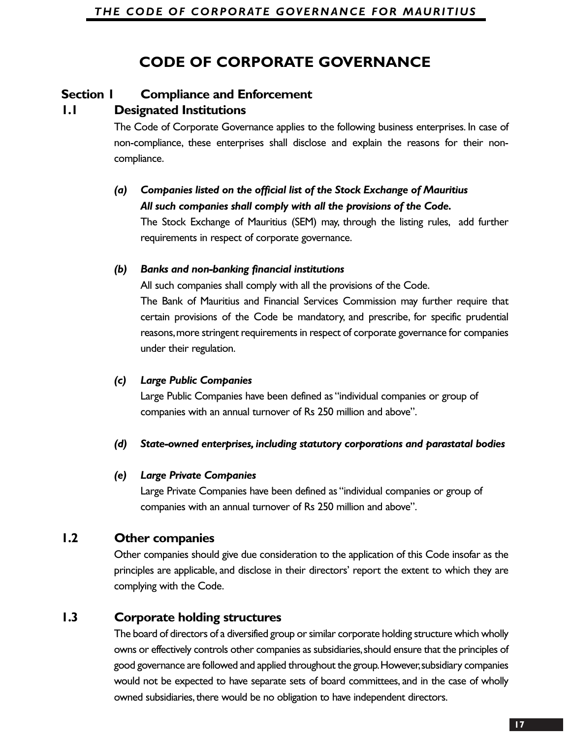# CODE OF CORPORATE GOVERNANCE

## Section 1 Compliance and Enforcement

### 1.1 Designated Institutions

The Code of Corporate Governance applies to the following business enterprises. In case of non-compliance, these enterprises shall disclose and explain the reasons for their non-compliance.

**(a) *Companies listed on the official list of the Stock Exchange of Mauritius***
***All such companies shall comply with all the provisions of the Code.***

The Stock Exchange of Mauritius (SEM) may, through the listing rules, add further requirements in respect of corporate governance.

**(b) *Banks and non-banking financial institutions***

All such companies shall comply with all the provisions of the Code.

The Bank of Mauritius and Financial Services Commission may further require that certain provisions of the Code be mandatory, and prescribe, for specific prudential reasons, more stringent requirements in respect of corporate governance for companies under their regulation.

**(c) *Large Public Companies***

Large Public Companies have been defined as "individual companies or group of companies with an annual turnover of Rs 250 million and above".

**(d) *State-owned enterprises, including statutory corporations and parastatal bodies***

**(e) *Large Private Companies***

Large Private Companies have been defined as "individual companies or group of companies with an annual turnover of Rs 250 million and above".

### 1.2 Other companies

Other companies should give due consideration to the application of this Code insofar as the principles are applicable, and disclose in their directors' report the extent to which they are complying with the Code.

### 1.3 Corporate holding structures

The board of directors of a diversified group or similar corporate holding structure which wholly owns or effectively controls other companies as subsidiaries, should ensure that the principles of good governance are followed and applied throughout the group. However, subsidiary companies would not be expected to have separate sets of board committees, and in the case of wholly owned subsidiaries, there would be no obligation to have independent directors.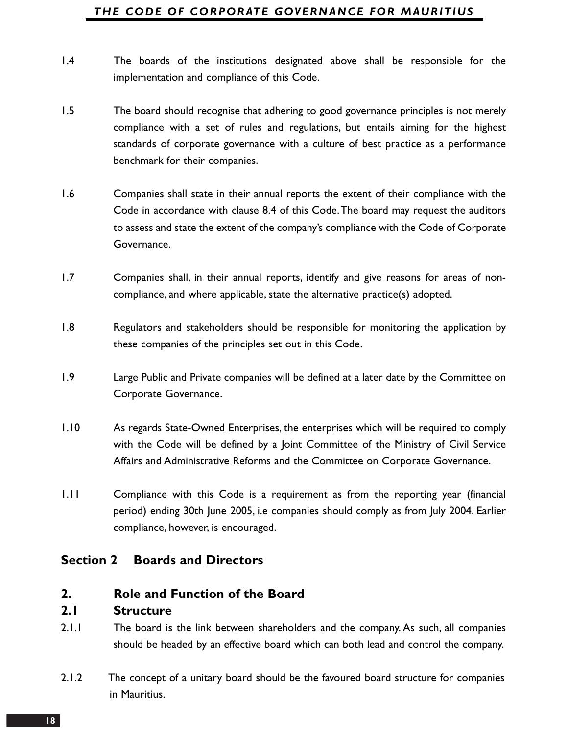1.4 The boards of the institutions designated above shall be responsible for the implementation and compliance of this Code.

1.5 The board should recognise that adhering to good governance principles is not merely compliance with a set of rules and regulations, but entails aiming for the highest standards of corporate governance with a culture of best practice as a performance benchmark for their companies.

1.6 Companies shall state in their annual reports the extent of their compliance with the Code in accordance with clause 8.4 of this Code. The board may request the auditors to assess and state the extent of the company's compliance with the Code of Corporate Governance.

1.7 Companies shall, in their annual reports, identify and give reasons for areas of non-compliance, and where applicable, state the alternative practice(s) adopted.

1.8 Regulators and stakeholders should be responsible for monitoring the application by these companies of the principles set out in this Code.

1.9 Large Public and Private companies will be defined at a later date by the Committee on Corporate Governance.

1.10 As regards State-Owned Enterprises, the enterprises which will be required to comply with the Code will be defined by a Joint Committee of the Ministry of Civil Service Affairs and Administrative Reforms and the Committee on Corporate Governance.

1.11 Compliance with this Code is a requirement as from the reporting year (financial period) ending 30th June 2005, i.e companies should comply as from July 2004. Earlier compliance, however, is encouraged.

## Section 2 Boards and Directors

### 2. Role and Function of the Board

### 2.1 Structure

2.1.1 The board is the link between shareholders and the company. As such, all companies should be headed by an effective board which can both lead and control the company.

2.1.2 The concept of a unitary board should be the favoured board structure for companies in Mauritius.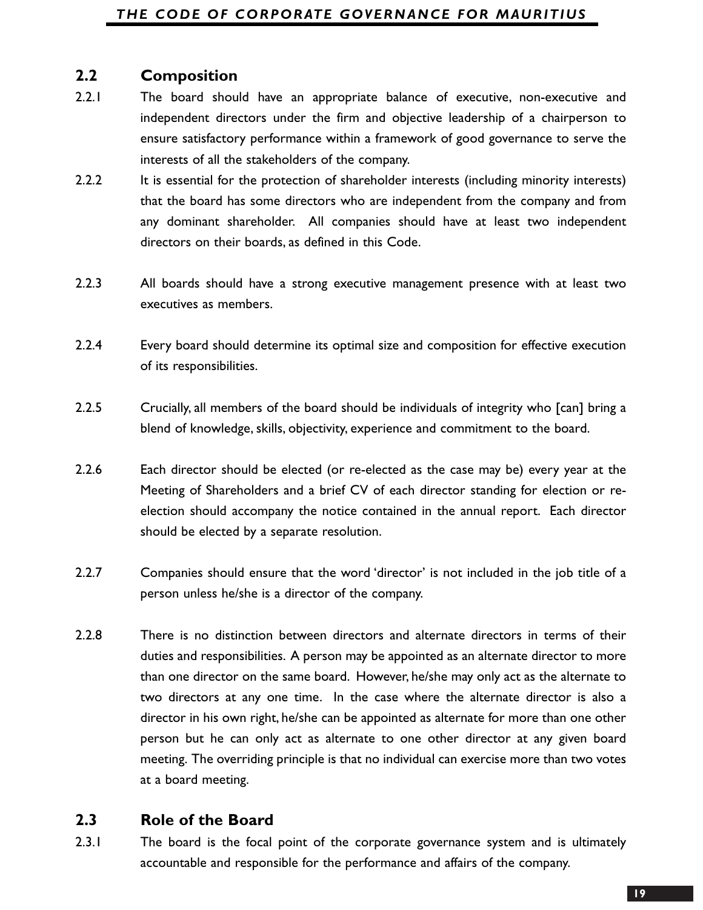## 2.2 Composition

2.2.1 The board should have an appropriate balance of executive, non-executive and independent directors under the firm and objective leadership of a chairperson to ensure satisfactory performance within a framework of good governance to serve the interests of all the stakeholders of the company.

2.2.2 It is essential for the protection of shareholder interests (including minority interests) that the board has some directors who are independent from the company and from any dominant shareholder. All companies should have at least two independent directors on their boards, as defined in this Code.

2.2.3 All boards should have a strong executive management presence with at least two executives as members.

2.2.4 Every board should determine its optimal size and composition for effective execution of its responsibilities.

2.2.5 Crucially, all members of the board should be individuals of integrity who [can] bring a blend of knowledge, skills, objectivity, experience and commitment to the board.

2.2.6 Each director should be elected (or re-elected as the case may be) every year at the Meeting of Shareholders and a brief CV of each director standing for election or re-election should accompany the notice contained in the annual report. Each director should be elected by a separate resolution.

2.2.7 Companies should ensure that the word 'director' is not included in the job title of a person unless he/she is a director of the company.

2.2.8 There is no distinction between directors and alternate directors in terms of their duties and responsibilities. A person may be appointed as an alternate director to more than one director on the same board. However, he/she may only act as the alternate to two directors at any one time. In the case where the alternate director is also a director in his own right, he/she can be appointed as alternate for more than one other person but he can only act as alternate to one other director at any given board meeting. The overriding principle is that no individual can exercise more than two votes at a board meeting.

## 2.3 Role of the Board

2.3.1 The board is the focal point of the corporate governance system and is ultimately accountable and responsible for the performance and affairs of the company.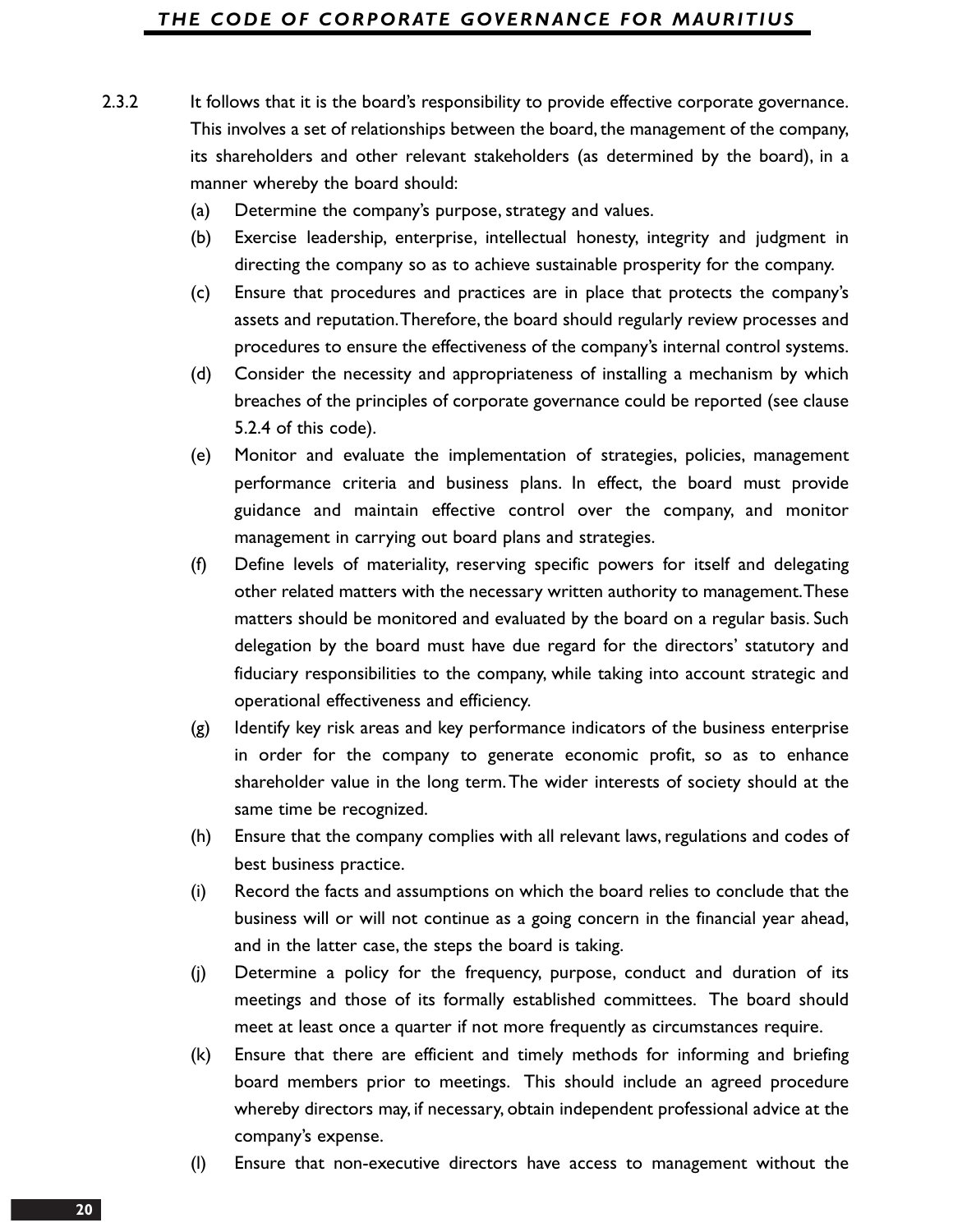2.3.2 It follows that it is the board's responsibility to provide effective corporate governance. This involves a set of relationships between the board, the management of the company, its shareholders and other relevant stakeholders (as determined by the board), in a manner whereby the board should:

(a) Determine the company's purpose, strategy and values.

(b) Exercise leadership, enterprise, intellectual honesty, integrity and judgment in directing the company so as to achieve sustainable prosperity for the company.

(c) Ensure that procedures and practices are in place that protects the company's assets and reputation. Therefore, the board should regularly review processes and procedures to ensure the effectiveness of the company's internal control systems.

(d) Consider the necessity and appropriateness of installing a mechanism by which breaches of the principles of corporate governance could be reported (see clause 5.2.4 of this code).

(e) Monitor and evaluate the implementation of strategies, policies, management performance criteria and business plans. In effect, the board must provide guidance and maintain effective control over the company, and monitor management in carrying out board plans and strategies.

(f) Define levels of materiality, reserving specific powers for itself and delegating other related matters with the necessary written authority to management. These matters should be monitored and evaluated by the board on a regular basis. Such delegation by the board must have due regard for the directors' statutory and fiduciary responsibilities to the company, while taking into account strategic and operational effectiveness and efficiency.

(g) Identify key risk areas and key performance indicators of the business enterprise in order for the company to generate economic profit, so as to enhance shareholder value in the long term. The wider interests of society should at the same time be recognized.

(h) Ensure that the company complies with all relevant laws, regulations and codes of best business practice.

(i) Record the facts and assumptions on which the board relies to conclude that the business will or will not continue as a going concern in the financial year ahead, and in the latter case, the steps the board is taking.

(j) Determine a policy for the frequency, purpose, conduct and duration of its meetings and those of its formally established committees. The board should meet at least once a quarter if not more frequently as circumstances require.

(k) Ensure that there are efficient and timely methods for informing and briefing board members prior to meetings. This should include an agreed procedure whereby directors may, if necessary, obtain independent professional advice at the company's expense.

(l) Ensure that non-executive directors have access to management without the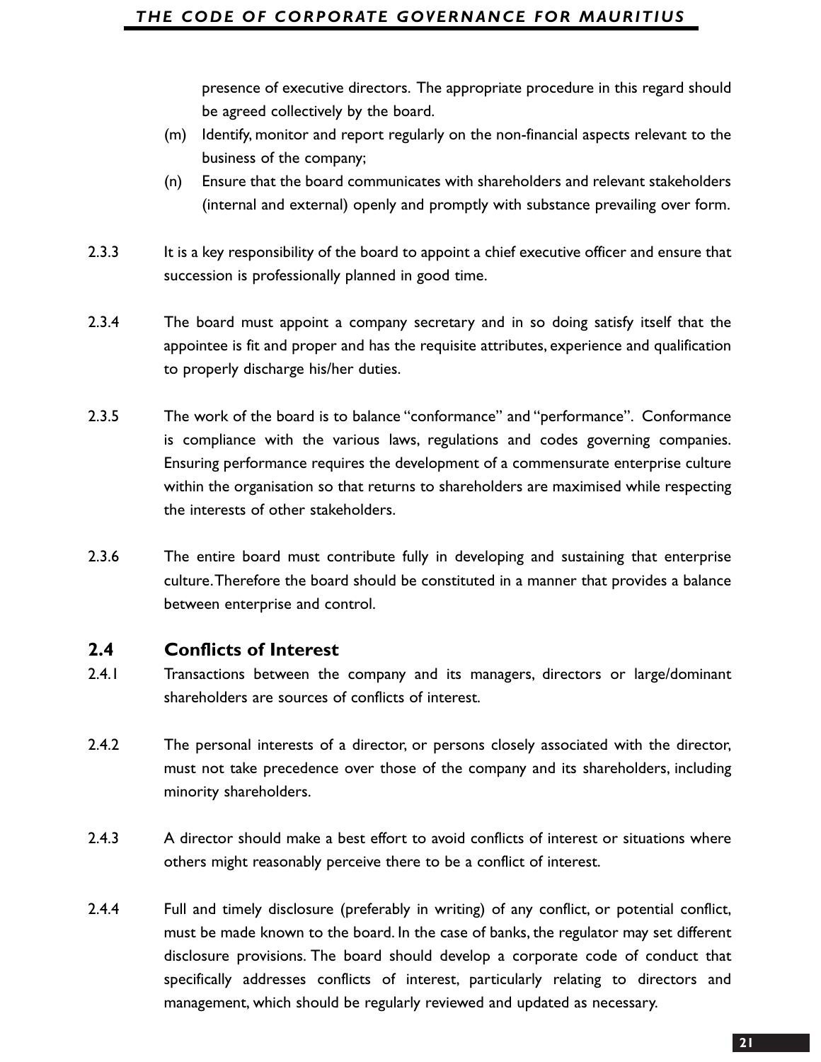presence of executive directors. The appropriate procedure in this regard should be agreed collectively by the board.

(m) Identify, monitor and report regularly on the non-financial aspects relevant to the business of the company;

(n) Ensure that the board communicates with shareholders and relevant stakeholders (internal and external) openly and promptly with substance prevailing over form.

2.3.3 It is a key responsibility of the board to appoint a chief executive officer and ensure that succession is professionally planned in good time.

2.3.4 The board must appoint a company secretary and in so doing satisfy itself that the appointee is fit and proper and has the requisite attributes, experience and qualification to properly discharge his/her duties.

2.3.5 The work of the board is to balance "conformance" and "performance". Conformance is compliance with the various laws, regulations and codes governing companies. Ensuring performance requires the development of a commensurate enterprise culture within the organisation so that returns to shareholders are maximised while respecting the interests of other stakeholders.

2.3.6 The entire board must contribute fully in developing and sustaining that enterprise culture. Therefore the board should be constituted in a manner that provides a balance between enterprise and control.

## 2.4 Conflicts of Interest

2.4.1 Transactions between the company and its managers, directors or large/dominant shareholders are sources of conflicts of interest.

2.4.2 The personal interests of a director, or persons closely associated with the director, must not take precedence over those of the company and its shareholders, including minority shareholders.

2.4.3 A director should make a best effort to avoid conflicts of interest or situations where others might reasonably perceive there to be a conflict of interest.

2.4.4 Full and timely disclosure (preferably in writing) of any conflict, or potential conflict, must be made known to the board. In the case of banks, the regulator may set different disclosure provisions. The board should develop a corporate code of conduct that specifically addresses conflicts of interest, particularly relating to directors and management, which should be regularly reviewed and updated as necessary.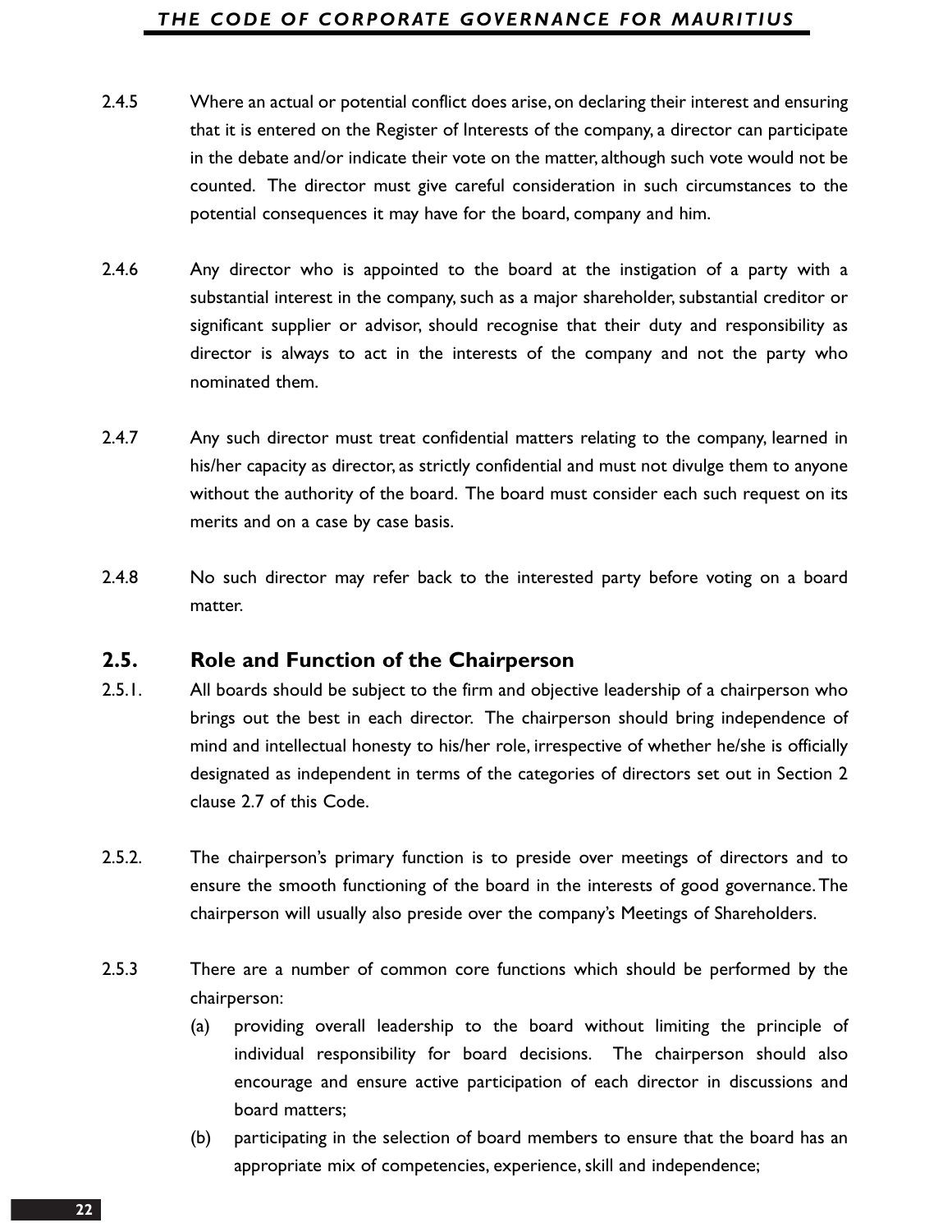2.4.5 Where an actual or potential conflict does arise, on declaring their interest and ensuring that it is entered on the Register of Interests of the company, a director can participate in the debate and/or indicate their vote on the matter, although such vote would not be counted. The director must give careful consideration in such circumstances to the potential consequences it may have for the board, company and him.

2.4.6 Any director who is appointed to the board at the instigation of a party with a substantial interest in the company, such as a major shareholder, substantial creditor or significant supplier or advisor, should recognise that their duty and responsibility as director is always to act in the interests of the company and not the party who nominated them.

2.4.7 Any such director must treat confidential matters relating to the company, learned in his/her capacity as director, as strictly confidential and must not divulge them to anyone without the authority of the board. The board must consider each such request on its merits and on a case by case basis.

2.4.8 No such director may refer back to the interested party before voting on a board matter.

## 2.5. Role and Function of the Chairperson

2.5.1. All boards should be subject to the firm and objective leadership of a chairperson who brings out the best in each director. The chairperson should bring independence of mind and intellectual honesty to his/her role, irrespective of whether he/she is officially designated as independent in terms of the categories of directors set out in Section 2 clause 2.7 of this Code.

2.5.2. The chairperson's primary function is to preside over meetings of directors and to ensure the smooth functioning of the board in the interests of good governance. The chairperson will usually also preside over the company's Meetings of Shareholders.

2.5.3 There are a number of common core functions which should be performed by the chairperson:

(a) providing overall leadership to the board without limiting the principle of individual responsibility for board decisions. The chairperson should also encourage and ensure active participation of each director in discussions and board matters;

(b) participating in the selection of board members to ensure that the board has an appropriate mix of competencies, experience, skill and independence;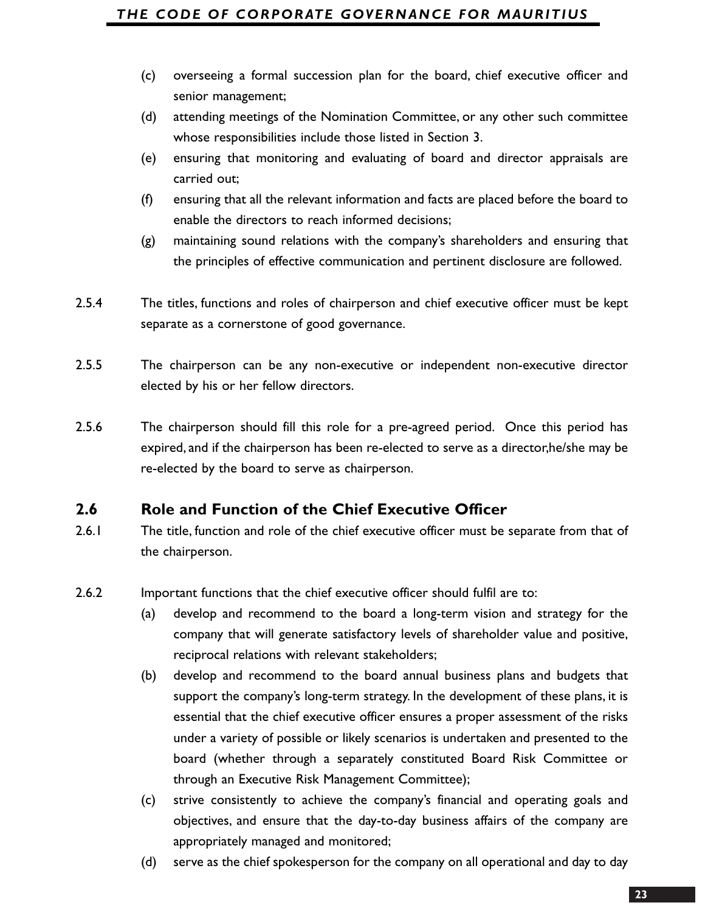(c) overseeing a formal succession plan for the board, chief executive officer and senior management;

(d) attending meetings of the Nomination Committee, or any other such committee whose responsibilities include those listed in Section 3.

(e) ensuring that monitoring and evaluating of board and director appraisals are carried out;

(f) ensuring that all the relevant information and facts are placed before the board to enable the directors to reach informed decisions;

(g) maintaining sound relations with the company's shareholders and ensuring that the principles of effective communication and pertinent disclosure are followed.

2.5.4 The titles, functions and roles of chairperson and chief executive officer must be kept separate as a cornerstone of good governance.

2.5.5 The chairperson can be any non-executive or independent non-executive director elected by his or her fellow directors.

2.5.6 The chairperson should fill this role for a pre-agreed period. Once this period has expired, and if the chairperson has been re-elected to serve as a director,he/she may be re-elected by the board to serve as chairperson.

## 2.6 Role and Function of the Chief Executive Officer

2.6.1 The title, function and role of the chief executive officer must be separate from that of the chairperson.

2.6.2 Important functions that the chief executive officer should fulfil are to:

(a) develop and recommend to the board a long-term vision and strategy for the company that will generate satisfactory levels of shareholder value and positive, reciprocal relations with relevant stakeholders;

(b) develop and recommend to the board annual business plans and budgets that support the company's long-term strategy. In the development of these plans, it is essential that the chief executive officer ensures a proper assessment of the risks under a variety of possible or likely scenarios is undertaken and presented to the board (whether through a separately constituted Board Risk Committee or through an Executive Risk Management Committee);

(c) strive consistently to achieve the company's financial and operating goals and objectives, and ensure that the day-to-day business affairs of the company are appropriately managed and monitored;

(d) serve as the chief spokesperson for the company on all operational and day to day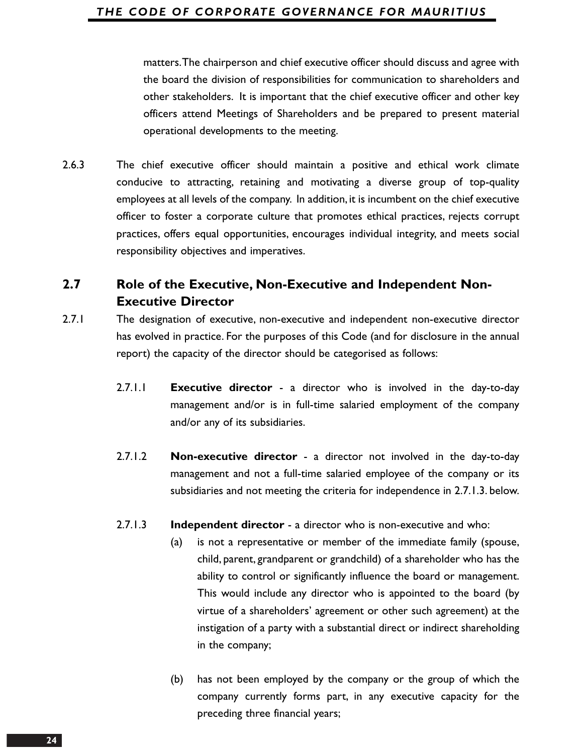matters. The chairperson and chief executive officer should discuss and agree with the board the division of responsibilities for communication to shareholders and other stakeholders. It is important that the chief executive officer and other key officers attend Meetings of Shareholders and be prepared to present material operational developments to the meeting.

2.6.3 The chief executive officer should maintain a positive and ethical work climate conducive to attracting, retaining and motivating a diverse group of top-quality employees at all levels of the company. In addition, it is incumbent on the chief executive officer to foster a corporate culture that promotes ethical practices, rejects corrupt practices, offers equal opportunities, encourages individual integrity, and meets social responsibility objectives and imperatives.

## 2.7 Role of the Executive, Non-Executive and Independent Non-Executive Director

2.7.1 The designation of executive, non-executive and independent non-executive director has evolved in practice. For the purposes of this Code (and for disclosure in the annual report) the capacity of the director should be categorised as follows:

2.7.1.1 **Executive director** - a director who is involved in the day-to-day management and/or is in full-time salaried employment of the company and/or any of its subsidiaries.

2.7.1.2 **Non-executive director** - a director not involved in the day-to-day management and not a full-time salaried employee of the company or its subsidiaries and not meeting the criteria for independence in 2.7.1.3. below.

2.7.1.3 **Independent director** - a director who is non-executive and who:

(a) is not a representative or member of the immediate family (spouse, child, parent, grandparent or grandchild) of a shareholder who has the ability to control or significantly influence the board or management. This would include any director who is appointed to the board (by virtue of a shareholders' agreement or other such agreement) at the instigation of a party with a substantial direct or indirect shareholding in the company;

(b) has not been employed by the company or the group of which the company currently forms part, in any executive capacity for the preceding three financial years;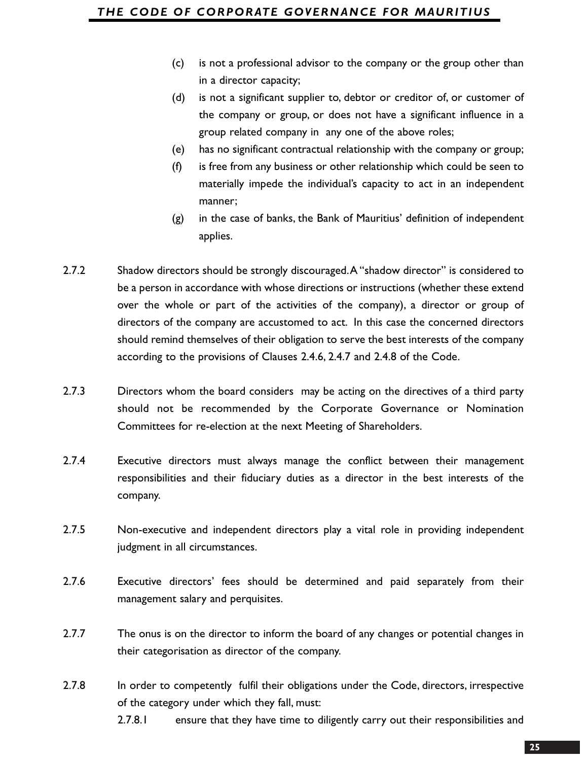(c) is not a professional advisor to the company or the group other than in a director capacity;

(d) is not a significant supplier to, debtor or creditor of, or customer of the company or group, or does not have a significant influence in a group related company in any one of the above roles;

(e) has no significant contractual relationship with the company or group;

(f) is free from any business or other relationship which could be seen to materially impede the individual's capacity to act in an independent manner;

(g) in the case of banks, the Bank of Mauritius' definition of independent applies.

2.7.2 Shadow directors should be strongly discouraged. A "shadow director" is considered to be a person in accordance with whose directions or instructions (whether these extend over the whole or part of the activities of the company), a director or group of directors of the company are accustomed to act. In this case the concerned directors should remind themselves of their obligation to serve the best interests of the company according to the provisions of Clauses 2.4.6, 2.4.7 and 2.4.8 of the Code.

2.7.3 Directors whom the board considers may be acting on the directives of a third party should not be recommended by the Corporate Governance or Nomination Committees for re-election at the next Meeting of Shareholders.

2.7.4 Executive directors must always manage the conflict between their management responsibilities and their fiduciary duties as a director in the best interests of the company.

2.7.5 Non-executive and independent directors play a vital role in providing independent judgment in all circumstances.

2.7.6 Executive directors' fees should be determined and paid separately from their management salary and perquisites.

2.7.7 The onus is on the director to inform the board of any changes or potential changes in their categorisation as director of the company.

2.7.8 In order to competently fulfil their obligations under the Code, directors, irrespective of the category under which they fall, must:

2.7.8.1 ensure that they have time to diligently carry out their responsibilities and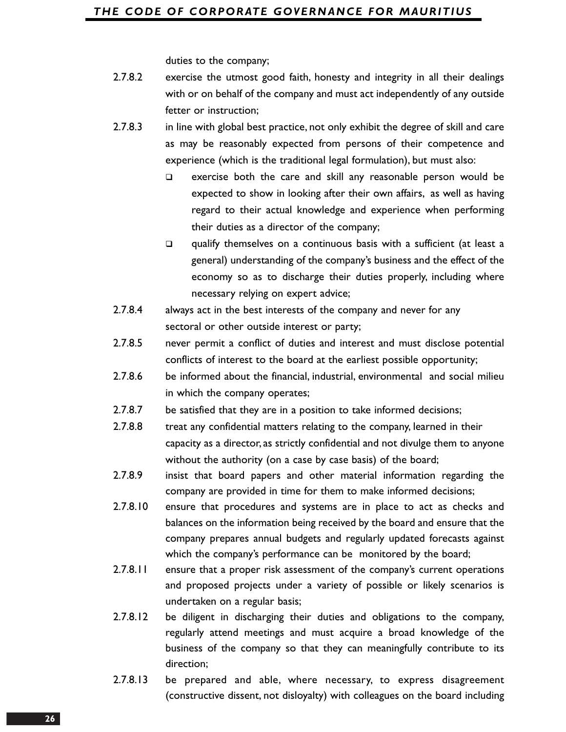duties to the company;

2.7.8.2 exercise the utmost good faith, honesty and integrity in all their dealings with or on behalf of the company and must act independently of any outside fetter or instruction;

2.7.8.3 in line with global best practice, not only exhibit the degree of skill and care as may be reasonably expected from persons of their competence and experience (which is the traditional legal formulation), but must also:

- exercise both the care and skill any reasonable person would be expected to show in looking after their own affairs, as well as having regard to their actual knowledge and experience when performing their duties as a director of the company;
- qualify themselves on a continuous basis with a sufficient (at least a general) understanding of the company's business and the effect of the economy so as to discharge their duties properly, including where necessary relying on expert advice;

2.7.8.4 always act in the best interests of the company and never for any sectoral or other outside interest or party;

2.7.8.5 never permit a conflict of duties and interest and must disclose potential conflicts of interest to the board at the earliest possible opportunity;

2.7.8.6 be informed about the financial, industrial, environmental and social milieu in which the company operates;

2.7.8.7 be satisfied that they are in a position to take informed decisions;

2.7.8.8 treat any confidential matters relating to the company, learned in their capacity as a director, as strictly confidential and not divulge them to anyone without the authority (on a case by case basis) of the board;

2.7.8.9 insist that board papers and other material information regarding the company are provided in time for them to make informed decisions;

2.7.8.10 ensure that procedures and systems are in place to act as checks and balances on the information being received by the board and ensure that the company prepares annual budgets and regularly updated forecasts against which the company's performance can be monitored by the board;

2.7.8.11 ensure that a proper risk assessment of the company's current operations and proposed projects under a variety of possible or likely scenarios is undertaken on a regular basis;

2.7.8.12 be diligent in discharging their duties and obligations to the company, regularly attend meetings and must acquire a broad knowledge of the business of the company so that they can meaningfully contribute to its direction;

2.7.8.13 be prepared and able, where necessary, to express disagreement (constructive dissent, not disloyalty) with colleagues on the board including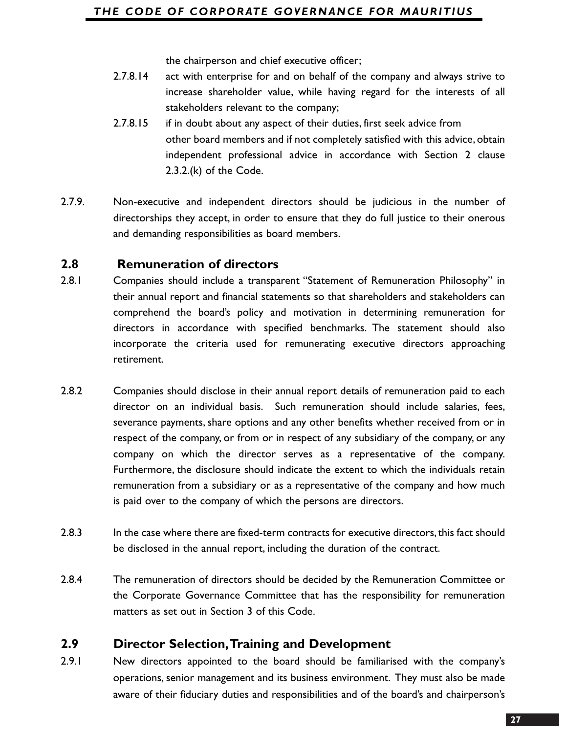the chairperson and chief executive officer;

2.7.8.14 act with enterprise for and on behalf of the company and always strive to increase shareholder value, while having regard for the interests of all stakeholders relevant to the company;

2.7.8.15 if in doubt about any aspect of their duties, first seek advice from other board members and if not completely satisfied with this advice, obtain independent professional advice in accordance with Section 2 clause 2.3.2.(k) of the Code.

2.7.9. Non-executive and independent directors should be judicious in the number of directorships they accept, in order to ensure that they do full justice to their onerous and demanding responsibilities as board members.

## 2.8 Remuneration of directors

2.8.1 Companies should include a transparent "Statement of Remuneration Philosophy" in their annual report and financial statements so that shareholders and stakeholders can comprehend the board's policy and motivation in determining remuneration for directors in accordance with specified benchmarks. The statement should also incorporate the criteria used for remunerating executive directors approaching retirement.

2.8.2 Companies should disclose in their annual report details of remuneration paid to each director on an individual basis. Such remuneration should include salaries, fees, severance payments, share options and any other benefits whether received from or in respect of the company, or from or in respect of any subsidiary of the company, or any company on which the director serves as a representative of the company. Furthermore, the disclosure should indicate the extent to which the individuals retain remuneration from a subsidiary or as a representative of the company and how much is paid over to the company of which the persons are directors.

2.8.3 In the case where there are fixed-term contracts for executive directors, this fact should be disclosed in the annual report, including the duration of the contract.

2.8.4 The remuneration of directors should be decided by the Remuneration Committee or the Corporate Governance Committee that has the responsibility for remuneration matters as set out in Section 3 of this Code.

## 2.9 Director Selection, Training and Development

2.9.1 New directors appointed to the board should be familiarised with the company's operations, senior management and its business environment. They must also be made aware of their fiduciary duties and responsibilities and of the board's and chairperson's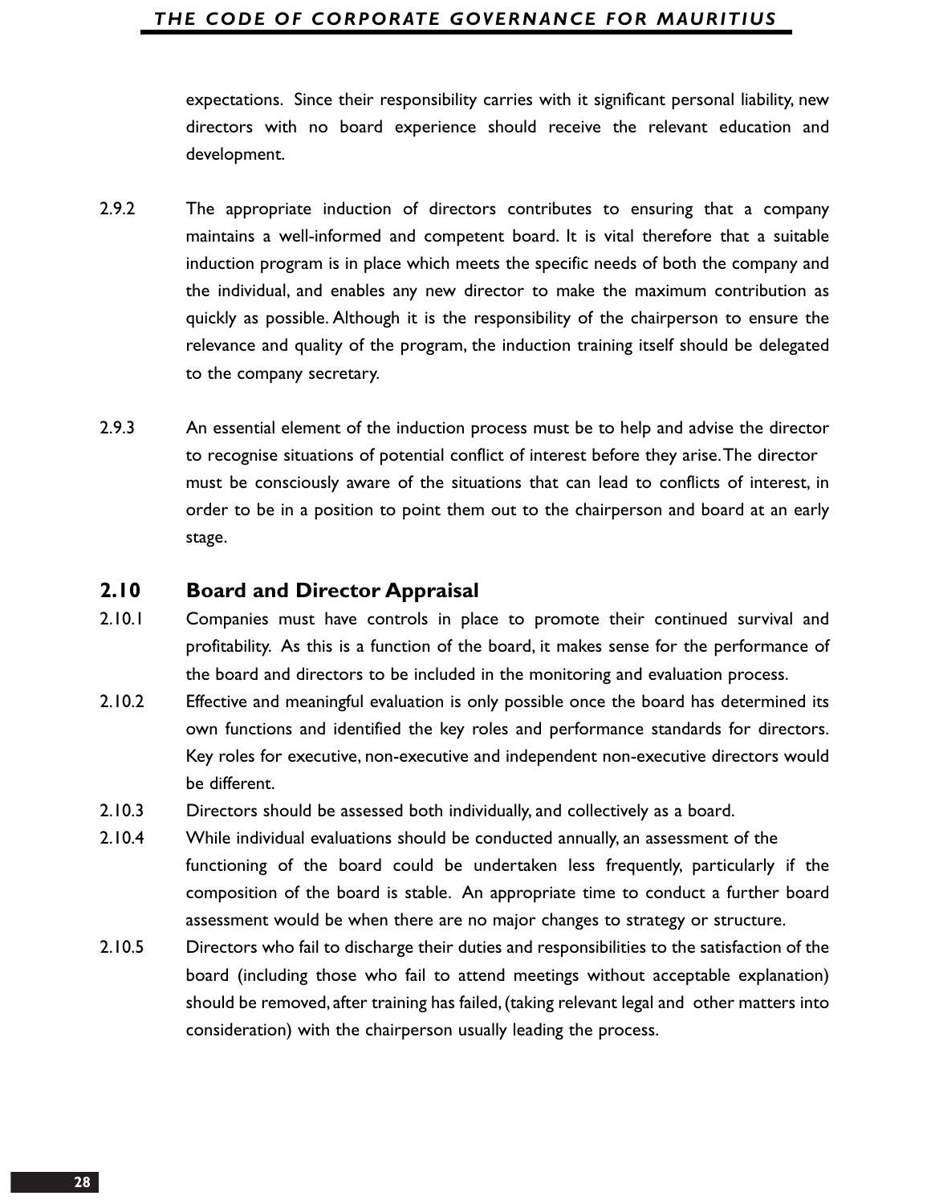expectations. Since their responsibility carries with it significant personal liability, new directors with no board experience should receive the relevant education and development.

2.9.2 The appropriate induction of directors contributes to ensuring that a company maintains a well-informed and competent board. It is vital therefore that a suitable induction program is in place which meets the specific needs of both the company and the individual, and enables any new director to make the maximum contribution as quickly as possible. Although it is the responsibility of the chairperson to ensure the relevance and quality of the program, the induction training itself should be delegated to the company secretary.

2.9.3 An essential element of the induction process must be to help and advise the director to recognise situations of potential conflict of interest before they arise. The director must be consciously aware of the situations that can lead to conflicts of interest, in order to be in a position to point them out to the chairperson and board at an early stage.

## 2.10 Board and Director Appraisal

2.10.1 Companies must have controls in place to promote their continued survival and profitability. As this is a function of the board, it makes sense for the performance of the board and directors to be included in the monitoring and evaluation process.

2.10.2 Effective and meaningful evaluation is only possible once the board has determined its own functions and identified the key roles and performance standards for directors. Key roles for executive, non-executive and independent non-executive directors would be different.

2.10.3 Directors should be assessed both individually, and collectively as a board.

2.10.4 While individual evaluations should be conducted annually, an assessment of the functioning of the board could be undertaken less frequently, particularly if the composition of the board is stable. An appropriate time to conduct a further board assessment would be when there are no major changes to strategy or structure.

2.10.5 Directors who fail to discharge their duties and responsibilities to the satisfaction of the board (including those who fail to attend meetings without acceptable explanation) should be removed, after training has failed, (taking relevant legal and other matters into consideration) with the chairperson usually leading the process.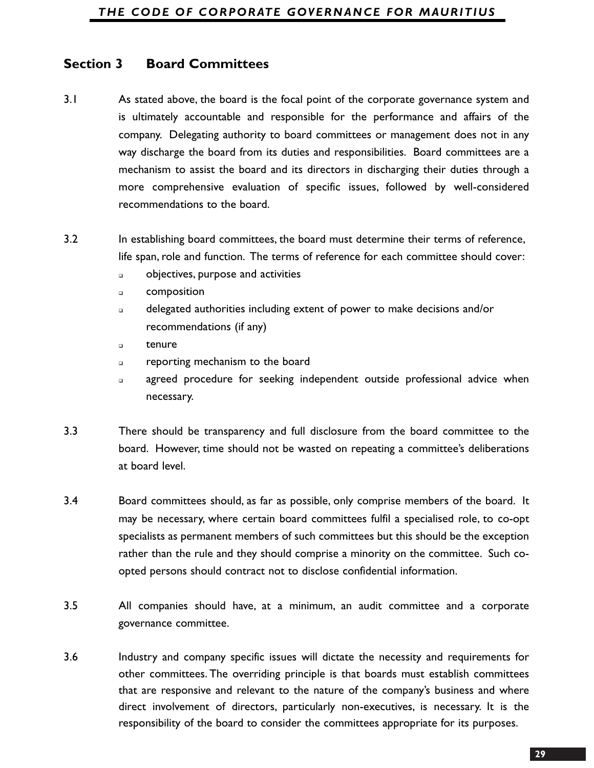## Section 3 Board Committees

3.1 As stated above, the board is the focal point of the corporate governance system and is ultimately accountable and responsible for the performance and affairs of the company. Delegating authority to board committees or management does not in any way discharge the board from its duties and responsibilities. Board committees are a mechanism to assist the board and its directors in discharging their duties through a more comprehensive evaluation of specific issues, followed by well-considered recommendations to the board.

3.2 In establishing board committees, the board must determine their terms of reference, life span, role and function. The terms of reference for each committee should cover:

- objectives, purpose and activities
- composition
- delegated authorities including extent of power to make decisions and/or recommendations (if any)
- tenure
- reporting mechanism to the board
- agreed procedure for seeking independent outside professional advice when necessary.

3.3 There should be transparency and full disclosure from the board committee to the board. However, time should not be wasted on repeating a committee's deliberations at board level.

3.4 Board committees should, as far as possible, only comprise members of the board. It may be necessary, where certain board committees fulfil a specialised role, to co-opt specialists as permanent members of such committees but this should be the exception rather than the rule and they should comprise a minority on the committee. Such co-opted persons should contract not to disclose confidential information.

3.5 All companies should have, at a minimum, an audit committee and a corporate governance committee.

3.6 Industry and company specific issues will dictate the necessity and requirements for other committees. The overriding principle is that boards must establish committees that are responsive and relevant to the nature of the company's business and where direct involvement of directors, particularly non-executives, is necessary. It is the responsibility of the board to consider the committees appropriate for its purposes.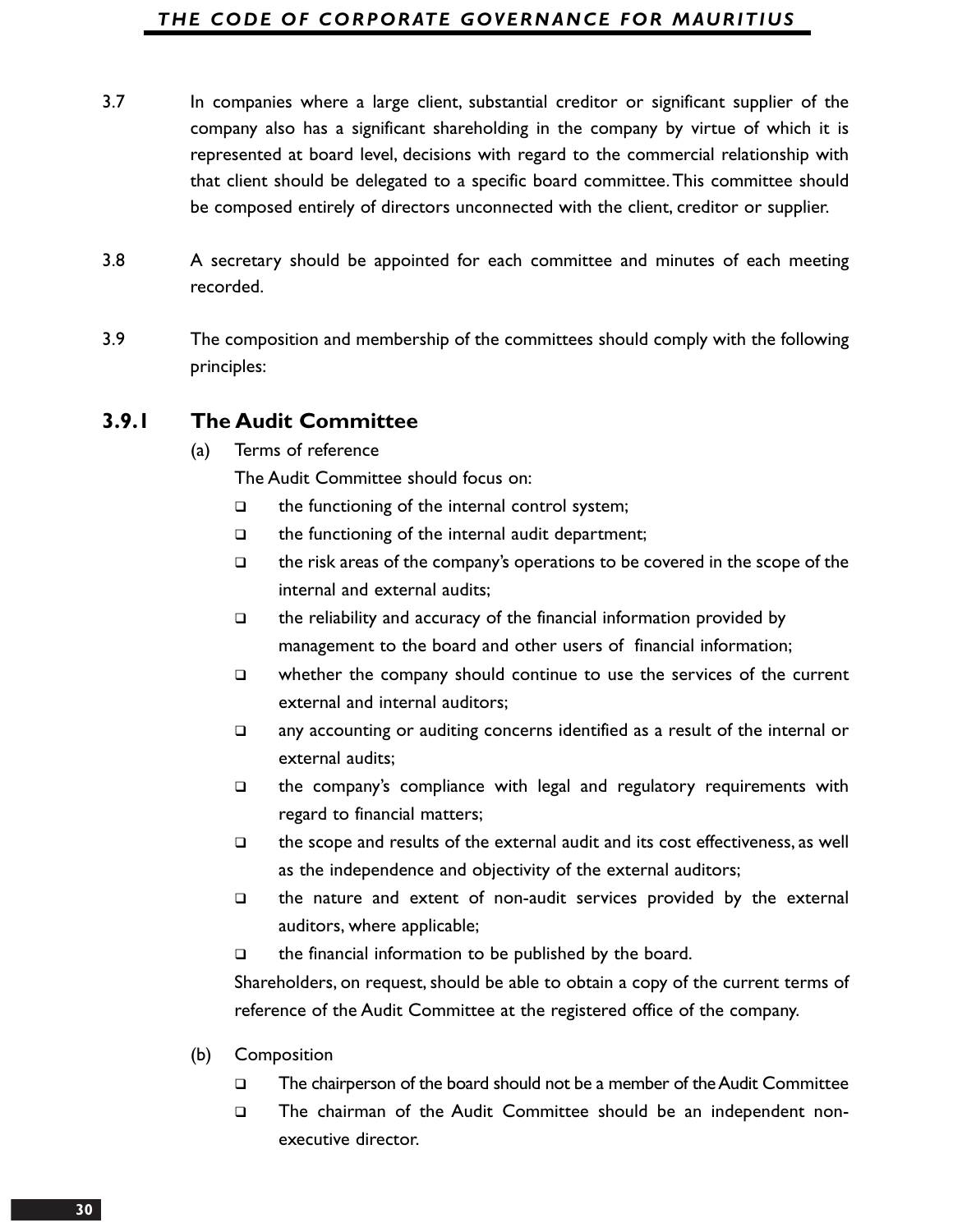3.7 In companies where a large client, substantial creditor or significant supplier of the company also has a significant shareholding in the company by virtue of which it is represented at board level, decisions with regard to the commercial relationship with that client should be delegated to a specific board committee. This committee should be composed entirely of directors unconnected with the client, creditor or supplier.

3.8 A secretary should be appointed for each committee and minutes of each meeting recorded.

3.9 The composition and membership of the committees should comply with the following principles:

### 3.9.1 The Audit Committee

(a) Terms of reference

The Audit Committee should focus on:

- the functioning of the internal control system;
- the functioning of the internal audit department;
- the risk areas of the company's operations to be covered in the scope of the internal and external audits;
- the reliability and accuracy of the financial information provided by management to the board and other users of financial information;
- whether the company should continue to use the services of the current external and internal auditors;
- any accounting or auditing concerns identified as a result of the internal or external audits;
- the company's compliance with legal and regulatory requirements with regard to financial matters;
- the scope and results of the external audit and its cost effectiveness, as well as the independence and objectivity of the external auditors;
- the nature and extent of non-audit services provided by the external auditors, where applicable;
- the financial information to be published by the board.

Shareholders, on request, should be able to obtain a copy of the current terms of reference of the Audit Committee at the registered office of the company.

(b) Composition

- The chairperson of the board should not be a member of the Audit Committee
- The chairman of the Audit Committee should be an independent non-executive director.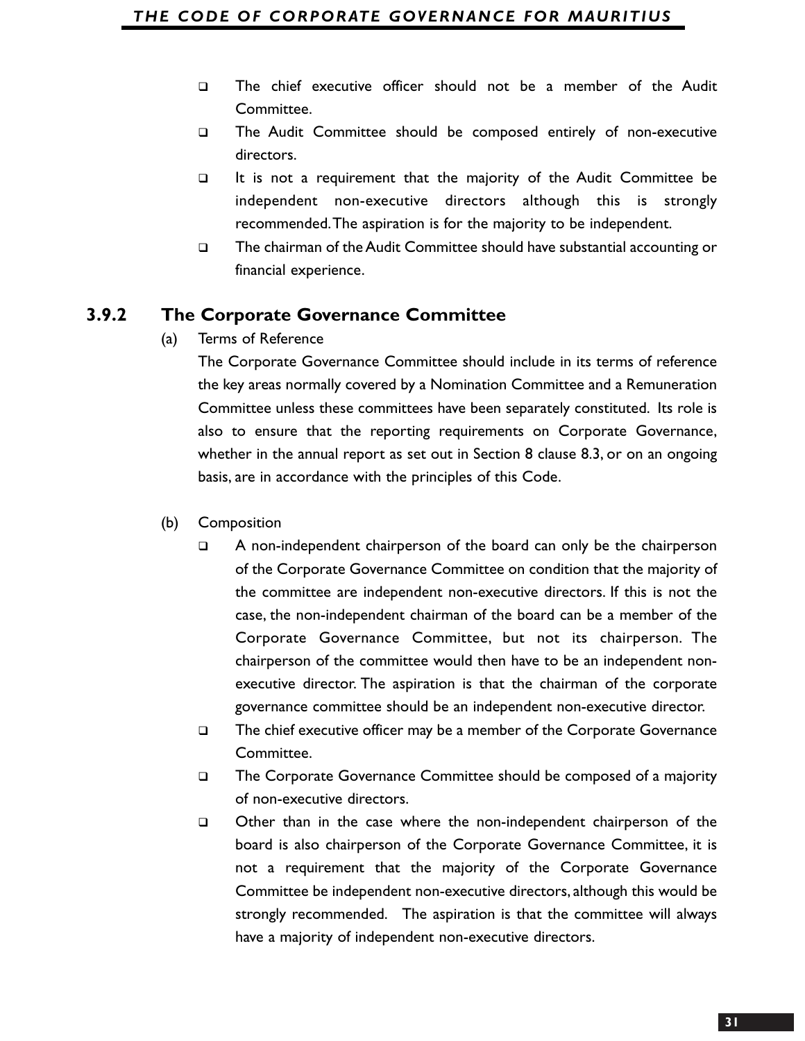- The chief executive officer should not be a member of the Audit Committee.
- The Audit Committee should be composed entirely of non-executive directors.
- It is not a requirement that the majority of the Audit Committee be independent non-executive directors although this is strongly recommended. The aspiration is for the majority to be independent.
- The chairman of the Audit Committee should have substantial accounting or financial experience.

### 3.9.2 The Corporate Governance Committee

(a) Terms of Reference

The Corporate Governance Committee should include in its terms of reference the key areas normally covered by a Nomination Committee and a Remuneration Committee unless these committees have been separately constituted. Its role is also to ensure that the reporting requirements on Corporate Governance, whether in the annual report as set out in Section 8 clause 8.3, or on an ongoing basis, are in accordance with the principles of this Code.

(b) Composition

- A non-independent chairperson of the board can only be the chairperson of the Corporate Governance Committee on condition that the majority of the committee are independent non-executive directors. If this is not the case, the non-independent chairman of the board can be a member of the Corporate Governance Committee, but not its chairperson. The chairperson of the committee would then have to be an independent non-executive director. The aspiration is that the chairman of the corporate governance committee should be an independent non-executive director.
- The chief executive officer may be a member of the Corporate Governance Committee.
- The Corporate Governance Committee should be composed of a majority of non-executive directors.
- Other than in the case where the non-independent chairperson of the board is also chairperson of the Corporate Governance Committee, it is not a requirement that the majority of the Corporate Governance Committee be independent non-executive directors, although this would be strongly recommended. The aspiration is that the committee will always have a majority of independent non-executive directors.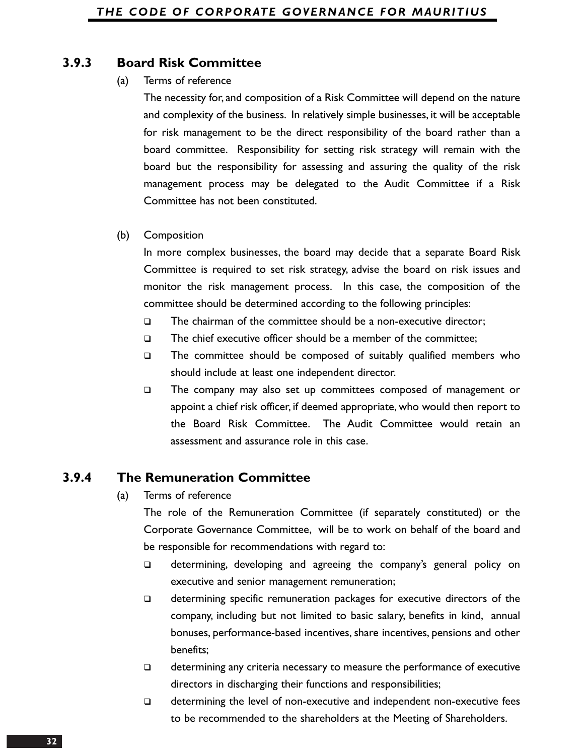### 3.9.3 Board Risk Committee

(a) Terms of reference

The necessity for, and composition of a Risk Committee will depend on the nature and complexity of the business. In relatively simple businesses, it will be acceptable for risk management to be the direct responsibility of the board rather than a board committee. Responsibility for setting risk strategy will remain with the board but the responsibility for assessing and assuring the quality of the risk management process may be delegated to the Audit Committee if a Risk Committee has not been constituted.

(b) Composition

In more complex businesses, the board may decide that a separate Board Risk Committee is required to set risk strategy, advise the board on risk issues and monitor the risk management process. In this case, the composition of the committee should be determined according to the following principles:

- The chairman of the committee should be a non-executive director;
- The chief executive officer should be a member of the committee;
- The committee should be composed of suitably qualified members who should include at least one independent director.
- The company may also set up committees composed of management or appoint a chief risk officer, if deemed appropriate, who would then report to the Board Risk Committee. The Audit Committee would retain an assessment and assurance role in this case.

### 3.9.4 The Remuneration Committee

(a) Terms of reference

The role of the Remuneration Committee (if separately constituted) or the Corporate Governance Committee, will be to work on behalf of the board and be responsible for recommendations with regard to:

- determining, developing and agreeing the company's general policy on executive and senior management remuneration;
- determining specific remuneration packages for executive directors of the company, including but not limited to basic salary, benefits in kind, annual bonuses, performance-based incentives, share incentives, pensions and other benefits;
- determining any criteria necessary to measure the performance of executive directors in discharging their functions and responsibilities;
- determining the level of non-executive and independent non-executive fees to be recommended to the shareholders at the Meeting of Shareholders.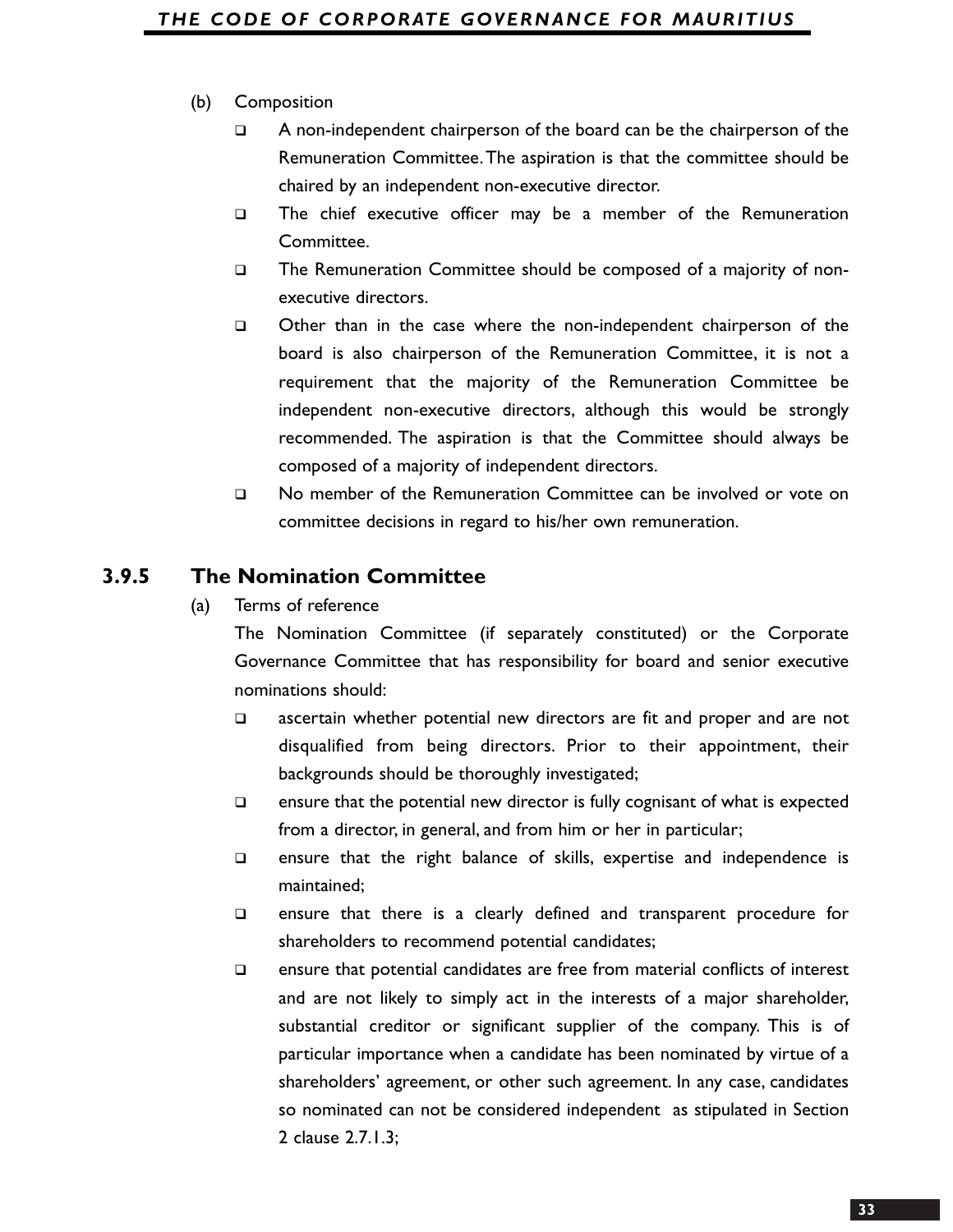(b) Composition

- A non-independent chairperson of the board can be the chairperson of the Remuneration Committee. The aspiration is that the committee should be chaired by an independent non-executive director.
- The chief executive officer may be a member of the Remuneration Committee.
- The Remuneration Committee should be composed of a majority of non-executive directors.
- Other than in the case where the non-independent chairperson of the board is also chairperson of the Remuneration Committee, it is not a requirement that the majority of the Remuneration Committee be independent non-executive directors, although this would be strongly recommended. The aspiration is that the Committee should always be composed of a majority of independent directors.
- No member of the Remuneration Committee can be involved or vote on committee decisions in regard to his/her own remuneration.

### 3.9.5 The Nomination Committee

(a) Terms of reference

The Nomination Committee (if separately constituted) or the Corporate Governance Committee that has responsibility for board and senior executive nominations should:

- ascertain whether potential new directors are fit and proper and are not disqualified from being directors. Prior to their appointment, their backgrounds should be thoroughly investigated;
- ensure that the potential new director is fully cognisant of what is expected from a director, in general, and from him or her in particular;
- ensure that the right balance of skills, expertise and independence is maintained;
- ensure that there is a clearly defined and transparent procedure for shareholders to recommend potential candidates;
- ensure that potential candidates are free from material conflicts of interest and are not likely to simply act in the interests of a major shareholder, substantial creditor or significant supplier of the company. This is of particular importance when a candidate has been nominated by virtue of a shareholders' agreement, or other such agreement. In any case, candidates so nominated can not be considered independent as stipulated in Section 2 clause 2.7.1.3;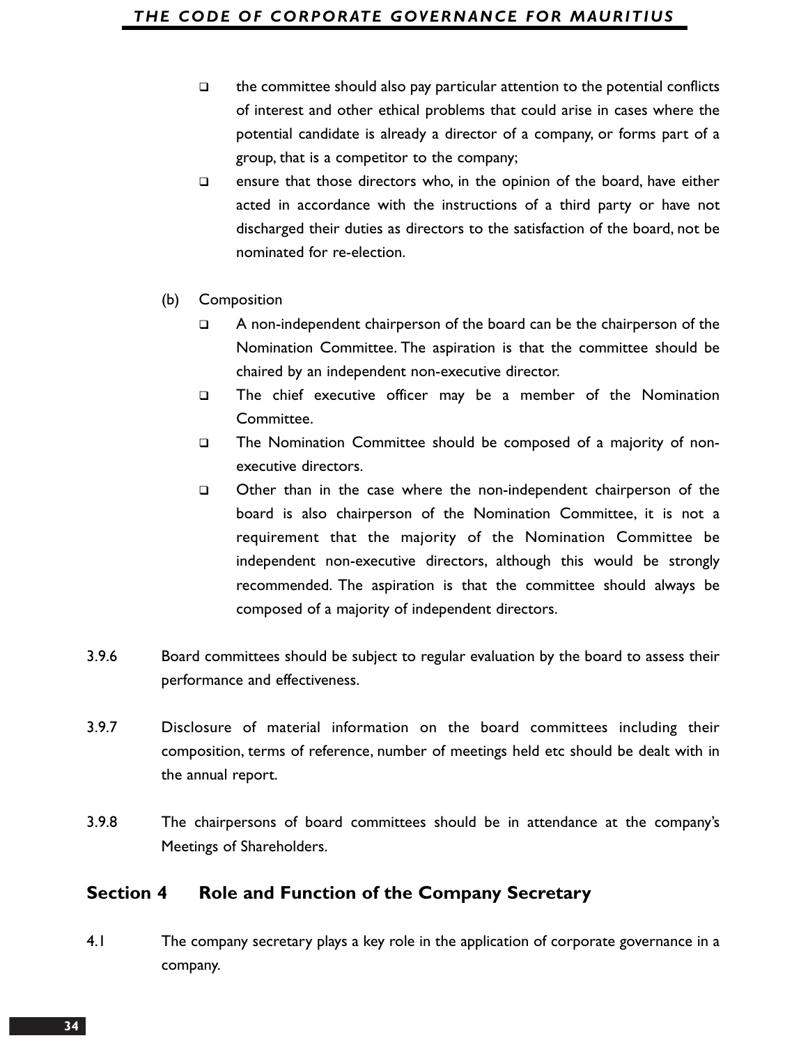- the committee should also pay particular attention to the potential conflicts of interest and other ethical problems that could arise in cases where the potential candidate is already a director of a company, or forms part of a group, that is a competitor to the company;
- ensure that those directors who, in the opinion of the board, have either acted in accordance with the instructions of a third party or have not discharged their duties as directors to the satisfaction of the board, not be nominated for re-election.

(b) Composition

- A non-independent chairperson of the board can be the chairperson of the Nomination Committee. The aspiration is that the committee should be chaired by an independent non-executive director.
- The chief executive officer may be a member of the Nomination Committee.
- The Nomination Committee should be composed of a majority of non-executive directors.
- Other than in the case where the non-independent chairperson of the board is also chairperson of the Nomination Committee, it is not a requirement that the majority of the Nomination Committee be independent non-executive directors, although this would be strongly recommended. The aspiration is that the committee should always be composed of a majority of independent directors.

3.9.6 Board committees should be subject to regular evaluation by the board to assess their performance and effectiveness.

3.9.7 Disclosure of material information on the board committees including their composition, terms of reference, number of meetings held etc should be dealt with in the annual report.

3.9.8 The chairpersons of board committees should be in attendance at the company's Meetings of Shareholders.

## Section 4 Role and Function of the Company Secretary

4.1 The company secretary plays a key role in the application of corporate governance in a company.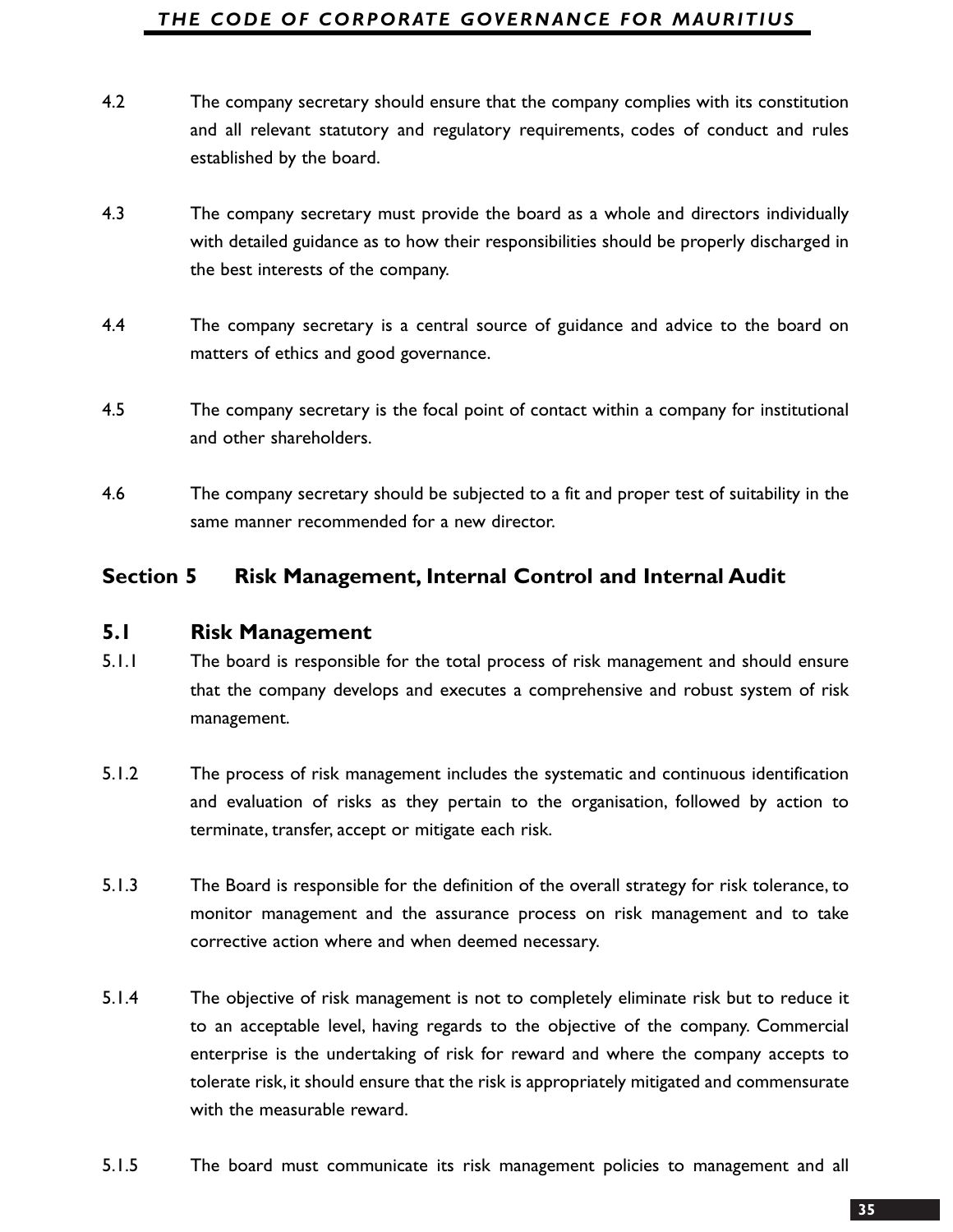4.2 The company secretary should ensure that the company complies with its constitution and all relevant statutory and regulatory requirements, codes of conduct and rules established by the board.

4.3 The company secretary must provide the board as a whole and directors individually with detailed guidance as to how their responsibilities should be properly discharged in the best interests of the company.

4.4 The company secretary is a central source of guidance and advice to the board on matters of ethics and good governance.

4.5 The company secretary is the focal point of contact within a company for institutional and other shareholders.

4.6 The company secretary should be subjected to a fit and proper test of suitability in the same manner recommended for a new director.

## Section 5 Risk Management, Internal Control and Internal Audit

### 5.1 Risk Management

5.1.1 The board is responsible for the total process of risk management and should ensure that the company develops and executes a comprehensive and robust system of risk management.

5.1.2 The process of risk management includes the systematic and continuous identification and evaluation of risks as they pertain to the organisation, followed by action to terminate, transfer, accept or mitigate each risk.

5.1.3 The Board is responsible for the definition of the overall strategy for risk tolerance, to monitor management and the assurance process on risk management and to take corrective action where and when deemed necessary.

5.1.4 The objective of risk management is not to completely eliminate risk but to reduce it to an acceptable level, having regards to the objective of the company. Commercial enterprise is the undertaking of risk for reward and where the company accepts to tolerate risk, it should ensure that the risk is appropriately mitigated and commensurate with the measurable reward.

5.1.5 The board must communicate its risk management policies to management and all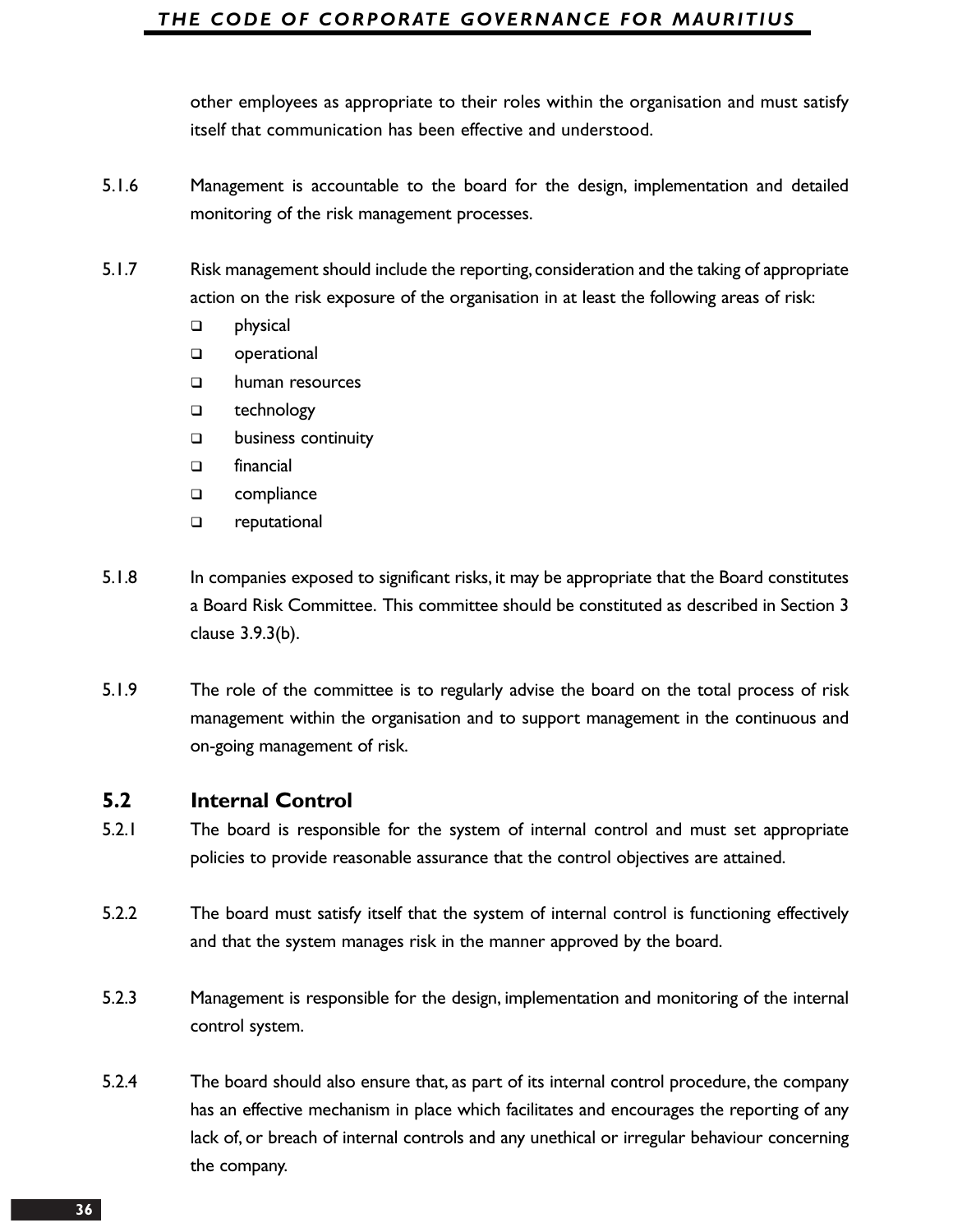other employees as appropriate to their roles within the organisation and must satisfy itself that communication has been effective and understood.

5.1.6 Management is accountable to the board for the design, implementation and detailed monitoring of the risk management processes.

5.1.7 Risk management should include the reporting, consideration and the taking of appropriate action on the risk exposure of the organisation in at least the following areas of risk:

- physical
- operational
- human resources
- technology
- business continuity
- financial
- compliance
- reputational

5.1.8 In companies exposed to significant risks, it may be appropriate that the Board constitutes a Board Risk Committee. This committee should be constituted as described in Section 3 clause 3.9.3(b).

5.1.9 The role of the committee is to regularly advise the board on the total process of risk management within the organisation and to support management in the continuous and on-going management of risk.

## 5.2 Internal Control

5.2.1 The board is responsible for the system of internal control and must set appropriate policies to provide reasonable assurance that the control objectives are attained.

5.2.2 The board must satisfy itself that the system of internal control is functioning effectively and that the system manages risk in the manner approved by the board.

5.2.3 Management is responsible for the design, implementation and monitoring of the internal control system.

5.2.4 The board should also ensure that, as part of its internal control procedure, the company has an effective mechanism in place which facilitates and encourages the reporting of any lack of, or breach of internal controls and any unethical or irregular behaviour concerning the company.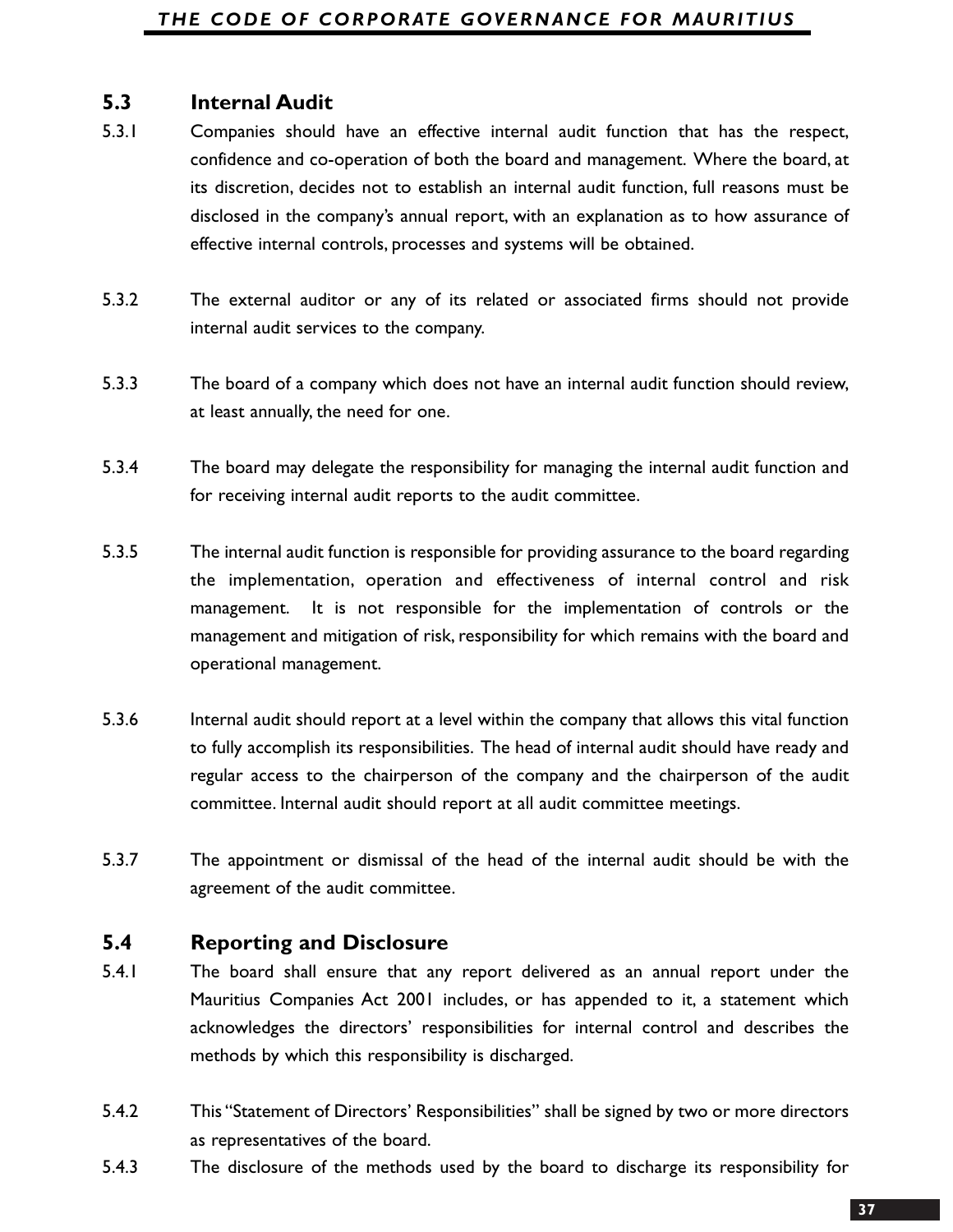### 5.3 Internal Audit

5.3.1 Companies should have an effective internal audit function that has the respect, confidence and co-operation of both the board and management. Where the board, at its discretion, decides not to establish an internal audit function, full reasons must be disclosed in the company's annual report, with an explanation as to how assurance of effective internal controls, processes and systems will be obtained.

5.3.2 The external auditor or any of its related or associated firms should not provide internal audit services to the company.

5.3.3 The board of a company which does not have an internal audit function should review, at least annually, the need for one.

5.3.4 The board may delegate the responsibility for managing the internal audit function and for receiving internal audit reports to the audit committee.

5.3.5 The internal audit function is responsible for providing assurance to the board regarding the implementation, operation and effectiveness of internal control and risk management. It is not responsible for the implementation of controls or the management and mitigation of risk, responsibility for which remains with the board and operational management.

5.3.6 Internal audit should report at a level within the company that allows this vital function to fully accomplish its responsibilities. The head of internal audit should have ready and regular access to the chairperson of the company and the chairperson of the audit committee. Internal audit should report at all audit committee meetings.

5.3.7 The appointment or dismissal of the head of the internal audit should be with the agreement of the audit committee.

### 5.4 Reporting and Disclosure

5.4.1 The board shall ensure that any report delivered as an annual report under the Mauritius Companies Act 2001 includes, or has appended to it, a statement which acknowledges the directors' responsibilities for internal control and describes the methods by which this responsibility is discharged.

5.4.2 This "Statement of Directors' Responsibilities" shall be signed by two or more directors as representatives of the board.

5.4.3 The disclosure of the methods used by the board to discharge its responsibility for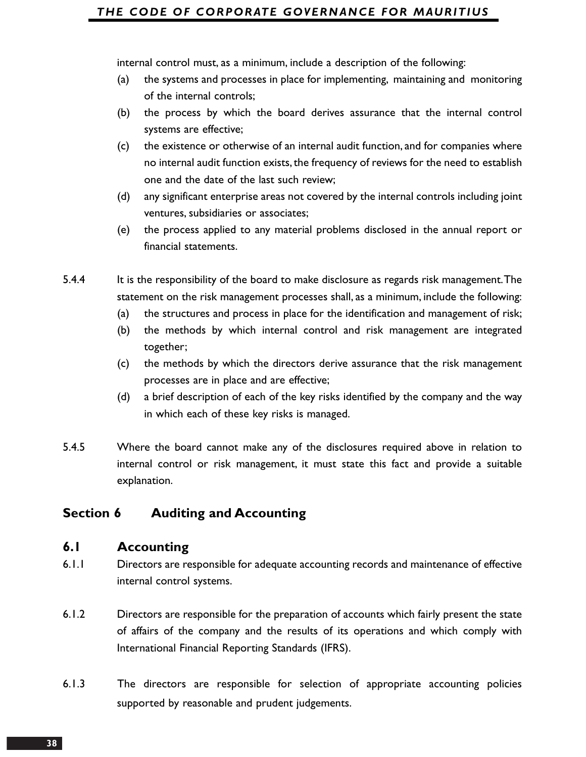internal control must, as a minimum, include a description of the following:

(a) the systems and processes in place for implementing, maintaining and monitoring of the internal controls;

(b) the process by which the board derives assurance that the internal control systems are effective;

(c) the existence or otherwise of an internal audit function, and for companies where no internal audit function exists, the frequency of reviews for the need to establish one and the date of the last such review;

(d) any significant enterprise areas not covered by the internal controls including joint ventures, subsidiaries or associates;

(e) the process applied to any material problems disclosed in the annual report or financial statements.

5.4.4 It is the responsibility of the board to make disclosure as regards risk management. The statement on the risk management processes shall, as a minimum, include the following:

(a) the structures and process in place for the identification and management of risk;

(b) the methods by which internal control and risk management are integrated together;

(c) the methods by which the directors derive assurance that the risk management processes are in place and are effective;

(d) a brief description of each of the key risks identified by the company and the way in which each of these key risks is managed.

5.4.5 Where the board cannot make any of the disclosures required above in relation to internal control or risk management, it must state this fact and provide a suitable explanation.

## Section 6 Auditing and Accounting

### 6.1 Accounting

6.1.1 Directors are responsible for adequate accounting records and maintenance of effective internal control systems.

6.1.2 Directors are responsible for the preparation of accounts which fairly present the state of affairs of the company and the results of its operations and which comply with International Financial Reporting Standards (IFRS).

6.1.3 The directors are responsible for selection of appropriate accounting policies supported by reasonable and prudent judgements.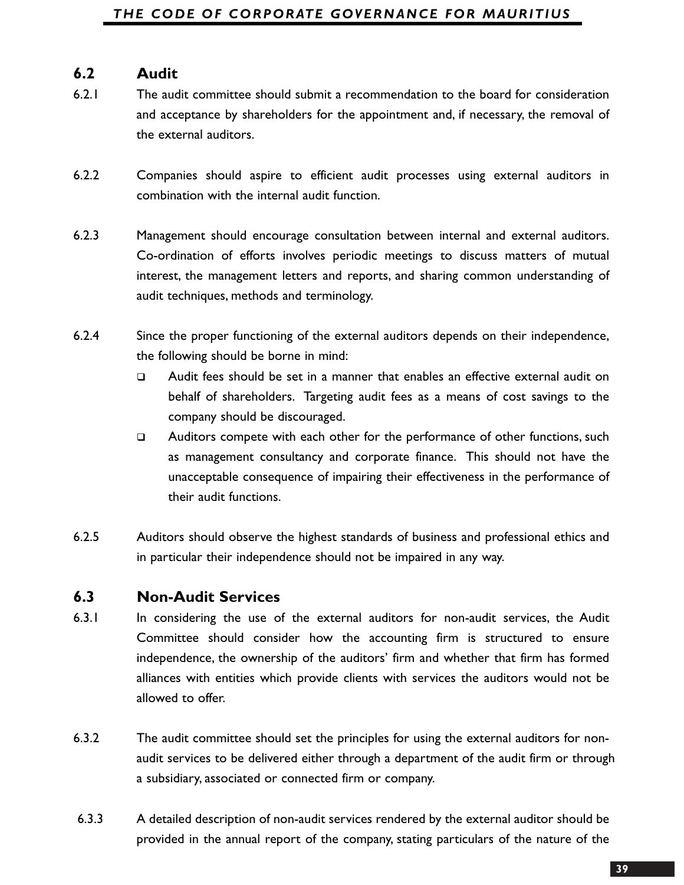## 6.2 Audit

6.2.1 The audit committee should submit a recommendation to the board for consideration and acceptance by shareholders for the appointment and, if necessary, the removal of the external auditors.

6.2.2 Companies should aspire to efficient audit processes using external auditors in combination with the internal audit function.

6.2.3 Management should encourage consultation between internal and external auditors. Co-ordination of efforts involves periodic meetings to discuss matters of mutual interest, the management letters and reports, and sharing common understanding of audit techniques, methods and terminology.

6.2.4 Since the proper functioning of the external auditors depends on their independence, the following should be borne in mind:

- Audit fees should be set in a manner that enables an effective external audit on behalf of shareholders. Targeting audit fees as a means of cost savings to the company should be discouraged.
- Auditors compete with each other for the performance of other functions, such as management consultancy and corporate finance. This should not have the unacceptable consequence of impairing their effectiveness in the performance of their audit functions.

6.2.5 Auditors should observe the highest standards of business and professional ethics and in particular their independence should not be impaired in any way.

## 6.3 Non-Audit Services

6.3.1 In considering the use of the external auditors for non-audit services, the Audit Committee should consider how the accounting firm is structured to ensure independence, the ownership of the auditors' firm and whether that firm has formed alliances with entities which provide clients with services the auditors would not be allowed to offer.

6.3.2 The audit committee should set the principles for using the external auditors for non-audit services to be delivered either through a department of the audit firm or through a subsidiary, associated or connected firm or company.

6.3.3 A detailed description of non-audit services rendered by the external auditor should be provided in the annual report of the company, stating particulars of the nature of the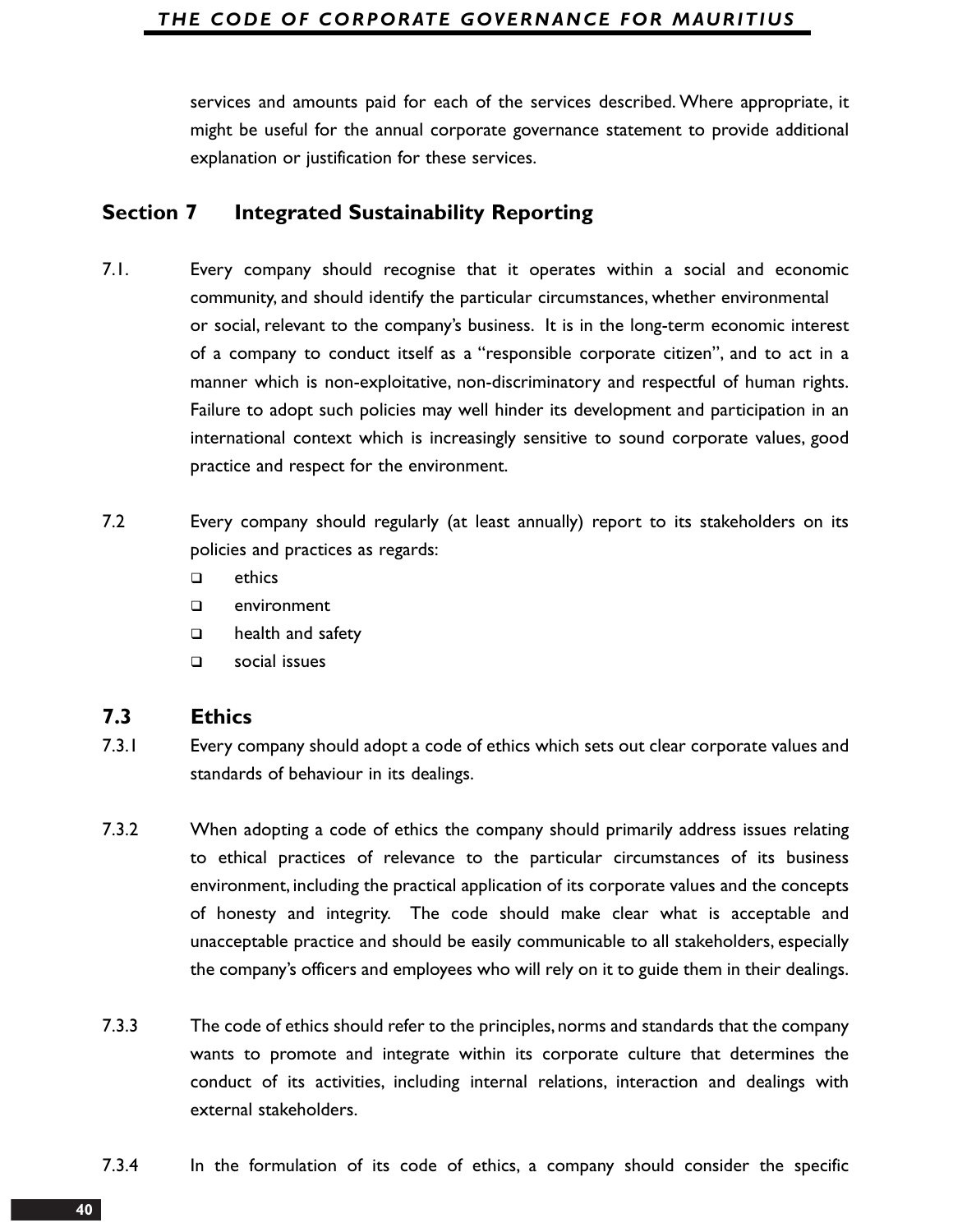services and amounts paid for each of the services described. Where appropriate, it might be useful for the annual corporate governance statement to provide additional explanation or justification for these services.

## Section 7 Integrated Sustainability Reporting

7.1. Every company should recognise that it operates within a social and economic community, and should identify the particular circumstances, whether environmental or social, relevant to the company's business. It is in the long-term economic interest of a company to conduct itself as a "responsible corporate citizen", and to act in a manner which is non-exploitative, non-discriminatory and respectful of human rights. Failure to adopt such policies may well hinder its development and participation in an international context which is increasingly sensitive to sound corporate values, good practice and respect for the environment.

7.2 Every company should regularly (at least annually) report to its stakeholders on its policies and practices as regards:

- ethics
- environment
- health and safety
- social issues

### 7.3 Ethics

7.3.1 Every company should adopt a code of ethics which sets out clear corporate values and standards of behaviour in its dealings.

7.3.2 When adopting a code of ethics the company should primarily address issues relating to ethical practices of relevance to the particular circumstances of its business environment, including the practical application of its corporate values and the concepts of honesty and integrity. The code should make clear what is acceptable and unacceptable practice and should be easily communicable to all stakeholders, especially the company's officers and employees who will rely on it to guide them in their dealings.

7.3.3 The code of ethics should refer to the principles, norms and standards that the company wants to promote and integrate within its corporate culture that determines the conduct of its activities, including internal relations, interaction and dealings with external stakeholders.

7.3.4 In the formulation of its code of ethics, a company should consider the specific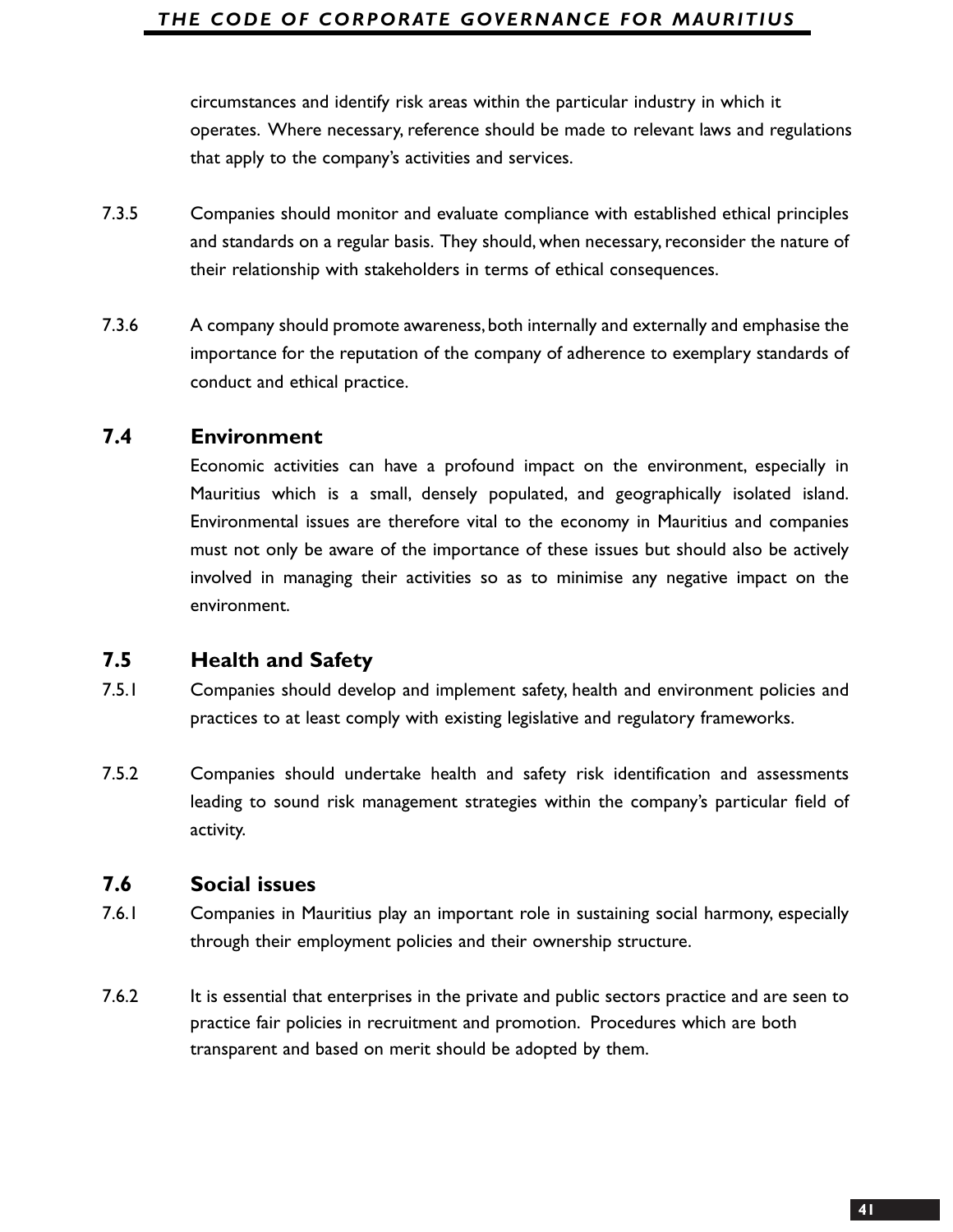circumstances and identify risk areas within the particular industry in which it operates. Where necessary, reference should be made to relevant laws and regulations that apply to the company's activities and services.

7.3.5 Companies should monitor and evaluate compliance with established ethical principles and standards on a regular basis. They should, when necessary, reconsider the nature of their relationship with stakeholders in terms of ethical consequences.

7.3.6 A company should promote awareness, both internally and externally and emphasise the importance for the reputation of the company of adherence to exemplary standards of conduct and ethical practice.

## 7.4 Environment

Economic activities can have a profound impact on the environment, especially in Mauritius which is a small, densely populated, and geographically isolated island. Environmental issues are therefore vital to the economy in Mauritius and companies must not only be aware of the importance of these issues but should also be actively involved in managing their activities so as to minimise any negative impact on the environment.

## 7.5 Health and Safety

7.5.1 Companies should develop and implement safety, health and environment policies and practices to at least comply with existing legislative and regulatory frameworks.

7.5.2 Companies should undertake health and safety risk identification and assessments leading to sound risk management strategies within the company's particular field of activity.

## 7.6 Social issues

7.6.1 Companies in Mauritius play an important role in sustaining social harmony, especially through their employment policies and their ownership structure.

7.6.2 It is essential that enterprises in the private and public sectors practice and are seen to practice fair policies in recruitment and promotion. Procedures which are both transparent and based on merit should be adopted by them.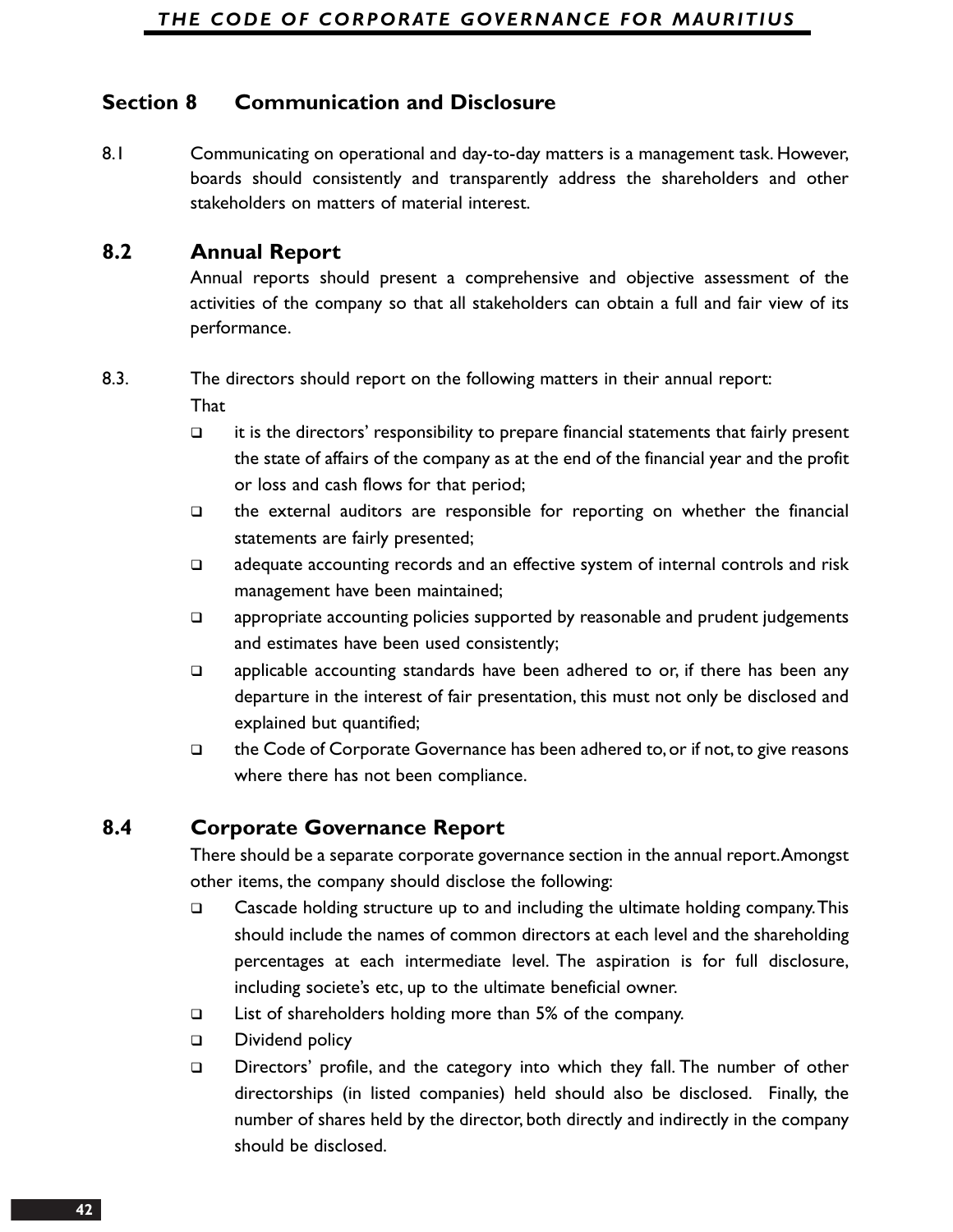## Section 8 Communication and Disclosure

8.1 Communicating on operational and day-to-day matters is a management task. However, boards should consistently and transparently address the shareholders and other stakeholders on matters of material interest.

### 8.2 Annual Report

Annual reports should present a comprehensive and objective assessment of the activities of the company so that all stakeholders can obtain a full and fair view of its performance.

8.3. The directors should report on the following matters in their annual report:

That

- it is the directors' responsibility to prepare financial statements that fairly present the state of affairs of the company as at the end of the financial year and the profit or loss and cash flows for that period;
- the external auditors are responsible for reporting on whether the financial statements are fairly presented;
- adequate accounting records and an effective system of internal controls and risk management have been maintained;
- appropriate accounting policies supported by reasonable and prudent judgements and estimates have been used consistently;
- applicable accounting standards have been adhered to or, if there has been any departure in the interest of fair presentation, this must not only be disclosed and explained but quantified;
- the Code of Corporate Governance has been adhered to, or if not, to give reasons where there has not been compliance.

### 8.4 Corporate Governance Report

There should be a separate corporate governance section in the annual report. Amongst other items, the company should disclose the following:

- Cascade holding structure up to and including the ultimate holding company. This should include the names of common directors at each level and the shareholding percentages at each intermediate level. The aspiration is for full disclosure, including societe's etc, up to the ultimate beneficial owner.
- List of shareholders holding more than 5% of the company.
- Dividend policy
- Directors' profile, and the category into which they fall. The number of other directorships (in listed companies) held should also be disclosed. Finally, the number of shares held by the director, both directly and indirectly in the company should be disclosed.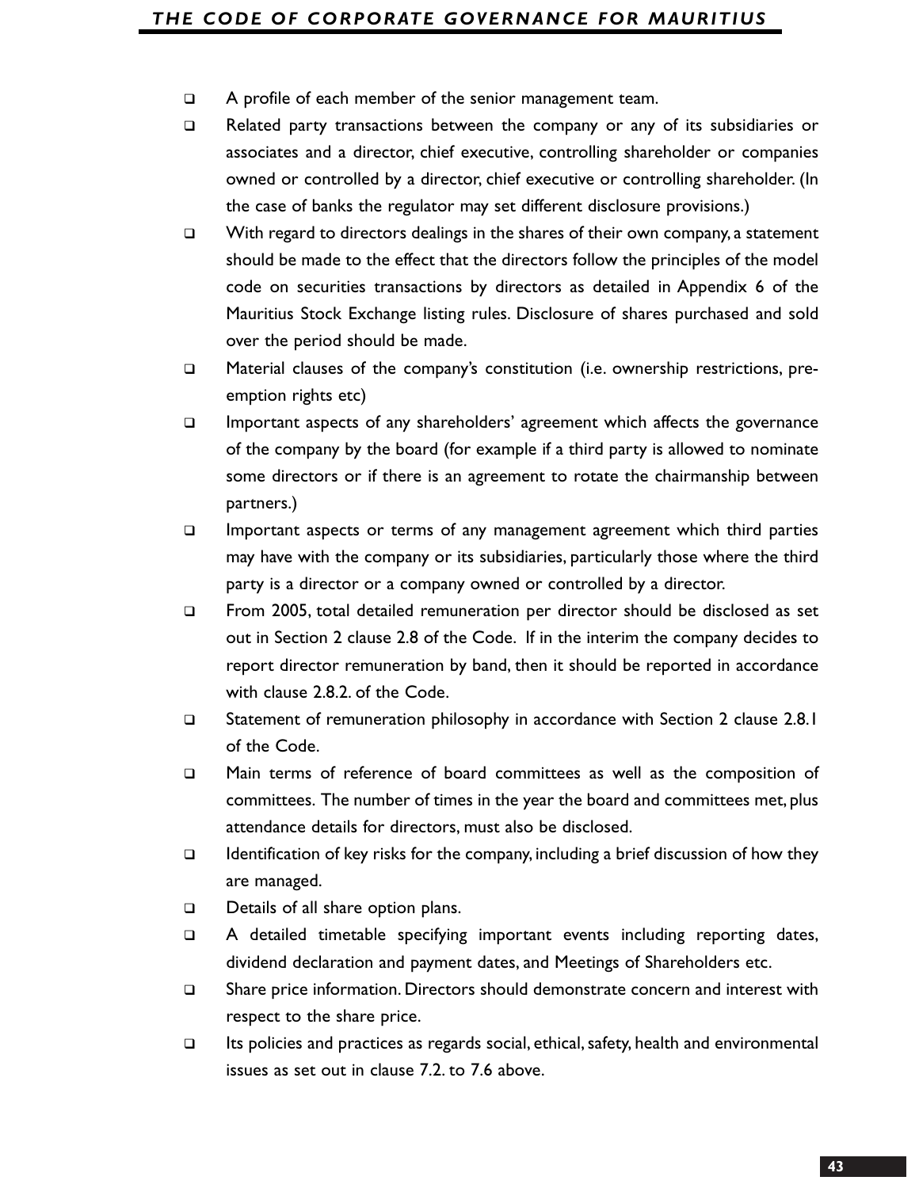- A profile of each member of the senior management team.
- Related party transactions between the company or any of its subsidiaries or associates and a director, chief executive, controlling shareholder or companies owned or controlled by a director, chief executive or controlling shareholder. (In the case of banks the regulator may set different disclosure provisions.)
- With regard to directors dealings in the shares of their own company, a statement should be made to the effect that the directors follow the principles of the model code on securities transactions by directors as detailed in Appendix 6 of the Mauritius Stock Exchange listing rules. Disclosure of shares purchased and sold over the period should be made.
- Material clauses of the company's constitution (i.e. ownership restrictions, pre-emption rights etc)
- Important aspects of any shareholders' agreement which affects the governance of the company by the board (for example if a third party is allowed to nominate some directors or if there is an agreement to rotate the chairmanship between partners.)
- Important aspects or terms of any management agreement which third parties may have with the company or its subsidiaries, particularly those where the third party is a director or a company owned or controlled by a director.
- From 2005, total detailed remuneration per director should be disclosed as set out in Section 2 clause 2.8 of the Code. If in the interim the company decides to report director remuneration by band, then it should be reported in accordance with clause 2.8.2. of the Code.
- Statement of remuneration philosophy in accordance with Section 2 clause 2.8.1 of the Code.
- Main terms of reference of board committees as well as the composition of committees. The number of times in the year the board and committees met, plus attendance details for directors, must also be disclosed.
- Identification of key risks for the company, including a brief discussion of how they are managed.
- Details of all share option plans.
- A detailed timetable specifying important events including reporting dates, dividend declaration and payment dates, and Meetings of Shareholders etc.
- Share price information. Directors should demonstrate concern and interest with respect to the share price.
- Its policies and practices as regards social, ethical, safety, health and environmental issues as set out in clause 7.2. to 7.6 above.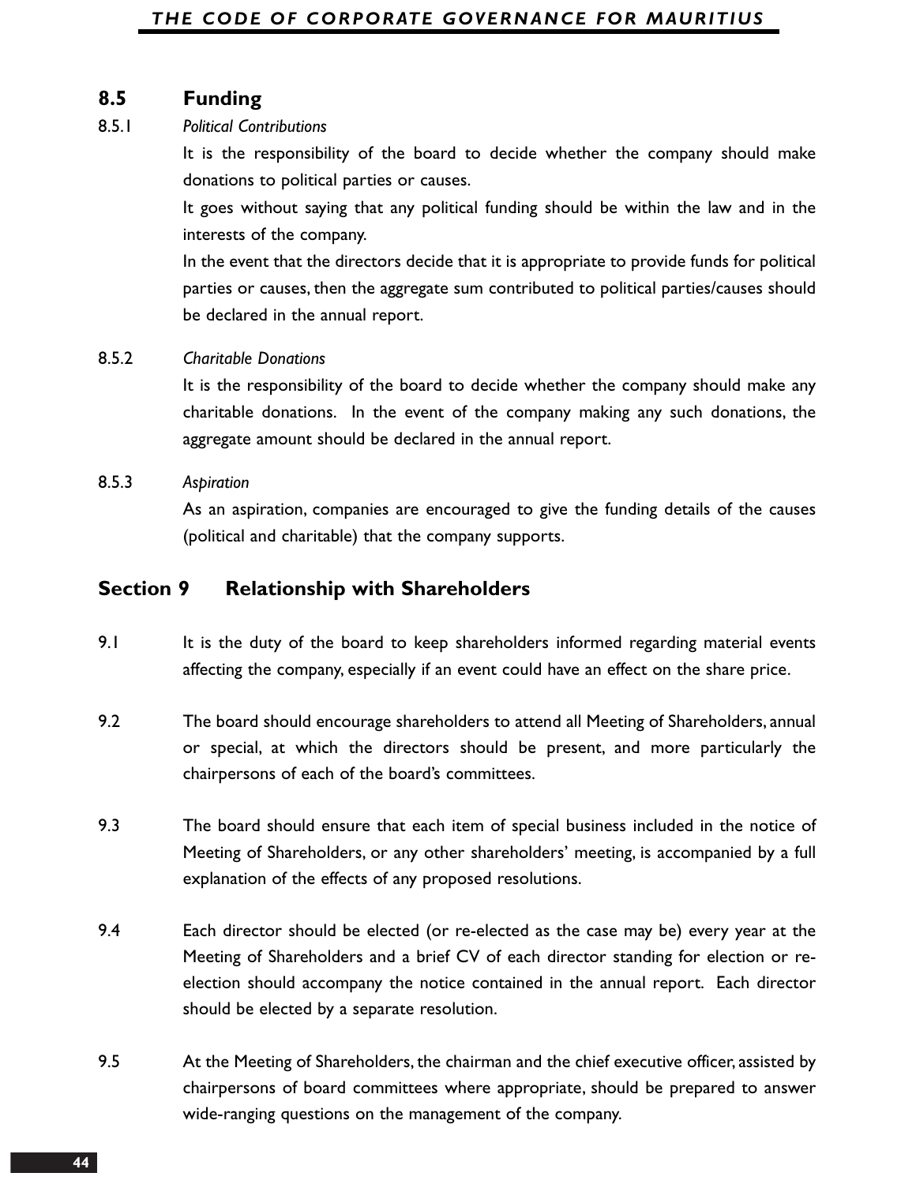## 8.5 Funding

8.5.1 *Political Contributions*

It is the responsibility of the board to decide whether the company should make donations to political parties or causes.

It goes without saying that any political funding should be within the law and in the interests of the company.

In the event that the directors decide that it is appropriate to provide funds for political parties or causes, then the aggregate sum contributed to political parties/causes should be declared in the annual report.

8.5.2 *Charitable Donations*

It is the responsibility of the board to decide whether the company should make any charitable donations. In the event of the company making any such donations, the aggregate amount should be declared in the annual report.

8.5.3 *Aspiration*

As an aspiration, companies are encouraged to give the funding details of the causes (political and charitable) that the company supports.

## Section 9 Relationship with Shareholders

9.1 It is the duty of the board to keep shareholders informed regarding material events affecting the company, especially if an event could have an effect on the share price.

9.2 The board should encourage shareholders to attend all Meeting of Shareholders, annual or special, at which the directors should be present, and more particularly the chairpersons of each of the board's committees.

9.3 The board should ensure that each item of special business included in the notice of Meeting of Shareholders, or any other shareholders' meeting, is accompanied by a full explanation of the effects of any proposed resolutions.

9.4 Each director should be elected (or re-elected as the case may be) every year at the Meeting of Shareholders and a brief CV of each director standing for election or re-election should accompany the notice contained in the annual report. Each director should be elected by a separate resolution.

9.5 At the Meeting of Shareholders, the chairman and the chief executive officer, assisted by chairpersons of board committees where appropriate, should be prepared to answer wide-ranging questions on the management of the company.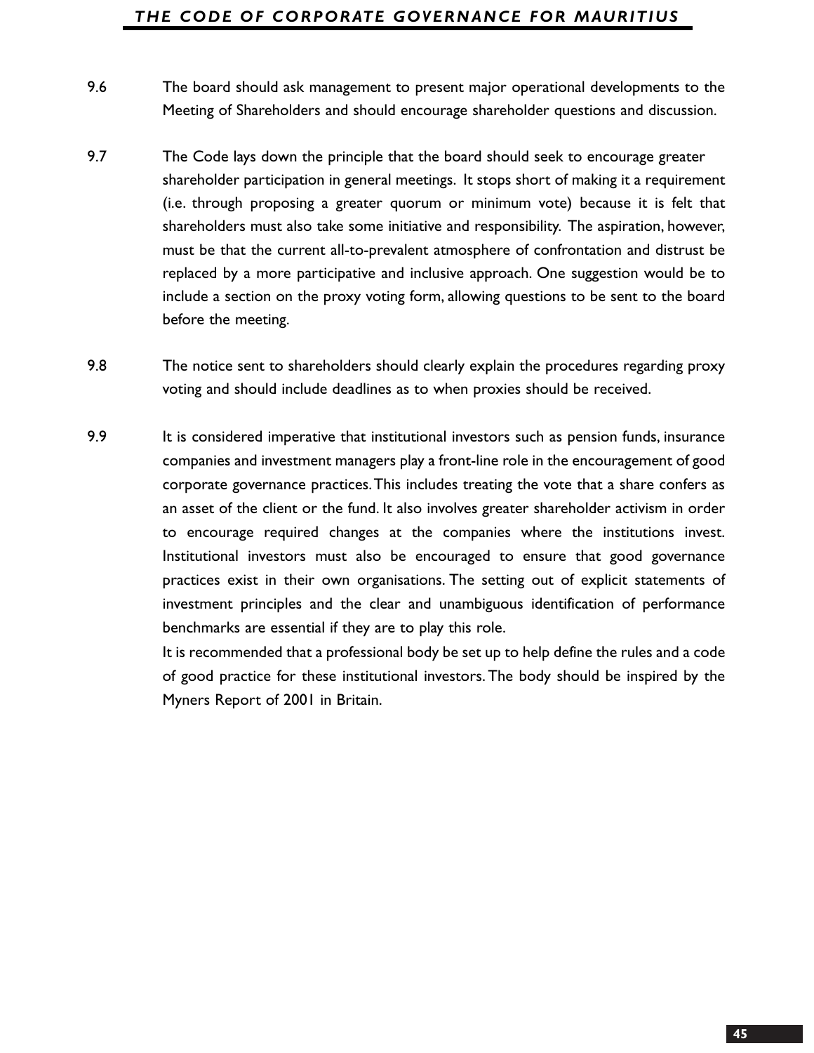9.6 The board should ask management to present major operational developments to the Meeting of Shareholders and should encourage shareholder questions and discussion.

9.7 The Code lays down the principle that the board should seek to encourage greater shareholder participation in general meetings. It stops short of making it a requirement (i.e. through proposing a greater quorum or minimum vote) because it is felt that shareholders must also take some initiative and responsibility. The aspiration, however, must be that the current all-to-prevalent atmosphere of confrontation and distrust be replaced by a more participative and inclusive approach. One suggestion would be to include a section on the proxy voting form, allowing questions to be sent to the board before the meeting.

9.8 The notice sent to shareholders should clearly explain the procedures regarding proxy voting and should include deadlines as to when proxies should be received.

9.9 It is considered imperative that institutional investors such as pension funds, insurance companies and investment managers play a front-line role in the encouragement of good corporate governance practices. This includes treating the vote that a share confers as an asset of the client or the fund. It also involves greater shareholder activism in order to encourage required changes at the companies where the institutions invest. Institutional investors must also be encouraged to ensure that good governance practices exist in their own organisations. The setting out of explicit statements of investment principles and the clear and unambiguous identification of performance benchmarks are essential if they are to play this role.

It is recommended that a professional body be set up to help define the rules and a code of good practice for these institutional investors. The body should be inspired by the Myners Report of 2001 in Britain.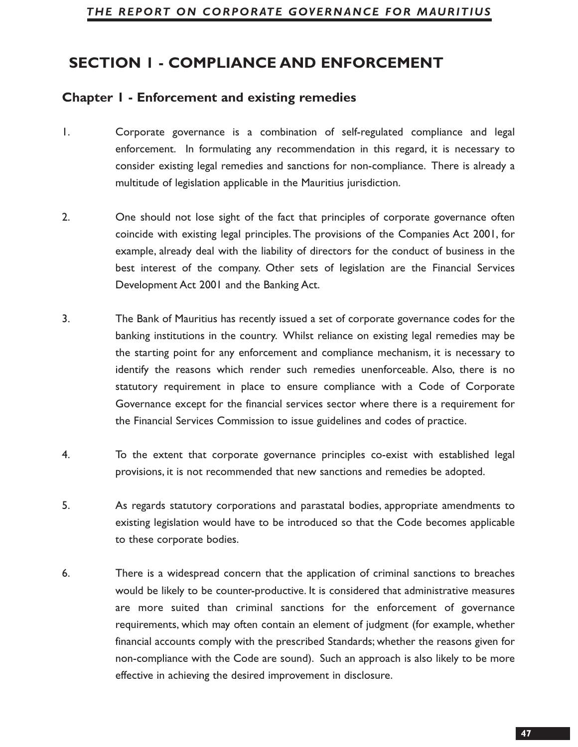# SECTION 1 - COMPLIANCE AND ENFORCEMENT

## Chapter 1 - Enforcement and existing remedies

1. Corporate governance is a combination of self-regulated compliance and legal enforcement. In formulating any recommendation in this regard, it is necessary to consider existing legal remedies and sanctions for non-compliance. There is already a multitude of legislation applicable in the Mauritius jurisdiction.

2. One should not lose sight of the fact that principles of corporate governance often coincide with existing legal principles. The provisions of the Companies Act 2001, for example, already deal with the liability of directors for the conduct of business in the best interest of the company. Other sets of legislation are the Financial Services Development Act 2001 and the Banking Act.

3. The Bank of Mauritius has recently issued a set of corporate governance codes for the banking institutions in the country. Whilst reliance on existing legal remedies may be the starting point for any enforcement and compliance mechanism, it is necessary to identify the reasons which render such remedies unenforceable. Also, there is no statutory requirement in place to ensure compliance with a Code of Corporate Governance except for the financial services sector where there is a requirement for the Financial Services Commission to issue guidelines and codes of practice.

4. To the extent that corporate governance principles co-exist with established legal provisions, it is not recommended that new sanctions and remedies be adopted.

5. As regards statutory corporations and parastatal bodies, appropriate amendments to existing legislation would have to be introduced so that the Code becomes applicable to these corporate bodies.

6. There is a widespread concern that the application of criminal sanctions to breaches would be likely to be counter-productive. It is considered that administrative measures are more suited than criminal sanctions for the enforcement of governance requirements, which may often contain an element of judgment (for example, whether financial accounts comply with the prescribed Standards; whether the reasons given for non-compliance with the Code are sound). Such an approach is also likely to be more effective in achieving the desired improvement in disclosure.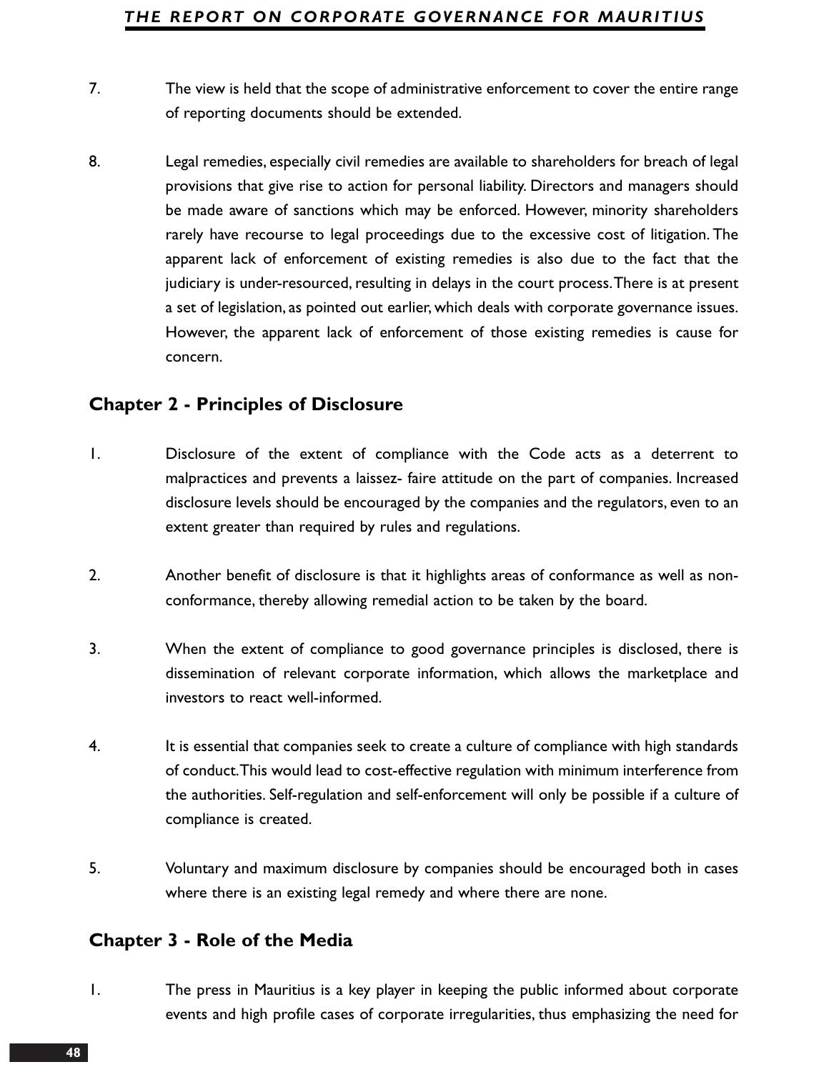7. The view is held that the scope of administrative enforcement to cover the entire range of reporting documents should be extended.

8. Legal remedies, especially civil remedies are available to shareholders for breach of legal provisions that give rise to action for personal liability. Directors and managers should be made aware of sanctions which may be enforced. However, minority shareholders rarely have recourse to legal proceedings due to the excessive cost of litigation. The apparent lack of enforcement of existing remedies is also due to the fact that the judiciary is under-resourced, resulting in delays in the court process. There is at present a set of legislation, as pointed out earlier, which deals with corporate governance issues. However, the apparent lack of enforcement of those existing remedies is cause for concern.

## Chapter 2 - Principles of Disclosure

1. Disclosure of the extent of compliance with the Code acts as a deterrent to malpractices and prevents a laissez- faire attitude on the part of companies. Increased disclosure levels should be encouraged by the companies and the regulators, even to an extent greater than required by rules and regulations.

2. Another benefit of disclosure is that it highlights areas of conformance as well as non-conformance, thereby allowing remedial action to be taken by the board.

3. When the extent of compliance to good governance principles is disclosed, there is dissemination of relevant corporate information, which allows the marketplace and investors to react well-informed.

4. It is essential that companies seek to create a culture of compliance with high standards of conduct. This would lead to cost-effective regulation with minimum interference from the authorities. Self-regulation and self-enforcement will only be possible if a culture of compliance is created.

5. Voluntary and maximum disclosure by companies should be encouraged both in cases where there is an existing legal remedy and where there are none.

## Chapter 3 - Role of the Media

1. The press in Mauritius is a key player in keeping the public informed about corporate events and high profile cases of corporate irregularities, thus emphasizing the need for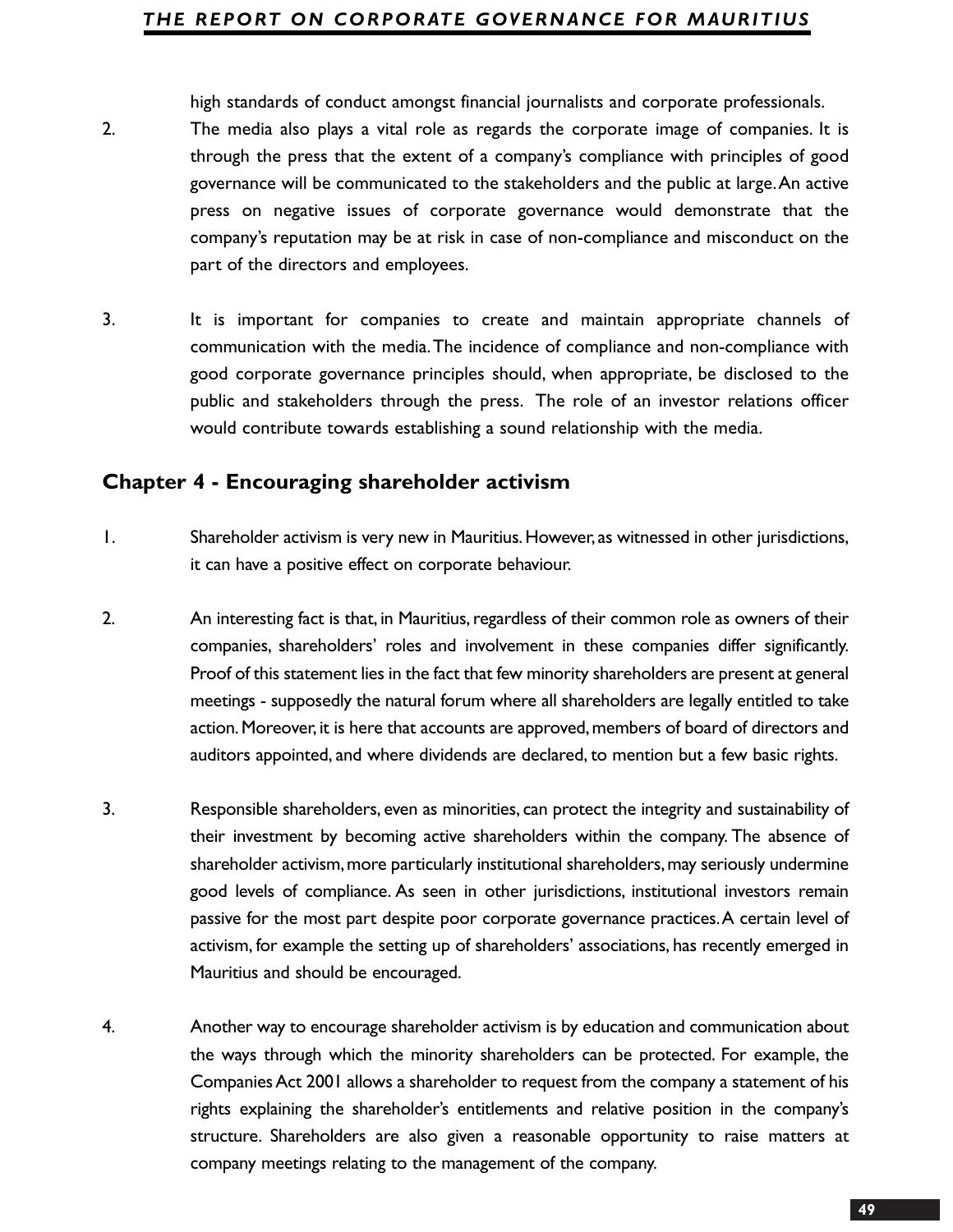high standards of conduct amongst financial journalists and corporate professionals.

2. The media also plays a vital role as regards the corporate image of companies. It is through the press that the extent of a company's compliance with principles of good governance will be communicated to the stakeholders and the public at large. An active press on negative issues of corporate governance would demonstrate that the company's reputation may be at risk in case of non-compliance and misconduct on the part of the directors and employees.

3. It is important for companies to create and maintain appropriate channels of communication with the media. The incidence of compliance and non-compliance with good corporate governance principles should, when appropriate, be disclosed to the public and stakeholders through the press. The role of an investor relations officer would contribute towards establishing a sound relationship with the media.

## Chapter 4 - Encouraging shareholder activism

1. Shareholder activism is very new in Mauritius. However, as witnessed in other jurisdictions, it can have a positive effect on corporate behaviour.

2. An interesting fact is that, in Mauritius, regardless of their common role as owners of their companies, shareholders' roles and involvement in these companies differ significantly. Proof of this statement lies in the fact that few minority shareholders are present at general meetings - supposedly the natural forum where all shareholders are legally entitled to take action. Moreover, it is here that accounts are approved, members of board of directors and auditors appointed, and where dividends are declared, to mention but a few basic rights.

3. Responsible shareholders, even as minorities, can protect the integrity and sustainability of their investment by becoming active shareholders within the company. The absence of shareholder activism, more particularly institutional shareholders, may seriously undermine good levels of compliance. As seen in other jurisdictions, institutional investors remain passive for the most part despite poor corporate governance practices. A certain level of activism, for example the setting up of shareholders' associations, has recently emerged in Mauritius and should be encouraged.

4. Another way to encourage shareholder activism is by education and communication about the ways through which the minority shareholders can be protected. For example, the Companies Act 2001 allows a shareholder to request from the company a statement of his rights explaining the shareholder's entitlements and relative position in the company's structure. Shareholders are also given a reasonable opportunity to raise matters at company meetings relating to the management of the company.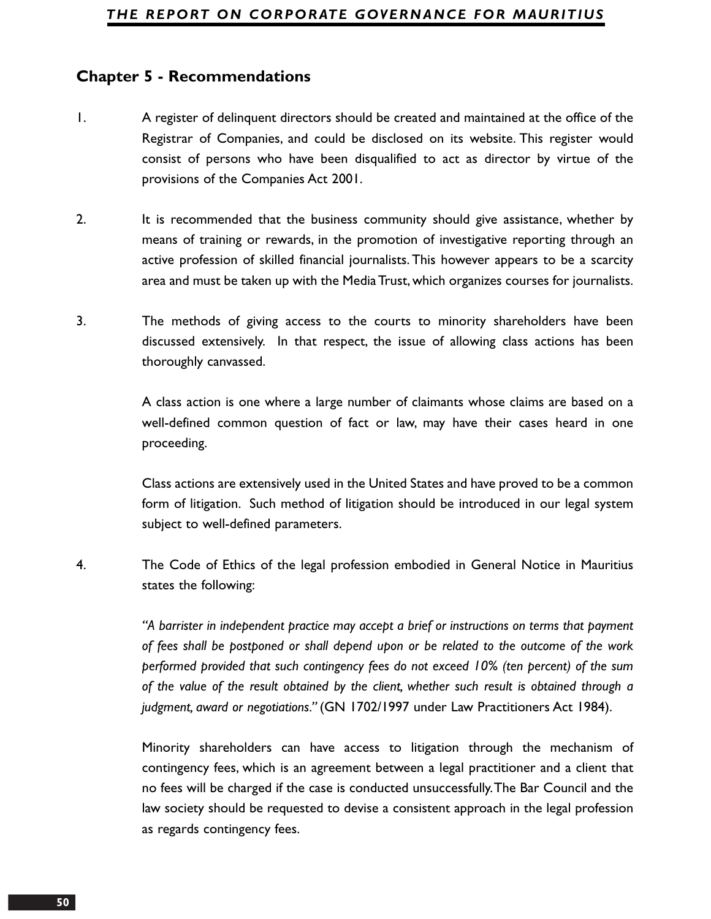## Chapter 5 - Recommendations

1. A register of delinquent directors should be created and maintained at the office of the Registrar of Companies, and could be disclosed on its website. This register would consist of persons who have been disqualified to act as director by virtue of the provisions of the Companies Act 2001.

2. It is recommended that the business community should give assistance, whether by means of training or rewards, in the promotion of investigative reporting through an active profession of skilled financial journalists. This however appears to be a scarcity area and must be taken up with the Media Trust, which organizes courses for journalists.

3. The methods of giving access to the courts to minority shareholders have been discussed extensively. In that respect, the issue of allowing class actions has been thoroughly canvassed.

   A class action is one where a large number of claimants whose claims are based on a well-defined common question of fact or law, may have their cases heard in one proceeding.

   Class actions are extensively used in the United States and have proved to be a common form of litigation. Such method of litigation should be introduced in our legal system subject to well-defined parameters.

4. The Code of Ethics of the legal profession embodied in General Notice in Mauritius states the following:

   *"A barrister in independent practice may accept a brief or instructions on terms that payment of fees shall be postponed or shall depend upon or be related to the outcome of the work performed provided that such contingency fees do not exceed 10% (ten percent) of the sum of the value of the result obtained by the client, whether such result is obtained through a judgment, award or negotiations."* (GN 1702/1997 under Law Practitioners Act 1984).

   Minority shareholders can have access to litigation through the mechanism of contingency fees, which is an agreement between a legal practitioner and a client that no fees will be charged if the case is conducted unsuccessfully. The Bar Council and the law society should be requested to devise a consistent approach in the legal profession as regards contingency fees.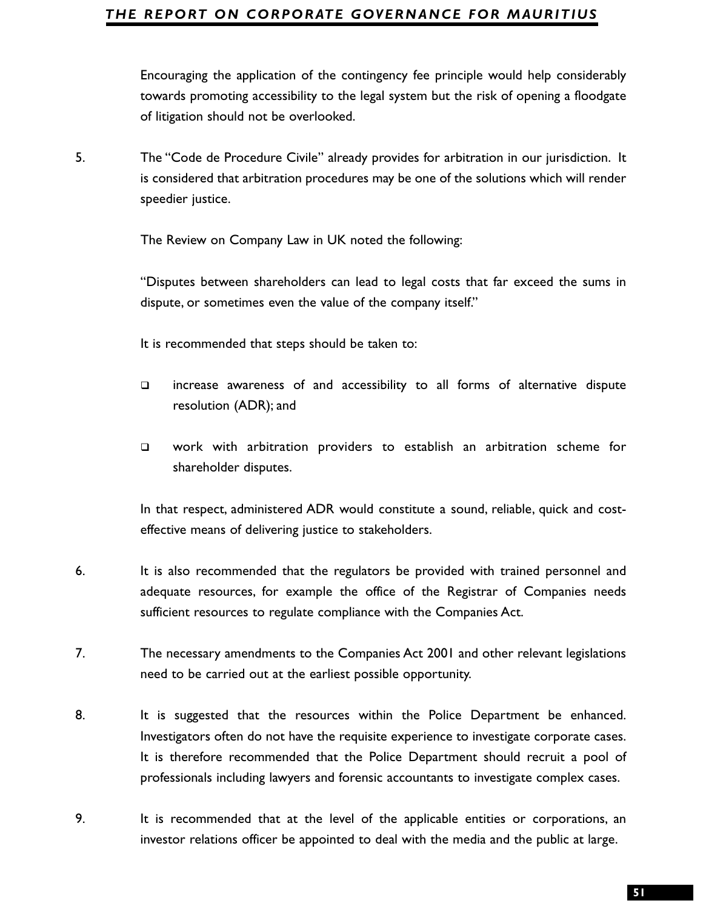Encouraging the application of the contingency fee principle would help considerably towards promoting accessibility to the legal system but the risk of opening a floodgate of litigation should not be overlooked.

5. The "Code de Procedure Civile" already provides for arbitration in our jurisdiction. It is considered that arbitration procedures may be one of the solutions which will render speedier justice.

   The Review on Company Law in UK noted the following:

   "Disputes between shareholders can lead to legal costs that far exceed the sums in dispute, or sometimes even the value of the company itself."

   It is recommended that steps should be taken to:

   - increase awareness of and accessibility to all forms of alternative dispute resolution (ADR); and

   - work with arbitration providers to establish an arbitration scheme for shareholder disputes.

   In that respect, administered ADR would constitute a sound, reliable, quick and cost-effective means of delivering justice to stakeholders.

6. It is also recommended that the regulators be provided with trained personnel and adequate resources, for example the office of the Registrar of Companies needs sufficient resources to regulate compliance with the Companies Act.

7. The necessary amendments to the Companies Act 2001 and other relevant legislations need to be carried out at the earliest possible opportunity.

8. It is suggested that the resources within the Police Department be enhanced. Investigators often do not have the requisite experience to investigate corporate cases. It is therefore recommended that the Police Department should recruit a pool of professionals including lawyers and forensic accountants to investigate complex cases.

9. It is recommended that at the level of the applicable entities or corporations, an investor relations officer be appointed to deal with the media and the public at large.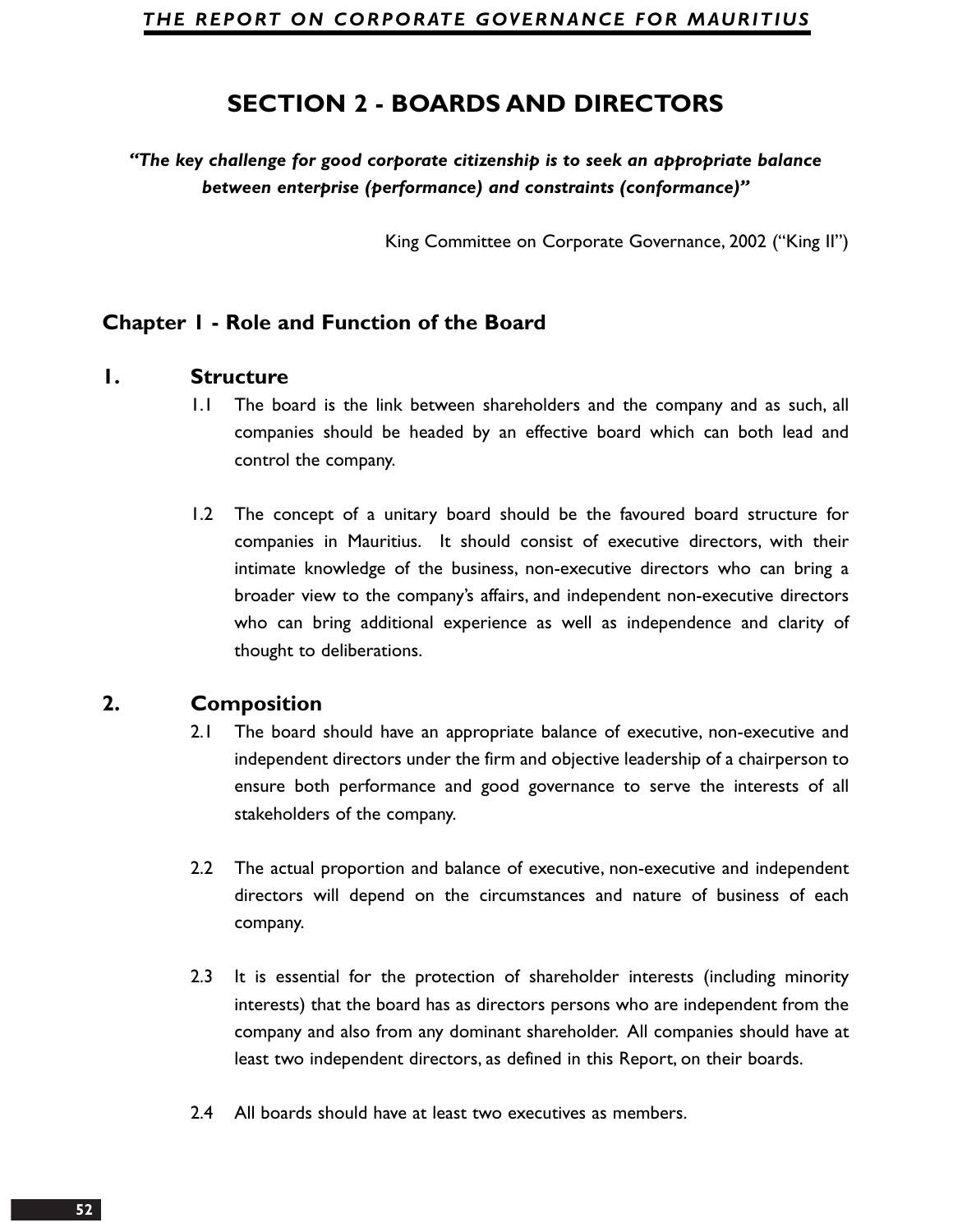# SECTION 2 - BOARDS AND DIRECTORS

***"The key challenge for good corporate citizenship is to seek an appropriate balance between enterprise (performance) and constraints (conformance)"***

King Committee on Corporate Governance, 2002 ("King II")

## Chapter 1 - Role and Function of the Board

### 1. Structure

1.1 The board is the link between shareholders and the company and as such, all companies should be headed by an effective board which can both lead and control the company.

1.2 The concept of a unitary board should be the favoured board structure for companies in Mauritius. It should consist of executive directors, with their intimate knowledge of the business, non-executive directors who can bring a broader view to the company's affairs, and independent non-executive directors who can bring additional experience as well as independence and clarity of thought to deliberations.

### 2. Composition

2.1 The board should have an appropriate balance of executive, non-executive and independent directors under the firm and objective leadership of a chairperson to ensure both performance and good governance to serve the interests of all stakeholders of the company.

2.2 The actual proportion and balance of executive, non-executive and independent directors will depend on the circumstances and nature of business of each company.

2.3 It is essential for the protection of shareholder interests (including minority interests) that the board has as directors persons who are independent from the company and also from any dominant shareholder. All companies should have at least two independent directors, as defined in this Report, on their boards.

2.4 All boards should have at least two executives as members.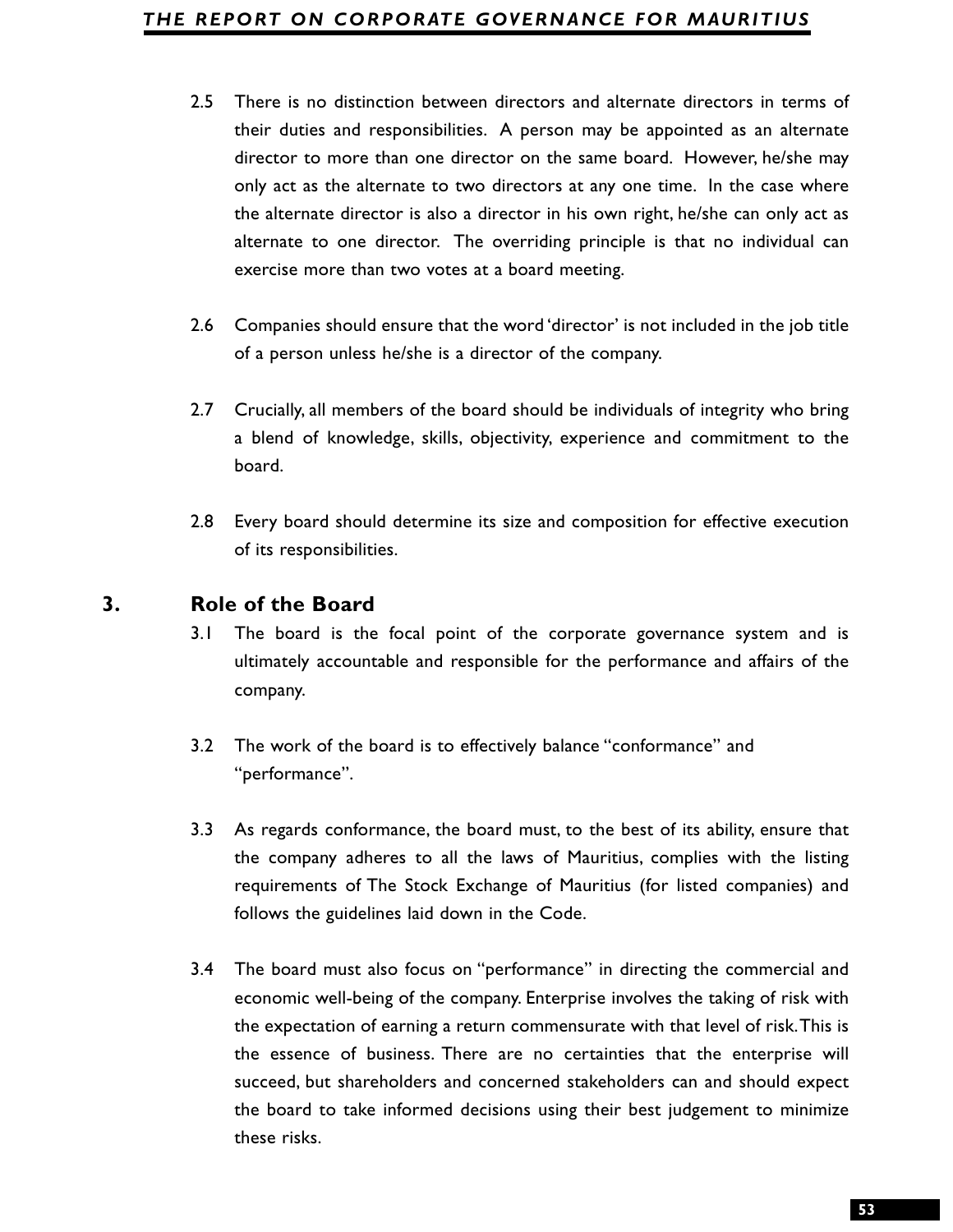2.5 There is no distinction between directors and alternate directors in terms of their duties and responsibilities. A person may be appointed as an alternate director to more than one director on the same board. However, he/she may only act as the alternate to two directors at any one time. In the case where the alternate director is also a director in his own right, he/she can only act as alternate to one director. The overriding principle is that no individual can exercise more than two votes at a board meeting.

2.6 Companies should ensure that the word 'director' is not included in the job title of a person unless he/she is a director of the company.

2.7 Crucially, all members of the board should be individuals of integrity who bring a blend of knowledge, skills, objectivity, experience and commitment to the board.

2.8 Every board should determine its size and composition for effective execution of its responsibilities.

## 3. Role of the Board

3.1 The board is the focal point of the corporate governance system and is ultimately accountable and responsible for the performance and affairs of the company.

3.2 The work of the board is to effectively balance "conformance" and "performance".

3.3 As regards conformance, the board must, to the best of its ability, ensure that the company adheres to all the laws of Mauritius, complies with the listing requirements of The Stock Exchange of Mauritius (for listed companies) and follows the guidelines laid down in the Code.

3.4 The board must also focus on "performance" in directing the commercial and economic well-being of the company. Enterprise involves the taking of risk with the expectation of earning a return commensurate with that level of risk. This is the essence of business. There are no certainties that the enterprise will succeed, but shareholders and concerned stakeholders can and should expect the board to take informed decisions using their best judgement to minimize these risks.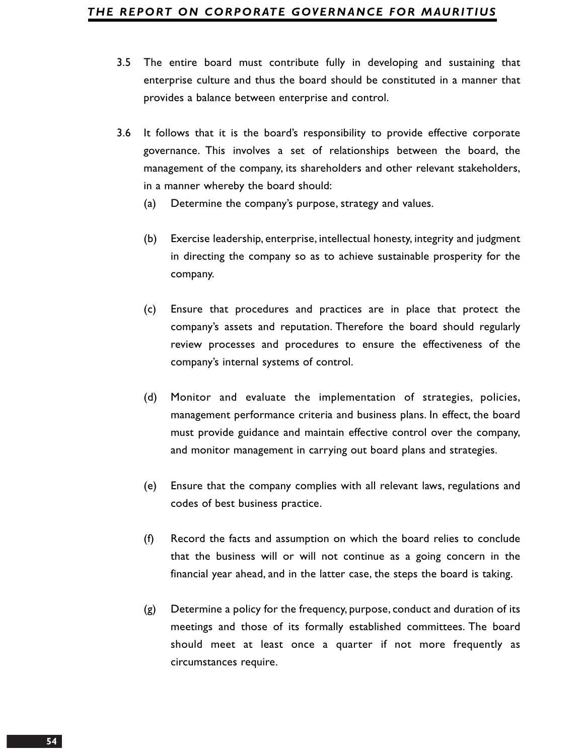3.5 The entire board must contribute fully in developing and sustaining that enterprise culture and thus the board should be constituted in a manner that provides a balance between enterprise and control.

3.6 It follows that it is the board's responsibility to provide effective corporate governance. This involves a set of relationships between the board, the management of the company, its shareholders and other relevant stakeholders, in a manner whereby the board should:

   (a) Determine the company's purpose, strategy and values.

   (b) Exercise leadership, enterprise, intellectual honesty, integrity and judgment in directing the company so as to achieve sustainable prosperity for the company.

   (c) Ensure that procedures and practices are in place that protect the company's assets and reputation. Therefore the board should regularly review processes and procedures to ensure the effectiveness of the company's internal systems of control.

   (d) Monitor and evaluate the implementation of strategies, policies, management performance criteria and business plans. In effect, the board must provide guidance and maintain effective control over the company, and monitor management in carrying out board plans and strategies.

   (e) Ensure that the company complies with all relevant laws, regulations and codes of best business practice.

   (f) Record the facts and assumption on which the board relies to conclude that the business will or will not continue as a going concern in the financial year ahead, and in the latter case, the steps the board is taking.

   (g) Determine a policy for the frequency, purpose, conduct and duration of its meetings and those of its formally established committees. The board should meet at least once a quarter if not more frequently as circumstances require.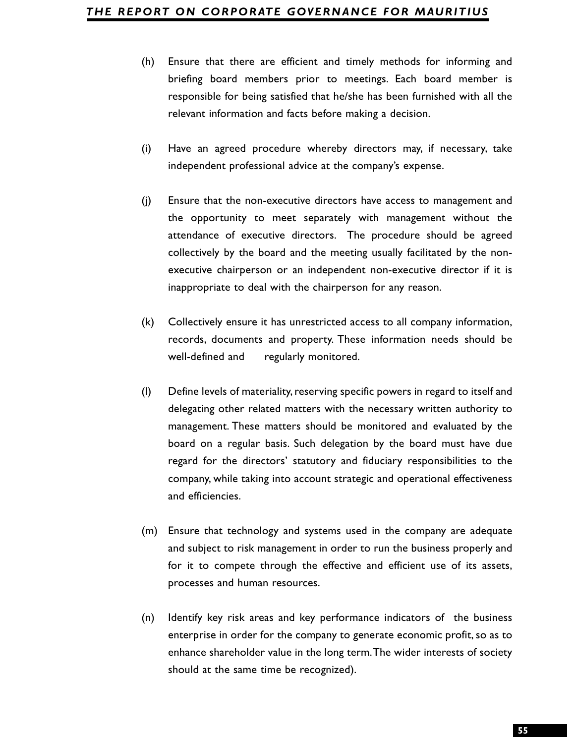(h) Ensure that there are efficient and timely methods for informing and briefing board members prior to meetings. Each board member is responsible for being satisfied that he/she has been furnished with all the relevant information and facts before making a decision.

(i) Have an agreed procedure whereby directors may, if necessary, take independent professional advice at the company's expense.

(j) Ensure that the non-executive directors have access to management and the opportunity to meet separately with management without the attendance of executive directors. The procedure should be agreed collectively by the board and the meeting usually facilitated by the non-executive chairperson or an independent non-executive director if it is inappropriate to deal with the chairperson for any reason.

(k) Collectively ensure it has unrestricted access to all company information, records, documents and property. These information needs should be well-defined and regularly monitored.

(l) Define levels of materiality, reserving specific powers in regard to itself and delegating other related matters with the necessary written authority to management. These matters should be monitored and evaluated by the board on a regular basis. Such delegation by the board must have due regard for the directors' statutory and fiduciary responsibilities to the company, while taking into account strategic and operational effectiveness and efficiencies.

(m) Ensure that technology and systems used in the company are adequate and subject to risk management in order to run the business properly and for it to compete through the effective and efficient use of its assets, processes and human resources.

(n) Identify key risk areas and key performance indicators of the business enterprise in order for the company to generate economic profit, so as to enhance shareholder value in the long term. The wider interests of society should at the same time be recognized).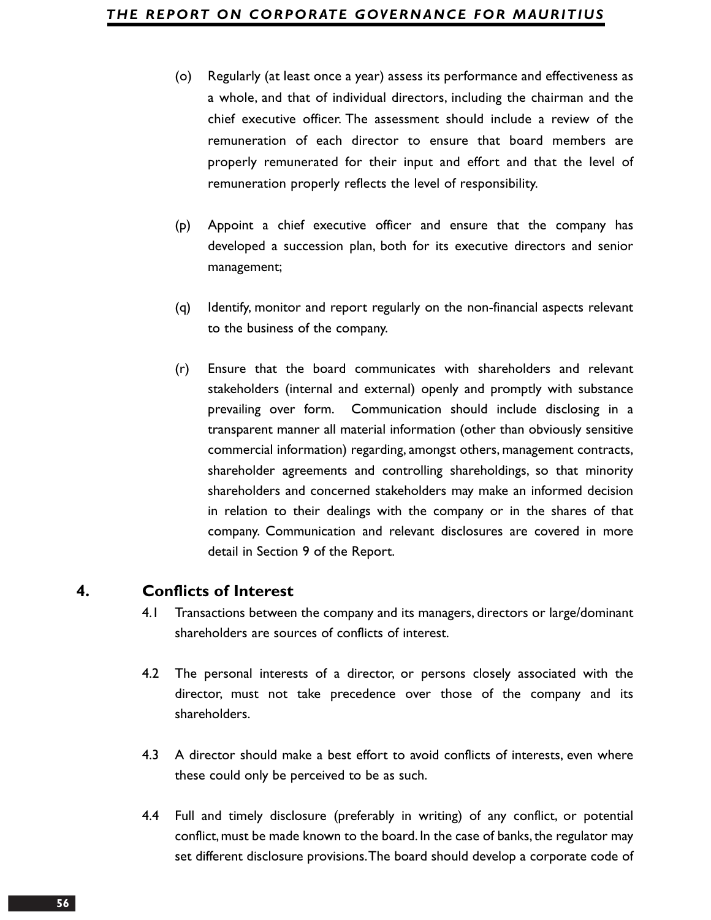(o) Regularly (at least once a year) assess its performance and effectiveness as a whole, and that of individual directors, including the chairman and the chief executive officer. The assessment should include a review of the remuneration of each director to ensure that board members are properly remunerated for their input and effort and that the level of remuneration properly reflects the level of responsibility.

(p) Appoint a chief executive officer and ensure that the company has developed a succession plan, both for its executive directors and senior management;

(q) Identify, monitor and report regularly on the non-financial aspects relevant to the business of the company.

(r) Ensure that the board communicates with shareholders and relevant stakeholders (internal and external) openly and promptly with substance prevailing over form. Communication should include disclosing in a transparent manner all material information (other than obviously sensitive commercial information) regarding, amongst others, management contracts, shareholder agreements and controlling shareholdings, so that minority shareholders and concerned stakeholders may make an informed decision in relation to their dealings with the company or in the shares of that company. Communication and relevant disclosures are covered in more detail in Section 9 of the Report.

## 4. Conflicts of Interest

4.1 Transactions between the company and its managers, directors or large/dominant shareholders are sources of conflicts of interest.

4.2 The personal interests of a director, or persons closely associated with the director, must not take precedence over those of the company and its shareholders.

4.3 A director should make a best effort to avoid conflicts of interests, even where these could only be perceived to be as such.

4.4 Full and timely disclosure (preferably in writing) of any conflict, or potential conflict, must be made known to the board. In the case of banks, the regulator may set different disclosure provisions. The board should develop a corporate code of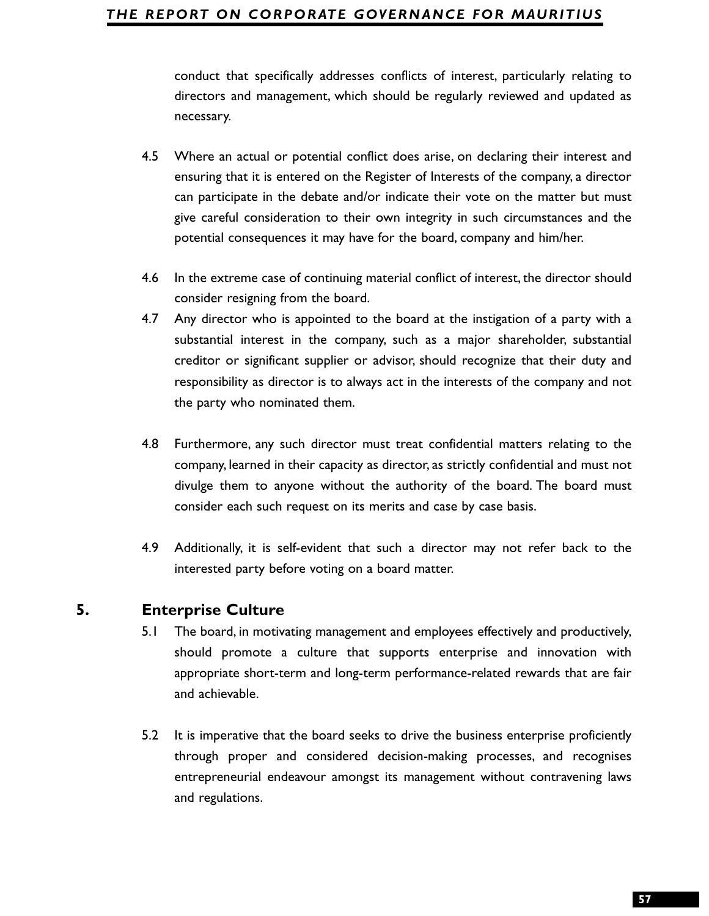conduct that specifically addresses conflicts of interest, particularly relating to directors and management, which should be regularly reviewed and updated as necessary.

4.5 Where an actual or potential conflict does arise, on declaring their interest and ensuring that it is entered on the Register of Interests of the company, a director can participate in the debate and/or indicate their vote on the matter but must give careful consideration to their own integrity in such circumstances and the potential consequences it may have for the board, company and him/her.

4.6 In the extreme case of continuing material conflict of interest, the director should consider resigning from the board.

4.7 Any director who is appointed to the board at the instigation of a party with a substantial interest in the company, such as a major shareholder, substantial creditor or significant supplier or advisor, should recognize that their duty and responsibility as director is to always act in the interests of the company and not the party who nominated them.

4.8 Furthermore, any such director must treat confidential matters relating to the company, learned in their capacity as director, as strictly confidential and must not divulge them to anyone without the authority of the board. The board must consider each such request on its merits and case by case basis.

4.9 Additionally, it is self-evident that such a director may not refer back to the interested party before voting on a board matter.

## 5. Enterprise Culture

5.1 The board, in motivating management and employees effectively and productively, should promote a culture that supports enterprise and innovation with appropriate short-term and long-term performance-related rewards that are fair and achievable.

5.2 It is imperative that the board seeks to drive the business enterprise proficiently through proper and considered decision-making processes, and recognises entrepreneurial endeavour amongst its management without contravening laws and regulations.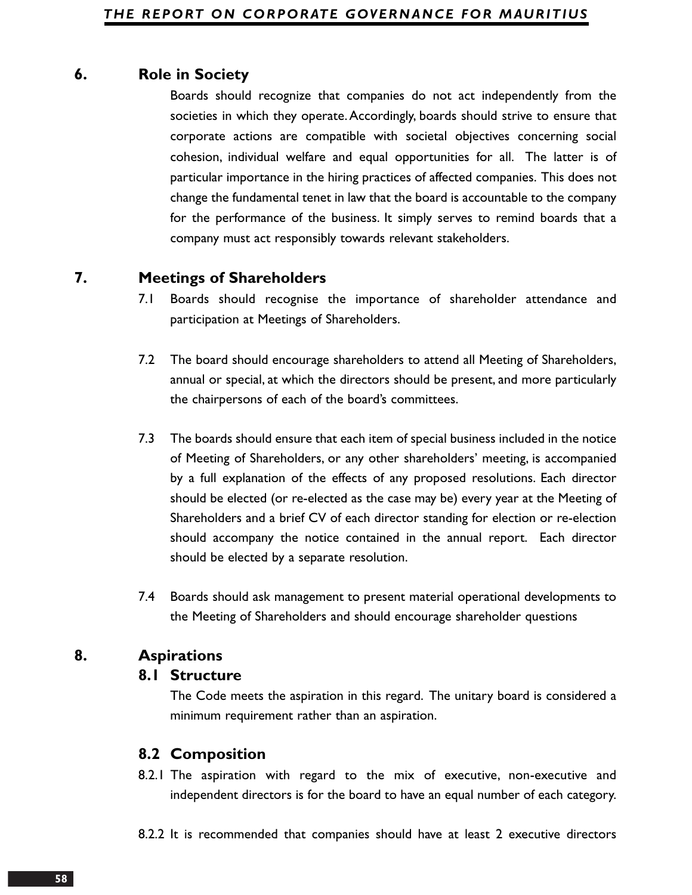## 6. Role in Society

Boards should recognize that companies do not act independently from the societies in which they operate. Accordingly, boards should strive to ensure that corporate actions are compatible with societal objectives concerning social cohesion, individual welfare and equal opportunities for all. The latter is of particular importance in the hiring practices of affected companies. This does not change the fundamental tenet in law that the board is accountable to the company for the performance of the business. It simply serves to remind boards that a company must act responsibly towards relevant stakeholders.

## 7. Meetings of Shareholders

7.1 Boards should recognise the importance of shareholder attendance and participation at Meetings of Shareholders.

7.2 The board should encourage shareholders to attend all Meeting of Shareholders, annual or special, at which the directors should be present, and more particularly the chairpersons of each of the board's committees.

7.3 The boards should ensure that each item of special business included in the notice of Meeting of Shareholders, or any other shareholders' meeting, is accompanied by a full explanation of the effects of any proposed resolutions. Each director should be elected (or re-elected as the case may be) every year at the Meeting of Shareholders and a brief CV of each director standing for election or re-election should accompany the notice contained in the annual report. Each director should be elected by a separate resolution.

7.4 Boards should ask management to present material operational developments to the Meeting of Shareholders and should encourage shareholder questions

## 8. Aspirations

### 8.1 Structure

The Code meets the aspiration in this regard. The unitary board is considered a minimum requirement rather than an aspiration.

### 8.2 Composition

8.2.1 The aspiration with regard to the mix of executive, non-executive and independent directors is for the board to have an equal number of each category.

8.2.2 It is recommended that companies should have at least 2 executive directors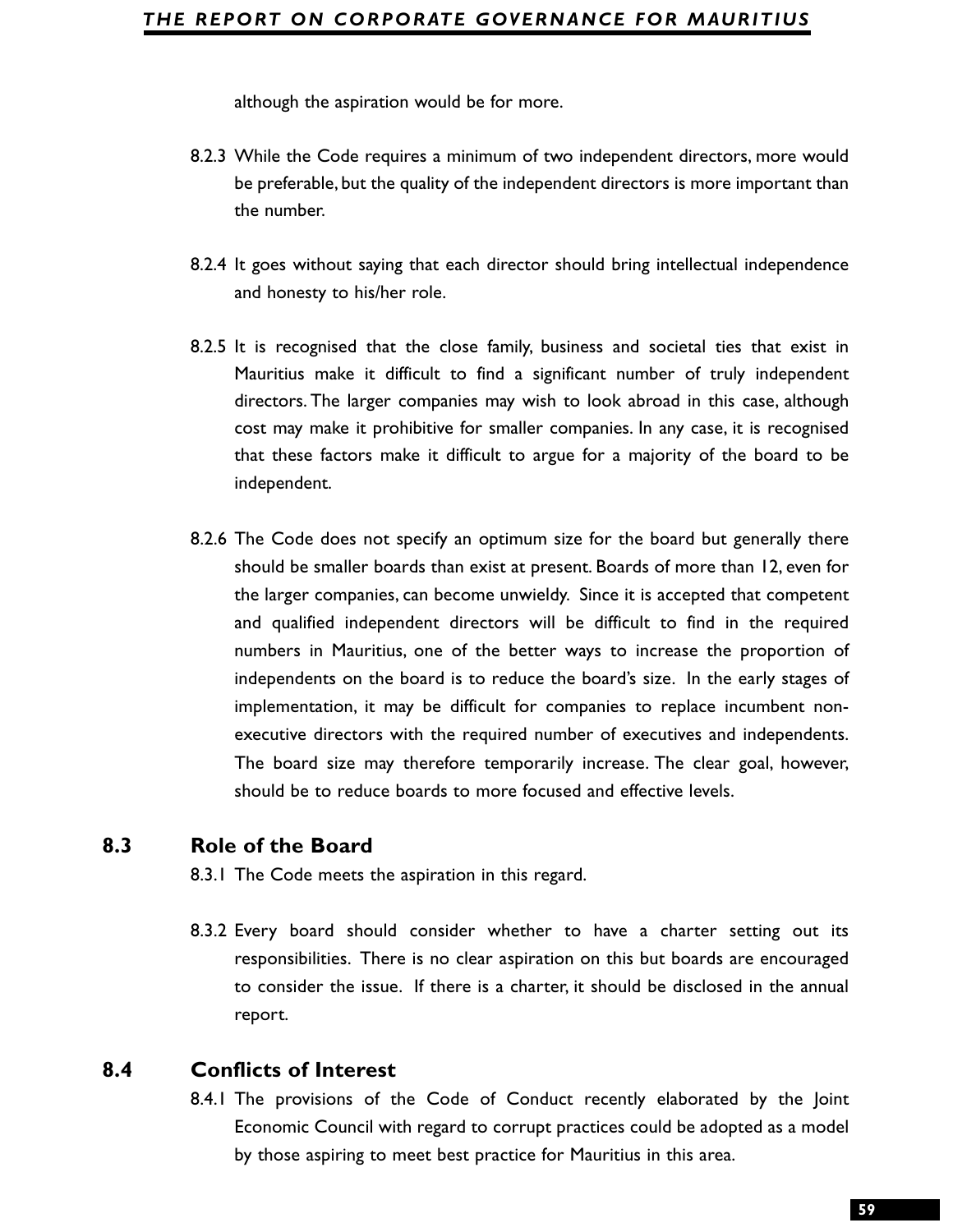although the aspiration would be for more.

8.2.3 While the Code requires a minimum of two independent directors, more would be preferable, but the quality of the independent directors is more important than the number.

8.2.4 It goes without saying that each director should bring intellectual independence and honesty to his/her role.

8.2.5 It is recognised that the close family, business and societal ties that exist in Mauritius make it difficult to find a significant number of truly independent directors. The larger companies may wish to look abroad in this case, although cost may make it prohibitive for smaller companies. In any case, it is recognised that these factors make it difficult to argue for a majority of the board to be independent.

8.2.6 The Code does not specify an optimum size for the board but generally there should be smaller boards than exist at present. Boards of more than 12, even for the larger companies, can become unwieldy. Since it is accepted that competent and qualified independent directors will be difficult to find in the required numbers in Mauritius, one of the better ways to increase the proportion of independents on the board is to reduce the board's size. In the early stages of implementation, it may be difficult for companies to replace incumbent non-executive directors with the required number of executives and independents. The board size may therefore temporarily increase. The clear goal, however, should be to reduce boards to more focused and effective levels.

## 8.3 Role of the Board

8.3.1 The Code meets the aspiration in this regard.

8.3.2 Every board should consider whether to have a charter setting out its responsibilities. There is no clear aspiration on this but boards are encouraged to consider the issue. If there is a charter, it should be disclosed in the annual report.

## 8.4 Conflicts of Interest

8.4.1 The provisions of the Code of Conduct recently elaborated by the Joint Economic Council with regard to corrupt practices could be adopted as a model by those aspiring to meet best practice for Mauritius in this area.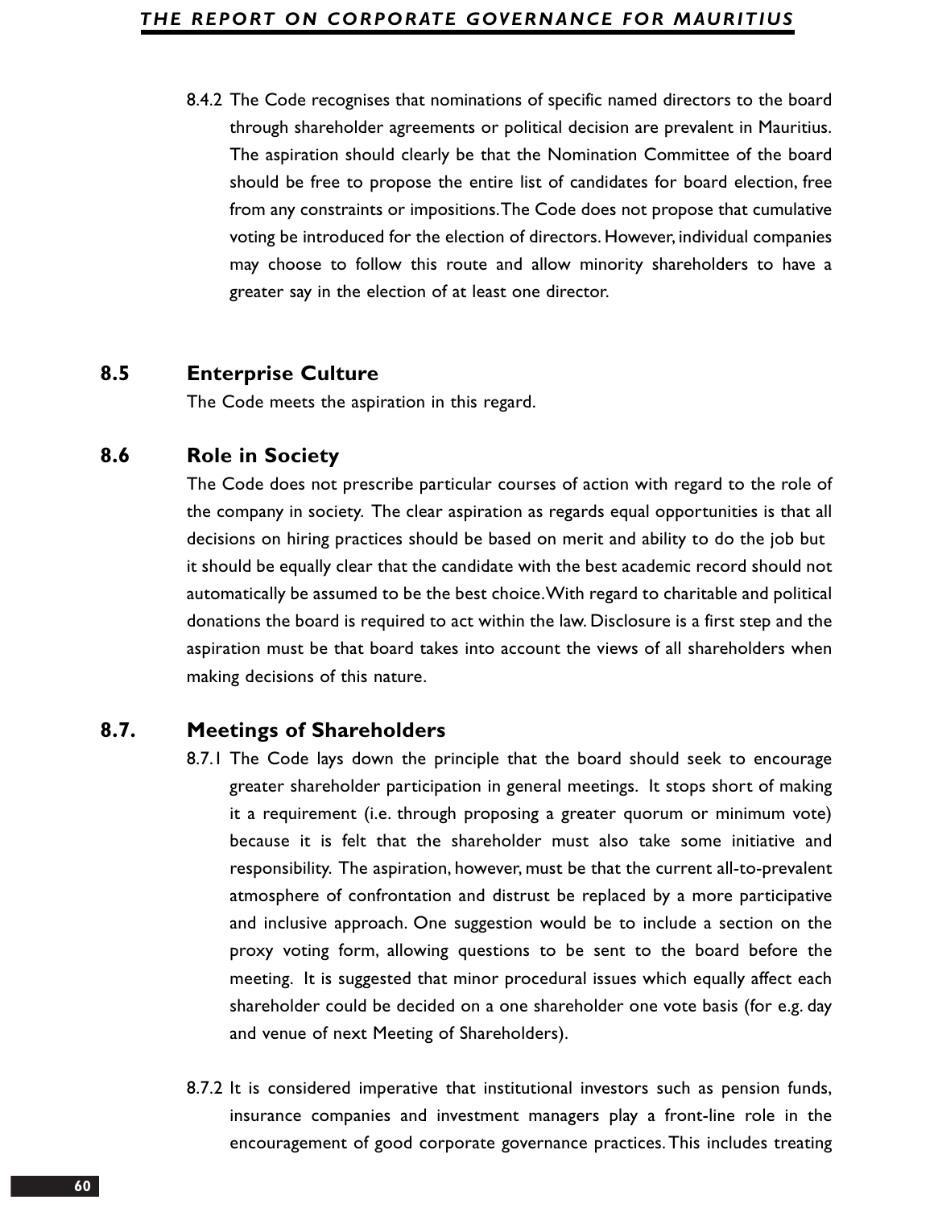8.4.2 The Code recognises that nominations of specific named directors to the board through shareholder agreements or political decision are prevalent in Mauritius. The aspiration should clearly be that the Nomination Committee of the board should be free to propose the entire list of candidates for board election, free from any constraints or impositions. The Code does not propose that cumulative voting be introduced for the election of directors. However, individual companies may choose to follow this route and allow minority shareholders to have a greater say in the election of at least one director.

## 8.5 Enterprise Culture

The Code meets the aspiration in this regard.

## 8.6 Role in Society

The Code does not prescribe particular courses of action with regard to the role of the company in society. The clear aspiration as regards equal opportunities is that all decisions on hiring practices should be based on merit and ability to do the job but it should be equally clear that the candidate with the best academic record should not automatically be assumed to be the best choice. With regard to charitable and political donations the board is required to act within the law. Disclosure is a first step and the aspiration must be that board takes into account the views of all shareholders when making decisions of this nature.

## 8.7. Meetings of Shareholders

8.7.1 The Code lays down the principle that the board should seek to encourage greater shareholder participation in general meetings. It stops short of making it a requirement (i.e. through proposing a greater quorum or minimum vote) because it is felt that the shareholder must also take some initiative and responsibility. The aspiration, however, must be that the current all-to-prevalent atmosphere of confrontation and distrust be replaced by a more participative and inclusive approach. One suggestion would be to include a section on the proxy voting form, allowing questions to be sent to the board before the meeting. It is suggested that minor procedural issues which equally affect each shareholder could be decided on a one shareholder one vote basis (for e.g. day and venue of next Meeting of Shareholders).

8.7.2 It is considered imperative that institutional investors such as pension funds, insurance companies and investment managers play a front-line role in the encouragement of good corporate governance practices. This includes treating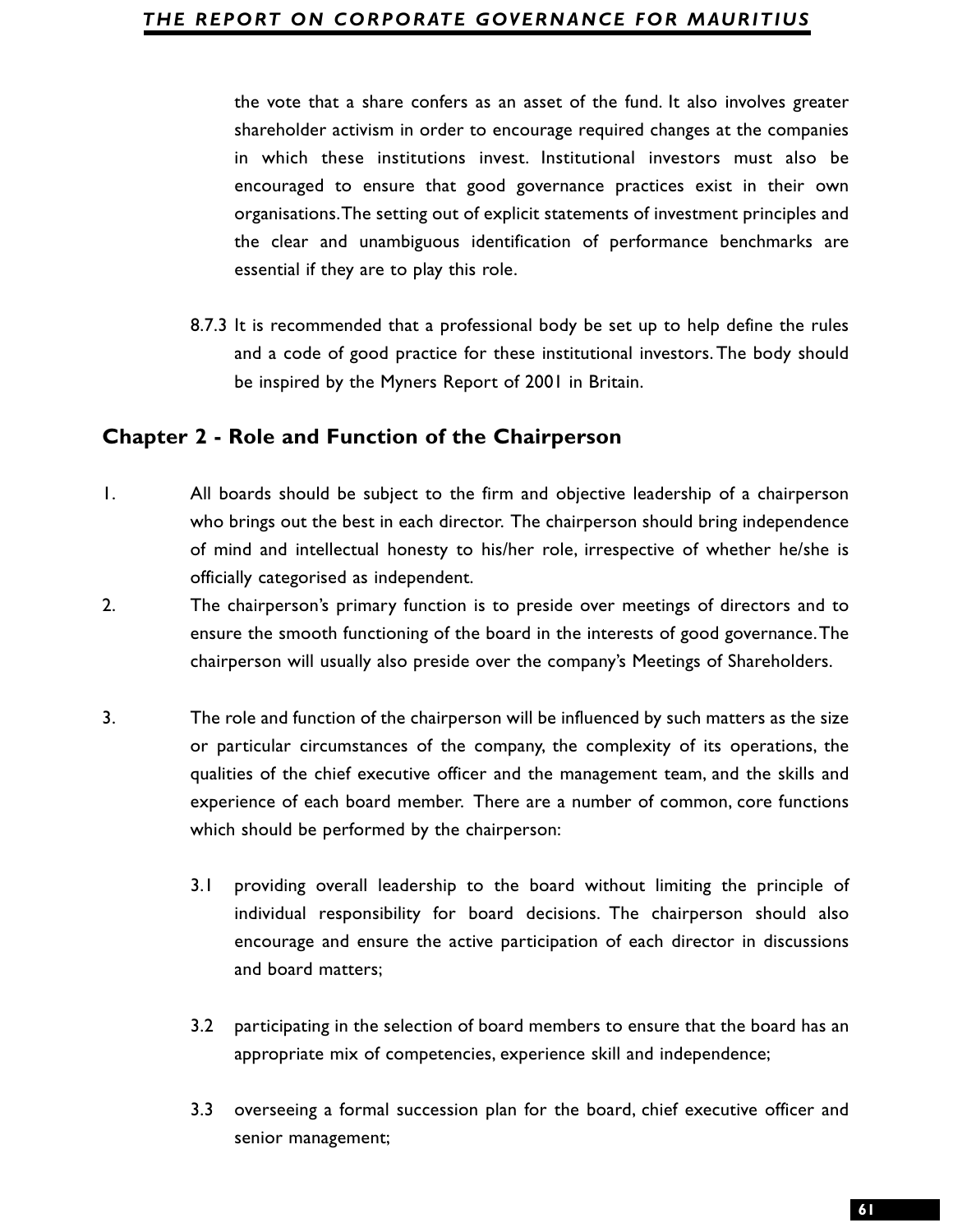the vote that a share confers as an asset of the fund. It also involves greater shareholder activism in order to encourage required changes at the companies in which these institutions invest. Institutional investors must also be encouraged to ensure that good governance practices exist in their own organisations. The setting out of explicit statements of investment principles and the clear and unambiguous identification of performance benchmarks are essential if they are to play this role.

8.7.3 It is recommended that a professional body be set up to help define the rules and a code of good practice for these institutional investors. The body should be inspired by the Myners Report of 2001 in Britain.

## Chapter 2 - Role and Function of the Chairperson

1. All boards should be subject to the firm and objective leadership of a chairperson who brings out the best in each director. The chairperson should bring independence of mind and intellectual honesty to his/her role, irrespective of whether he/she is officially categorised as independent.

2. The chairperson's primary function is to preside over meetings of directors and to ensure the smooth functioning of the board in the interests of good governance. The chairperson will usually also preside over the company's Meetings of Shareholders.

3. The role and function of the chairperson will be influenced by such matters as the size or particular circumstances of the company, the complexity of its operations, the qualities of the chief executive officer and the management team, and the skills and experience of each board member. There are a number of common, core functions which should be performed by the chairperson:

   3.1 providing overall leadership to the board without limiting the principle of individual responsibility for board decisions. The chairperson should also encourage and ensure the active participation of each director in discussions and board matters;

   3.2 participating in the selection of board members to ensure that the board has an appropriate mix of competencies, experience skill and independence;

   3.3 overseeing a formal succession plan for the board, chief executive officer and senior management;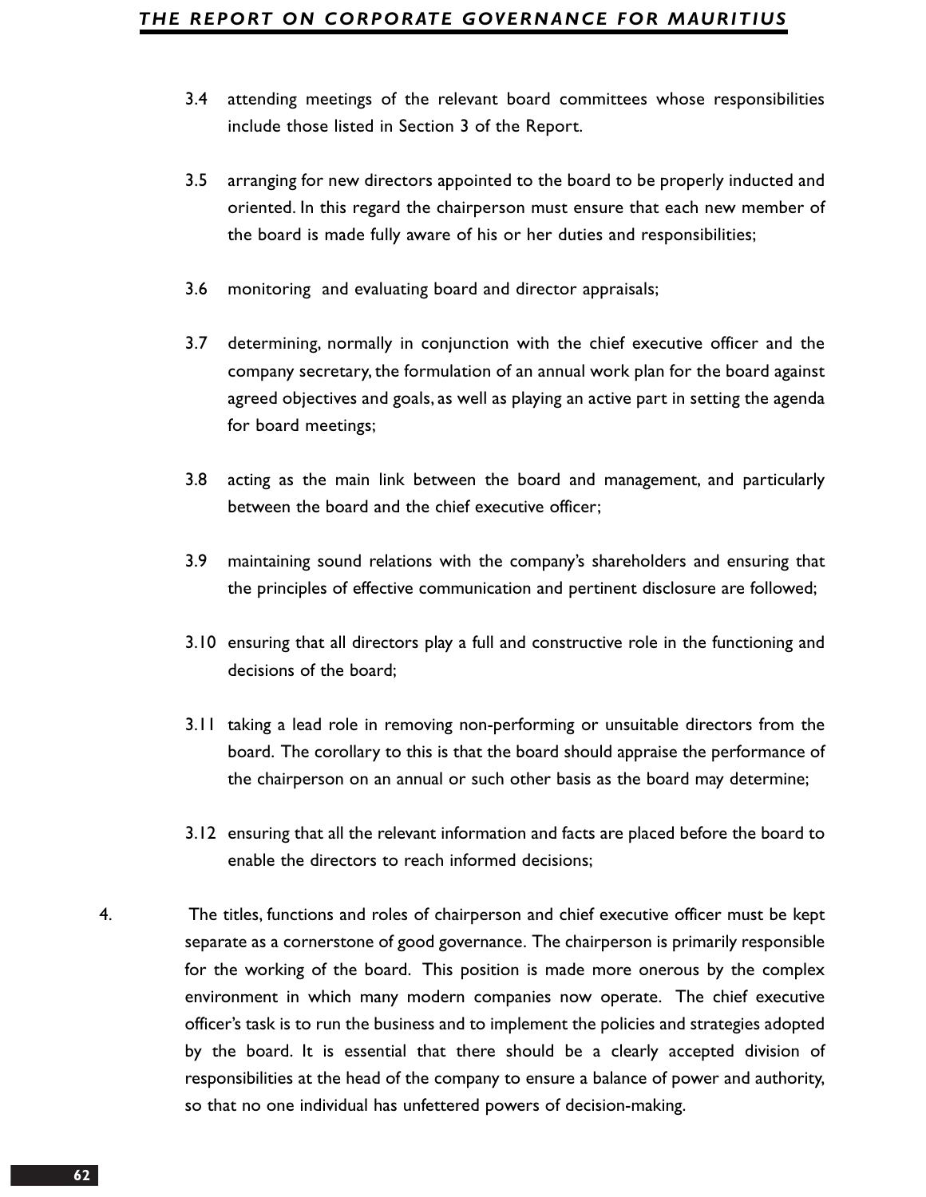3.4 attending meetings of the relevant board committees whose responsibilities include those listed in Section 3 of the Report.

3.5 arranging for new directors appointed to the board to be properly inducted and oriented. In this regard the chairperson must ensure that each new member of the board is made fully aware of his or her duties and responsibilities;

3.6 monitoring and evaluating board and director appraisals;

3.7 determining, normally in conjunction with the chief executive officer and the company secretary, the formulation of an annual work plan for the board against agreed objectives and goals, as well as playing an active part in setting the agenda for board meetings;

3.8 acting as the main link between the board and management, and particularly between the board and the chief executive officer;

3.9 maintaining sound relations with the company's shareholders and ensuring that the principles of effective communication and pertinent disclosure are followed;

3.10 ensuring that all directors play a full and constructive role in the functioning and decisions of the board;

3.11 taking a lead role in removing non-performing or unsuitable directors from the board. The corollary to this is that the board should appraise the performance of the chairperson on an annual or such other basis as the board may determine;

3.12 ensuring that all the relevant information and facts are placed before the board to enable the directors to reach informed decisions;

4. The titles, functions and roles of chairperson and chief executive officer must be kept separate as a cornerstone of good governance. The chairperson is primarily responsible for the working of the board. This position is made more onerous by the complex environment in which many modern companies now operate. The chief executive officer's task is to run the business and to implement the policies and strategies adopted by the board. It is essential that there should be a clearly accepted division of responsibilities at the head of the company to ensure a balance of power and authority, so that no one individual has unfettered powers of decision-making.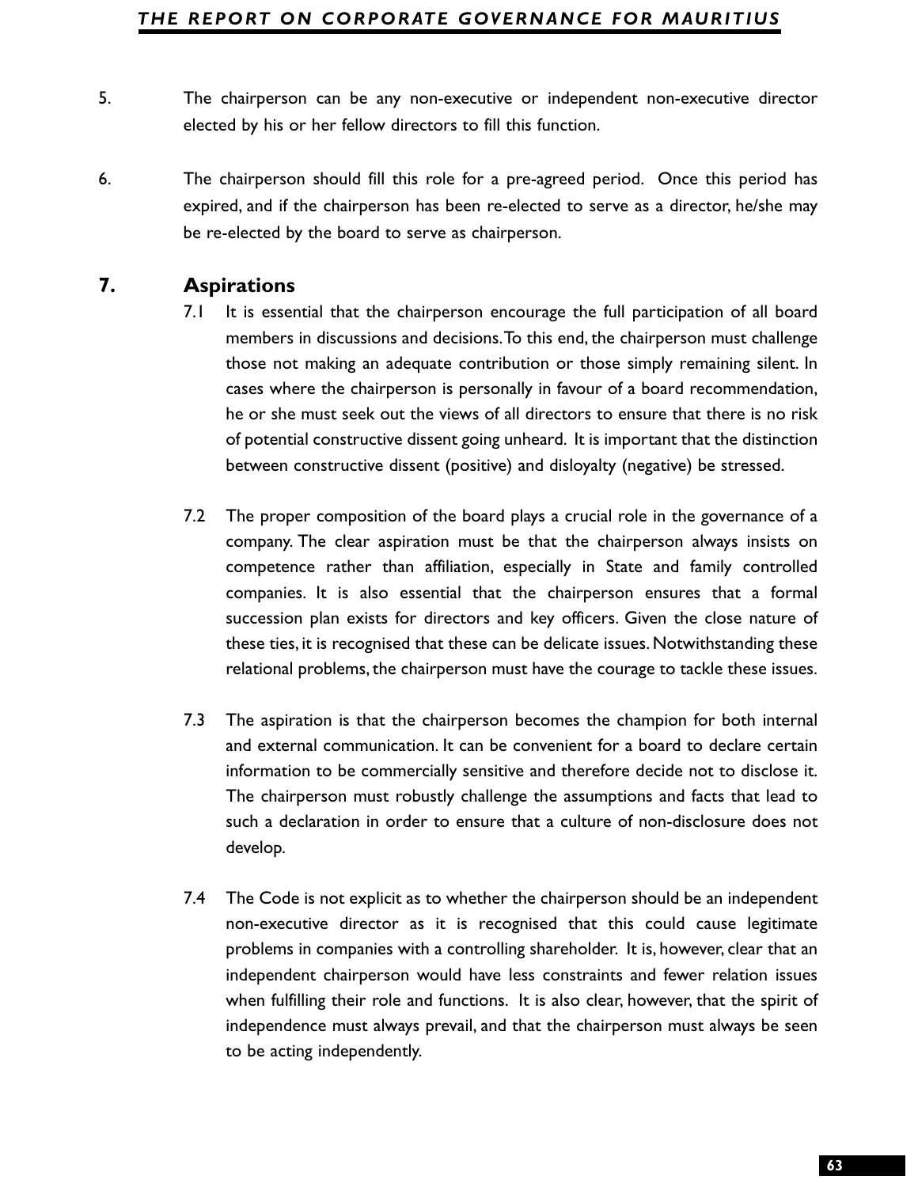5. The chairperson can be any non-executive or independent non-executive director elected by his or her fellow directors to fill this function.

6. The chairperson should fill this role for a pre-agreed period. Once this period has expired, and if the chairperson has been re-elected to serve as a director, he/she may be re-elected by the board to serve as chairperson.

## 7. Aspirations

7.1 It is essential that the chairperson encourage the full participation of all board members in discussions and decisions. To this end, the chairperson must challenge those not making an adequate contribution or those simply remaining silent. In cases where the chairperson is personally in favour of a board recommendation, he or she must seek out the views of all directors to ensure that there is no risk of potential constructive dissent going unheard. It is important that the distinction between constructive dissent (positive) and disloyalty (negative) be stressed.

7.2 The proper composition of the board plays a crucial role in the governance of a company. The clear aspiration must be that the chairperson always insists on competence rather than affiliation, especially in State and family controlled companies. It is also essential that the chairperson ensures that a formal succession plan exists for directors and key officers. Given the close nature of these ties, it is recognised that these can be delicate issues. Notwithstanding these relational problems, the chairperson must have the courage to tackle these issues.

7.3 The aspiration is that the chairperson becomes the champion for both internal and external communication. It can be convenient for a board to declare certain information to be commercially sensitive and therefore decide not to disclose it. The chairperson must robustly challenge the assumptions and facts that lead to such a declaration in order to ensure that a culture of non-disclosure does not develop.

7.4 The Code is not explicit as to whether the chairperson should be an independent non-executive director as it is recognised that this could cause legitimate problems in companies with a controlling shareholder. It is, however, clear that an independent chairperson would have less constraints and fewer relation issues when fulfilling their role and functions. It is also clear, however, that the spirit of independence must always prevail, and that the chairperson must always be seen to be acting independently.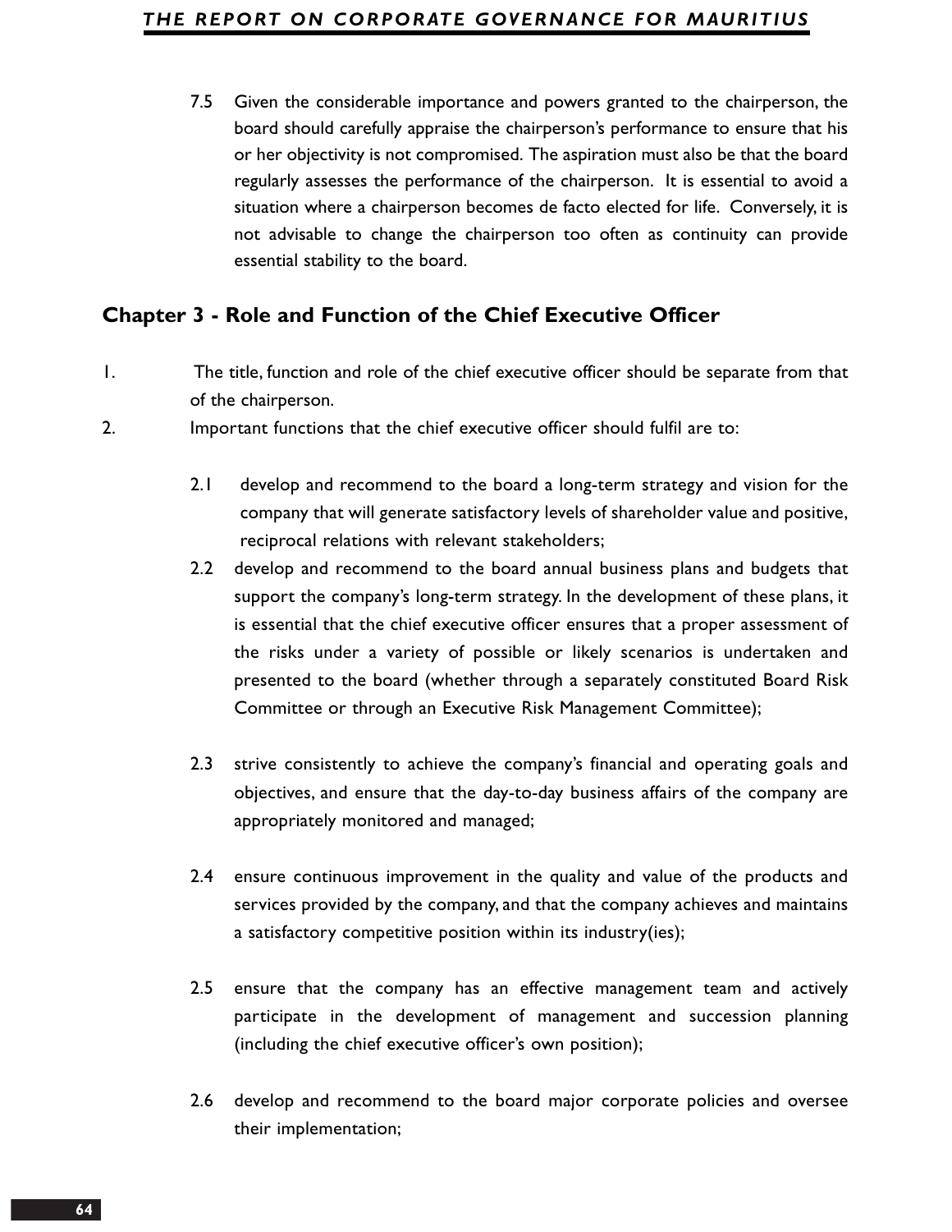7.5 Given the considerable importance and powers granted to the chairperson, the board should carefully appraise the chairperson's performance to ensure that his or her objectivity is not compromised. The aspiration must also be that the board regularly assesses the performance of the chairperson. It is essential to avoid a situation where a chairperson becomes de facto elected for life. Conversely, it is not advisable to change the chairperson too often as continuity can provide essential stability to the board.

## Chapter 3 - Role and Function of the Chief Executive Officer

1. The title, function and role of the chief executive officer should be separate from that of the chairperson.
2. Important functions that the chief executive officer should fulfil are to:

   2.1 develop and recommend to the board a long-term strategy and vision for the company that will generate satisfactory levels of shareholder value and positive, reciprocal relations with relevant stakeholders;

   2.2 develop and recommend to the board annual business plans and budgets that support the company's long-term strategy. In the development of these plans, it is essential that the chief executive officer ensures that a proper assessment of the risks under a variety of possible or likely scenarios is undertaken and presented to the board (whether through a separately constituted Board Risk Committee or through an Executive Risk Management Committee);

   2.3 strive consistently to achieve the company's financial and operating goals and objectives, and ensure that the day-to-day business affairs of the company are appropriately monitored and managed;

   2.4 ensure continuous improvement in the quality and value of the products and services provided by the company, and that the company achieves and maintains a satisfactory competitive position within its industry(ies);

   2.5 ensure that the company has an effective management team and actively participate in the development of management and succession planning (including the chief executive officer's own position);

   2.6 develop and recommend to the board major corporate policies and oversee their implementation;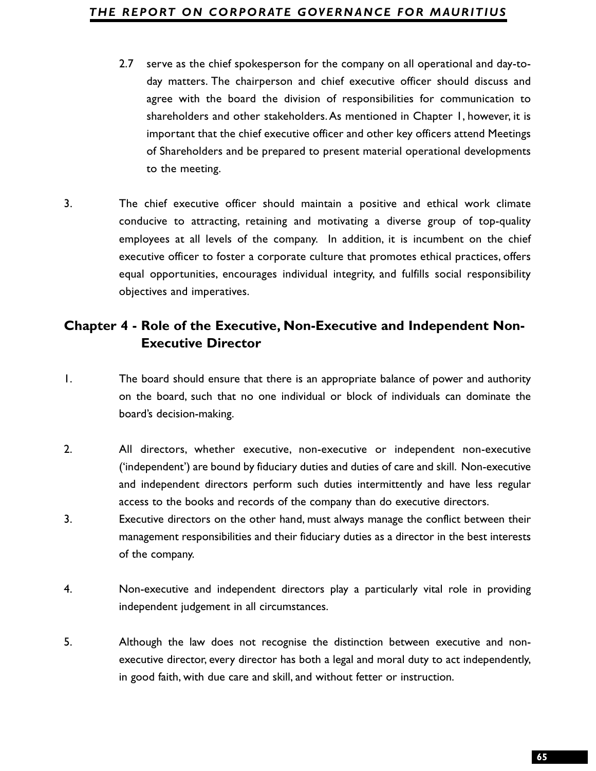2.7 serve as the chief spokesperson for the company on all operational and day-to-day matters. The chairperson and chief executive officer should discuss and agree with the board the division of responsibilities for communication to shareholders and other stakeholders. As mentioned in Chapter 1, however, it is important that the chief executive officer and other key officers attend Meetings of Shareholders and be prepared to present material operational developments to the meeting.

3. The chief executive officer should maintain a positive and ethical work climate conducive to attracting, retaining and motivating a diverse group of top-quality employees at all levels of the company. In addition, it is incumbent on the chief executive officer to foster a corporate culture that promotes ethical practices, offers equal opportunities, encourages individual integrity, and fulfills social responsibility objectives and imperatives.

## Chapter 4 - Role of the Executive, Non-Executive and Independent Non-Executive Director

1. The board should ensure that there is an appropriate balance of power and authority on the board, such that no one individual or block of individuals can dominate the board's decision-making.

2. All directors, whether executive, non-executive or independent non-executive ('independent') are bound by fiduciary duties and duties of care and skill. Non-executive and independent directors perform such duties intermittently and have less regular access to the books and records of the company than do executive directors.

3. Executive directors on the other hand, must always manage the conflict between their management responsibilities and their fiduciary duties as a director in the best interests of the company.

4. Non-executive and independent directors play a particularly vital role in providing independent judgement in all circumstances.

5. Although the law does not recognise the distinction between executive and non-executive director, every director has both a legal and moral duty to act independently, in good faith, with due care and skill, and without fetter or instruction.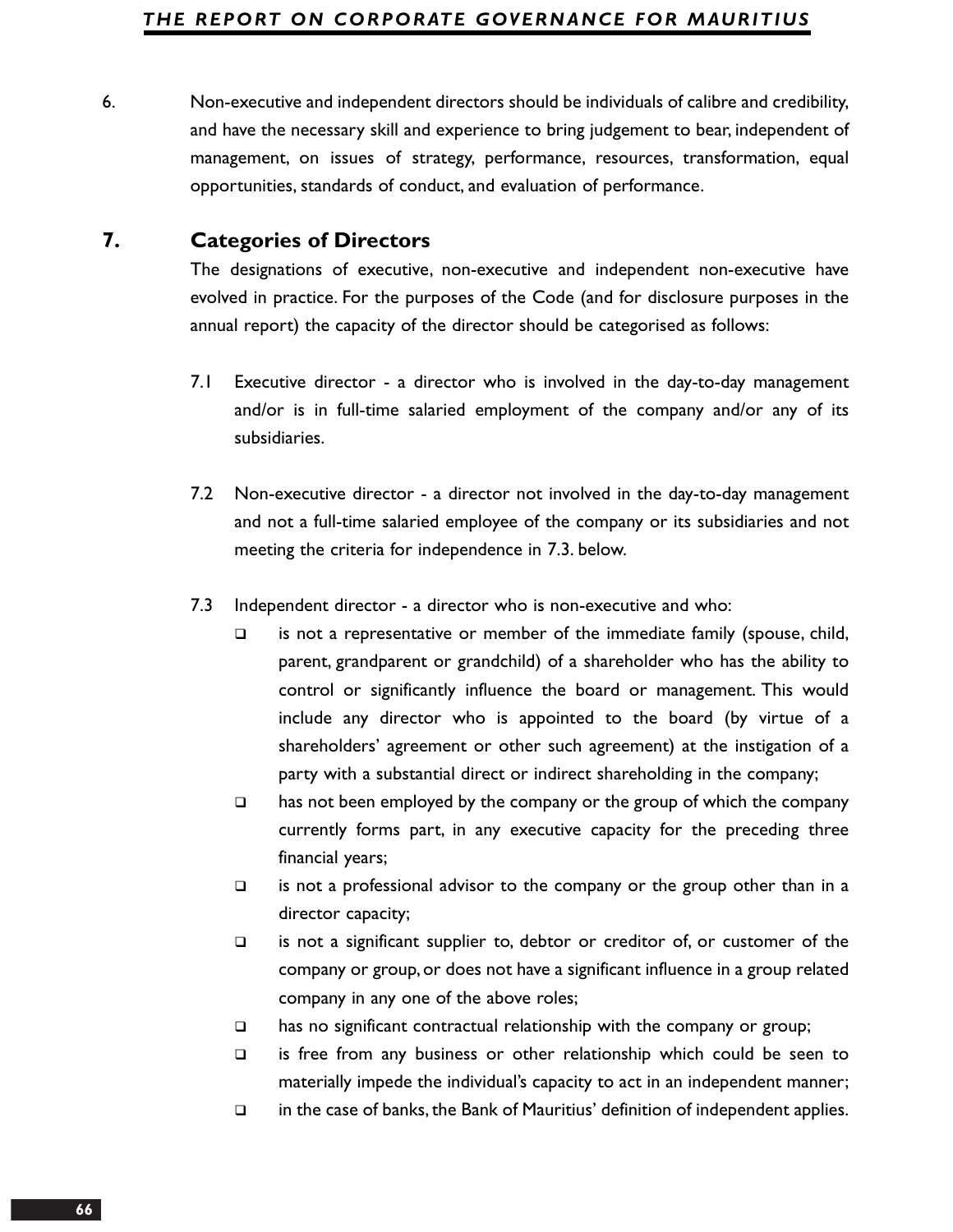6. Non-executive and independent directors should be individuals of calibre and credibility, and have the necessary skill and experience to bring judgement to bear, independent of management, on issues of strategy, performance, resources, transformation, equal opportunities, standards of conduct, and evaluation of performance.

## 7. Categories of Directors

The designations of executive, non-executive and independent non-executive have evolved in practice. For the purposes of the Code (and for disclosure purposes in the annual report) the capacity of the director should be categorised as follows:

7.1 Executive director - a director who is involved in the day-to-day management and/or is in full-time salaried employment of the company and/or any of its subsidiaries.

7.2 Non-executive director - a director not involved in the day-to-day management and not a full-time salaried employee of the company or its subsidiaries and not meeting the criteria for independence in 7.3. below.

7.3 Independent director - a director who is non-executive and who:

- is not a representative or member of the immediate family (spouse, child, parent, grandparent or grandchild) of a shareholder who has the ability to control or significantly influence the board or management. This would include any director who is appointed to the board (by virtue of a shareholders' agreement or other such agreement) at the instigation of a party with a substantial direct or indirect shareholding in the company;
- has not been employed by the company or the group of which the company currently forms part, in any executive capacity for the preceding three financial years;
- is not a professional advisor to the company or the group other than in a director capacity;
- is not a significant supplier to, debtor or creditor of, or customer of the company or group, or does not have a significant influence in a group related company in any one of the above roles;
- has no significant contractual relationship with the company or group;
- is free from any business or other relationship which could be seen to materially impede the individual's capacity to act in an independent manner;
- in the case of banks, the Bank of Mauritius' definition of independent applies.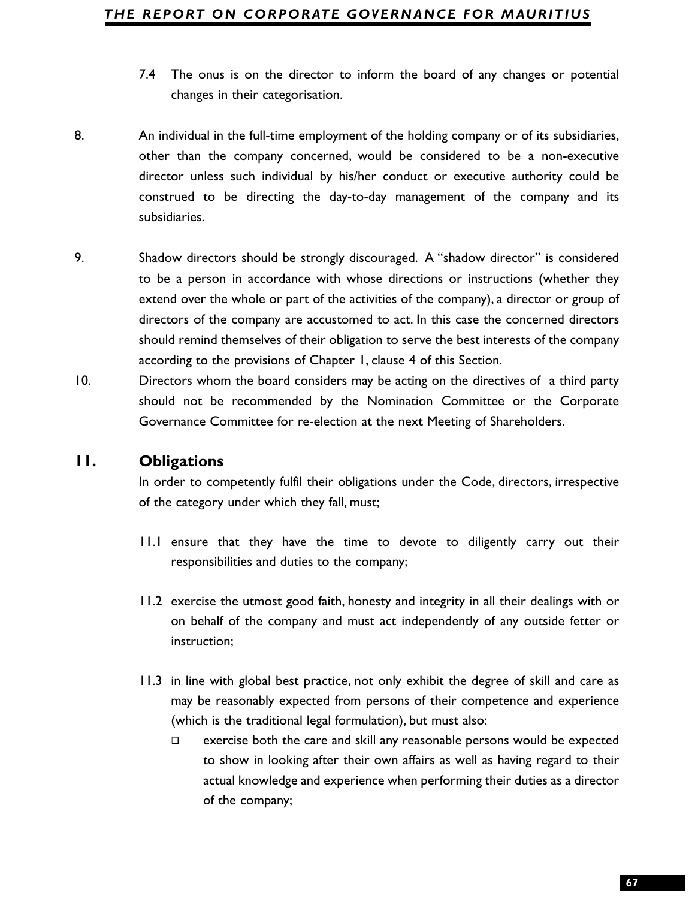7.4 The onus is on the director to inform the board of any changes or potential changes in their categorisation.

8. An individual in the full-time employment of the holding company or of its subsidiaries, other than the company concerned, would be considered to be a non-executive director unless such individual by his/her conduct or executive authority could be construed to be directing the day-to-day management of the company and its subsidiaries.

9. Shadow directors should be strongly discouraged. A "shadow director" is considered to be a person in accordance with whose directions or instructions (whether they extend over the whole or part of the activities of the company), a director or group of directors of the company are accustomed to act. In this case the concerned directors should remind themselves of their obligation to serve the best interests of the company according to the provisions of Chapter 1, clause 4 of this Section.

10. Directors whom the board considers may be acting on the directives of a third party should not be recommended by the Nomination Committee or the Corporate Governance Committee for re-election at the next Meeting of Shareholders.

## 11. Obligations

In order to competently fulfil their obligations under the Code, directors, irrespective of the category under which they fall, must;

11.1 ensure that they have the time to devote to diligently carry out their responsibilities and duties to the company;

11.2 exercise the utmost good faith, honesty and integrity in all their dealings with or on behalf of the company and must act independently of any outside fetter or instruction;

11.3 in line with global best practice, not only exhibit the degree of skill and care as may be reasonably expected from persons of their competence and experience (which is the traditional legal formulation), but must also:

- exercise both the care and skill any reasonable persons would be expected to show in looking after their own affairs as well as having regard to their actual knowledge and experience when performing their duties as a director of the company;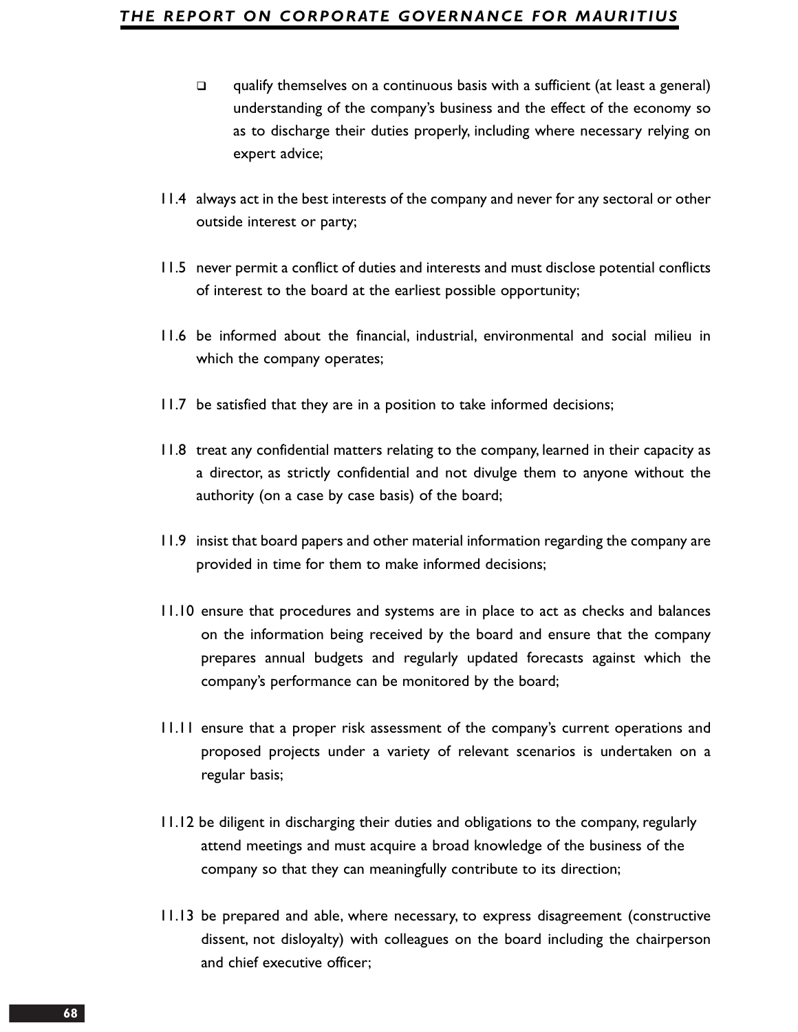- qualify themselves on a continuous basis with a sufficient (at least a general) understanding of the company's business and the effect of the economy so as to discharge their duties properly, including where necessary relying on expert advice;

11.4 always act in the best interests of the company and never for any sectoral or other outside interest or party;

11.5 never permit a conflict of duties and interests and must disclose potential conflicts of interest to the board at the earliest possible opportunity;

11.6 be informed about the financial, industrial, environmental and social milieu in which the company operates;

11.7 be satisfied that they are in a position to take informed decisions;

11.8 treat any confidential matters relating to the company, learned in their capacity as a director, as strictly confidential and not divulge them to anyone without the authority (on a case by case basis) of the board;

11.9 insist that board papers and other material information regarding the company are provided in time for them to make informed decisions;

11.10 ensure that procedures and systems are in place to act as checks and balances on the information being received by the board and ensure that the company prepares annual budgets and regularly updated forecasts against which the company's performance can be monitored by the board;

11.11 ensure that a proper risk assessment of the company's current operations and proposed projects under a variety of relevant scenarios is undertaken on a regular basis;

11.12 be diligent in discharging their duties and obligations to the company, regularly attend meetings and must acquire a broad knowledge of the business of the company so that they can meaningfully contribute to its direction;

11.13 be prepared and able, where necessary, to express disagreement (constructive dissent, not disloyalty) with colleagues on the board including the chairperson and chief executive officer;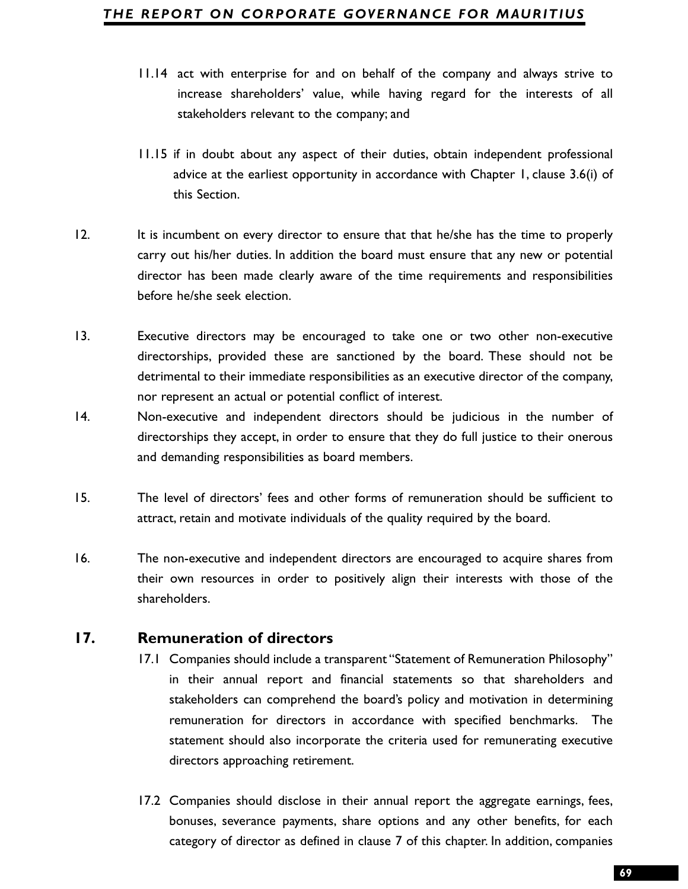11.14 act with enterprise for and on behalf of the company and always strive to increase shareholders' value, while having regard for the interests of all stakeholders relevant to the company; and

11.15 if in doubt about any aspect of their duties, obtain independent professional advice at the earliest opportunity in accordance with Chapter 1, clause 3.6(i) of this Section.

12. It is incumbent on every director to ensure that that he/she has the time to properly carry out his/her duties. In addition the board must ensure that any new or potential director has been made clearly aware of the time requirements and responsibilities before he/she seek election.

13. Executive directors may be encouraged to take one or two other non-executive directorships, provided these are sanctioned by the board. These should not be detrimental to their immediate responsibilities as an executive director of the company, nor represent an actual or potential conflict of interest.

14. Non-executive and independent directors should be judicious in the number of directorships they accept, in order to ensure that they do full justice to their onerous and demanding responsibilities as board members.

15. The level of directors' fees and other forms of remuneration should be sufficient to attract, retain and motivate individuals of the quality required by the board.

16. The non-executive and independent directors are encouraged to acquire shares from their own resources in order to positively align their interests with those of the shareholders.

## 17. Remuneration of directors

17.1 Companies should include a transparent "Statement of Remuneration Philosophy" in their annual report and financial statements so that shareholders and stakeholders can comprehend the board's policy and motivation in determining remuneration for directors in accordance with specified benchmarks. The statement should also incorporate the criteria used for remunerating executive directors approaching retirement.

17.2 Companies should disclose in their annual report the aggregate earnings, fees, bonuses, severance payments, share options and any other benefits, for each category of director as defined in clause 7 of this chapter. In addition, companies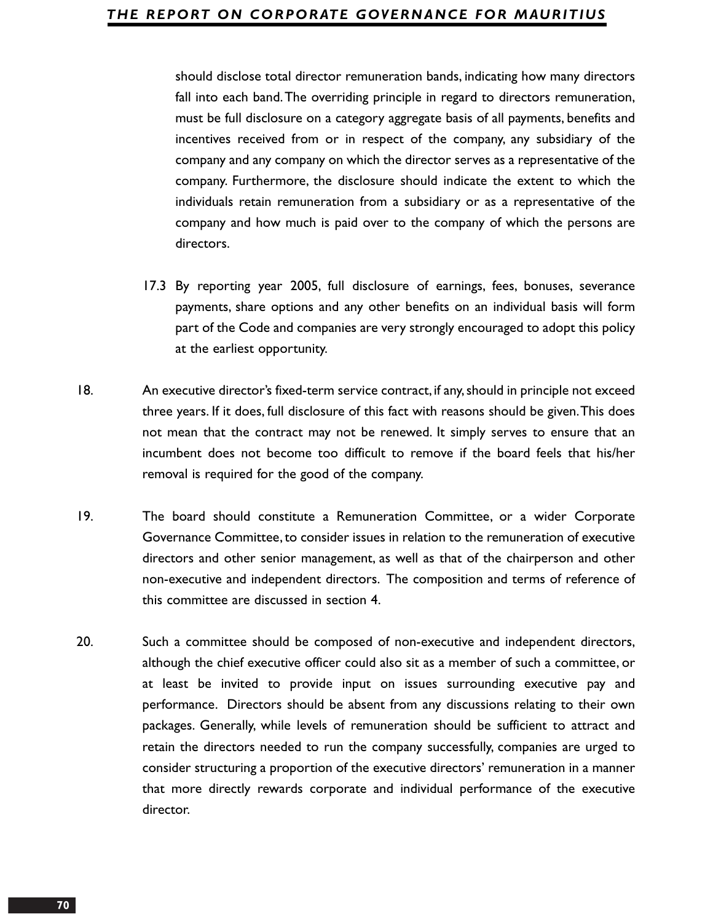should disclose total director remuneration bands, indicating how many directors fall into each band. The overriding principle in regard to directors remuneration, must be full disclosure on a category aggregate basis of all payments, benefits and incentives received from or in respect of the company, any subsidiary of the company and any company on which the director serves as a representative of the company. Furthermore, the disclosure should indicate the extent to which the individuals retain remuneration from a subsidiary or as a representative of the company and how much is paid over to the company of which the persons are directors.

17.3 By reporting year 2005, full disclosure of earnings, fees, bonuses, severance payments, share options and any other benefits on an individual basis will form part of the Code and companies are very strongly encouraged to adopt this policy at the earliest opportunity.

18. An executive director's fixed-term service contract, if any, should in principle not exceed three years. If it does, full disclosure of this fact with reasons should be given. This does not mean that the contract may not be renewed. It simply serves to ensure that an incumbent does not become too difficult to remove if the board feels that his/her removal is required for the good of the company.

19. The board should constitute a Remuneration Committee, or a wider Corporate Governance Committee, to consider issues in relation to the remuneration of executive directors and other senior management, as well as that of the chairperson and other non-executive and independent directors. The composition and terms of reference of this committee are discussed in section 4.

20. Such a committee should be composed of non-executive and independent directors, although the chief executive officer could also sit as a member of such a committee, or at least be invited to provide input on issues surrounding executive pay and performance. Directors should be absent from any discussions relating to their own packages. Generally, while levels of remuneration should be sufficient to attract and retain the directors needed to run the company successfully, companies are urged to consider structuring a proportion of the executive directors' remuneration in a manner that more directly rewards corporate and individual performance of the executive director.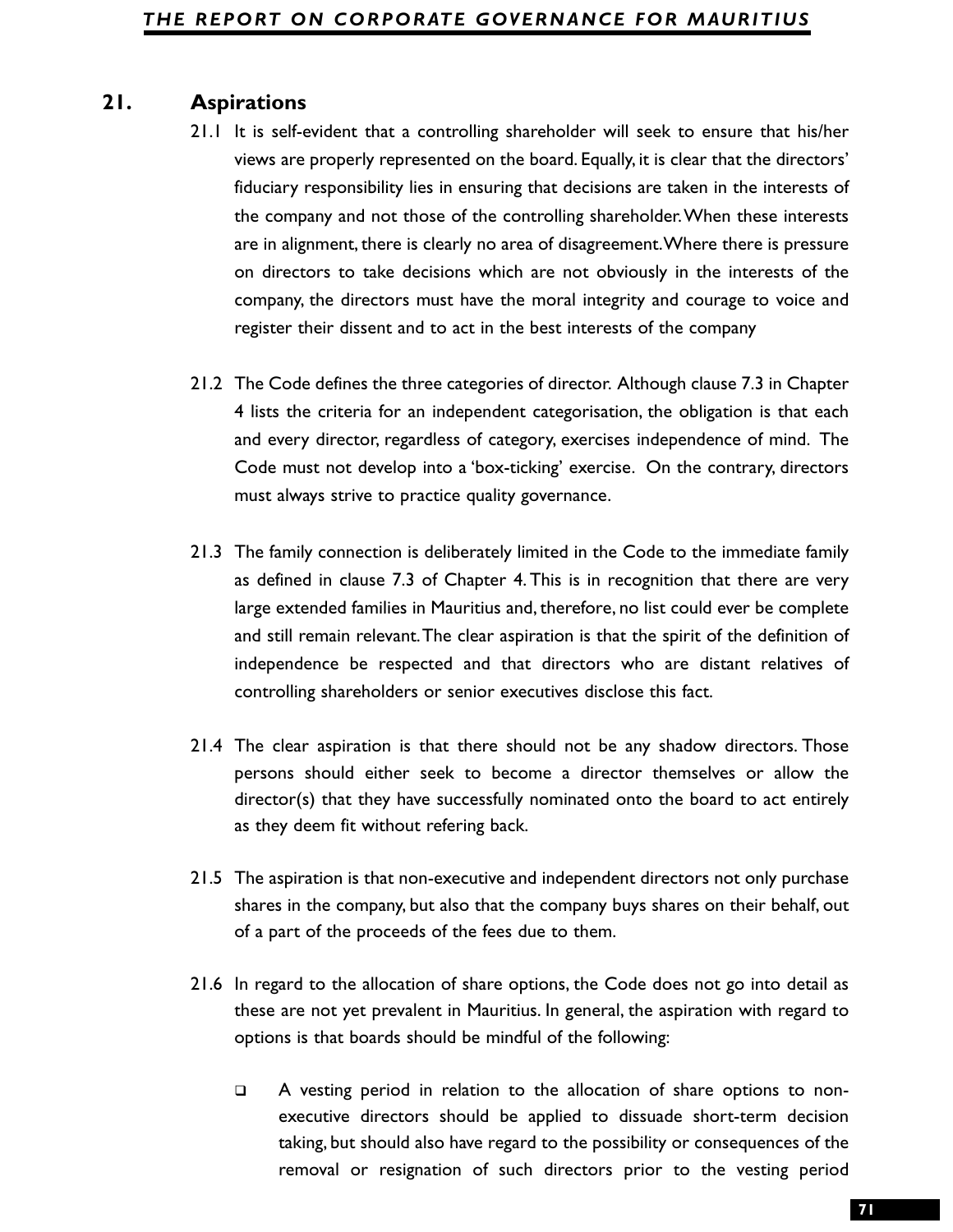## 21. Aspirations

21.1 It is self-evident that a controlling shareholder will seek to ensure that his/her views are properly represented on the board. Equally, it is clear that the directors' fiduciary responsibility lies in ensuring that decisions are taken in the interests of the company and not those of the controlling shareholder. When these interests are in alignment, there is clearly no area of disagreement. Where there is pressure on directors to take decisions which are not obviously in the interests of the company, the directors must have the moral integrity and courage to voice and register their dissent and to act in the best interests of the company

21.2 The Code defines the three categories of director. Although clause 7.3 in Chapter 4 lists the criteria for an independent categorisation, the obligation is that each and every director, regardless of category, exercises independence of mind. The Code must not develop into a 'box-ticking' exercise. On the contrary, directors must always strive to practice quality governance.

21.3 The family connection is deliberately limited in the Code to the immediate family as defined in clause 7.3 of Chapter 4. This is in recognition that there are very large extended families in Mauritius and, therefore, no list could ever be complete and still remain relevant. The clear aspiration is that the spirit of the definition of independence be respected and that directors who are distant relatives of controlling shareholders or senior executives disclose this fact.

21.4 The clear aspiration is that there should not be any shadow directors. Those persons should either seek to become a director themselves or allow the director(s) that they have successfully nominated onto the board to act entirely as they deem fit without refering back.

21.5 The aspiration is that non-executive and independent directors not only purchase shares in the company, but also that the company buys shares on their behalf, out of a part of the proceeds of the fees due to them.

21.6 In regard to the allocation of share options, the Code does not go into detail as these are not yet prevalent in Mauritius. In general, the aspiration with regard to options is that boards should be mindful of the following:

- A vesting period in relation to the allocation of share options to non-executive directors should be applied to dissuade short-term decision taking, but should also have regard to the possibility or consequences of the removal or resignation of such directors prior to the vesting period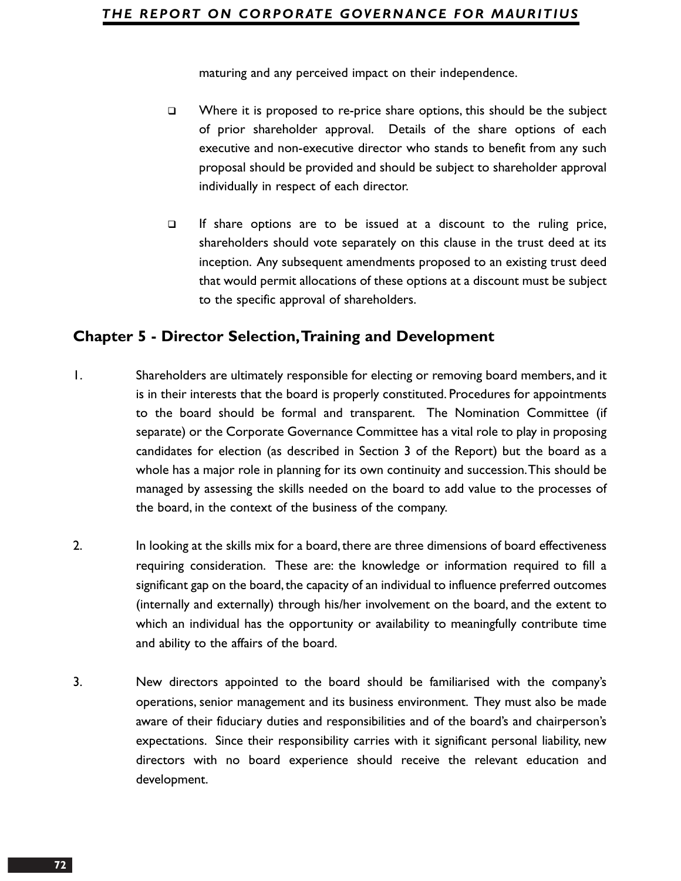maturing and any perceived impact on their independence.

- Where it is proposed to re-price share options, this should be the subject of prior shareholder approval. Details of the share options of each executive and non-executive director who stands to benefit from any such proposal should be provided and should be subject to shareholder approval individually in respect of each director.

- If share options are to be issued at a discount to the ruling price, shareholders should vote separately on this clause in the trust deed at its inception. Any subsequent amendments proposed to an existing trust deed that would permit allocations of these options at a discount must be subject to the specific approval of shareholders.

## Chapter 5 - Director Selection, Training and Development

1. Shareholders are ultimately responsible for electing or removing board members, and it is in their interests that the board is properly constituted. Procedures for appointments to the board should be formal and transparent. The Nomination Committee (if separate) or the Corporate Governance Committee has a vital role to play in proposing candidates for election (as described in Section 3 of the Report) but the board as a whole has a major role in planning for its own continuity and succession. This should be managed by assessing the skills needed on the board to add value to the processes of the board, in the context of the business of the company.

2. In looking at the skills mix for a board, there are three dimensions of board effectiveness requiring consideration. These are: the knowledge or information required to fill a significant gap on the board, the capacity of an individual to influence preferred outcomes (internally and externally) through his/her involvement on the board, and the extent to which an individual has the opportunity or availability to meaningfully contribute time and ability to the affairs of the board.

3. New directors appointed to the board should be familiarised with the company's operations, senior management and its business environment. They must also be made aware of their fiduciary duties and responsibilities and of the board's and chairperson's expectations. Since their responsibility carries with it significant personal liability, new directors with no board experience should receive the relevant education and development.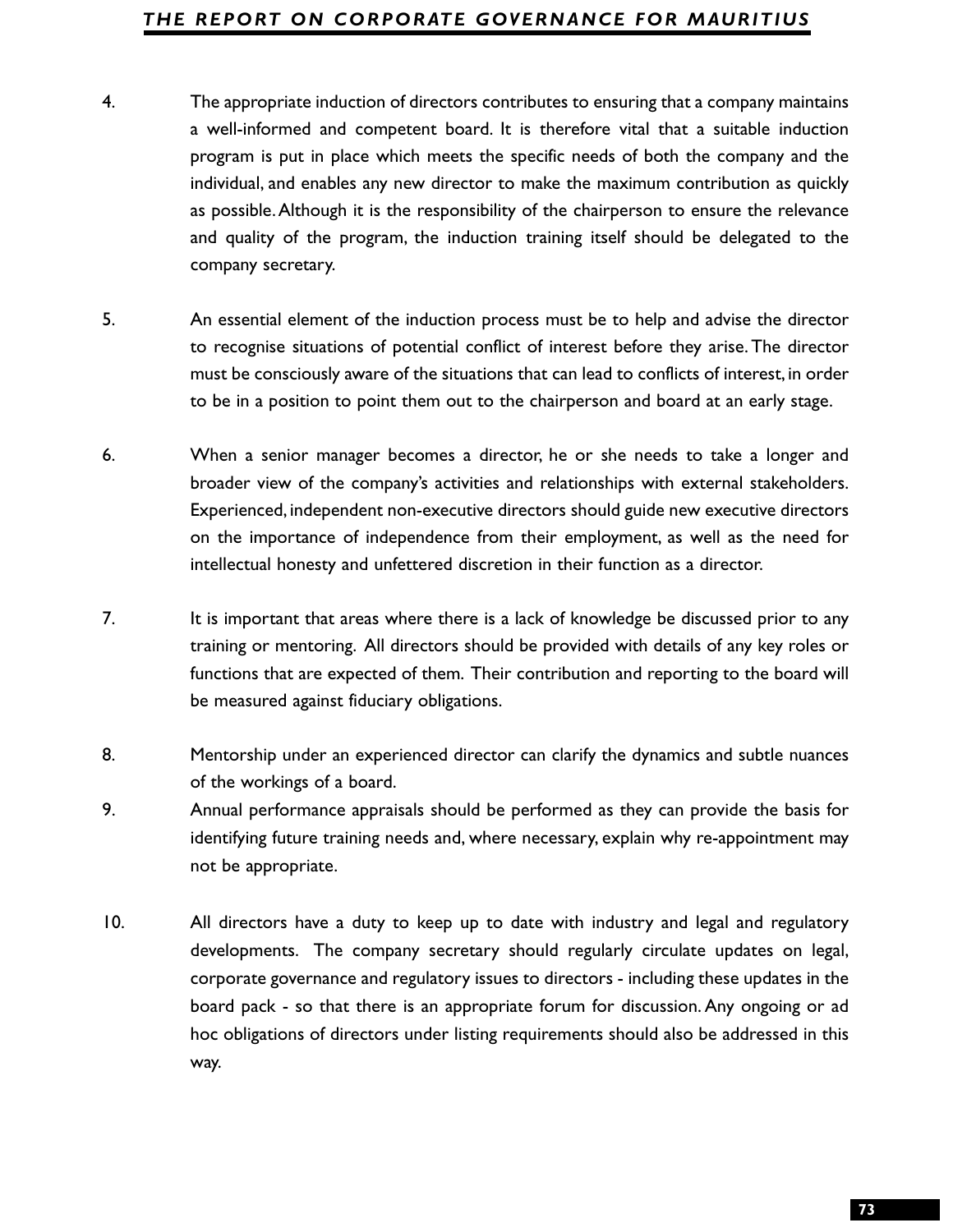4. The appropriate induction of directors contributes to ensuring that a company maintains a well-informed and competent board. It is therefore vital that a suitable induction program is put in place which meets the specific needs of both the company and the individual, and enables any new director to make the maximum contribution as quickly as possible. Although it is the responsibility of the chairperson to ensure the relevance and quality of the program, the induction training itself should be delegated to the company secretary.

5. An essential element of the induction process must be to help and advise the director to recognise situations of potential conflict of interest before they arise. The director must be consciously aware of the situations that can lead to conflicts of interest, in order to be in a position to point them out to the chairperson and board at an early stage.

6. When a senior manager becomes a director, he or she needs to take a longer and broader view of the company's activities and relationships with external stakeholders. Experienced, independent non-executive directors should guide new executive directors on the importance of independence from their employment, as well as the need for intellectual honesty and unfettered discretion in their function as a director.

7. It is important that areas where there is a lack of knowledge be discussed prior to any training or mentoring. All directors should be provided with details of any key roles or functions that are expected of them. Their contribution and reporting to the board will be measured against fiduciary obligations.

8. Mentorship under an experienced director can clarify the dynamics and subtle nuances of the workings of a board.

9. Annual performance appraisals should be performed as they can provide the basis for identifying future training needs and, where necessary, explain why re-appointment may not be appropriate.

10. All directors have a duty to keep up to date with industry and legal and regulatory developments. The company secretary should regularly circulate updates on legal, corporate governance and regulatory issues to directors - including these updates in the board pack - so that there is an appropriate forum for discussion. Any ongoing or ad hoc obligations of directors under listing requirements should also be addressed in this way.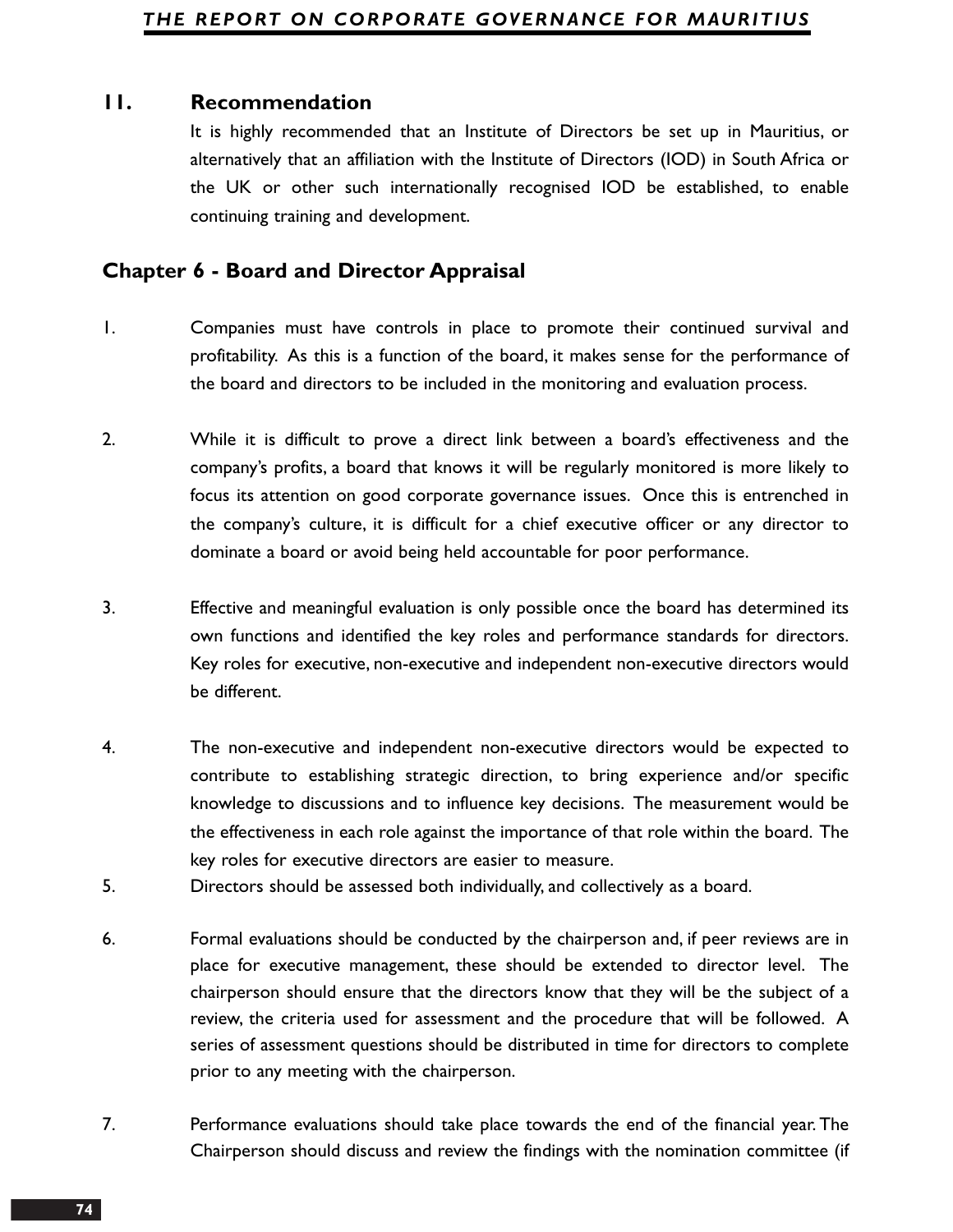## 11. Recommendation

It is highly recommended that an Institute of Directors be set up in Mauritius, or alternatively that an affiliation with the Institute of Directors (IOD) in South Africa or the UK or other such internationally recognised IOD be established, to enable continuing training and development.

## Chapter 6 - Board and Director Appraisal

1. Companies must have controls in place to promote their continued survival and profitability. As this is a function of the board, it makes sense for the performance of the board and directors to be included in the monitoring and evaluation process.

2. While it is difficult to prove a direct link between a board's effectiveness and the company's profits, a board that knows it will be regularly monitored is more likely to focus its attention on good corporate governance issues. Once this is entrenched in the company's culture, it is difficult for a chief executive officer or any director to dominate a board or avoid being held accountable for poor performance.

3. Effective and meaningful evaluation is only possible once the board has determined its own functions and identified the key roles and performance standards for directors. Key roles for executive, non-executive and independent non-executive directors would be different.

4. The non-executive and independent non-executive directors would be expected to contribute to establishing strategic direction, to bring experience and/or specific knowledge to discussions and to influence key decisions. The measurement would be the effectiveness in each role against the importance of that role within the board. The key roles for executive directors are easier to measure.

5. Directors should be assessed both individually, and collectively as a board.

6. Formal evaluations should be conducted by the chairperson and, if peer reviews are in place for executive management, these should be extended to director level. The chairperson should ensure that the directors know that they will be the subject of a review, the criteria used for assessment and the procedure that will be followed. A series of assessment questions should be distributed in time for directors to complete prior to any meeting with the chairperson.

7. Performance evaluations should take place towards the end of the financial year. The Chairperson should discuss and review the findings with the nomination committee (if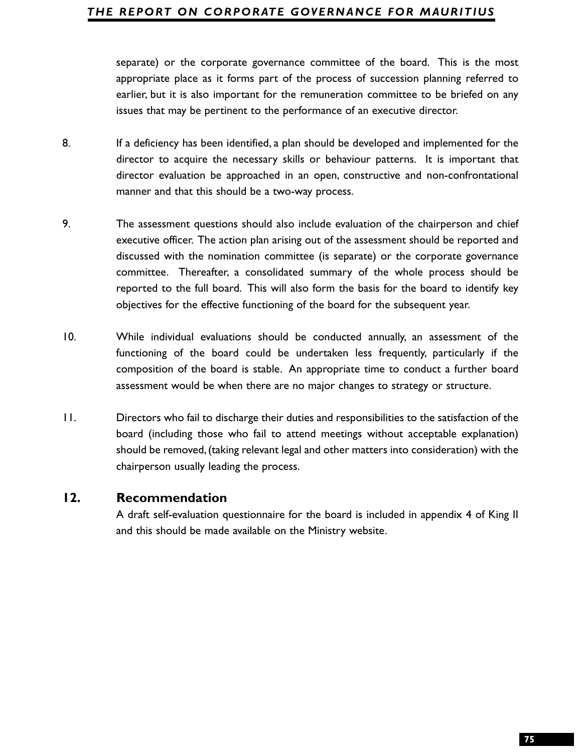separate) or the corporate governance committee of the board. This is the most appropriate place as it forms part of the process of succession planning referred to earlier, but it is also important for the remuneration committee to be briefed on any issues that may be pertinent to the performance of an executive director.

8. If a deficiency has been identified, a plan should be developed and implemented for the director to acquire the necessary skills or behaviour patterns. It is important that director evaluation be approached in an open, constructive and non-confrontational manner and that this should be a two-way process.

9. The assessment questions should also include evaluation of the chairperson and chief executive officer. The action plan arising out of the assessment should be reported and discussed with the nomination committee (is separate) or the corporate governance committee. Thereafter, a consolidated summary of the whole process should be reported to the full board. This will also form the basis for the board to identify key objectives for the effective functioning of the board for the subsequent year.

10. While individual evaluations should be conducted annually, an assessment of the functioning of the board could be undertaken less frequently, particularly if the composition of the board is stable. An appropriate time to conduct a further board assessment would be when there are no major changes to strategy or structure.

11. Directors who fail to discharge their duties and responsibilities to the satisfaction of the board (including those who fail to attend meetings without acceptable explanation) should be removed, (taking relevant legal and other matters into consideration) with the chairperson usually leading the process.

### 12. Recommendation

A draft self-evaluation questionnaire for the board is included in appendix 4 of King II and this should be made available on the Ministry website.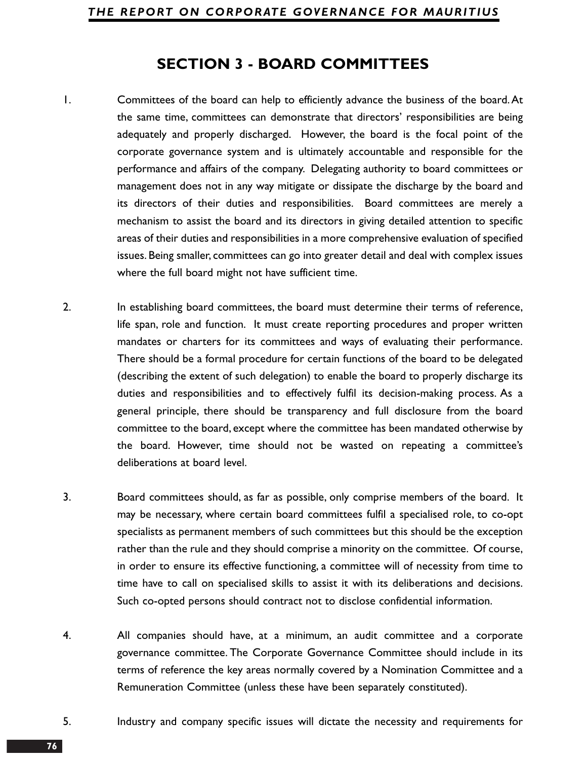# SECTION 3 - BOARD COMMITTEES

1. Committees of the board can help to efficiently advance the business of the board. At the same time, committees can demonstrate that directors' responsibilities are being adequately and properly discharged. However, the board is the focal point of the corporate governance system and is ultimately accountable and responsible for the performance and affairs of the company. Delegating authority to board committees or management does not in any way mitigate or dissipate the discharge by the board and its directors of their duties and responsibilities. Board committees are merely a mechanism to assist the board and its directors in giving detailed attention to specific areas of their duties and responsibilities in a more comprehensive evaluation of specified issues. Being smaller, committees can go into greater detail and deal with complex issues where the full board might not have sufficient time.

2. In establishing board committees, the board must determine their terms of reference, life span, role and function. It must create reporting procedures and proper written mandates or charters for its committees and ways of evaluating their performance. There should be a formal procedure for certain functions of the board to be delegated (describing the extent of such delegation) to enable the board to properly discharge its duties and responsibilities and to effectively fulfil its decision-making process. As a general principle, there should be transparency and full disclosure from the board committee to the board, except where the committee has been mandated otherwise by the board. However, time should not be wasted on repeating a committee's deliberations at board level.

3. Board committees should, as far as possible, only comprise members of the board. It may be necessary, where certain board committees fulfil a specialised role, to co-opt specialists as permanent members of such committees but this should be the exception rather than the rule and they should comprise a minority on the committee. Of course, in order to ensure its effective functioning, a committee will of necessity from time to time have to call on specialised skills to assist it with its deliberations and decisions. Such co-opted persons should contract not to disclose confidential information.

4. All companies should have, at a minimum, an audit committee and a corporate governance committee. The Corporate Governance Committee should include in its terms of reference the key areas normally covered by a Nomination Committee and a Remuneration Committee (unless these have been separately constituted).

5. Industry and company specific issues will dictate the necessity and requirements for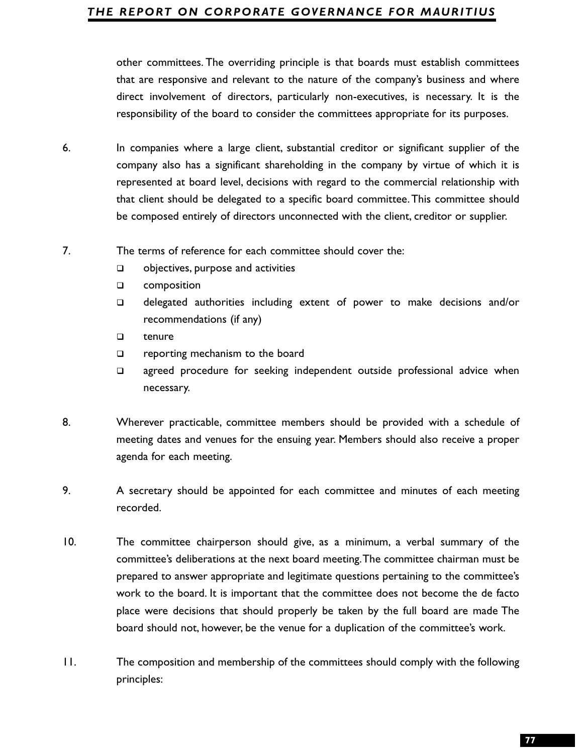other committees. The overriding principle is that boards must establish committees that are responsive and relevant to the nature of the company's business and where direct involvement of directors, particularly non-executives, is necessary. It is the responsibility of the board to consider the committees appropriate for its purposes.

6. In companies where a large client, substantial creditor or significant supplier of the company also has a significant shareholding in the company by virtue of which it is represented at board level, decisions with regard to the commercial relationship with that client should be delegated to a specific board committee. This committee should be composed entirely of directors unconnected with the client, creditor or supplier.

7. The terms of reference for each committee should cover the:
   - objectives, purpose and activities
   - composition
   - delegated authorities including extent of power to make decisions and/or recommendations (if any)
   - tenure
   - reporting mechanism to the board
   - agreed procedure for seeking independent outside professional advice when necessary.

8. Wherever practicable, committee members should be provided with a schedule of meeting dates and venues for the ensuing year. Members should also receive a proper agenda for each meeting.

9. A secretary should be appointed for each committee and minutes of each meeting recorded.

10. The committee chairperson should give, as a minimum, a verbal summary of the committee's deliberations at the next board meeting. The committee chairman must be prepared to answer appropriate and legitimate questions pertaining to the committee's work to the board. It is important that the committee does not become the de facto place were decisions that should properly be taken by the full board are made The board should not, however, be the venue for a duplication of the committee's work.

11. The composition and membership of the committees should comply with the following principles: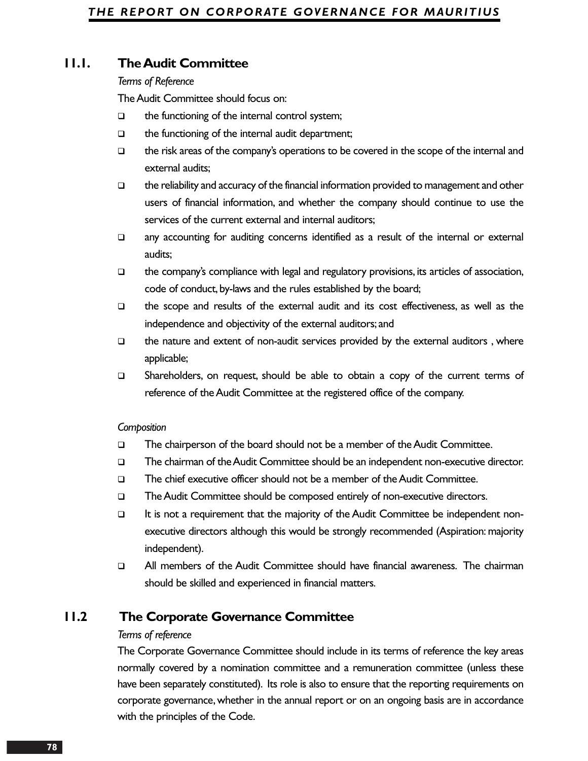## 11.1. The Audit Committee

*Terms of Reference*

The Audit Committee should focus on:

- the functioning of the internal control system;
- the functioning of the internal audit department;
- the risk areas of the company's operations to be covered in the scope of the internal and external audits;
- the reliability and accuracy of the financial information provided to management and other users of financial information, and whether the company should continue to use the services of the current external and internal auditors;
- any accounting for auditing concerns identified as a result of the internal or external audits;
- the company's compliance with legal and regulatory provisions, its articles of association, code of conduct, by-laws and the rules established by the board;
- the scope and results of the external audit and its cost effectiveness, as well as the independence and objectivity of the external auditors; and
- the nature and extent of non-audit services provided by the external auditors , where applicable;
- Shareholders, on request, should be able to obtain a copy of the current terms of reference of the Audit Committee at the registered office of the company.

*Composition*

- The chairperson of the board should not be a member of the Audit Committee.
- The chairman of the Audit Committee should be an independent non-executive director.
- The chief executive officer should not be a member of the Audit Committee.
- The Audit Committee should be composed entirely of non-executive directors.
- It is not a requirement that the majority of the Audit Committee be independent non-executive directors although this would be strongly recommended (Aspiration: majority independent).
- All members of the Audit Committee should have financial awareness. The chairman should be skilled and experienced in financial matters.

## 11.2 The Corporate Governance Committee

*Terms of reference*

The Corporate Governance Committee should include in its terms of reference the key areas normally covered by a nomination committee and a remuneration committee (unless these have been separately constituted). Its role is also to ensure that the reporting requirements on corporate governance, whether in the annual report or on an ongoing basis are in accordance with the principles of the Code.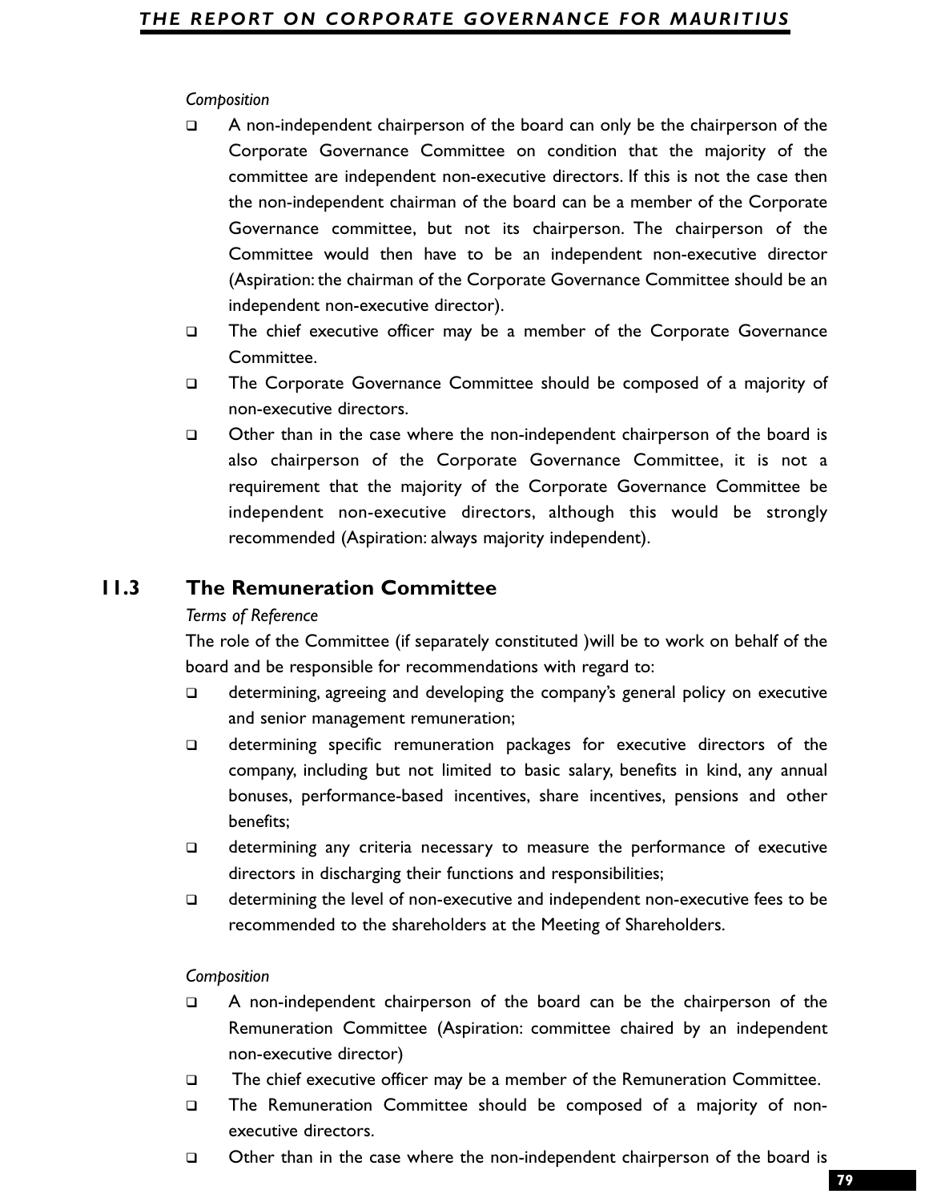*Composition*

- A non-independent chairperson of the board can only be the chairperson of the Corporate Governance Committee on condition that the majority of the committee are independent non-executive directors. If this is not the case then the non-independent chairman of the board can be a member of the Corporate Governance committee, but not its chairperson. The chairperson of the Committee would then have to be an independent non-executive director (Aspiration: the chairman of the Corporate Governance Committee should be an independent non-executive director).
- The chief executive officer may be a member of the Corporate Governance Committee.
- The Corporate Governance Committee should be composed of a majority of non-executive directors.
- Other than in the case where the non-independent chairperson of the board is also chairperson of the Corporate Governance Committee, it is not a requirement that the majority of the Corporate Governance Committee be independent non-executive directors, although this would be strongly recommended (Aspiration: always majority independent).

## 11.3 The Remuneration Committee

*Terms of Reference*

The role of the Committee (if separately constituted )will be to work on behalf of the board and be responsible for recommendations with regard to:

- determining, agreeing and developing the company's general policy on executive and senior management remuneration;
- determining specific remuneration packages for executive directors of the company, including but not limited to basic salary, benefits in kind, any annual bonuses, performance-based incentives, share incentives, pensions and other benefits;
- determining any criteria necessary to measure the performance of executive directors in discharging their functions and responsibilities;
- determining the level of non-executive and independent non-executive fees to be recommended to the shareholders at the Meeting of Shareholders.

*Composition*

- A non-independent chairperson of the board can be the chairperson of the Remuneration Committee (Aspiration: committee chaired by an independent non-executive director)
- The chief executive officer may be a member of the Remuneration Committee.
- The Remuneration Committee should be composed of a majority of non-executive directors.
- Other than in the case where the non-independent chairperson of the board is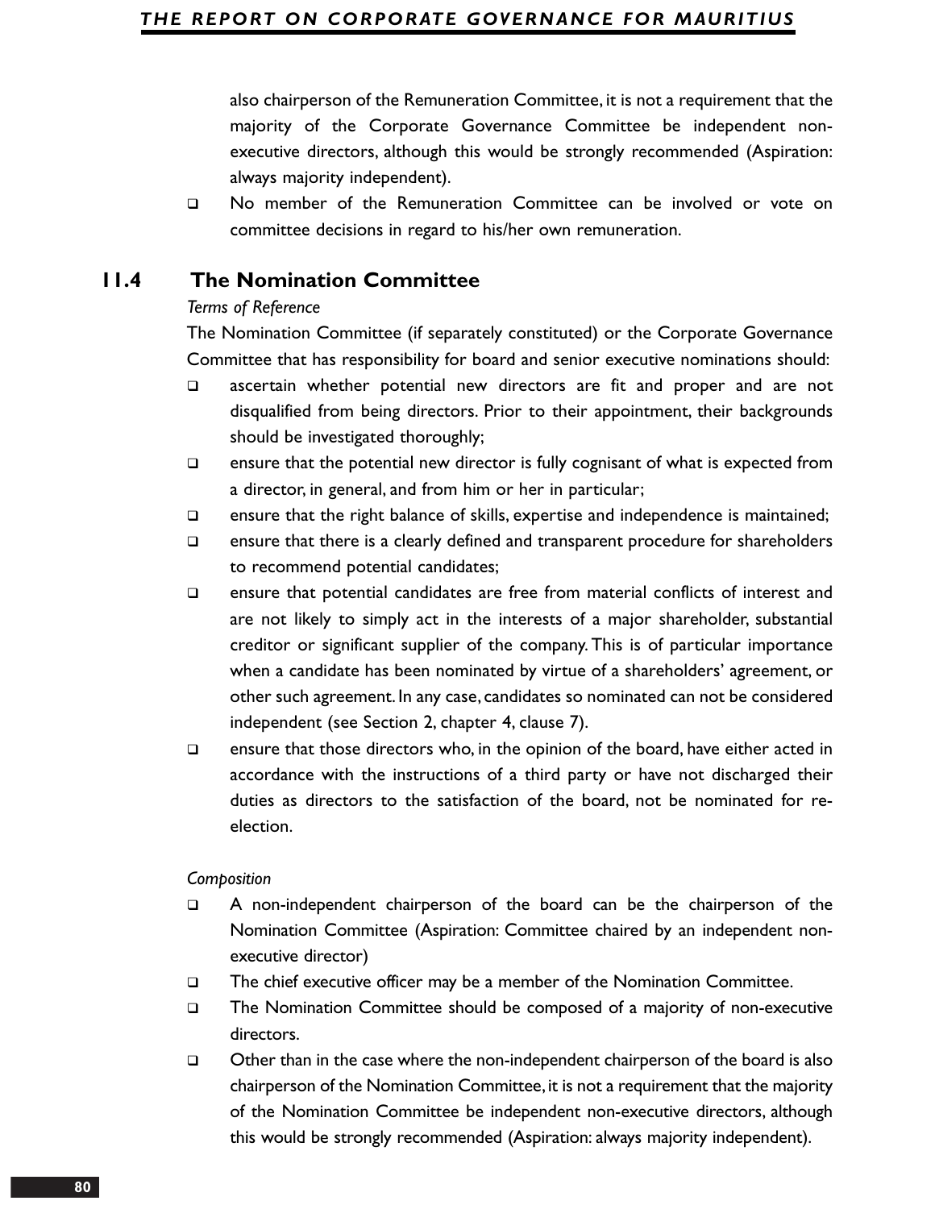also chairperson of the Remuneration Committee, it is not a requirement that the majority of the Corporate Governance Committee be independent non-executive directors, although this would be strongly recommended (Aspiration: always majority independent).

- No member of the Remuneration Committee can be involved or vote on committee decisions in regard to his/her own remuneration.

## 11.4 The Nomination Committee

*Terms of Reference*

The Nomination Committee (if separately constituted) or the Corporate Governance Committee that has responsibility for board and senior executive nominations should:

- ascertain whether potential new directors are fit and proper and are not disqualified from being directors. Prior to their appointment, their backgrounds should be investigated thoroughly;
- ensure that the potential new director is fully cognisant of what is expected from a director, in general, and from him or her in particular;
- ensure that the right balance of skills, expertise and independence is maintained;
- ensure that there is a clearly defined and transparent procedure for shareholders to recommend potential candidates;
- ensure that potential candidates are free from material conflicts of interest and are not likely to simply act in the interests of a major shareholder, substantial creditor or significant supplier of the company. This is of particular importance when a candidate has been nominated by virtue of a shareholders' agreement, or other such agreement. In any case, candidates so nominated can not be considered independent (see Section 2, chapter 4, clause 7).
- ensure that those directors who, in the opinion of the board, have either acted in accordance with the instructions of a third party or have not discharged their duties as directors to the satisfaction of the board, not be nominated for re-election.

*Composition*

- A non-independent chairperson of the board can be the chairperson of the Nomination Committee (Aspiration: Committee chaired by an independent non-executive director)
- The chief executive officer may be a member of the Nomination Committee.
- The Nomination Committee should be composed of a majority of non-executive directors.
- Other than in the case where the non-independent chairperson of the board is also chairperson of the Nomination Committee, it is not a requirement that the majority of the Nomination Committee be independent non-executive directors, although this would be strongly recommended (Aspiration: always majority independent).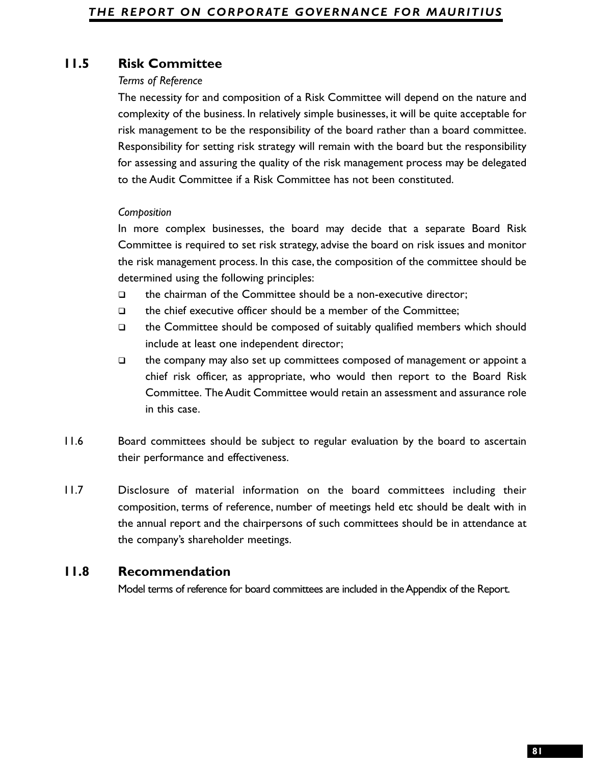## 11.5 Risk Committee

*Terms of Reference*

The necessity for and composition of a Risk Committee will depend on the nature and complexity of the business. In relatively simple businesses, it will be quite acceptable for risk management to be the responsibility of the board rather than a board committee. Responsibility for setting risk strategy will remain with the board but the responsibility for assessing and assuring the quality of the risk management process may be delegated to the Audit Committee if a Risk Committee has not been constituted.

*Composition*

In more complex businesses, the board may decide that a separate Board Risk Committee is required to set risk strategy, advise the board on risk issues and monitor the risk management process. In this case, the composition of the committee should be determined using the following principles:

- the chairman of the Committee should be a non-executive director;
- the chief executive officer should be a member of the Committee;
- the Committee should be composed of suitably qualified members which should include at least one independent director;
- the company may also set up committees composed of management or appoint a chief risk officer, as appropriate, who would then report to the Board Risk Committee. The Audit Committee would retain an assessment and assurance role in this case.

11.6 Board committees should be subject to regular evaluation by the board to ascertain their performance and effectiveness.

11.7 Disclosure of material information on the board committees including their composition, terms of reference, number of meetings held etc should be dealt with in the annual report and the chairpersons of such committees should be in attendance at the company's shareholder meetings.

## 11.8 Recommendation

Model terms of reference for board committees are included in the Appendix of the Report.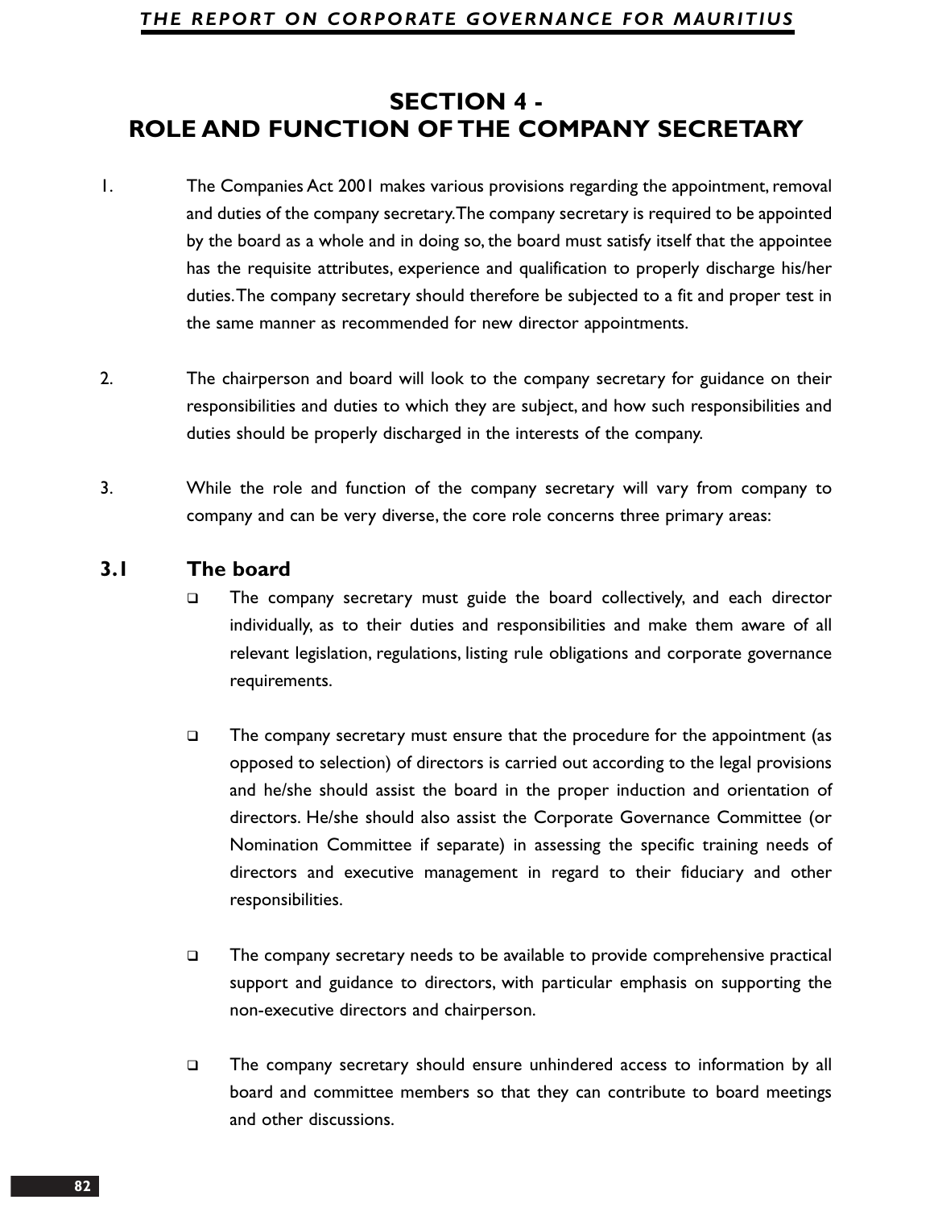# SECTION 4 - ROLE AND FUNCTION OF THE COMPANY SECRETARY

1. The Companies Act 2001 makes various provisions regarding the appointment, removal and duties of the company secretary. The company secretary is required to be appointed by the board as a whole and in doing so, the board must satisfy itself that the appointee has the requisite attributes, experience and qualification to properly discharge his/her duties. The company secretary should therefore be subjected to a fit and proper test in the same manner as recommended for new director appointments.

2. The chairperson and board will look to the company secretary for guidance on their responsibilities and duties to which they are subject, and how such responsibilities and duties should be properly discharged in the interests of the company.

3. While the role and function of the company secretary will vary from company to company and can be very diverse, the core role concerns three primary areas:

## 3.1 The board

- The company secretary must guide the board collectively, and each director individually, as to their duties and responsibilities and make them aware of all relevant legislation, regulations, listing rule obligations and corporate governance requirements.

- The company secretary must ensure that the procedure for the appointment (as opposed to selection) of directors is carried out according to the legal provisions and he/she should assist the board in the proper induction and orientation of directors. He/she should also assist the Corporate Governance Committee (or Nomination Committee if separate) in assessing the specific training needs of directors and executive management in regard to their fiduciary and other responsibilities.

- The company secretary needs to be available to provide comprehensive practical support and guidance to directors, with particular emphasis on supporting the non-executive directors and chairperson.

- The company secretary should ensure unhindered access to information by all board and committee members so that they can contribute to board meetings and other discussions.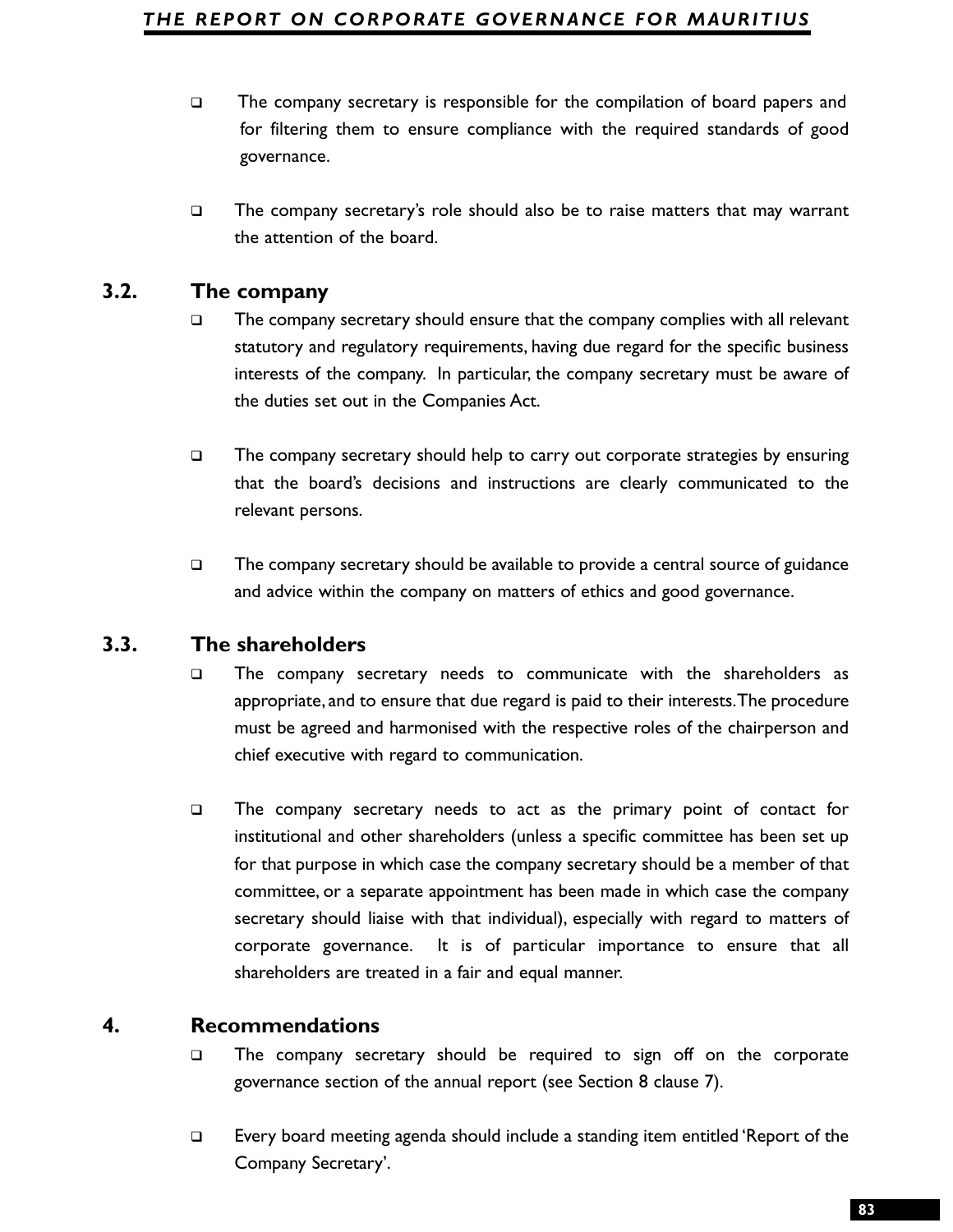- The company secretary is responsible for the compilation of board papers and for filtering them to ensure compliance with the required standards of good governance.

- The company secretary's role should also be to raise matters that may warrant the attention of the board.

## 3.2. The company

- The company secretary should ensure that the company complies with all relevant statutory and regulatory requirements, having due regard for the specific business interests of the company. In particular, the company secretary must be aware of the duties set out in the Companies Act.

- The company secretary should help to carry out corporate strategies by ensuring that the board's decisions and instructions are clearly communicated to the relevant persons.

- The company secretary should be available to provide a central source of guidance and advice within the company on matters of ethics and good governance.

## 3.3. The shareholders

- The company secretary needs to communicate with the shareholders as appropriate, and to ensure that due regard is paid to their interests. The procedure must be agreed and harmonised with the respective roles of the chairperson and chief executive with regard to communication.

- The company secretary needs to act as the primary point of contact for institutional and other shareholders (unless a specific committee has been set up for that purpose in which case the company secretary should be a member of that committee, or a separate appointment has been made in which case the company secretary should liaise with that individual), especially with regard to matters of corporate governance. It is of particular importance to ensure that all shareholders are treated in a fair and equal manner.

## 4. Recommendations

- The company secretary should be required to sign off on the corporate governance section of the annual report (see Section 8 clause 7).

- Every board meeting agenda should include a standing item entitled 'Report of the Company Secretary'.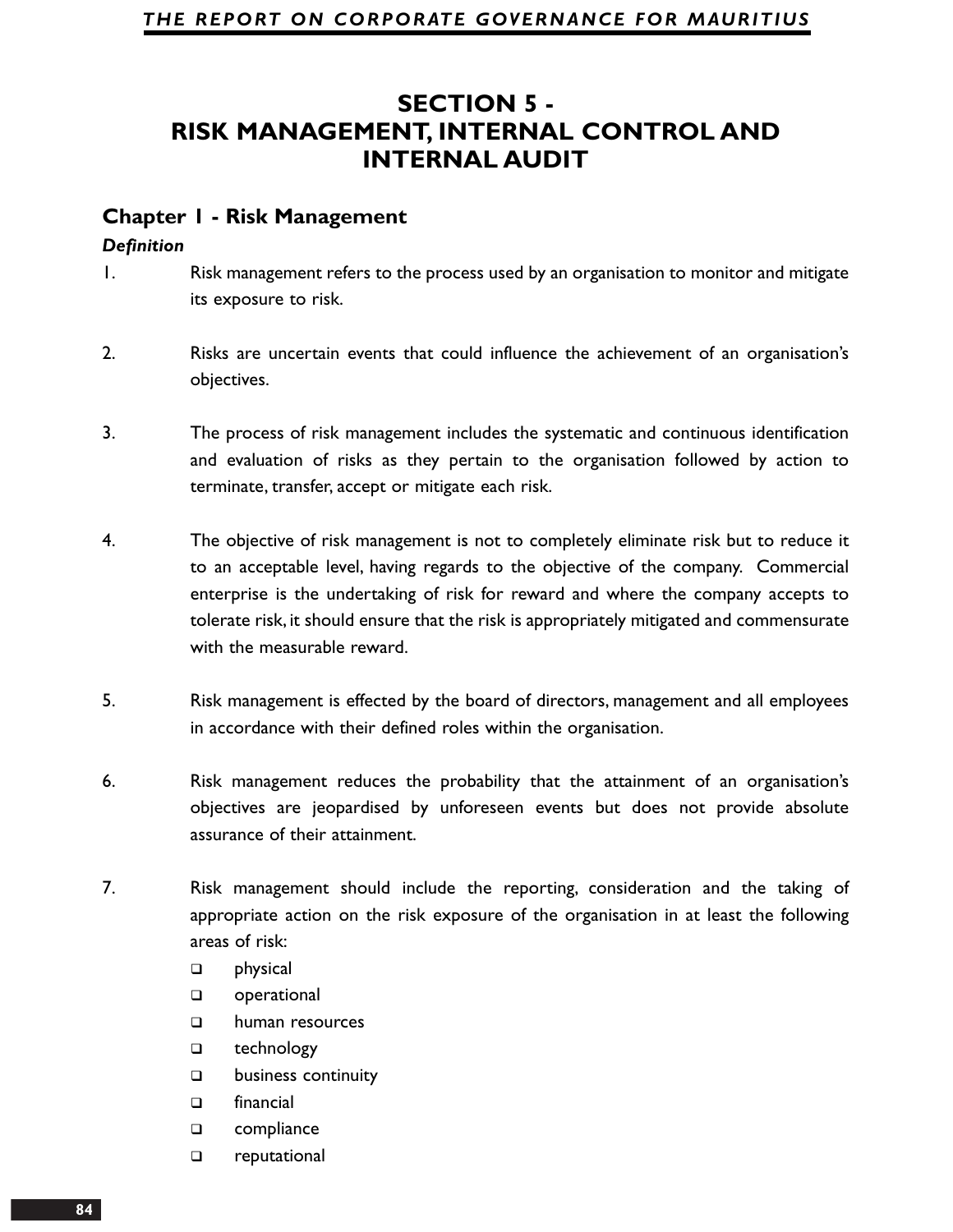# SECTION 5 - RISK MANAGEMENT, INTERNAL CONTROL AND INTERNAL AUDIT

## Chapter 1 - Risk Management

***Definition***

1. Risk management refers to the process used by an organisation to monitor and mitigate its exposure to risk.

2. Risks are uncertain events that could influence the achievement of an organisation's objectives.

3. The process of risk management includes the systematic and continuous identification and evaluation of risks as they pertain to the organisation followed by action to terminate, transfer, accept or mitigate each risk.

4. The objective of risk management is not to completely eliminate risk but to reduce it to an acceptable level, having regards to the objective of the company. Commercial enterprise is the undertaking of risk for reward and where the company accepts to tolerate risk, it should ensure that the risk is appropriately mitigated and commensurate with the measurable reward.

5. Risk management is effected by the board of directors, management and all employees in accordance with their defined roles within the organisation.

6. Risk management reduces the probability that the attainment of an organisation's objectives are jeopardised by unforeseen events but does not provide absolute assurance of their attainment.

7. Risk management should include the reporting, consideration and the taking of appropriate action on the risk exposure of the organisation in at least the following areas of risk:
   - physical
   - operational
   - human resources
   - technology
   - business continuity
   - financial
   - compliance
   - reputational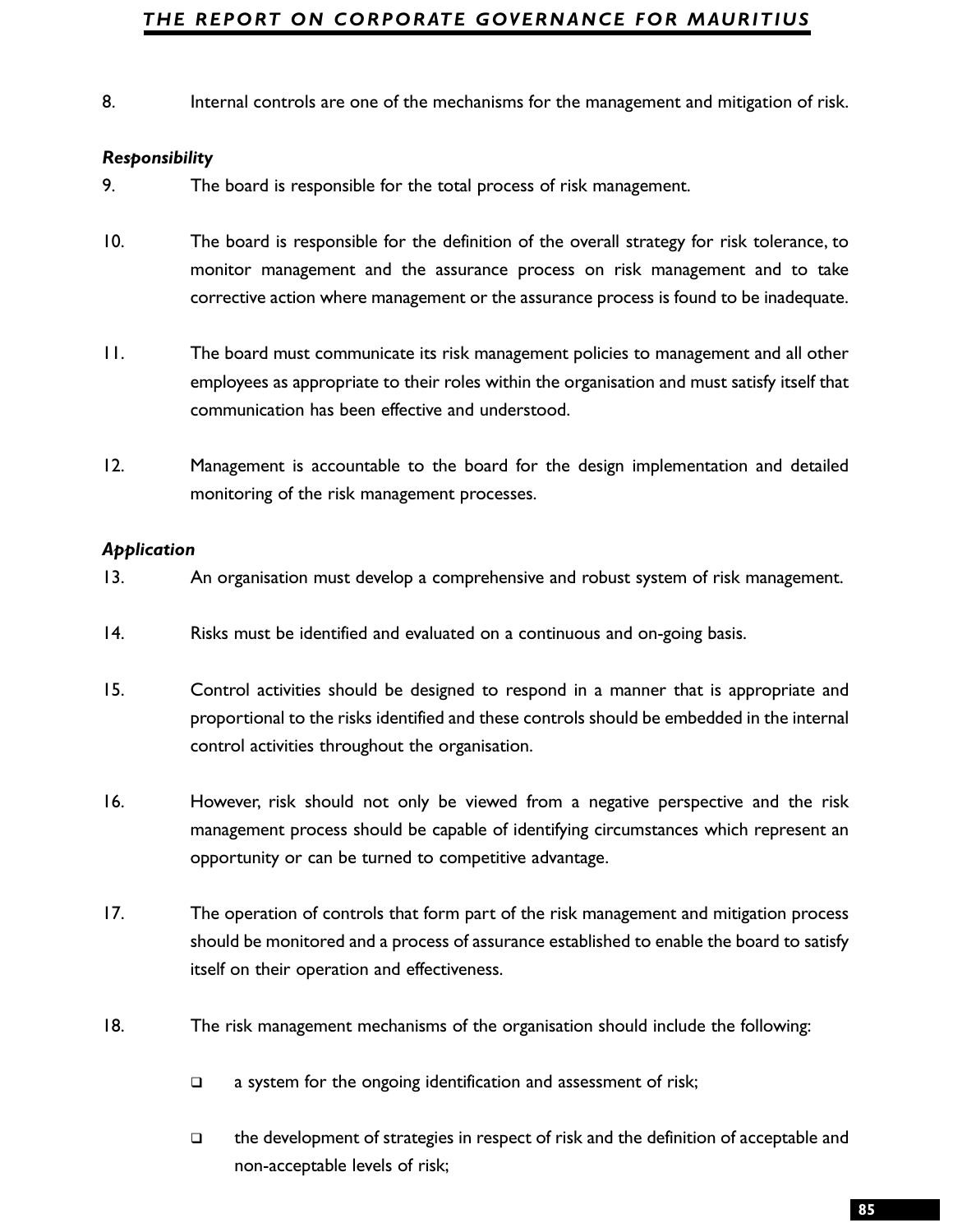8. Internal controls are one of the mechanisms for the management and mitigation of risk.

***Responsibility***

9. The board is responsible for the total process of risk management.

10. The board is responsible for the definition of the overall strategy for risk tolerance, to monitor management and the assurance process on risk management and to take corrective action where management or the assurance process is found to be inadequate.

11. The board must communicate its risk management policies to management and all other employees as appropriate to their roles within the organisation and must satisfy itself that communication has been effective and understood.

12. Management is accountable to the board for the design implementation and detailed monitoring of the risk management processes.

***Application***

13. An organisation must develop a comprehensive and robust system of risk management.

14. Risks must be identified and evaluated on a continuous and on-going basis.

15. Control activities should be designed to respond in a manner that is appropriate and proportional to the risks identified and these controls should be embedded in the internal control activities throughout the organisation.

16. However, risk should not only be viewed from a negative perspective and the risk management process should be capable of identifying circumstances which represent an opportunity or can be turned to competitive advantage.

17. The operation of controls that form part of the risk management and mitigation process should be monitored and a process of assurance established to enable the board to satisfy itself on their operation and effectiveness.

18. The risk management mechanisms of the organisation should include the following:

    - a system for the ongoing identification and assessment of risk;

    - the development of strategies in respect of risk and the definition of acceptable and non-acceptable levels of risk;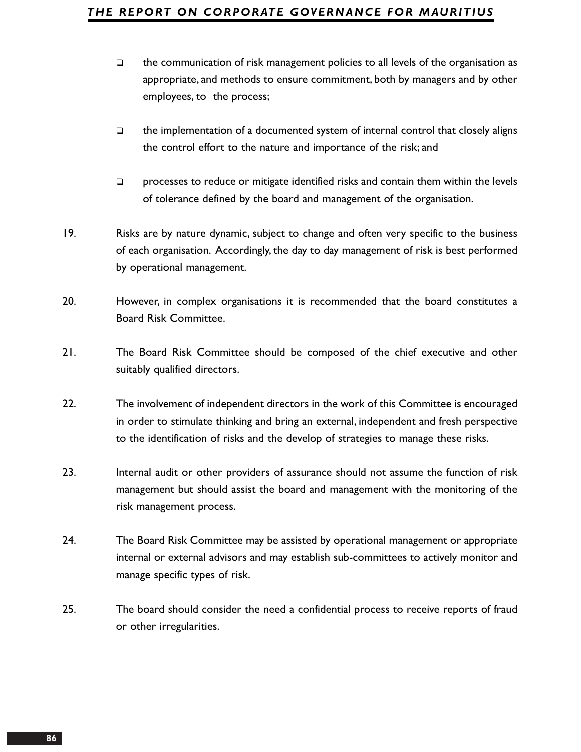- the communication of risk management policies to all levels of the organisation as appropriate, and methods to ensure commitment, both by managers and by other employees, to the process;

- the implementation of a documented system of internal control that closely aligns the control effort to the nature and importance of the risk; and

- processes to reduce or mitigate identified risks and contain them within the levels of tolerance defined by the board and management of the organisation.

19. Risks are by nature dynamic, subject to change and often very specific to the business of each organisation. Accordingly, the day to day management of risk is best performed by operational management.

20. However, in complex organisations it is recommended that the board constitutes a Board Risk Committee.

21. The Board Risk Committee should be composed of the chief executive and other suitably qualified directors.

22. The involvement of independent directors in the work of this Committee is encouraged in order to stimulate thinking and bring an external, independent and fresh perspective to the identification of risks and the develop of strategies to manage these risks.

23. Internal audit or other providers of assurance should not assume the function of risk management but should assist the board and management with the monitoring of the risk management process.

24. The Board Risk Committee may be assisted by operational management or appropriate internal or external advisors and may establish sub-committees to actively monitor and manage specific types of risk.

25. The board should consider the need a confidential process to receive reports of fraud or other irregularities.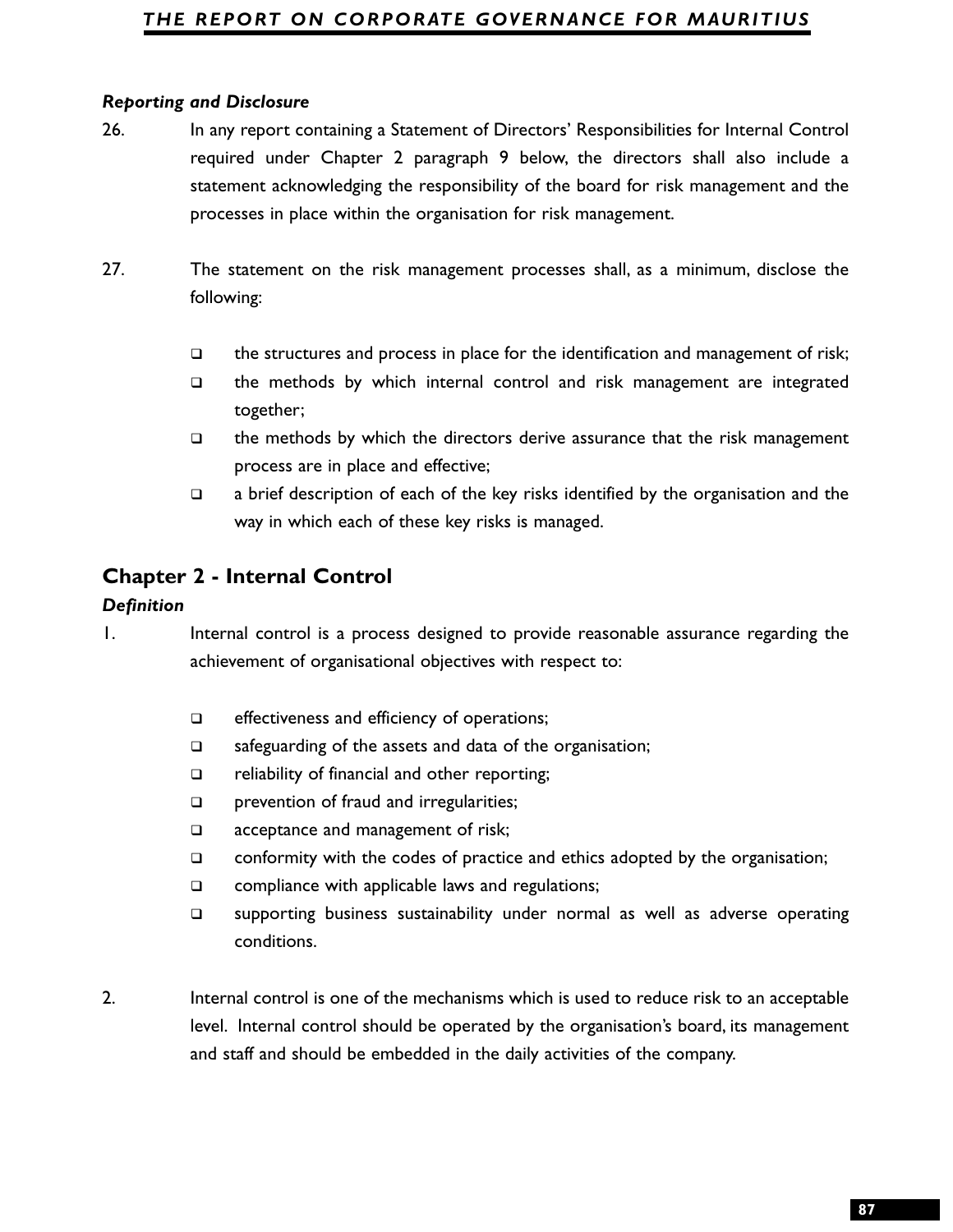### *Reporting and Disclosure*

26. In any report containing a Statement of Directors' Responsibilities for Internal Control required under Chapter 2 paragraph 9 below, the directors shall also include a statement acknowledging the responsibility of the board for risk management and the processes in place within the organisation for risk management.

27. The statement on the risk management processes shall, as a minimum, disclose the following:

    - the structures and process in place for the identification and management of risk;
    - the methods by which internal control and risk management are integrated together;
    - the methods by which the directors derive assurance that the risk management process are in place and effective;
    - a brief description of each of the key risks identified by the organisation and the way in which each of these key risks is managed.

## Chapter 2 - Internal Control

### *Definition*

1. Internal control is a process designed to provide reasonable assurance regarding the achievement of organisational objectives with respect to:

    - effectiveness and efficiency of operations;
    - safeguarding of the assets and data of the organisation;
    - reliability of financial and other reporting;
    - prevention of fraud and irregularities;
    - acceptance and management of risk;
    - conformity with the codes of practice and ethics adopted by the organisation;
    - compliance with applicable laws and regulations;
    - supporting business sustainability under normal as well as adverse operating conditions.

2. Internal control is one of the mechanisms which is used to reduce risk to an acceptable level. Internal control should be operated by the organisation's board, its management and staff and should be embedded in the daily activities of the company.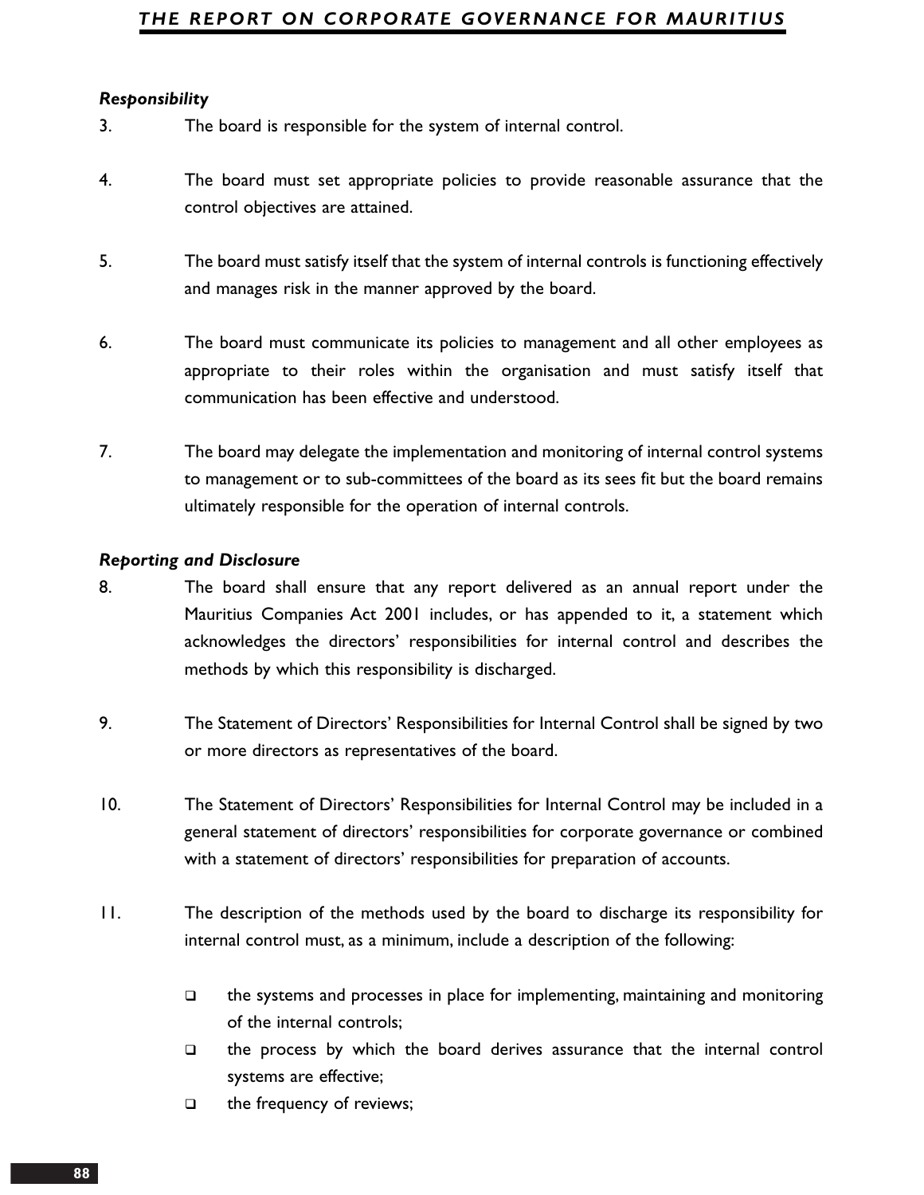***Responsibility***

3. The board is responsible for the system of internal control.

4. The board must set appropriate policies to provide reasonable assurance that the control objectives are attained.

5. The board must satisfy itself that the system of internal controls is functioning effectively and manages risk in the manner approved by the board.

6. The board must communicate its policies to management and all other employees as appropriate to their roles within the organisation and must satisfy itself that communication has been effective and understood.

7. The board may delegate the implementation and monitoring of internal control systems to management or to sub-committees of the board as its sees fit but the board remains ultimately responsible for the operation of internal controls.

***Reporting and Disclosure***

8. The board shall ensure that any report delivered as an annual report under the Mauritius Companies Act 2001 includes, or has appended to it, a statement which acknowledges the directors' responsibilities for internal control and describes the methods by which this responsibility is discharged.

9. The Statement of Directors' Responsibilities for Internal Control shall be signed by two or more directors as representatives of the board.

10. The Statement of Directors' Responsibilities for Internal Control may be included in a general statement of directors' responsibilities for corporate governance or combined with a statement of directors' responsibilities for preparation of accounts.

11. The description of the methods used by the board to discharge its responsibility for internal control must, as a minimum, include a description of the following:

    - the systems and processes in place for implementing, maintaining and monitoring of the internal controls;
    - the process by which the board derives assurance that the internal control systems are effective;
    - the frequency of reviews;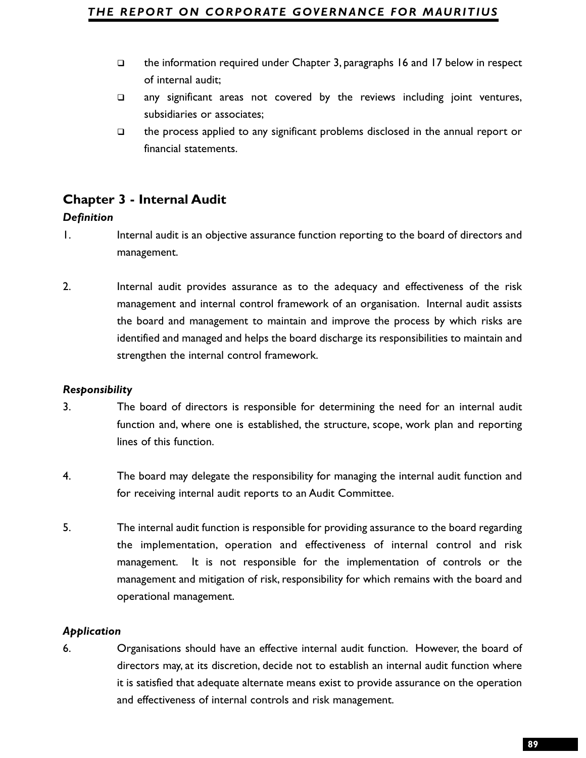- the information required under Chapter 3, paragraphs 16 and 17 below in respect of internal audit;
- any significant areas not covered by the reviews including joint ventures, subsidiaries or associates;
- the process applied to any significant problems disclosed in the annual report or financial statements.

## Chapter 3 - Internal Audit

***Definition***

1. Internal audit is an objective assurance function reporting to the board of directors and management.

2. Internal audit provides assurance as to the adequacy and effectiveness of the risk management and internal control framework of an organisation. Internal audit assists the board and management to maintain and improve the process by which risks are identified and managed and helps the board discharge its responsibilities to maintain and strengthen the internal control framework.

***Responsibility***

3. The board of directors is responsible for determining the need for an internal audit function and, where one is established, the structure, scope, work plan and reporting lines of this function.

4. The board may delegate the responsibility for managing the internal audit function and for receiving internal audit reports to an Audit Committee.

5. The internal audit function is responsible for providing assurance to the board regarding the implementation, operation and effectiveness of internal control and risk management. It is not responsible for the implementation of controls or the management and mitigation of risk, responsibility for which remains with the board and operational management.

***Application***

6. Organisations should have an effective internal audit function. However, the board of directors may, at its discretion, decide not to establish an internal audit function where it is satisfied that adequate alternate means exist to provide assurance on the operation and effectiveness of internal controls and risk management.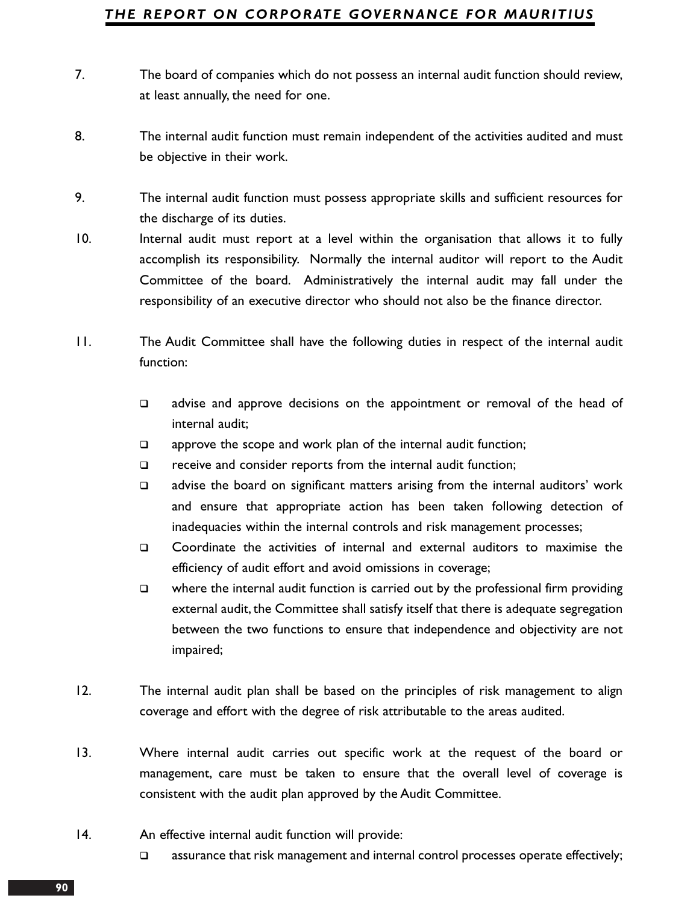7. The board of companies which do not possess an internal audit function should review, at least annually, the need for one.

8. The internal audit function must remain independent of the activities audited and must be objective in their work.

9. The internal audit function must possess appropriate skills and sufficient resources for the discharge of its duties.

10. Internal audit must report at a level within the organisation that allows it to fully accomplish its responsibility. Normally the internal auditor will report to the Audit Committee of the board. Administratively the internal audit may fall under the responsibility of an executive director who should not also be the finance director.

11. The Audit Committee shall have the following duties in respect of the internal audit function:

    - advise and approve decisions on the appointment or removal of the head of internal audit;
    - approve the scope and work plan of the internal audit function;
    - receive and consider reports from the internal audit function;
    - advise the board on significant matters arising from the internal auditors' work and ensure that appropriate action has been taken following detection of inadequacies within the internal controls and risk management processes;
    - Coordinate the activities of internal and external auditors to maximise the efficiency of audit effort and avoid omissions in coverage;
    - where the internal audit function is carried out by the professional firm providing external audit, the Committee shall satisfy itself that there is adequate segregation between the two functions to ensure that independence and objectivity are not impaired;

12. The internal audit plan shall be based on the principles of risk management to align coverage and effort with the degree of risk attributable to the areas audited.

13. Where internal audit carries out specific work at the request of the board or management, care must be taken to ensure that the overall level of coverage is consistent with the audit plan approved by the Audit Committee.

14. An effective internal audit function will provide:
    - assurance that risk management and internal control processes operate effectively;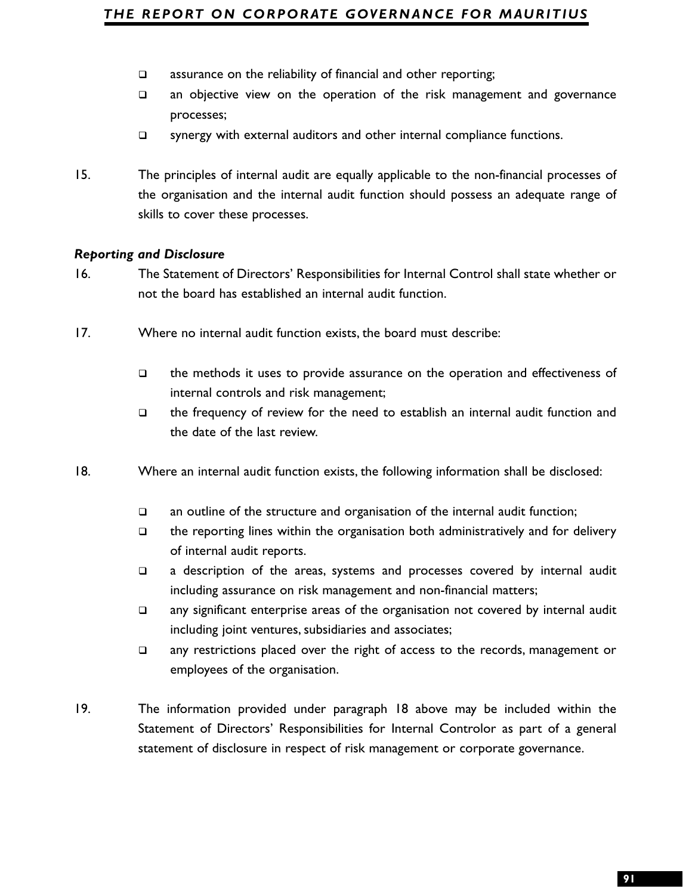- assurance on the reliability of financial and other reporting;
- an objective view on the operation of the risk management and governance processes;
- synergy with external auditors and other internal compliance functions.

15. The principles of internal audit are equally applicable to the non-financial processes of the organisation and the internal audit function should possess an adequate range of skills to cover these processes.

***Reporting and Disclosure***

16. The Statement of Directors' Responsibilities for Internal Control shall state whether or not the board has established an internal audit function.

17. Where no internal audit function exists, the board must describe:

    - the methods it uses to provide assurance on the operation and effectiveness of internal controls and risk management;
    - the frequency of review for the need to establish an internal audit function and the date of the last review.

18. Where an internal audit function exists, the following information shall be disclosed:

    - an outline of the structure and organisation of the internal audit function;
    - the reporting lines within the organisation both administratively and for delivery of internal audit reports.
    - a description of the areas, systems and processes covered by internal audit including assurance on risk management and non-financial matters;
    - any significant enterprise areas of the organisation not covered by internal audit including joint ventures, subsidiaries and associates;
    - any restrictions placed over the right of access to the records, management or employees of the organisation.

19. The information provided under paragraph 18 above may be included within the Statement of Directors' Responsibilities for Internal Controlor as part of a general statement of disclosure in respect of risk management or corporate governance.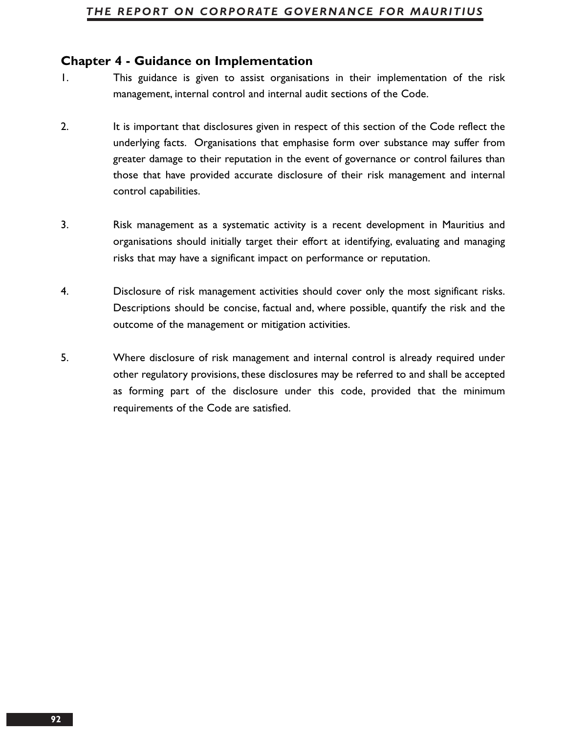## Chapter 4 - Guidance on Implementation

1. This guidance is given to assist organisations in their implementation of the risk management, internal control and internal audit sections of the Code.

2. It is important that disclosures given in respect of this section of the Code reflect the underlying facts. Organisations that emphasise form over substance may suffer from greater damage to their reputation in the event of governance or control failures than those that have provided accurate disclosure of their risk management and internal control capabilities.

3. Risk management as a systematic activity is a recent development in Mauritius and organisations should initially target their effort at identifying, evaluating and managing risks that may have a significant impact on performance or reputation.

4. Disclosure of risk management activities should cover only the most significant risks. Descriptions should be concise, factual and, where possible, quantify the risk and the outcome of the management or mitigation activities.

5. Where disclosure of risk management and internal control is already required under other regulatory provisions, these disclosures may be referred to and shall be accepted as forming part of the disclosure under this code, provided that the minimum requirements of the Code are satisfied.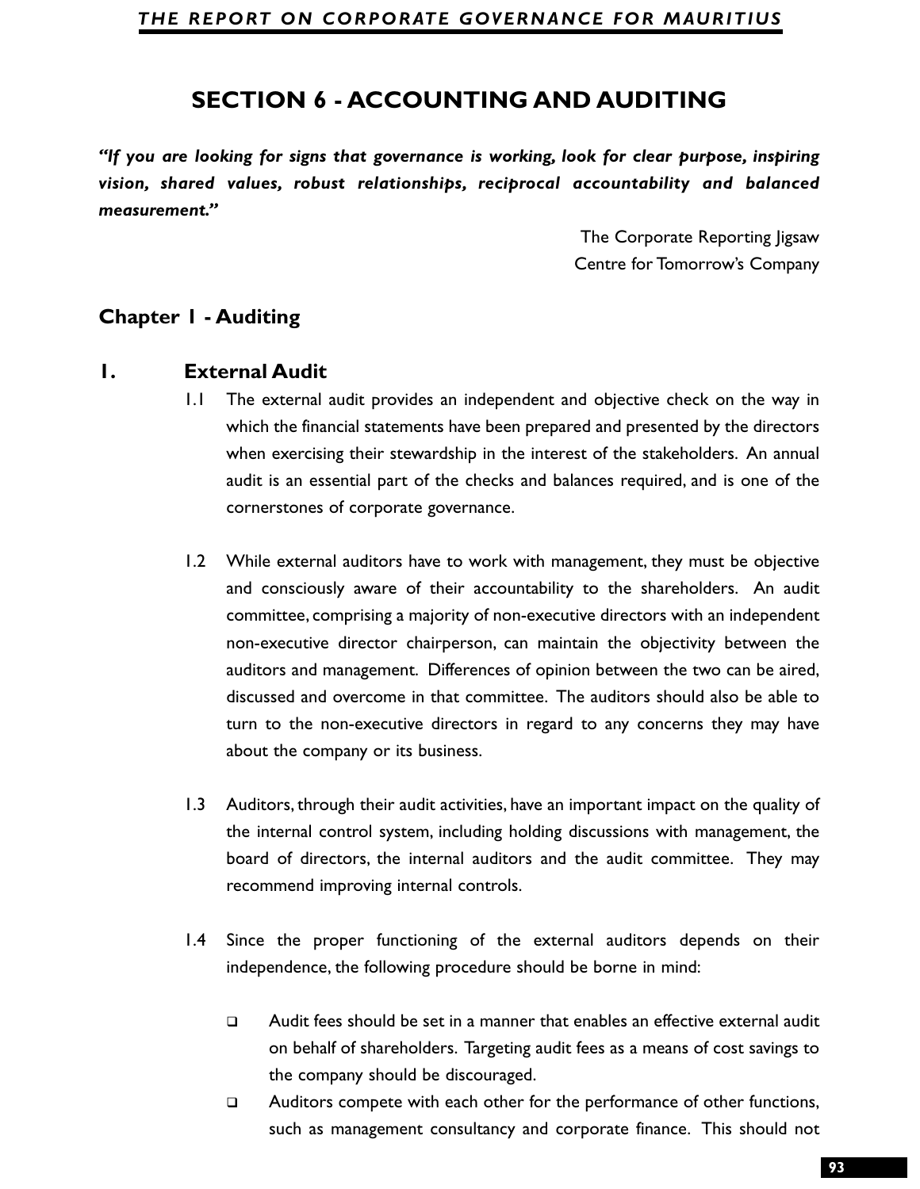# SECTION 6 - ACCOUNTING AND AUDITING

***"If you are looking for signs that governance is working, look for clear purpose, inspiring vision, shared values, robust relationships, reciprocal accountability and balanced measurement."***

The Corporate Reporting Jigsaw
Centre for Tomorrow's Company

## Chapter 1 - Auditing

### 1. External Audit

1.1 The external audit provides an independent and objective check on the way in which the financial statements have been prepared and presented by the directors when exercising their stewardship in the interest of the stakeholders. An annual audit is an essential part of the checks and balances required, and is one of the cornerstones of corporate governance.

1.2 While external auditors have to work with management, they must be objective and consciously aware of their accountability to the shareholders. An audit committee, comprising a majority of non-executive directors with an independent non-executive director chairperson, can maintain the objectivity between the auditors and management. Differences of opinion between the two can be aired, discussed and overcome in that committee. The auditors should also be able to turn to the non-executive directors in regard to any concerns they may have about the company or its business.

1.3 Auditors, through their audit activities, have an important impact on the quality of the internal control system, including holding discussions with management, the board of directors, the internal auditors and the audit committee. They may recommend improving internal controls.

1.4 Since the proper functioning of the external auditors depends on their independence, the following procedure should be borne in mind:

- Audit fees should be set in a manner that enables an effective external audit on behalf of shareholders. Targeting audit fees as a means of cost savings to the company should be discouraged.
- Auditors compete with each other for the performance of other functions, such as management consultancy and corporate finance. This should not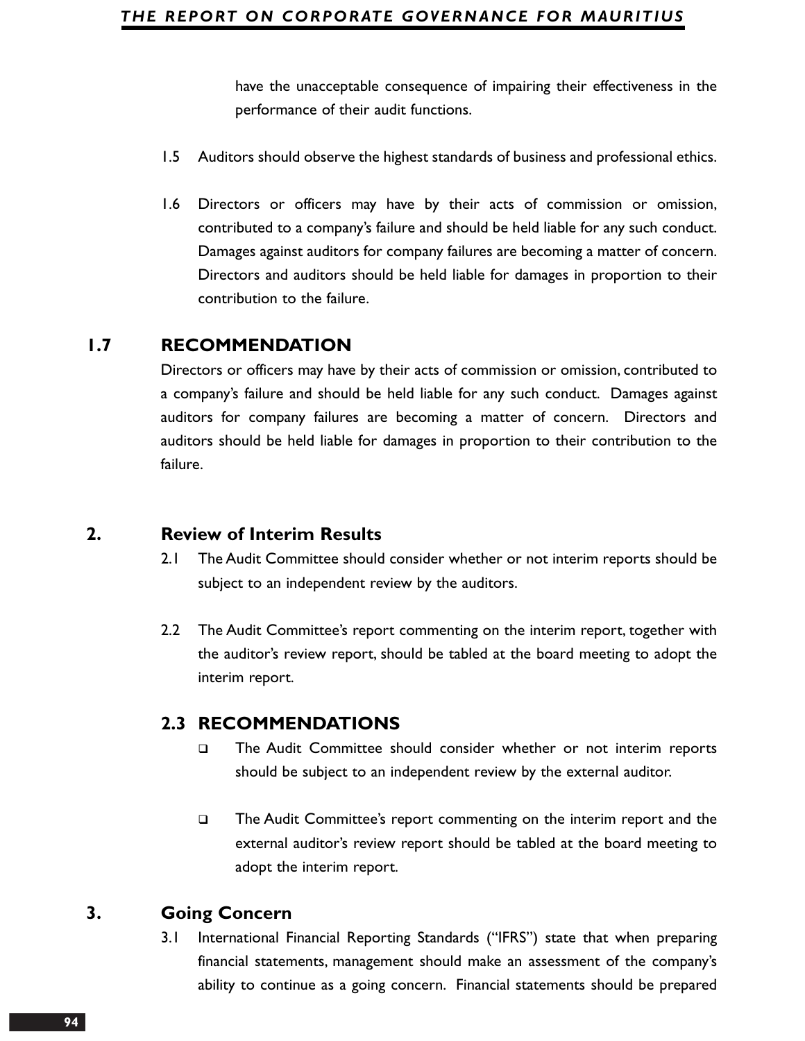have the unacceptable consequence of impairing their effectiveness in the performance of their audit functions.

1.5 Auditors should observe the highest standards of business and professional ethics.

1.6 Directors or officers may have by their acts of commission or omission, contributed to a company's failure and should be held liable for any such conduct. Damages against auditors for company failures are becoming a matter of concern. Directors and auditors should be held liable for damages in proportion to their contribution to the failure.

### 1.7 RECOMMENDATION

Directors or officers may have by their acts of commission or omission, contributed to a company's failure and should be held liable for any such conduct. Damages against auditors for company failures are becoming a matter of concern. Directors and auditors should be held liable for damages in proportion to their contribution to the failure.

## 2. Review of Interim Results

2.1 The Audit Committee should consider whether or not interim reports should be subject to an independent review by the auditors.

2.2 The Audit Committee's report commenting on the interim report, together with the auditor's review report, should be tabled at the board meeting to adopt the interim report.

### 2.3 RECOMMENDATIONS

- The Audit Committee should consider whether or not interim reports should be subject to an independent review by the external auditor.

- The Audit Committee's report commenting on the interim report and the external auditor's review report should be tabled at the board meeting to adopt the interim report.

## 3. Going Concern

3.1 International Financial Reporting Standards ("IFRS") state that when preparing financial statements, management should make an assessment of the company's ability to continue as a going concern. Financial statements should be prepared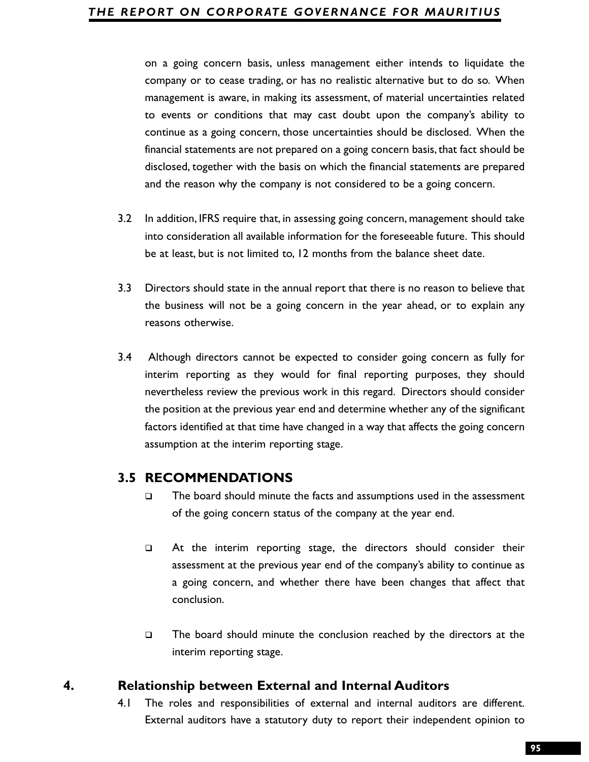on a going concern basis, unless management either intends to liquidate the company or to cease trading, or has no realistic alternative but to do so. When management is aware, in making its assessment, of material uncertainties related to events or conditions that may cast doubt upon the company's ability to continue as a going concern, those uncertainties should be disclosed. When the financial statements are not prepared on a going concern basis, that fact should be disclosed, together with the basis on which the financial statements are prepared and the reason why the company is not considered to be a going concern.

3.2 In addition, IFRS require that, in assessing going concern, management should take into consideration all available information for the foreseeable future. This should be at least, but is not limited to, 12 months from the balance sheet date.

3.3 Directors should state in the annual report that there is no reason to believe that the business will not be a going concern in the year ahead, or to explain any reasons otherwise.

3.4 Although directors cannot be expected to consider going concern as fully for interim reporting as they would for final reporting purposes, they should nevertheless review the previous work in this regard. Directors should consider the position at the previous year end and determine whether any of the significant factors identified at that time have changed in a way that affects the going concern assumption at the interim reporting stage.

### 3.5 RECOMMENDATIONS

- The board should minute the facts and assumptions used in the assessment of the going concern status of the company at the year end.
- At the interim reporting stage, the directors should consider their assessment at the previous year end of the company's ability to continue as a going concern, and whether there have been changes that affect that conclusion.
- The board should minute the conclusion reached by the directors at the interim reporting stage.

## 4. Relationship between External and Internal Auditors

4.1 The roles and responsibilities of external and internal auditors are different. External auditors have a statutory duty to report their independent opinion to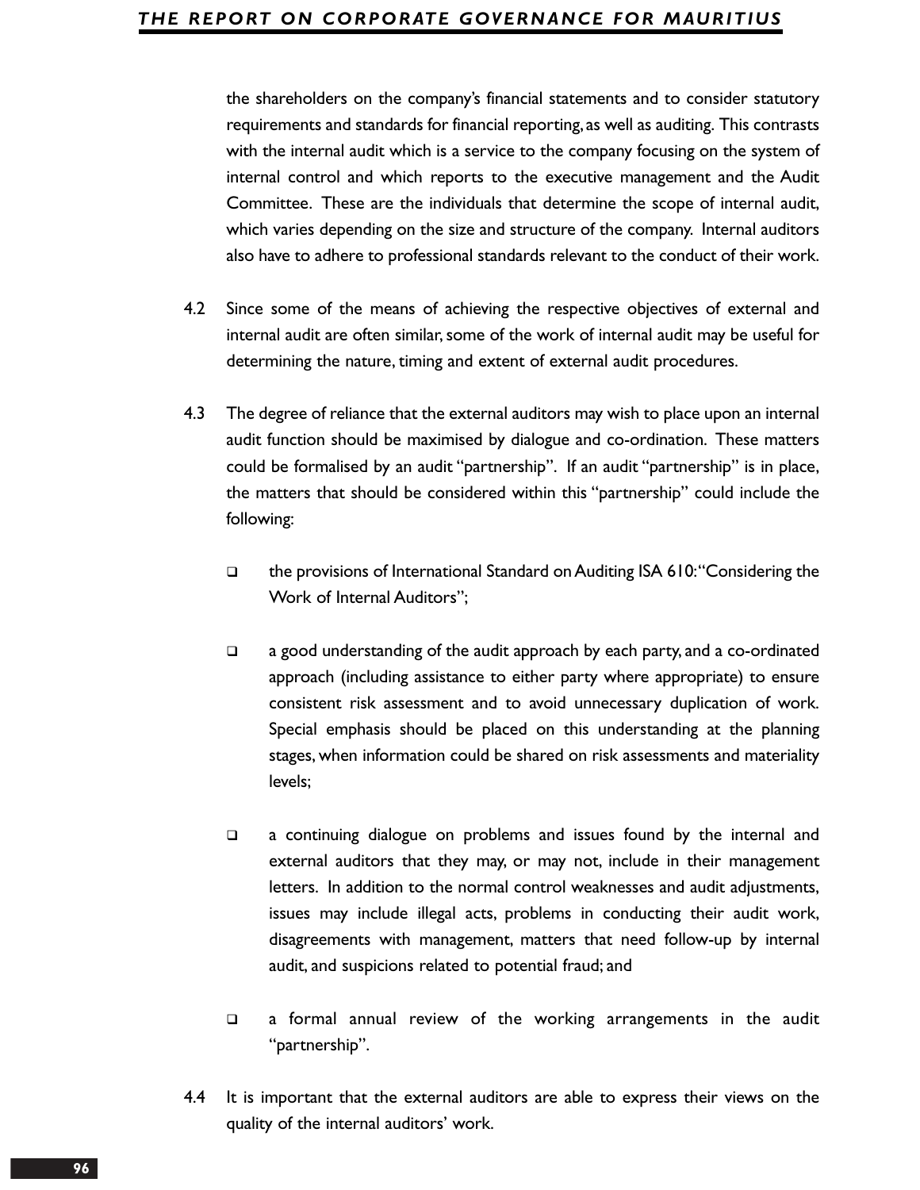the shareholders on the company's financial statements and to consider statutory requirements and standards for financial reporting, as well as auditing. This contrasts with the internal audit which is a service to the company focusing on the system of internal control and which reports to the executive management and the Audit Committee. These are the individuals that determine the scope of internal audit, which varies depending on the size and structure of the company. Internal auditors also have to adhere to professional standards relevant to the conduct of their work.

4.2 Since some of the means of achieving the respective objectives of external and internal audit are often similar, some of the work of internal audit may be useful for determining the nature, timing and extent of external audit procedures.

4.3 The degree of reliance that the external auditors may wish to place upon an internal audit function should be maximised by dialogue and co-ordination. These matters could be formalised by an audit "partnership". If an audit "partnership" is in place, the matters that should be considered within this "partnership" could include the following:

- the provisions of International Standard on Auditing ISA 610: "Considering the Work of Internal Auditors";
- a good understanding of the audit approach by each party, and a co-ordinated approach (including assistance to either party where appropriate) to ensure consistent risk assessment and to avoid unnecessary duplication of work. Special emphasis should be placed on this understanding at the planning stages, when information could be shared on risk assessments and materiality levels;
- a continuing dialogue on problems and issues found by the internal and external auditors that they may, or may not, include in their management letters. In addition to the normal control weaknesses and audit adjustments, issues may include illegal acts, problems in conducting their audit work, disagreements with management, matters that need follow-up by internal audit, and suspicions related to potential fraud; and
- a formal annual review of the working arrangements in the audit "partnership".

4.4 It is important that the external auditors are able to express their views on the quality of the internal auditors' work.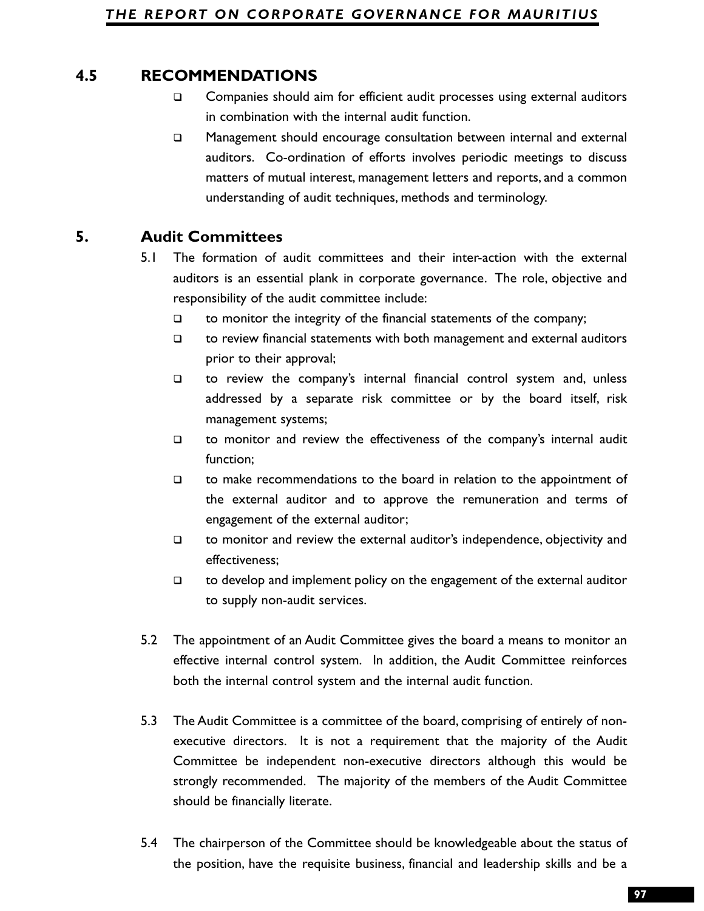## 4.5 RECOMMENDATIONS

- Companies should aim for efficient audit processes using external auditors in combination with the internal audit function.
- Management should encourage consultation between internal and external auditors. Co-ordination of efforts involves periodic meetings to discuss matters of mutual interest, management letters and reports, and a common understanding of audit techniques, methods and terminology.

## 5. Audit Committees

5.1 The formation of audit committees and their inter-action with the external auditors is an essential plank in corporate governance. The role, objective and responsibility of the audit committee include:

- to monitor the integrity of the financial statements of the company;
- to review financial statements with both management and external auditors prior to their approval;
- to review the company's internal financial control system and, unless addressed by a separate risk committee or by the board itself, risk management systems;
- to monitor and review the effectiveness of the company's internal audit function;
- to make recommendations to the board in relation to the appointment of the external auditor and to approve the remuneration and terms of engagement of the external auditor;
- to monitor and review the external auditor's independence, objectivity and effectiveness;
- to develop and implement policy on the engagement of the external auditor to supply non-audit services.

5.2 The appointment of an Audit Committee gives the board a means to monitor an effective internal control system. In addition, the Audit Committee reinforces both the internal control system and the internal audit function.

5.3 The Audit Committee is a committee of the board, comprising of entirely of non-executive directors. It is not a requirement that the majority of the Audit Committee be independent non-executive directors although this would be strongly recommended. The majority of the members of the Audit Committee should be financially literate.

5.4 The chairperson of the Committee should be knowledgeable about the status of the position, have the requisite business, financial and leadership skills and be a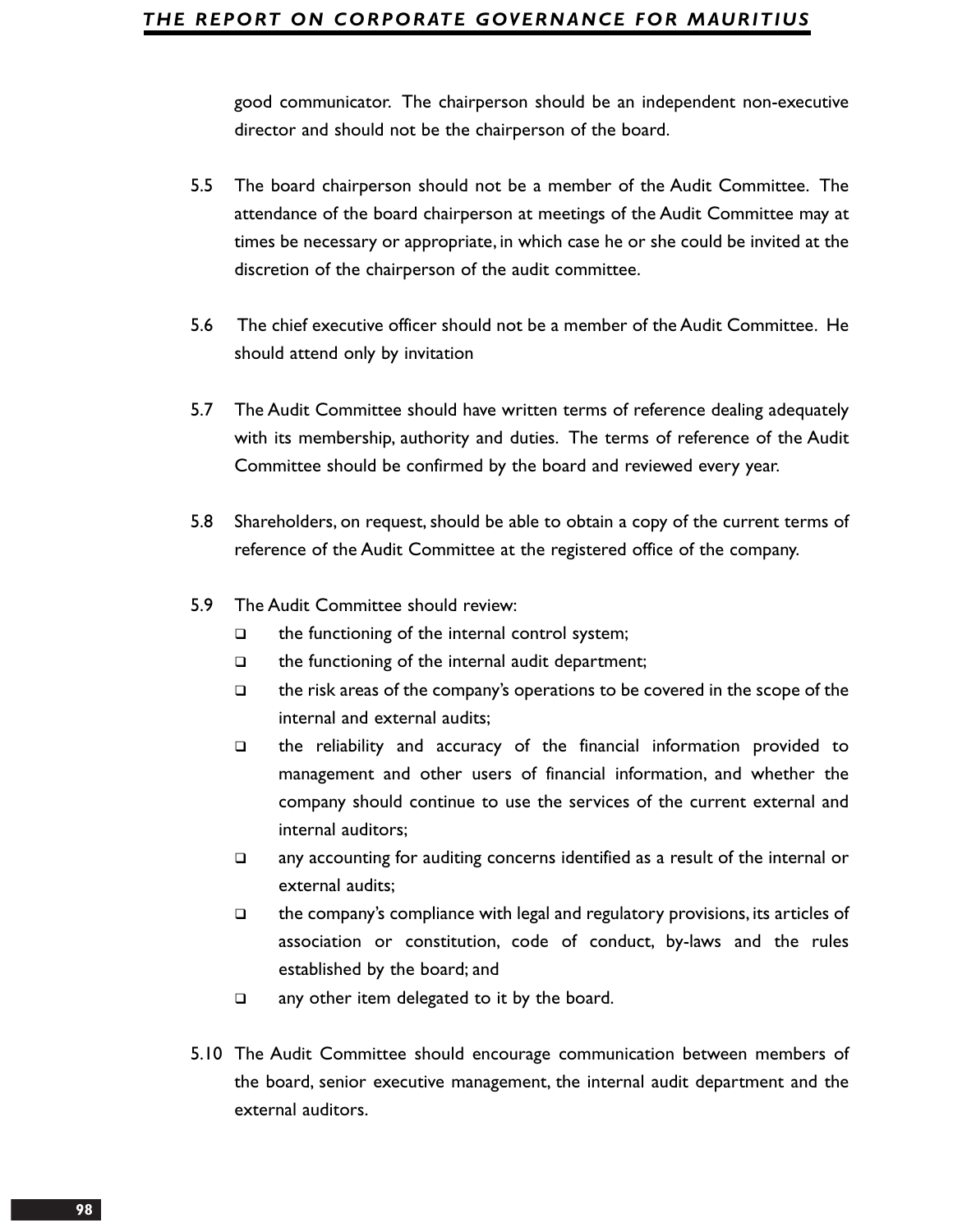good communicator. The chairperson should be an independent non-executive director and should not be the chairperson of the board.

5.5 The board chairperson should not be a member of the Audit Committee. The attendance of the board chairperson at meetings of the Audit Committee may at times be necessary or appropriate, in which case he or she could be invited at the discretion of the chairperson of the audit committee.

5.6 The chief executive officer should not be a member of the Audit Committee. He should attend only by invitation

5.7 The Audit Committee should have written terms of reference dealing adequately with its membership, authority and duties. The terms of reference of the Audit Committee should be confirmed by the board and reviewed every year.

5.8 Shareholders, on request, should be able to obtain a copy of the current terms of reference of the Audit Committee at the registered office of the company.

5.9 The Audit Committee should review:

- the functioning of the internal control system;
- the functioning of the internal audit department;
- the risk areas of the company's operations to be covered in the scope of the internal and external audits;
- the reliability and accuracy of the financial information provided to management and other users of financial information, and whether the company should continue to use the services of the current external and internal auditors;
- any accounting for auditing concerns identified as a result of the internal or external audits;
- the company's compliance with legal and regulatory provisions, its articles of association or constitution, code of conduct, by-laws and the rules established by the board; and
- any other item delegated to it by the board.

5.10 The Audit Committee should encourage communication between members of the board, senior executive management, the internal audit department and the external auditors.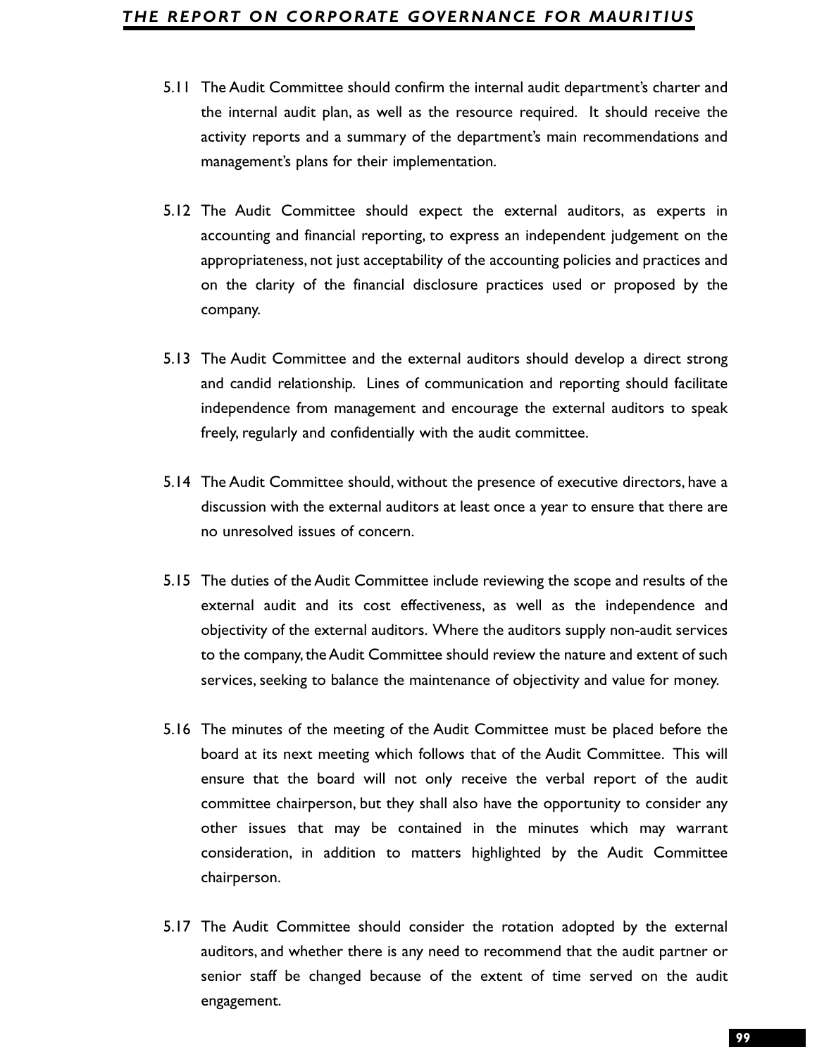5.11 The Audit Committee should confirm the internal audit department's charter and the internal audit plan, as well as the resource required. It should receive the activity reports and a summary of the department's main recommendations and management's plans for their implementation.

5.12 The Audit Committee should expect the external auditors, as experts in accounting and financial reporting, to express an independent judgement on the appropriateness, not just acceptability of the accounting policies and practices and on the clarity of the financial disclosure practices used or proposed by the company.

5.13 The Audit Committee and the external auditors should develop a direct strong and candid relationship. Lines of communication and reporting should facilitate independence from management and encourage the external auditors to speak freely, regularly and confidentially with the audit committee.

5.14 The Audit Committee should, without the presence of executive directors, have a discussion with the external auditors at least once a year to ensure that there are no unresolved issues of concern.

5.15 The duties of the Audit Committee include reviewing the scope and results of the external audit and its cost effectiveness, as well as the independence and objectivity of the external auditors. Where the auditors supply non-audit services to the company, the Audit Committee should review the nature and extent of such services, seeking to balance the maintenance of objectivity and value for money.

5.16 The minutes of the meeting of the Audit Committee must be placed before the board at its next meeting which follows that of the Audit Committee. This will ensure that the board will not only receive the verbal report of the audit committee chairperson, but they shall also have the opportunity to consider any other issues that may be contained in the minutes which may warrant consideration, in addition to matters highlighted by the Audit Committee chairperson.

5.17 The Audit Committee should consider the rotation adopted by the external auditors, and whether there is any need to recommend that the audit partner or senior staff be changed because of the extent of time served on the audit engagement.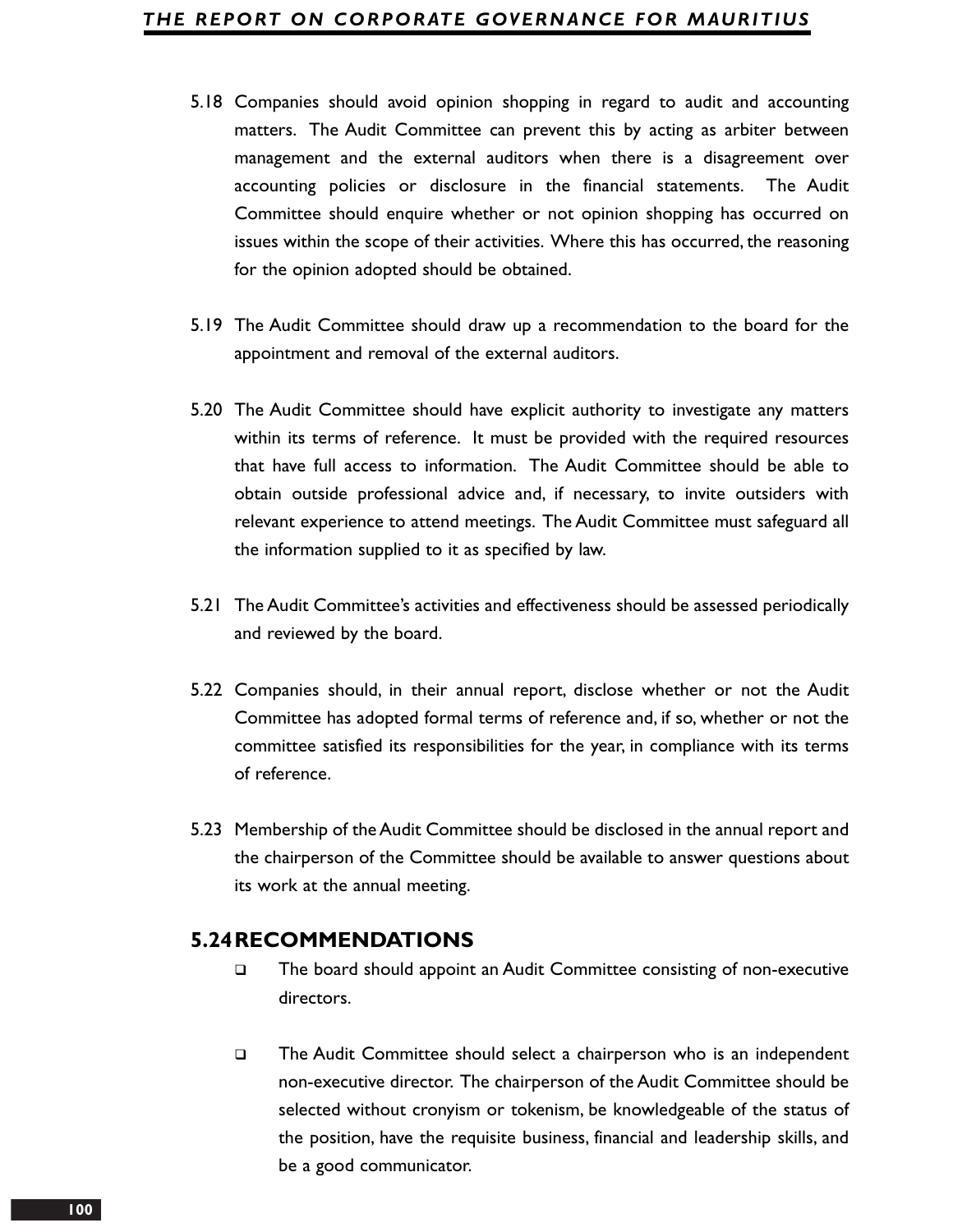5.18 Companies should avoid opinion shopping in regard to audit and accounting matters. The Audit Committee can prevent this by acting as arbiter between management and the external auditors when there is a disagreement over accounting policies or disclosure in the financial statements. The Audit Committee should enquire whether or not opinion shopping has occurred on issues within the scope of their activities. Where this has occurred, the reasoning for the opinion adopted should be obtained.

5.19 The Audit Committee should draw up a recommendation to the board for the appointment and removal of the external auditors.

5.20 The Audit Committee should have explicit authority to investigate any matters within its terms of reference. It must be provided with the required resources that have full access to information. The Audit Committee should be able to obtain outside professional advice and, if necessary, to invite outsiders with relevant experience to attend meetings. The Audit Committee must safeguard all the information supplied to it as specified by law.

5.21 The Audit Committee's activities and effectiveness should be assessed periodically and reviewed by the board.

5.22 Companies should, in their annual report, disclose whether or not the Audit Committee has adopted formal terms of reference and, if so, whether or not the committee satisfied its responsibilities for the year, in compliance with its terms of reference.

5.23 Membership of the Audit Committee should be disclosed in the annual report and the chairperson of the Committee should be available to answer questions about its work at the annual meeting.

## 5.24 RECOMMENDATIONS

- The board should appoint an Audit Committee consisting of non-executive directors.

- The Audit Committee should select a chairperson who is an independent non-executive director. The chairperson of the Audit Committee should be selected without cronyism or tokenism, be knowledgeable of the status of the position, have the requisite business, financial and leadership skills, and be a good communicator.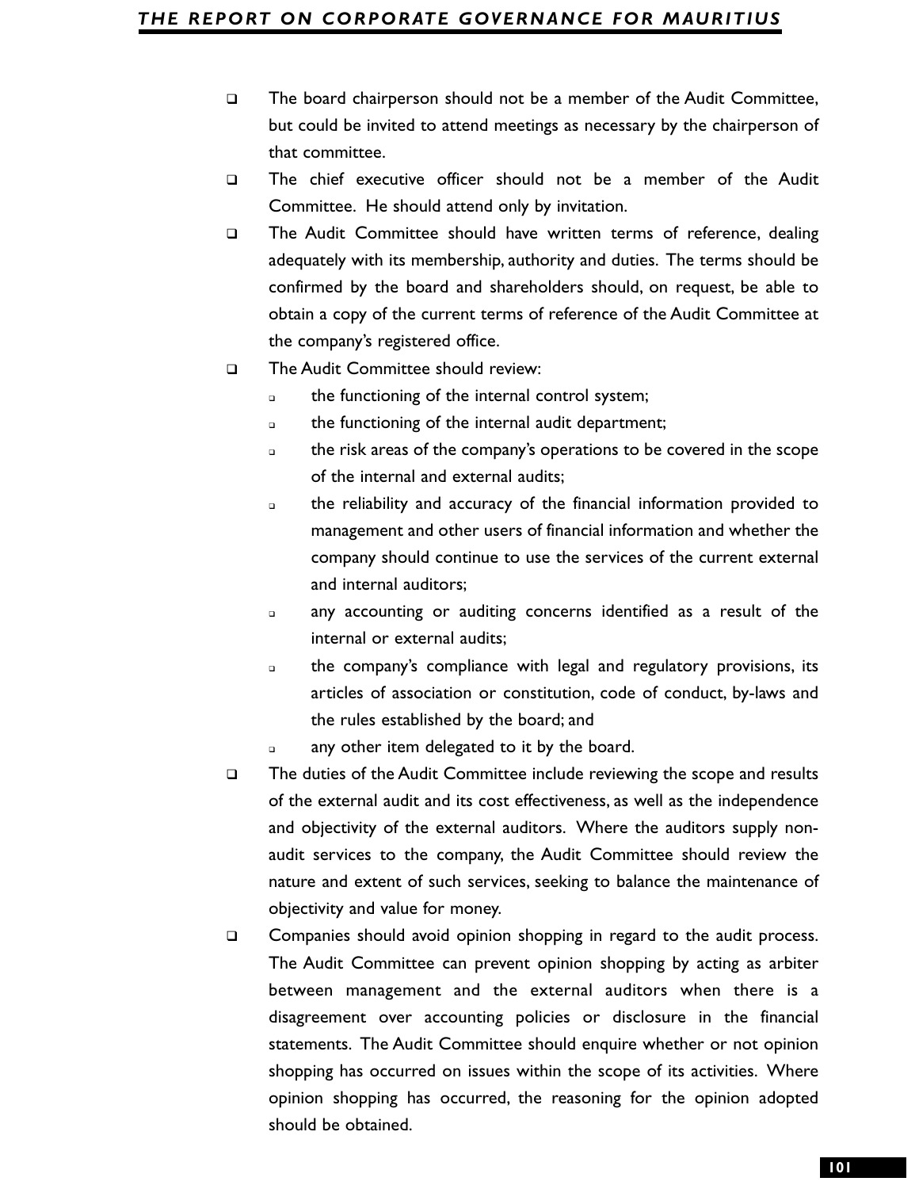- The board chairperson should not be a member of the Audit Committee, but could be invited to attend meetings as necessary by the chairperson of that committee.
- The chief executive officer should not be a member of the Audit Committee. He should attend only by invitation.
- The Audit Committee should have written terms of reference, dealing adequately with its membership, authority and duties. The terms should be confirmed by the board and shareholders should, on request, be able to obtain a copy of the current terms of reference of the Audit Committee at the company's registered office.
- The Audit Committee should review:
  - the functioning of the internal control system;
  - the functioning of the internal audit department;
  - the risk areas of the company's operations to be covered in the scope of the internal and external audits;
  - the reliability and accuracy of the financial information provided to management and other users of financial information and whether the company should continue to use the services of the current external and internal auditors;
  - any accounting or auditing concerns identified as a result of the internal or external audits;
  - the company's compliance with legal and regulatory provisions, its articles of association or constitution, code of conduct, by-laws and the rules established by the board; and
  - any other item delegated to it by the board.
- The duties of the Audit Committee include reviewing the scope and results of the external audit and its cost effectiveness, as well as the independence and objectivity of the external auditors. Where the auditors supply non-audit services to the company, the Audit Committee should review the nature and extent of such services, seeking to balance the maintenance of objectivity and value for money.
- Companies should avoid opinion shopping in regard to the audit process. The Audit Committee can prevent opinion shopping by acting as arbiter between management and the external auditors when there is a disagreement over accounting policies or disclosure in the financial statements. The Audit Committee should enquire whether or not opinion shopping has occurred on issues within the scope of its activities. Where opinion shopping has occurred, the reasoning for the opinion adopted should be obtained.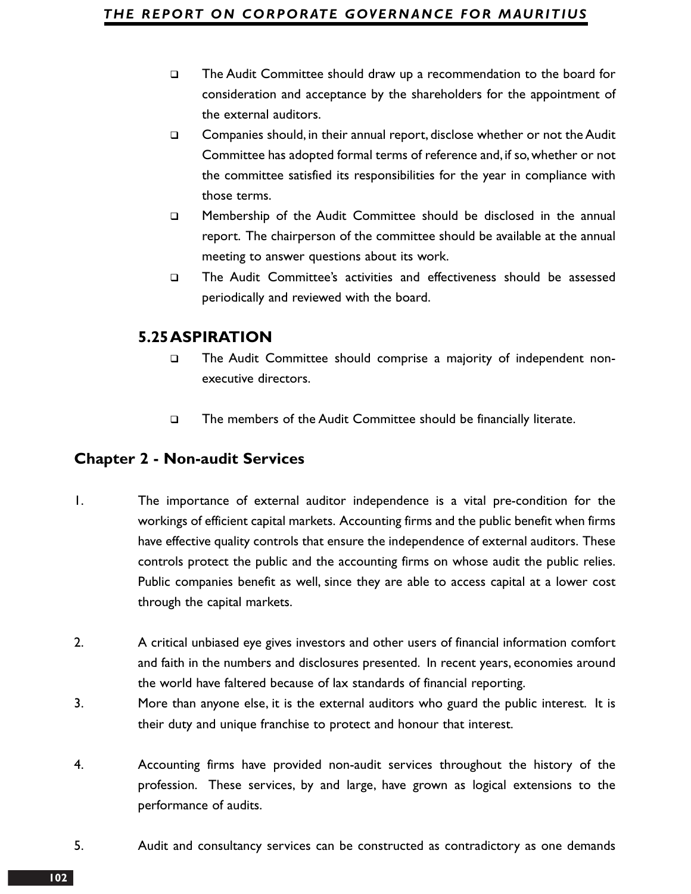- The Audit Committee should draw up a recommendation to the board for consideration and acceptance by the shareholders for the appointment of the external auditors.
- Companies should, in their annual report, disclose whether or not the Audit Committee has adopted formal terms of reference and, if so, whether or not the committee satisfied its responsibilities for the year in compliance with those terms.
- Membership of the Audit Committee should be disclosed in the annual report. The chairperson of the committee should be available at the annual meeting to answer questions about its work.
- The Audit Committee's activities and effectiveness should be assessed periodically and reviewed with the board.

### 5.25 ASPIRATION

- The Audit Committee should comprise a majority of independent non-executive directors.
- The members of the Audit Committee should be financially literate.

## Chapter 2 - Non-audit Services

1. The importance of external auditor independence is a vital pre-condition for the workings of efficient capital markets. Accounting firms and the public benefit when firms have effective quality controls that ensure the independence of external auditors. These controls protect the public and the accounting firms on whose audit the public relies. Public companies benefit as well, since they are able to access capital at a lower cost through the capital markets.

2. A critical unbiased eye gives investors and other users of financial information comfort and faith in the numbers and disclosures presented. In recent years, economies around the world have faltered because of lax standards of financial reporting.

3. More than anyone else, it is the external auditors who guard the public interest. It is their duty and unique franchise to protect and honour that interest.

4. Accounting firms have provided non-audit services throughout the history of the profession. These services, by and large, have grown as logical extensions to the performance of audits.

5. Audit and consultancy services can be constructed as contradictory as one demands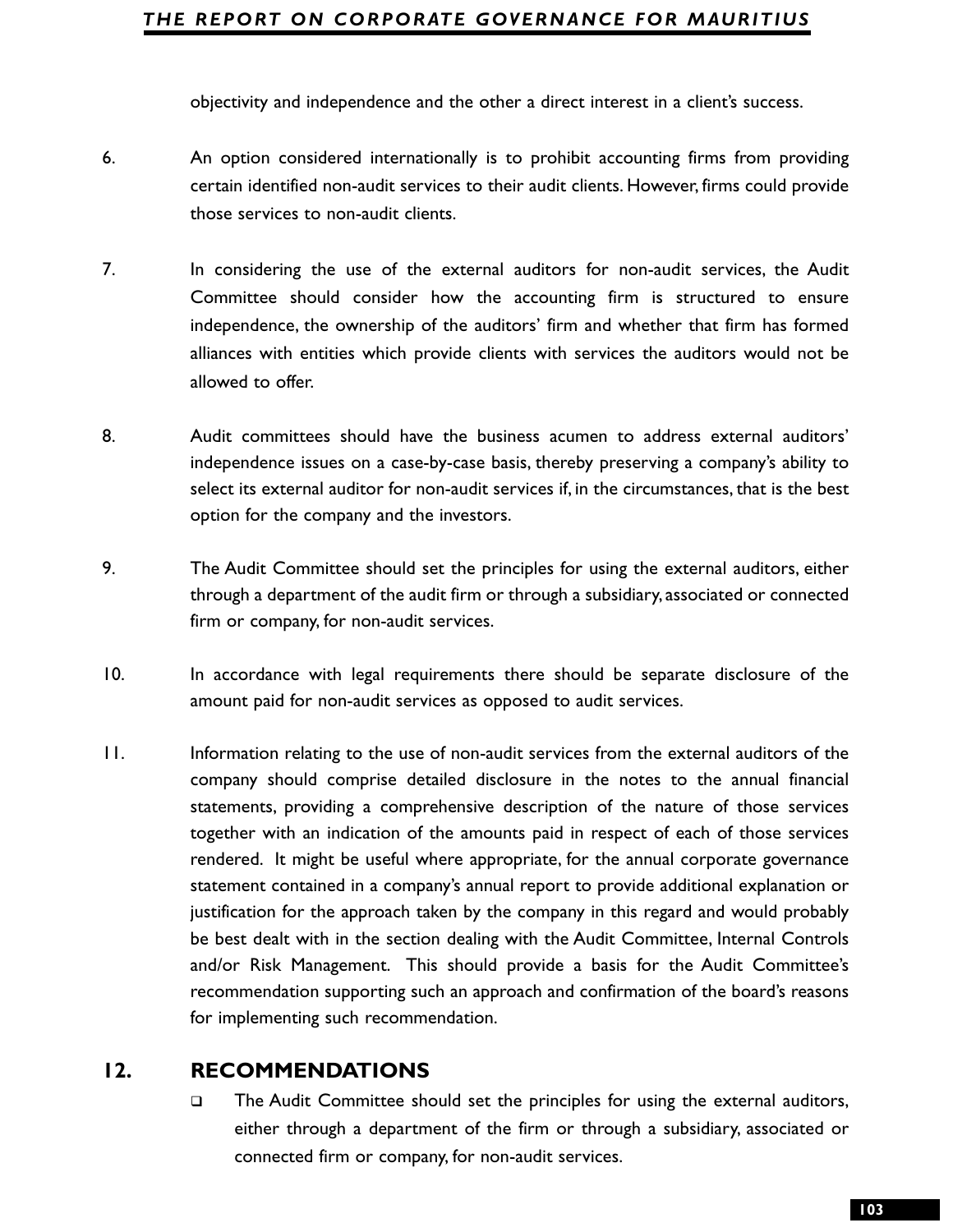objectivity and independence and the other a direct interest in a client's success.

6. An option considered internationally is to prohibit accounting firms from providing certain identified non-audit services to their audit clients. However, firms could provide those services to non-audit clients.

7. In considering the use of the external auditors for non-audit services, the Audit Committee should consider how the accounting firm is structured to ensure independence, the ownership of the auditors' firm and whether that firm has formed alliances with entities which provide clients with services the auditors would not be allowed to offer.

8. Audit committees should have the business acumen to address external auditors' independence issues on a case-by-case basis, thereby preserving a company's ability to select its external auditor for non-audit services if, in the circumstances, that is the best option for the company and the investors.

9. The Audit Committee should set the principles for using the external auditors, either through a department of the audit firm or through a subsidiary, associated or connected firm or company, for non-audit services.

10. In accordance with legal requirements there should be separate disclosure of the amount paid for non-audit services as opposed to audit services.

11. Information relating to the use of non-audit services from the external auditors of the company should comprise detailed disclosure in the notes to the annual financial statements, providing a comprehensive description of the nature of those services together with an indication of the amounts paid in respect of each of those services rendered. It might be useful where appropriate, for the annual corporate governance statement contained in a company's annual report to provide additional explanation or justification for the approach taken by the company in this regard and would probably be best dealt with in the section dealing with the Audit Committee, Internal Controls and/or Risk Management. This should provide a basis for the Audit Committee's recommendation supporting such an approach and confirmation of the board's reasons for implementing such recommendation.

## 12. RECOMMENDATIONS

- The Audit Committee should set the principles for using the external auditors, either through a department of the firm or through a subsidiary, associated or connected firm or company, for non-audit services.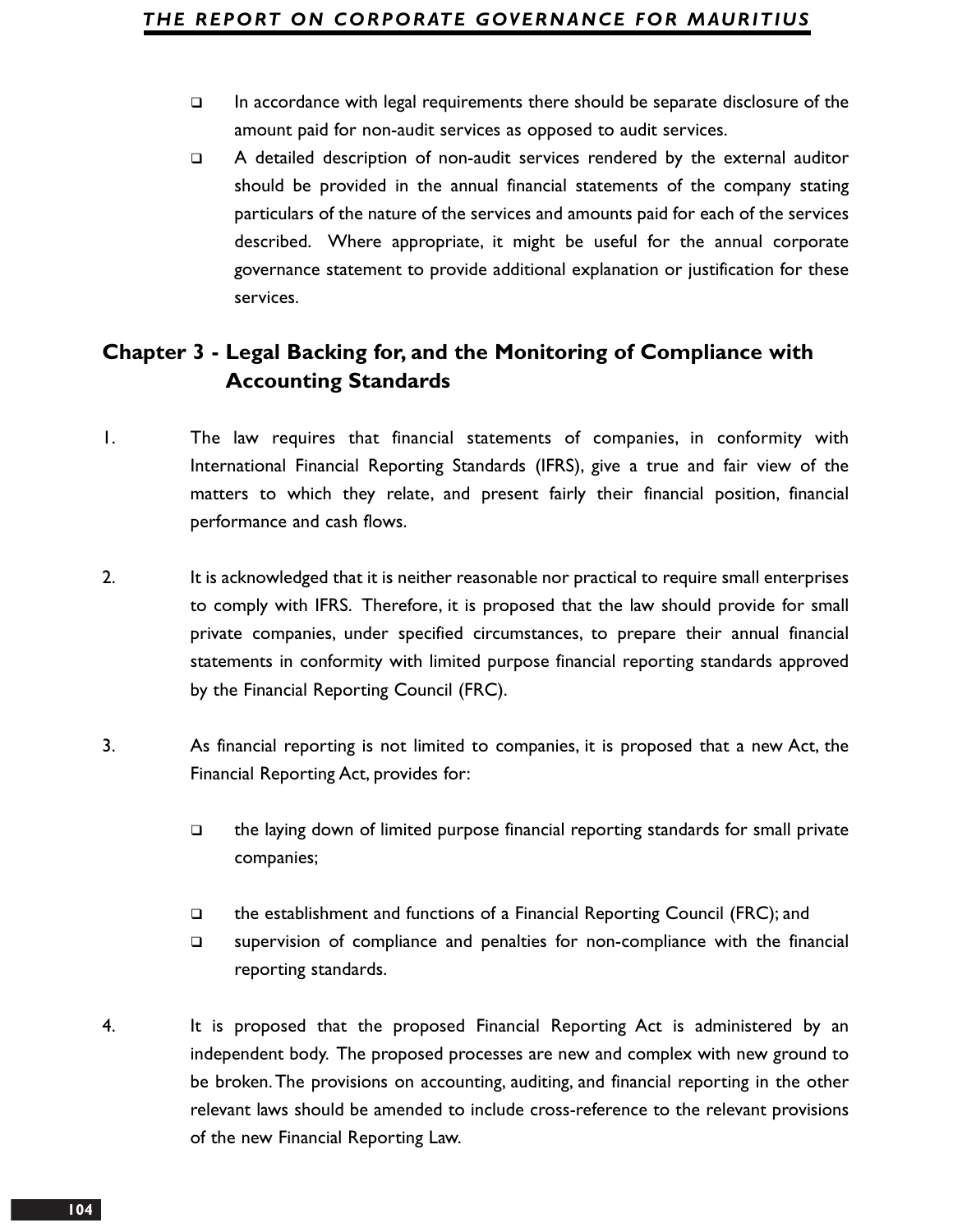- In accordance with legal requirements there should be separate disclosure of the amount paid for non-audit services as opposed to audit services.
- A detailed description of non-audit services rendered by the external auditor should be provided in the annual financial statements of the company stating particulars of the nature of the services and amounts paid for each of the services described. Where appropriate, it might be useful for the annual corporate governance statement to provide additional explanation or justification for these services.

## Chapter 3 - Legal Backing for, and the Monitoring of Compliance with Accounting Standards

1. The law requires that financial statements of companies, in conformity with International Financial Reporting Standards (IFRS), give a true and fair view of the matters to which they relate, and present fairly their financial position, financial performance and cash flows.

2. It is acknowledged that it is neither reasonable nor practical to require small enterprises to comply with IFRS. Therefore, it is proposed that the law should provide for small private companies, under specified circumstances, to prepare their annual financial statements in conformity with limited purpose financial reporting standards approved by the Financial Reporting Council (FRC).

3. As financial reporting is not limited to companies, it is proposed that a new Act, the Financial Reporting Act, provides for:

   - the laying down of limited purpose financial reporting standards for small private companies;
   - the establishment and functions of a Financial Reporting Council (FRC); and
   - supervision of compliance and penalties for non-compliance with the financial reporting standards.

4. It is proposed that the proposed Financial Reporting Act is administered by an independent body. The proposed processes are new and complex with new ground to be broken. The provisions on accounting, auditing, and financial reporting in the other relevant laws should be amended to include cross-reference to the relevant provisions of the new Financial Reporting Law.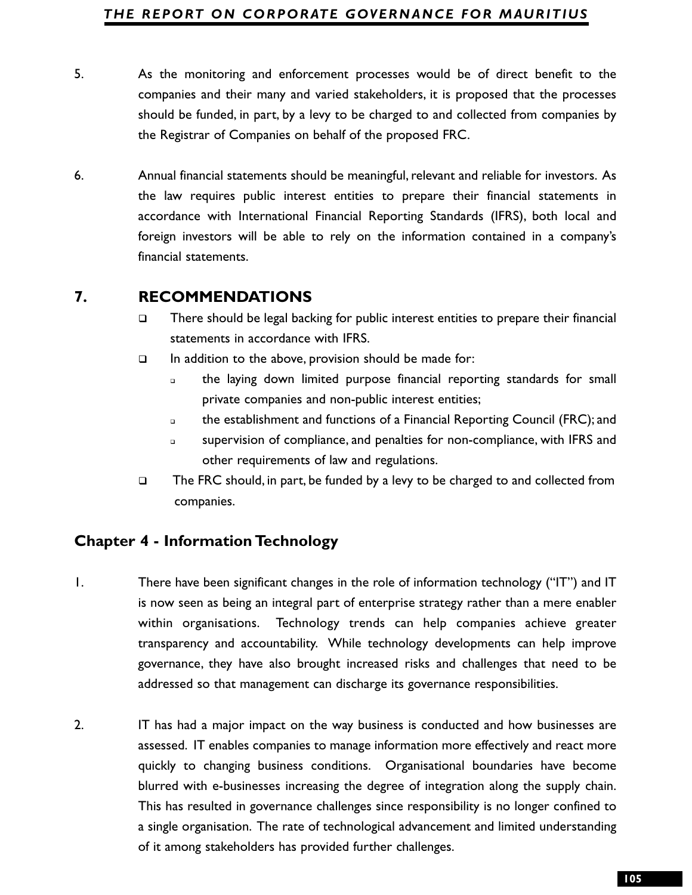5. As the monitoring and enforcement processes would be of direct benefit to the companies and their many and varied stakeholders, it is proposed that the processes should be funded, in part, by a levy to be charged to and collected from companies by the Registrar of Companies on behalf of the proposed FRC.

6. Annual financial statements should be meaningful, relevant and reliable for investors. As the law requires public interest entities to prepare their financial statements in accordance with International Financial Reporting Standards (IFRS), both local and foreign investors will be able to rely on the information contained in a company's financial statements.

## 7. RECOMMENDATIONS

- There should be legal backing for public interest entities to prepare their financial statements in accordance with IFRS.
- In addition to the above, provision should be made for:
  - the laying down limited purpose financial reporting standards for small private companies and non-public interest entities;
  - the establishment and functions of a Financial Reporting Council (FRC); and
  - supervision of compliance, and penalties for non-compliance, with IFRS and other requirements of law and regulations.
- The FRC should, in part, be funded by a levy to be charged to and collected from companies.

## Chapter 4 - Information Technology

1. There have been significant changes in the role of information technology ("IT") and IT is now seen as being an integral part of enterprise strategy rather than a mere enabler within organisations. Technology trends can help companies achieve greater transparency and accountability. While technology developments can help improve governance, they have also brought increased risks and challenges that need to be addressed so that management can discharge its governance responsibilities.

2. IT has had a major impact on the way business is conducted and how businesses are assessed. IT enables companies to manage information more effectively and react more quickly to changing business conditions. Organisational boundaries have become blurred with e-businesses increasing the degree of integration along the supply chain. This has resulted in governance challenges since responsibility is no longer confined to a single organisation. The rate of technological advancement and limited understanding of it among stakeholders has provided further challenges.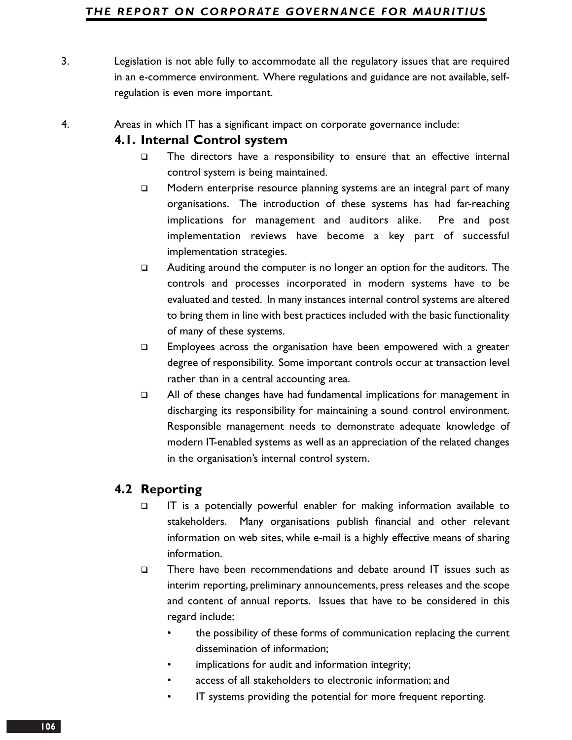3. Legislation is not able fully to accommodate all the regulatory issues that are required in an e-commerce environment. Where regulations and guidance are not available, self-regulation is even more important.

4. Areas in which IT has a significant impact on corporate governance include:

### 4.1. Internal Control system

- The directors have a responsibility to ensure that an effective internal control system is being maintained.
- Modern enterprise resource planning systems are an integral part of many organisations. The introduction of these systems has had far-reaching implications for management and auditors alike. Pre and post implementation reviews have become a key part of successful implementation strategies.
- Auditing around the computer is no longer an option for the auditors. The controls and processes incorporated in modern systems have to be evaluated and tested. In many instances internal control systems are altered to bring them in line with best practices included with the basic functionality of many of these systems.
- Employees across the organisation have been empowered with a greater degree of responsibility. Some important controls occur at transaction level rather than in a central accounting area.
- All of these changes have had fundamental implications for management in discharging its responsibility for maintaining a sound control environment. Responsible management needs to demonstrate adequate knowledge of modern IT-enabled systems as well as an appreciation of the related changes in the organisation's internal control system.

### 4.2 Reporting

- IT is a potentially powerful enabler for making information available to stakeholders. Many organisations publish financial and other relevant information on web sites, while e-mail is a highly effective means of sharing information.
- There have been recommendations and debate around IT issues such as interim reporting, preliminary announcements, press releases and the scope and content of annual reports. Issues that have to be considered in this regard include:
  - the possibility of these forms of communication replacing the current dissemination of information;
  - implications for audit and information integrity;
  - access of all stakeholders to electronic information; and
  - IT systems providing the potential for more frequent reporting.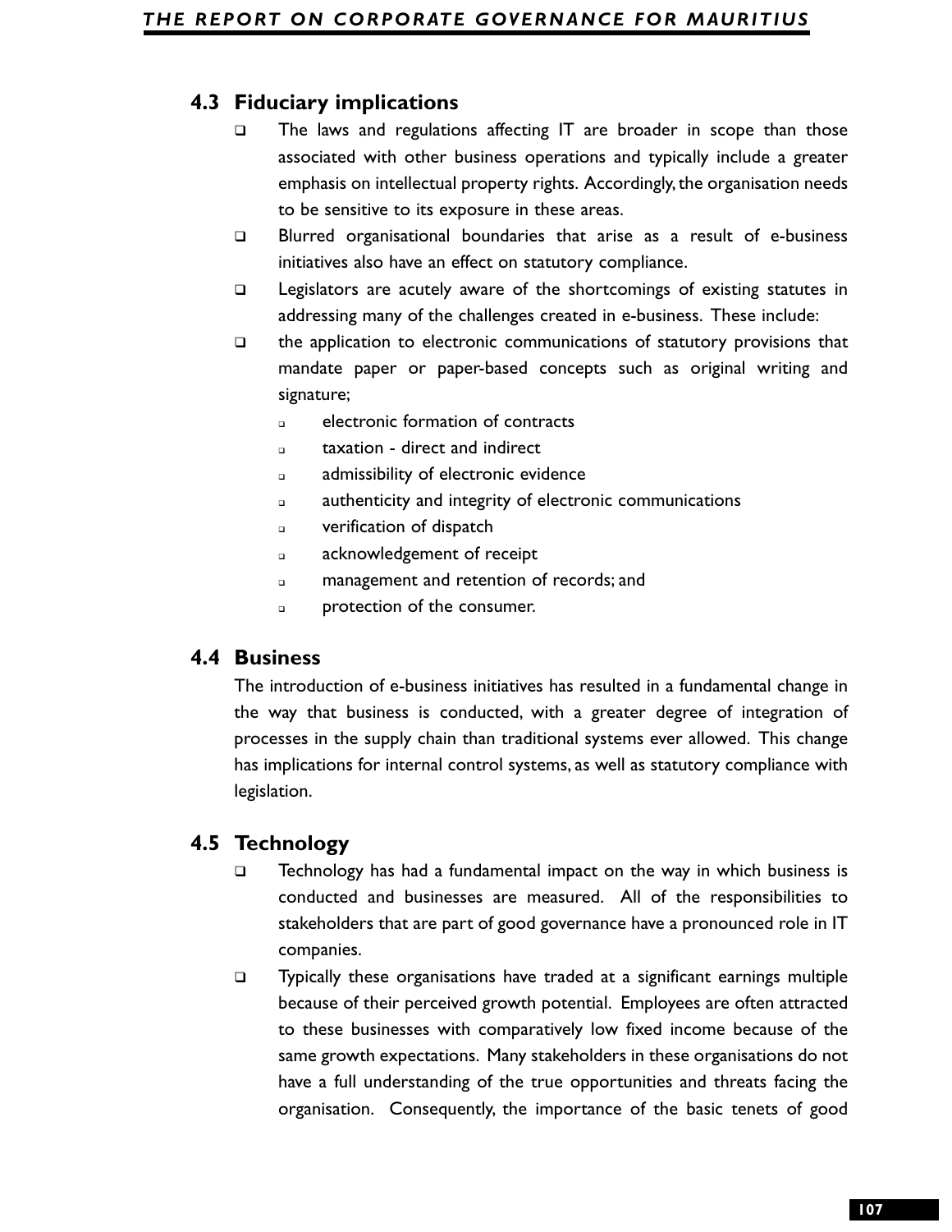## 4.3 Fiduciary implications

- The laws and regulations affecting IT are broader in scope than those associated with other business operations and typically include a greater emphasis on intellectual property rights. Accordingly, the organisation needs to be sensitive to its exposure in these areas.
- Blurred organisational boundaries that arise as a result of e-business initiatives also have an effect on statutory compliance.
- Legislators are acutely aware of the shortcomings of existing statutes in addressing many of the challenges created in e-business. These include:
- the application to electronic communications of statutory provisions that mandate paper or paper-based concepts such as original writing and signature;
  - electronic formation of contracts
  - taxation - direct and indirect
  - admissibility of electronic evidence
  - authenticity and integrity of electronic communications
  - verification of dispatch
  - acknowledgement of receipt
  - management and retention of records; and
  - protection of the consumer.

## 4.4 Business

The introduction of e-business initiatives has resulted in a fundamental change in the way that business is conducted, with a greater degree of integration of processes in the supply chain than traditional systems ever allowed. This change has implications for internal control systems, as well as statutory compliance with legislation.

## 4.5 Technology

- Technology has had a fundamental impact on the way in which business is conducted and businesses are measured. All of the responsibilities to stakeholders that are part of good governance have a pronounced role in IT companies.
- Typically these organisations have traded at a significant earnings multiple because of their perceived growth potential. Employees are often attracted to these businesses with comparatively low fixed income because of the same growth expectations. Many stakeholders in these organisations do not have a full understanding of the true opportunities and threats facing the organisation. Consequently, the importance of the basic tenets of good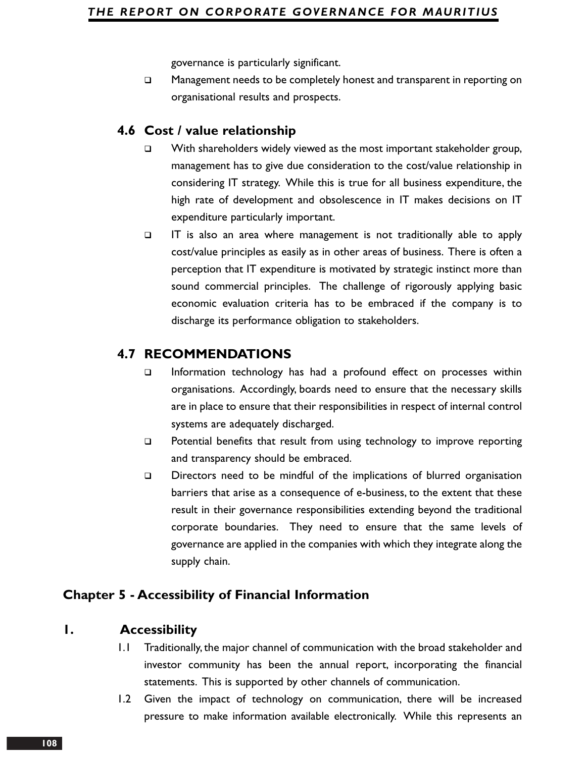governance is particularly significant.

- Management needs to be completely honest and transparent in reporting on organisational results and prospects.

### 4.6 Cost / value relationship

- With shareholders widely viewed as the most important stakeholder group, management has to give due consideration to the cost/value relationship in considering IT strategy. While this is true for all business expenditure, the high rate of development and obsolescence in IT makes decisions on IT expenditure particularly important.
- IT is also an area where management is not traditionally able to apply cost/value principles as easily as in other areas of business. There is often a perception that IT expenditure is motivated by strategic instinct more than sound commercial principles. The challenge of rigorously applying basic economic evaluation criteria has to be embraced if the company is to discharge its performance obligation to stakeholders.

### 4.7 RECOMMENDATIONS

- Information technology has had a profound effect on processes within organisations. Accordingly, boards need to ensure that the necessary skills are in place to ensure that their responsibilities in respect of internal control systems are adequately discharged.
- Potential benefits that result from using technology to improve reporting and transparency should be embraced.
- Directors need to be mindful of the implications of blurred organisation barriers that arise as a consequence of e-business, to the extent that these result in their governance responsibilities extending beyond the traditional corporate boundaries. They need to ensure that the same levels of governance are applied in the companies with which they integrate along the supply chain.

## Chapter 5 - Accessibility of Financial Information

### 1. Accessibility

1.1 Traditionally, the major channel of communication with the broad stakeholder and investor community has been the annual report, incorporating the financial statements. This is supported by other channels of communication.

1.2 Given the impact of technology on communication, there will be increased pressure to make information available electronically. While this represents an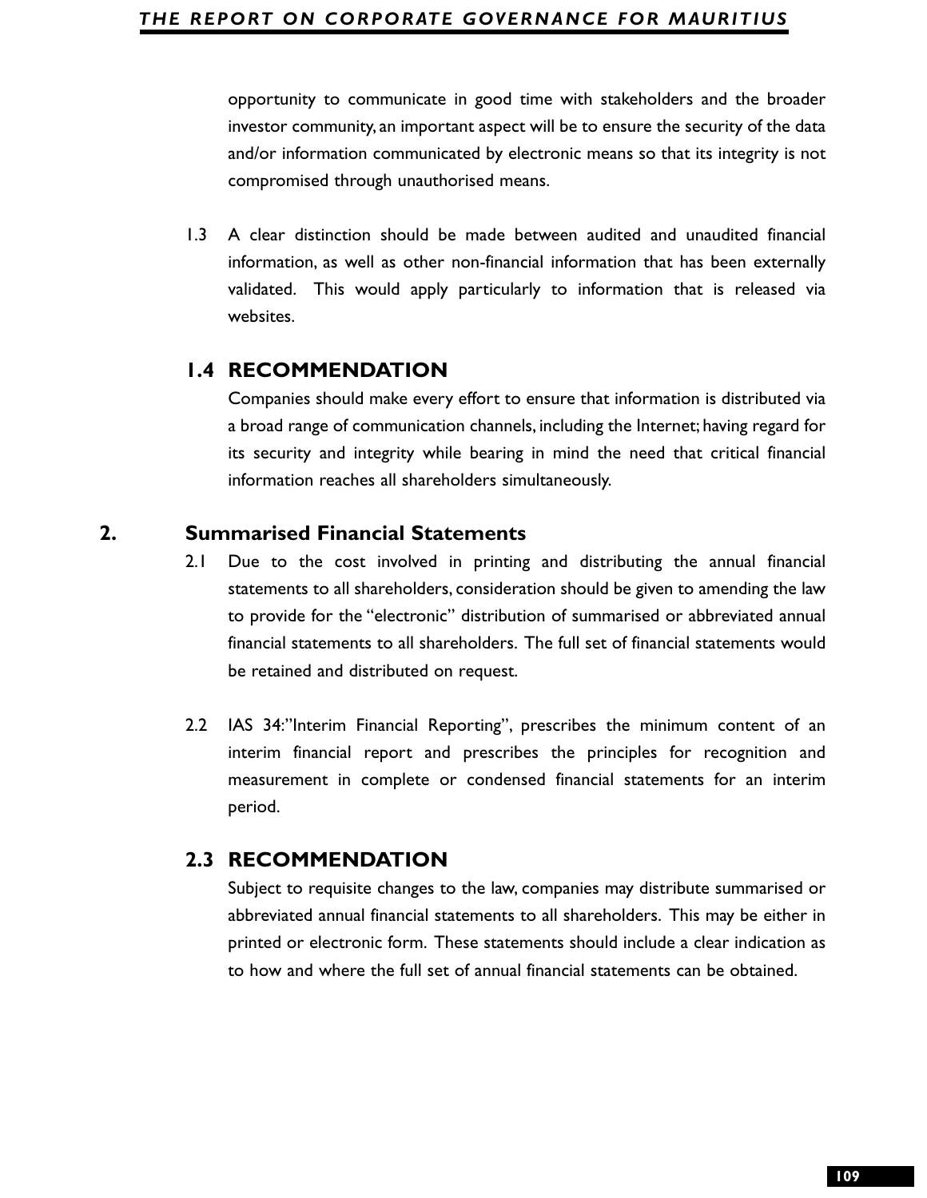opportunity to communicate in good time with stakeholders and the broader investor community, an important aspect will be to ensure the security of the data and/or information communicated by electronic means so that its integrity is not compromised through unauthorised means.

1.3 A clear distinction should be made between audited and unaudited financial information, as well as other non-financial information that has been externally validated. This would apply particularly to information that is released via websites.

### 1.4 RECOMMENDATION

Companies should make every effort to ensure that information is distributed via a broad range of communication channels, including the Internet; having regard for its security and integrity while bearing in mind the need that critical financial information reaches all shareholders simultaneously.

## 2. Summarised Financial Statements

2.1 Due to the cost involved in printing and distributing the annual financial statements to all shareholders, consideration should be given to amending the law to provide for the "electronic" distribution of summarised or abbreviated annual financial statements to all shareholders. The full set of financial statements would be retained and distributed on request.

2.2 IAS 34:"Interim Financial Reporting", prescribes the minimum content of an interim financial report and prescribes the principles for recognition and measurement in complete or condensed financial statements for an interim period.

### 2.3 RECOMMENDATION

Subject to requisite changes to the law, companies may distribute summarised or abbreviated annual financial statements to all shareholders. This may be either in printed or electronic form. These statements should include a clear indication as to how and where the full set of annual financial statements can be obtained.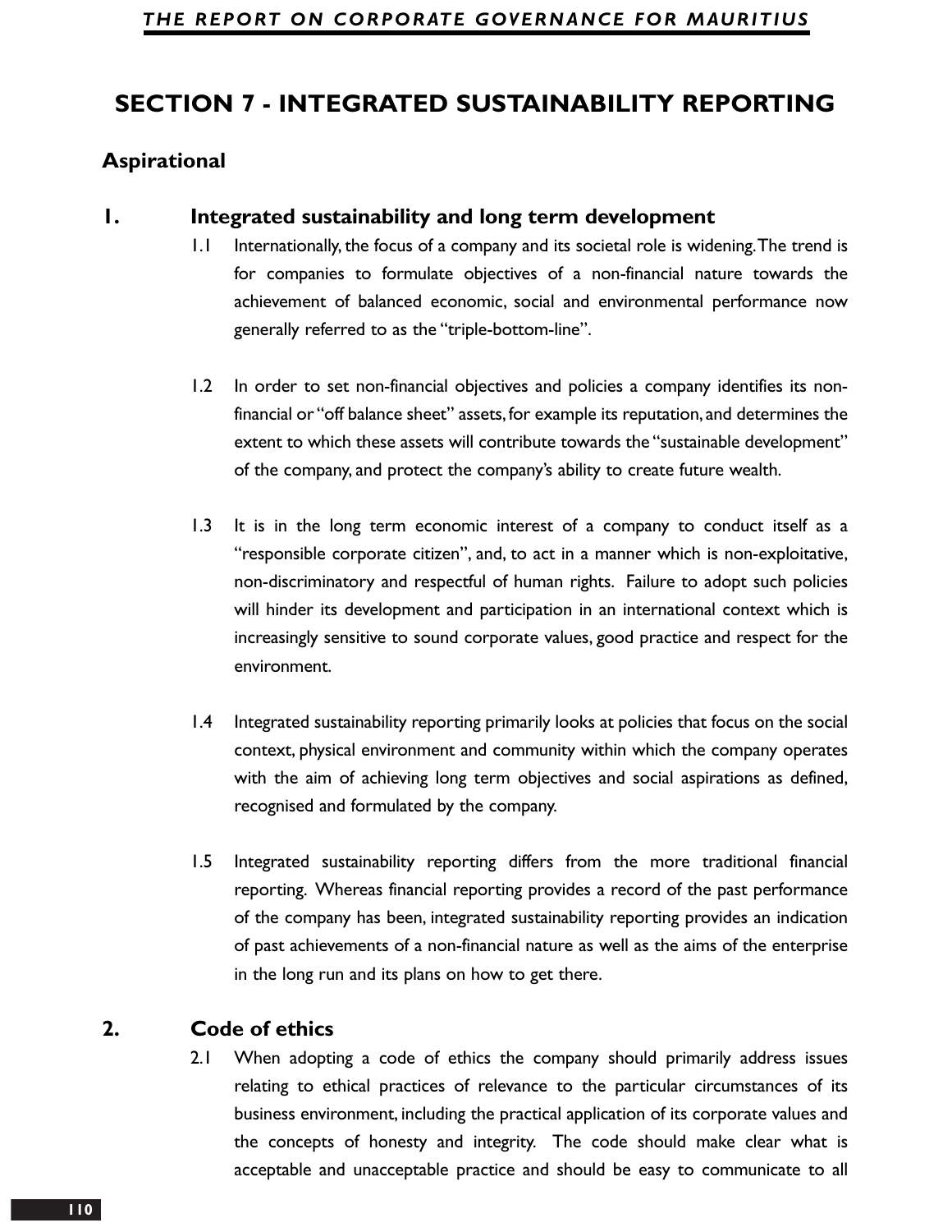# SECTION 7 - INTEGRATED SUSTAINABILITY REPORTING

## Aspirational

### 1. Integrated sustainability and long term development

1.1 Internationally, the focus of a company and its societal role is widening. The trend is for companies to formulate objectives of a non-financial nature towards the achievement of balanced economic, social and environmental performance now generally referred to as the "triple-bottom-line".

1.2 In order to set non-financial objectives and policies a company identifies its non-financial or "off balance sheet" assets, for example its reputation, and determines the extent to which these assets will contribute towards the "sustainable development" of the company, and protect the company's ability to create future wealth.

1.3 It is in the long term economic interest of a company to conduct itself as a "responsible corporate citizen", and, to act in a manner which is non-exploitative, non-discriminatory and respectful of human rights. Failure to adopt such policies will hinder its development and participation in an international context which is increasingly sensitive to sound corporate values, good practice and respect for the environment.

1.4 Integrated sustainability reporting primarily looks at policies that focus on the social context, physical environment and community within which the company operates with the aim of achieving long term objectives and social aspirations as defined, recognised and formulated by the company.

1.5 Integrated sustainability reporting differs from the more traditional financial reporting. Whereas financial reporting provides a record of the past performance of the company has been, integrated sustainability reporting provides an indication of past achievements of a non-financial nature as well as the aims of the enterprise in the long run and its plans on how to get there.

### 2. Code of ethics

2.1 When adopting a code of ethics the company should primarily address issues relating to ethical practices of relevance to the particular circumstances of its business environment, including the practical application of its corporate values and the concepts of honesty and integrity. The code should make clear what is acceptable and unacceptable practice and should be easy to communicate to all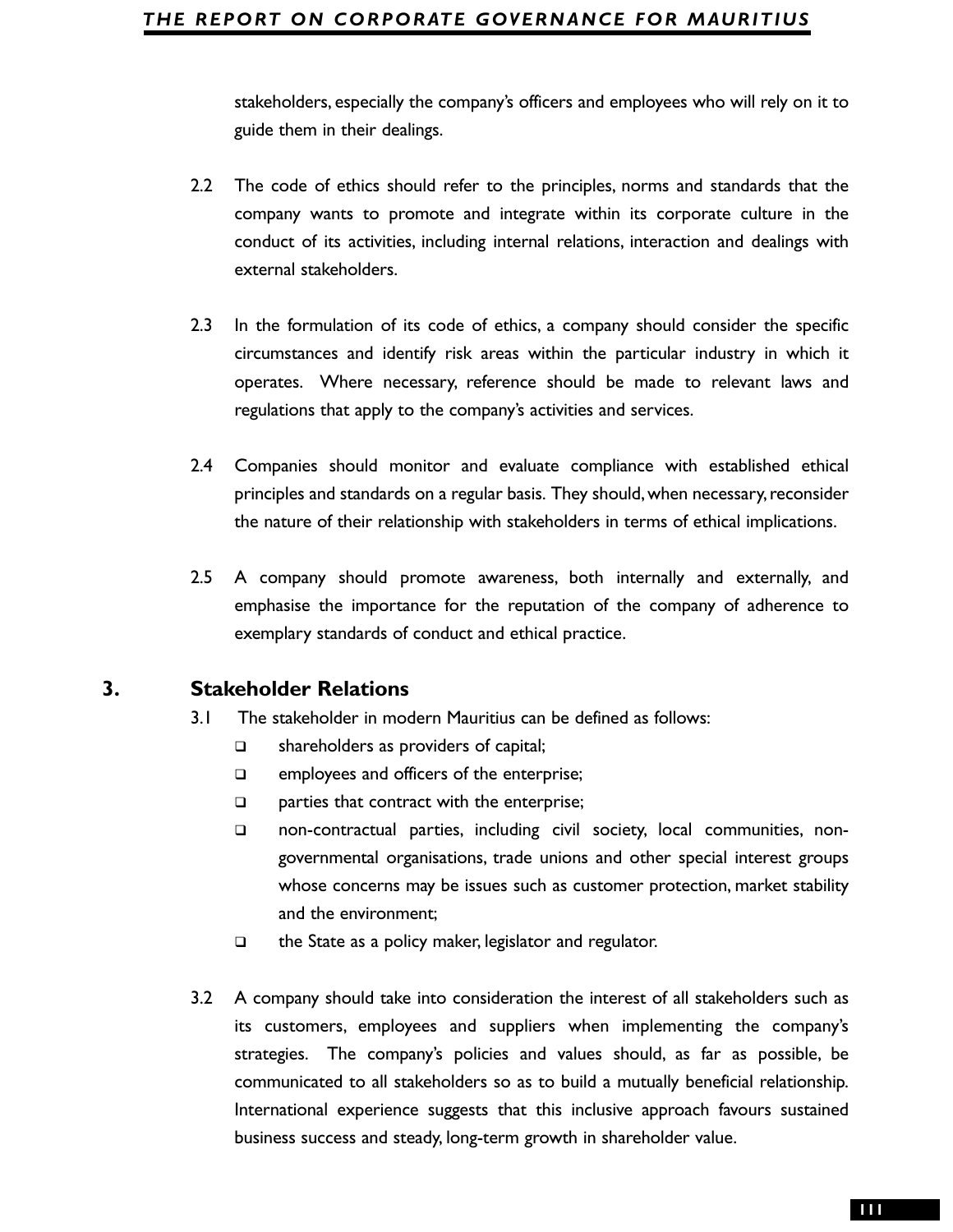stakeholders, especially the company's officers and employees who will rely on it to guide them in their dealings.

2.2 The code of ethics should refer to the principles, norms and standards that the company wants to promote and integrate within its corporate culture in the conduct of its activities, including internal relations, interaction and dealings with external stakeholders.

2.3 In the formulation of its code of ethics, a company should consider the specific circumstances and identify risk areas within the particular industry in which it operates. Where necessary, reference should be made to relevant laws and regulations that apply to the company's activities and services.

2.4 Companies should monitor and evaluate compliance with established ethical principles and standards on a regular basis. They should, when necessary, reconsider the nature of their relationship with stakeholders in terms of ethical implications.

2.5 A company should promote awareness, both internally and externally, and emphasise the importance for the reputation of the company of adherence to exemplary standards of conduct and ethical practice.

## 3. Stakeholder Relations

3.1 The stakeholder in modern Mauritius can be defined as follows:

- shareholders as providers of capital;
- employees and officers of the enterprise;
- parties that contract with the enterprise;
- non-contractual parties, including civil society, local communities, non-governmental organisations, trade unions and other special interest groups whose concerns may be issues such as customer protection, market stability and the environment;
- the State as a policy maker, legislator and regulator.

3.2 A company should take into consideration the interest of all stakeholders such as its customers, employees and suppliers when implementing the company's strategies. The company's policies and values should, as far as possible, be communicated to all stakeholders so as to build a mutually beneficial relationship. International experience suggests that this inclusive approach favours sustained business success and steady, long-term growth in shareholder value.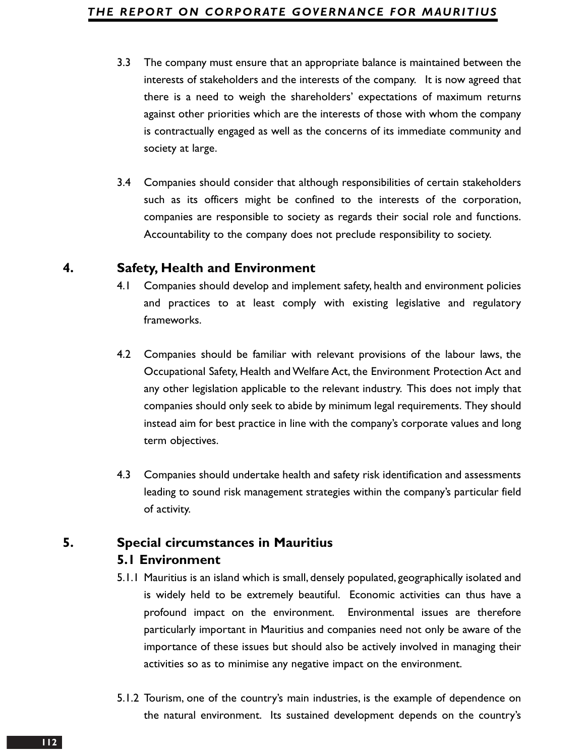3.3 The company must ensure that an appropriate balance is maintained between the interests of stakeholders and the interests of the company. It is now agreed that there is a need to weigh the shareholders' expectations of maximum returns against other priorities which are the interests of those with whom the company is contractually engaged as well as the concerns of its immediate community and society at large.

3.4 Companies should consider that although responsibilities of certain stakeholders such as its officers might be confined to the interests of the corporation, companies are responsible to society as regards their social role and functions. Accountability to the company does not preclude responsibility to society.

## 4. Safety, Health and Environment

4.1 Companies should develop and implement safety, health and environment policies and practices to at least comply with existing legislative and regulatory frameworks.

4.2 Companies should be familiar with relevant provisions of the labour laws, the Occupational Safety, Health and Welfare Act, the Environment Protection Act and any other legislation applicable to the relevant industry. This does not imply that companies should only seek to abide by minimum legal requirements. They should instead aim for best practice in line with the company's corporate values and long term objectives.

4.3 Companies should undertake health and safety risk identification and assessments leading to sound risk management strategies within the company's particular field of activity.

## 5. Special circumstances in Mauritius

### 5.1 Environment

5.1.1 Mauritius is an island which is small, densely populated, geographically isolated and is widely held to be extremely beautiful. Economic activities can thus have a profound impact on the environment. Environmental issues are therefore particularly important in Mauritius and companies need not only be aware of the importance of these issues but should also be actively involved in managing their activities so as to minimise any negative impact on the environment.

5.1.2 Tourism, one of the country's main industries, is the example of dependence on the natural environment. Its sustained development depends on the country's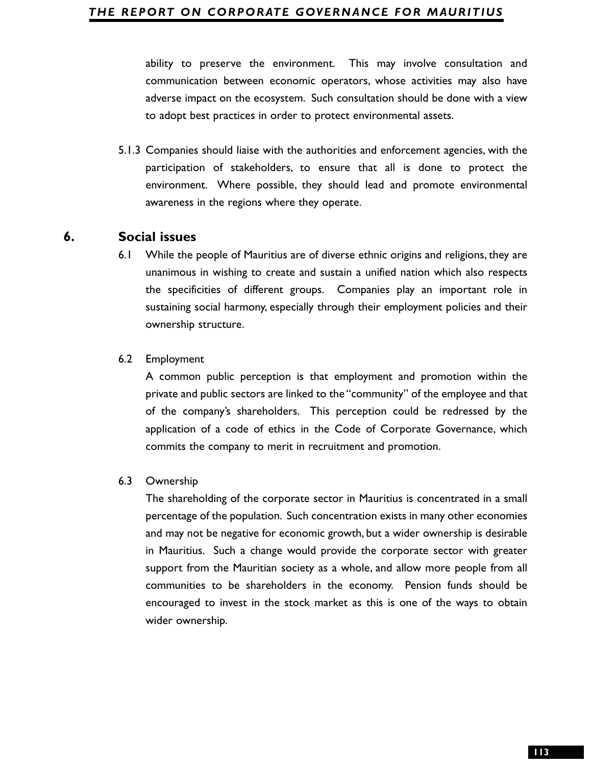ability to preserve the environment. This may involve consultation and communication between economic operators, whose activities may also have adverse impact on the ecosystem. Such consultation should be done with a view to adopt best practices in order to protect environmental assets.

5.1.3 Companies should liaise with the authorities and enforcement agencies, with the participation of stakeholders, to ensure that all is done to protect the environment. Where possible, they should lead and promote environmental awareness in the regions where they operate.

## 6. Social issues

6.1 While the people of Mauritius are of diverse ethnic origins and religions, they are unanimous in wishing to create and sustain a unified nation which also respects the specificities of different groups. Companies play an important role in sustaining social harmony, especially through their employment policies and their ownership structure.

6.2 Employment

A common public perception is that employment and promotion within the private and public sectors are linked to the "community" of the employee and that of the company's shareholders. This perception could be redressed by the application of a code of ethics in the Code of Corporate Governance, which commits the company to merit in recruitment and promotion.

6.3 Ownership

The shareholding of the corporate sector in Mauritius is concentrated in a small percentage of the population. Such concentration exists in many other economies and may not be negative for economic growth, but a wider ownership is desirable in Mauritius. Such a change would provide the corporate sector with greater support from the Mauritian society as a whole, and allow more people from all communities to be shareholders in the economy. Pension funds should be encouraged to invest in the stock market as this is one of the ways to obtain wider ownership.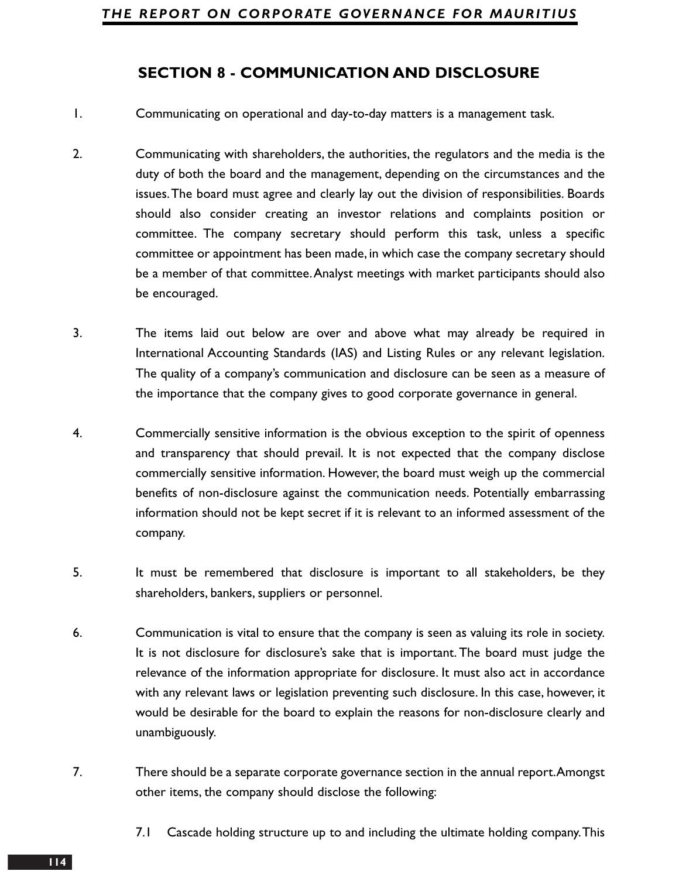## SECTION 8 - COMMUNICATION AND DISCLOSURE

1. Communicating on operational and day-to-day matters is a management task.

2. Communicating with shareholders, the authorities, the regulators and the media is the duty of both the board and the management, depending on the circumstances and the issues. The board must agree and clearly lay out the division of responsibilities. Boards should also consider creating an investor relations and complaints position or committee. The company secretary should perform this task, unless a specific committee or appointment has been made, in which case the company secretary should be a member of that committee. Analyst meetings with market participants should also be encouraged.

3. The items laid out below are over and above what may already be required in International Accounting Standards (IAS) and Listing Rules or any relevant legislation. The quality of a company's communication and disclosure can be seen as a measure of the importance that the company gives to good corporate governance in general.

4. Commercially sensitive information is the obvious exception to the spirit of openness and transparency that should prevail. It is not expected that the company disclose commercially sensitive information. However, the board must weigh up the commercial benefits of non-disclosure against the communication needs. Potentially embarrassing information should not be kept secret if it is relevant to an informed assessment of the company.

5. It must be remembered that disclosure is important to all stakeholders, be they shareholders, bankers, suppliers or personnel.

6. Communication is vital to ensure that the company is seen as valuing its role in society. It is not disclosure for disclosure's sake that is important. The board must judge the relevance of the information appropriate for disclosure. It must also act in accordance with any relevant laws or legislation preventing such disclosure. In this case, however, it would be desirable for the board to explain the reasons for non-disclosure clearly and unambiguously.

7. There should be a separate corporate governance section in the annual report. Amongst other items, the company should disclose the following:

   7.1 Cascade holding structure up to and including the ultimate holding company. This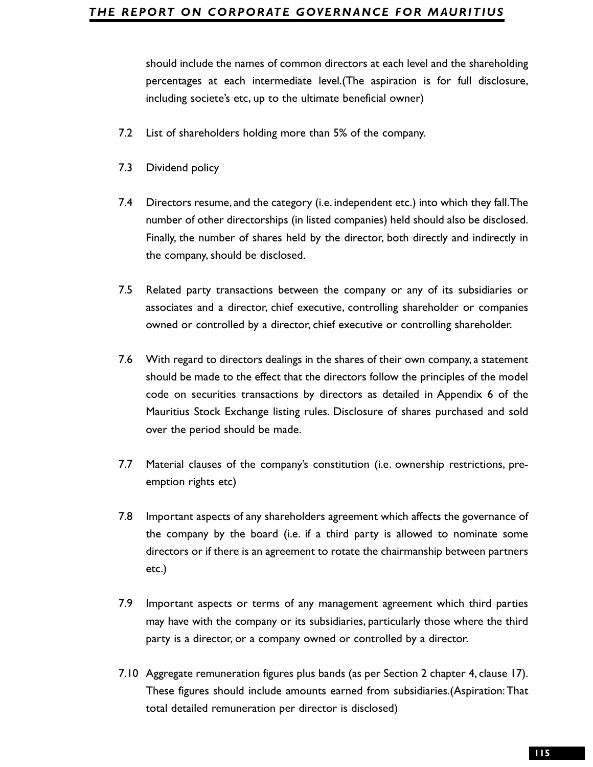should include the names of common directors at each level and the shareholding percentages at each intermediate level.(The aspiration is for full disclosure, including societe's etc, up to the ultimate beneficial owner)

7.2 List of shareholders holding more than 5% of the company.

7.3 Dividend policy

7.4 Directors resume, and the category (i.e. independent etc.) into which they fall. The number of other directorships (in listed companies) held should also be disclosed. Finally, the number of shares held by the director, both directly and indirectly in the company, should be disclosed.

7.5 Related party transactions between the company or any of its subsidiaries or associates and a director, chief executive, controlling shareholder or companies owned or controlled by a director, chief executive or controlling shareholder.

7.6 With regard to directors dealings in the shares of their own company, a statement should be made to the effect that the directors follow the principles of the model code on securities transactions by directors as detailed in Appendix 6 of the Mauritius Stock Exchange listing rules. Disclosure of shares purchased and sold over the period should be made.

7.7 Material clauses of the company's constitution (i.e. ownership restrictions, pre-emption rights etc)

7.8 Important aspects of any shareholders agreement which affects the governance of the company by the board (i.e. if a third party is allowed to nominate some directors or if there is an agreement to rotate the chairmanship between partners etc.)

7.9 Important aspects or terms of any management agreement which third parties may have with the company or its subsidiaries, particularly those where the third party is a director, or a company owned or controlled by a director.

7.10 Aggregate remuneration figures plus bands (as per Section 2 chapter 4, clause 17). These figures should include amounts earned from subsidiaries.(Aspiration: That total detailed remuneration per director is disclosed)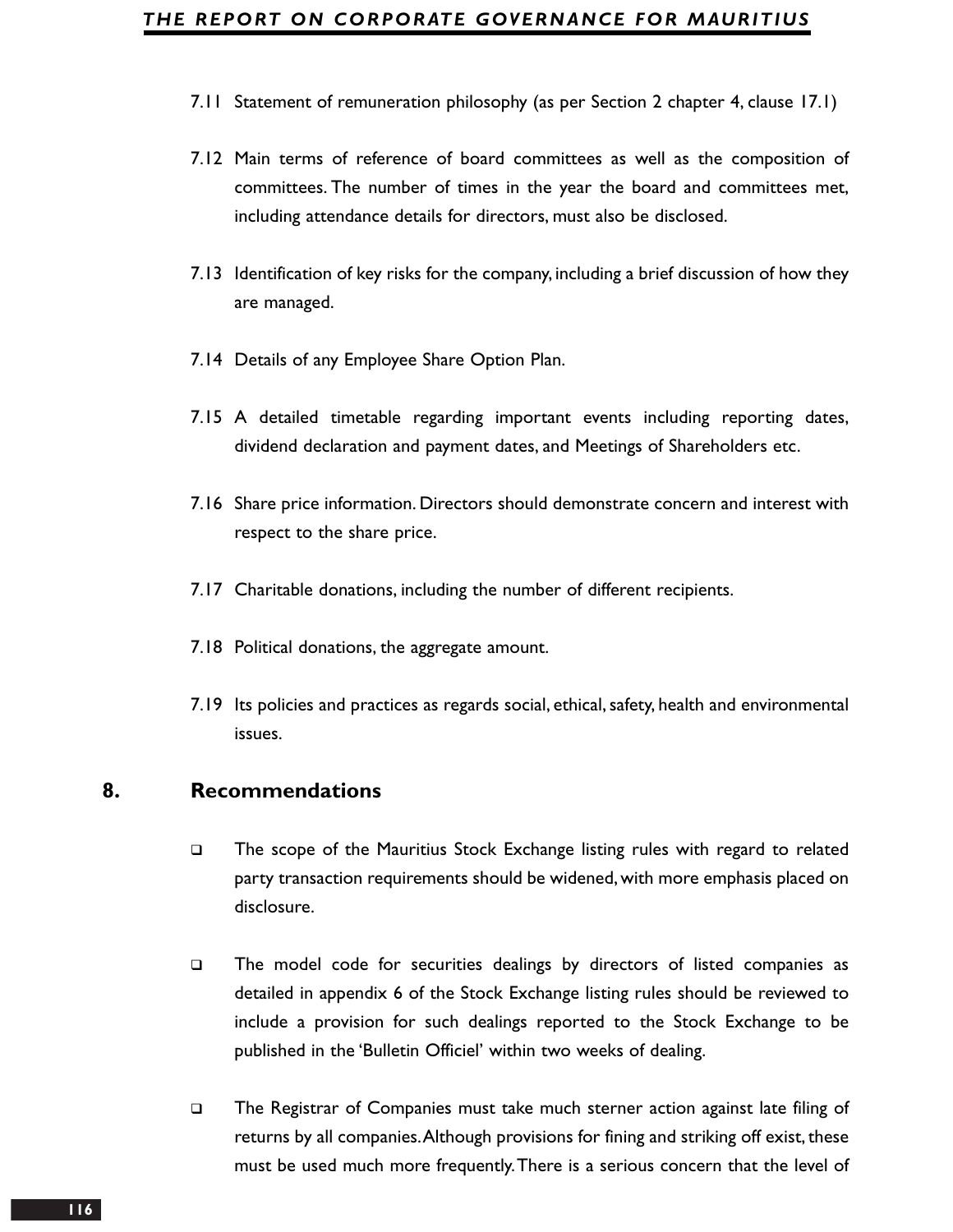7.11 Statement of remuneration philosophy (as per Section 2 chapter 4, clause 17.1)

7.12 Main terms of reference of board committees as well as the composition of committees. The number of times in the year the board and committees met, including attendance details for directors, must also be disclosed.

7.13 Identification of key risks for the company, including a brief discussion of how they are managed.

7.14 Details of any Employee Share Option Plan.

7.15 A detailed timetable regarding important events including reporting dates, dividend declaration and payment dates, and Meetings of Shareholders etc.

7.16 Share price information. Directors should demonstrate concern and interest with respect to the share price.

7.17 Charitable donations, including the number of different recipients.

7.18 Political donations, the aggregate amount.

7.19 Its policies and practices as regards social, ethical, safety, health and environmental issues.

## 8. Recommendations

- The scope of the Mauritius Stock Exchange listing rules with regard to related party transaction requirements should be widened, with more emphasis placed on disclosure.

- The model code for securities dealings by directors of listed companies as detailed in appendix 6 of the Stock Exchange listing rules should be reviewed to include a provision for such dealings reported to the Stock Exchange to be published in the 'Bulletin Officiel' within two weeks of dealing.

- The Registrar of Companies must take much sterner action against late filing of returns by all companies. Although provisions for fining and striking off exist, these must be used much more frequently. There is a serious concern that the level of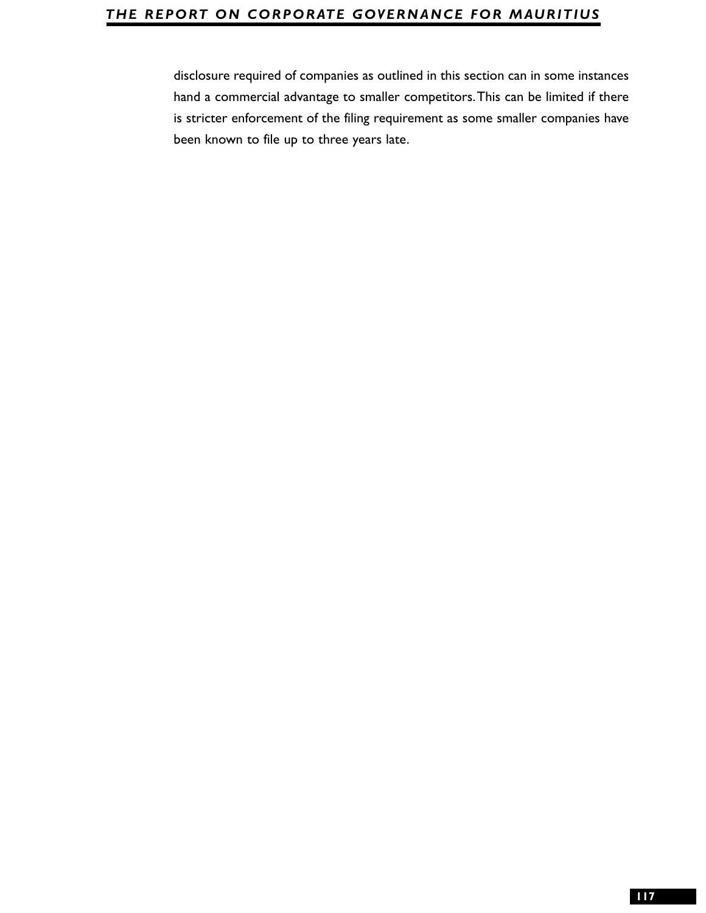disclosure required of companies as outlined in this section can in some instances hand a commercial advantage to smaller competitors. This can be limited if there is stricter enforcement of the filing requirement as some smaller companies have been known to file up to three years late.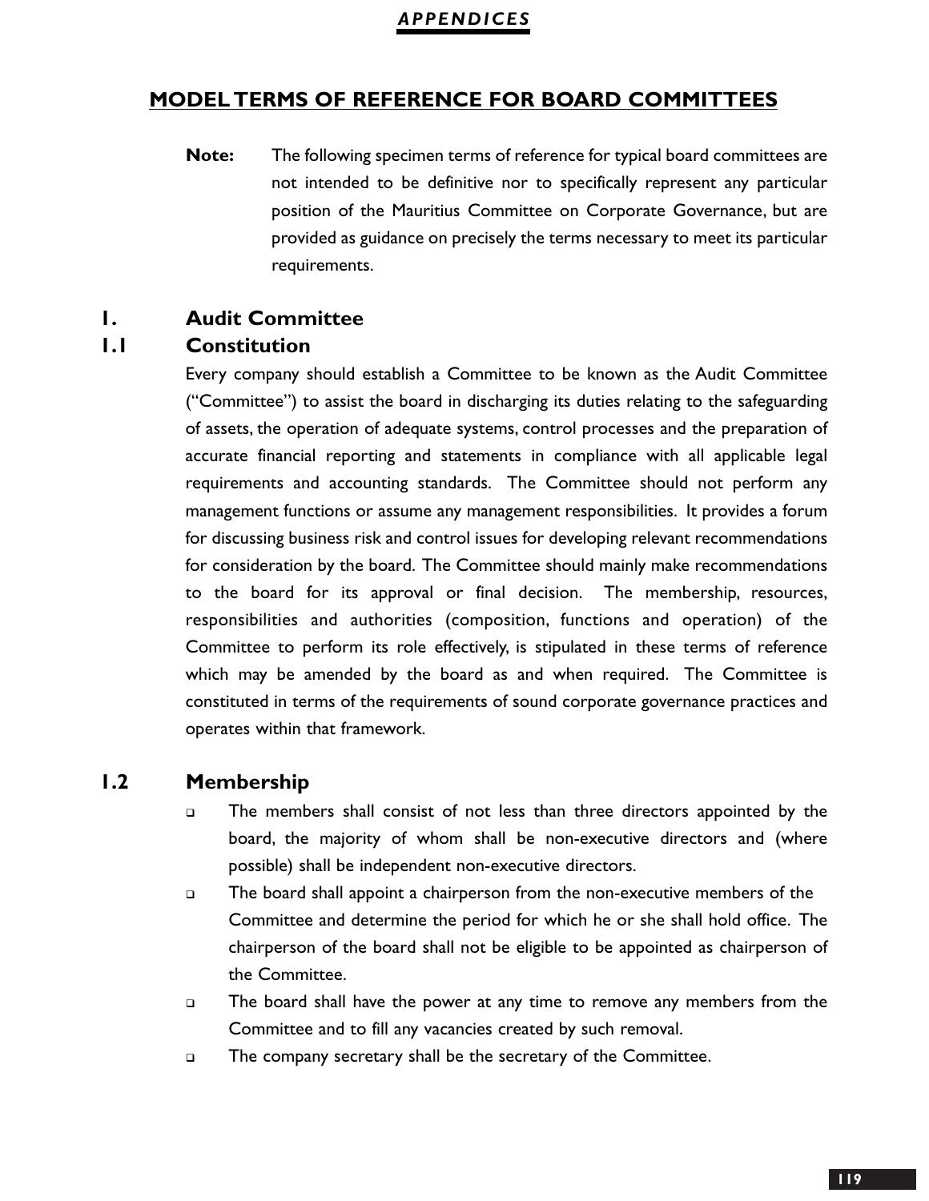## MODEL TERMS OF REFERENCE FOR BOARD COMMITTEES

**Note:** The following specimen terms of reference for typical board committees are not intended to be definitive nor to specifically represent any particular position of the Mauritius Committee on Corporate Governance, but are provided as guidance on precisely the terms necessary to meet its particular requirements.

### 1. Audit Committee

#### 1.1 Constitution

Every company should establish a Committee to be known as the Audit Committee ("Committee") to assist the board in discharging its duties relating to the safeguarding of assets, the operation of adequate systems, control processes and the preparation of accurate financial reporting and statements in compliance with all applicable legal requirements and accounting standards. The Committee should not perform any management functions or assume any management responsibilities. It provides a forum for discussing business risk and control issues for developing relevant recommendations for consideration by the board. The Committee should mainly make recommendations to the board for its approval or final decision. The membership, resources, responsibilities and authorities (composition, functions and operation) of the Committee to perform its role effectively, is stipulated in these terms of reference which may be amended by the board as and when required. The Committee is constituted in terms of the requirements of sound corporate governance practices and operates within that framework.

#### 1.2 Membership

- The members shall consist of not less than three directors appointed by the board, the majority of whom shall be non-executive directors and (where possible) shall be independent non-executive directors.
- The board shall appoint a chairperson from the non-executive members of the Committee and determine the period for which he or she shall hold office. The chairperson of the board shall not be eligible to be appointed as chairperson of the Committee.
- The board shall have the power at any time to remove any members from the Committee and to fill any vacancies created by such removal.
- The company secretary shall be the secretary of the Committee.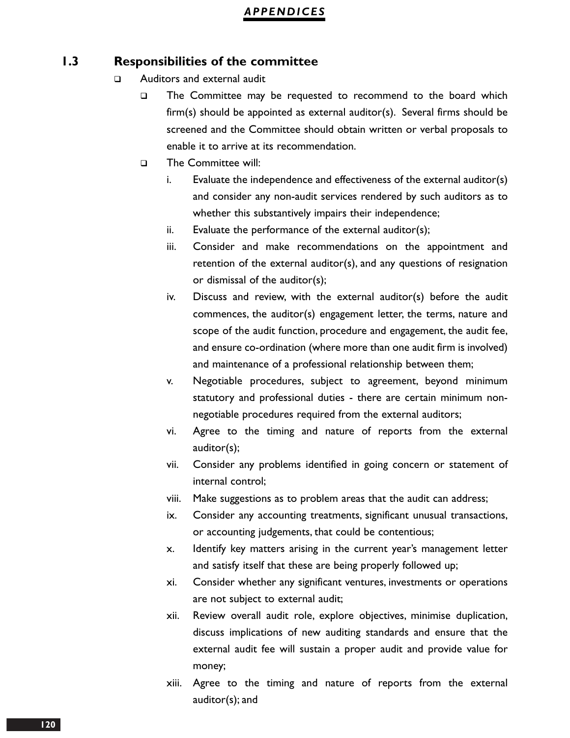## 1.3 Responsibilities of the committee

- Auditors and external audit
  - The Committee may be requested to recommend to the board which firm(s) should be appointed as external auditor(s). Several firms should be screened and the Committee should obtain written or verbal proposals to enable it to arrive at its recommendation.
  - The Committee will:
    - i. Evaluate the independence and effectiveness of the external auditor(s) and consider any non-audit services rendered by such auditors as to whether this substantively impairs their independence;
    - ii. Evaluate the performance of the external auditor(s);
    - iii. Consider and make recommendations on the appointment and retention of the external auditor(s), and any questions of resignation or dismissal of the auditor(s);
    - iv. Discuss and review, with the external auditor(s) before the audit commences, the auditor(s) engagement letter, the terms, nature and scope of the audit function, procedure and engagement, the audit fee, and ensure co-ordination (where more than one audit firm is involved) and maintenance of a professional relationship between them;
    - v. Negotiable procedures, subject to agreement, beyond minimum statutory and professional duties - there are certain minimum non-negotiable procedures required from the external auditors;
    - vi. Agree to the timing and nature of reports from the external auditor(s);
    - vii. Consider any problems identified in going concern or statement of internal control;
    - viii. Make suggestions as to problem areas that the audit can address;
    - ix. Consider any accounting treatments, significant unusual transactions, or accounting judgements, that could be contentious;
    - x. Identify key matters arising in the current year's management letter and satisfy itself that these are being properly followed up;
    - xi. Consider whether any significant ventures, investments or operations are not subject to external audit;
    - xii. Review overall audit role, explore objectives, minimise duplication, discuss implications of new auditing standards and ensure that the external audit fee will sustain a proper audit and provide value for money;
    - xiii. Agree to the timing and nature of reports from the external auditor(s); and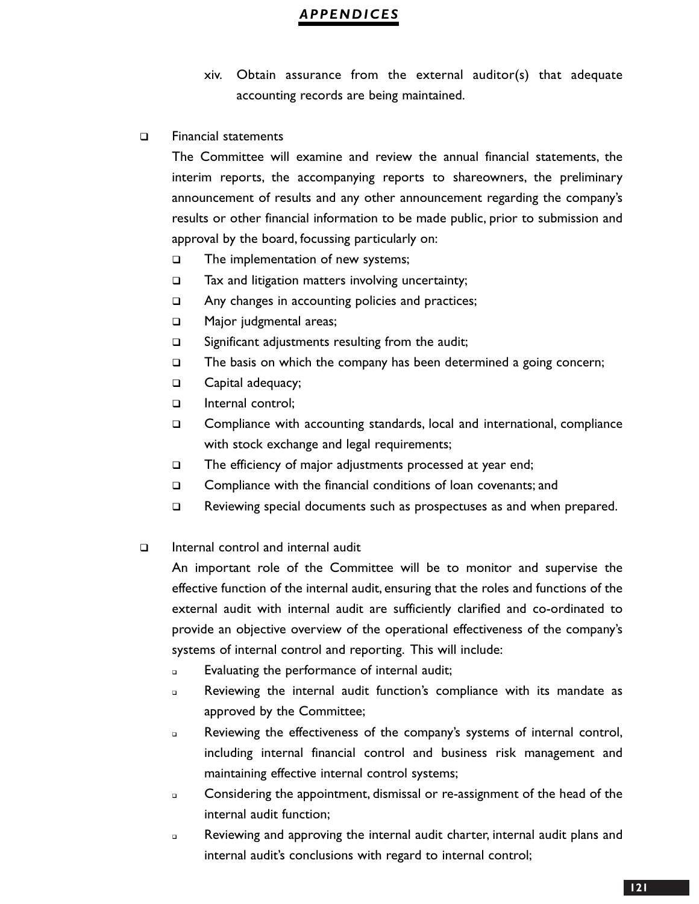xiv. Obtain assurance from the external auditor(s) that adequate accounting records are being maintained.

- Financial statements

  The Committee will examine and review the annual financial statements, the interim reports, the accompanying reports to shareowners, the preliminary announcement of results and any other announcement regarding the company's results or other financial information to be made public, prior to submission and approval by the board, focussing particularly on:

  - The implementation of new systems;
  - Tax and litigation matters involving uncertainty;
  - Any changes in accounting policies and practices;
  - Major judgmental areas;
  - Significant adjustments resulting from the audit;
  - The basis on which the company has been determined a going concern;
  - Capital adequacy;
  - Internal control;
  - Compliance with accounting standards, local and international, compliance with stock exchange and legal requirements;
  - The efficiency of major adjustments processed at year end;
  - Compliance with the financial conditions of loan covenants; and
  - Reviewing special documents such as prospectuses as and when prepared.

- Internal control and internal audit

  An important role of the Committee will be to monitor and supervise the effective function of the internal audit, ensuring that the roles and functions of the external audit with internal audit are sufficiently clarified and co-ordinated to provide an objective overview of the operational effectiveness of the company's systems of internal control and reporting. This will include:

  - Evaluating the performance of internal audit;
  - Reviewing the internal audit function's compliance with its mandate as approved by the Committee;
  - Reviewing the effectiveness of the company's systems of internal control, including internal financial control and business risk management and maintaining effective internal control systems;
  - Considering the appointment, dismissal or re-assignment of the head of the internal audit function;
  - Reviewing and approving the internal audit charter, internal audit plans and internal audit's conclusions with regard to internal control;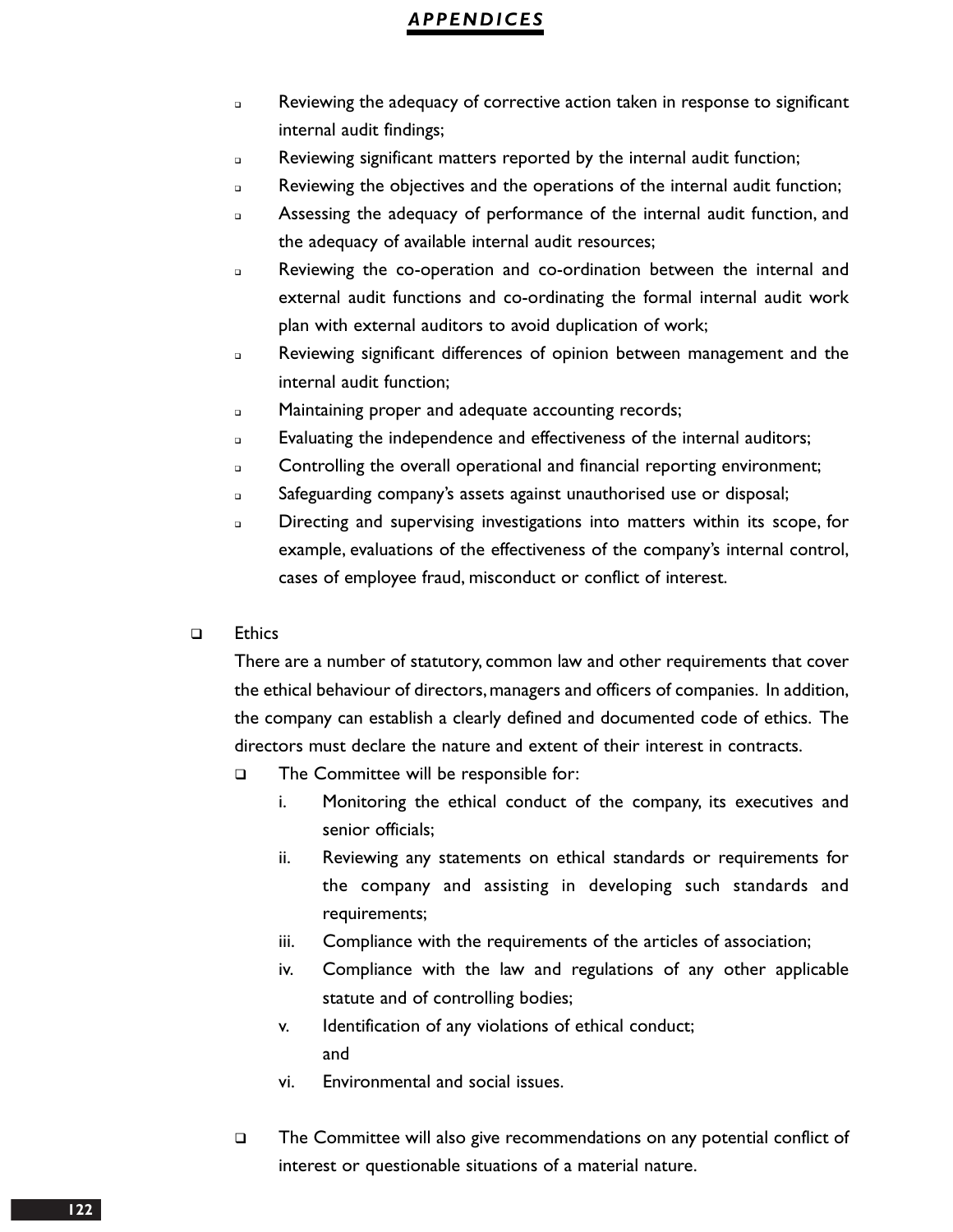- Reviewing the adequacy of corrective action taken in response to significant internal audit findings;
- Reviewing significant matters reported by the internal audit function;
- Reviewing the objectives and the operations of the internal audit function;
- Assessing the adequacy of performance of the internal audit function, and the adequacy of available internal audit resources;
- Reviewing the co-operation and co-ordination between the internal and external audit functions and co-ordinating the formal internal audit work plan with external auditors to avoid duplication of work;
- Reviewing significant differences of opinion between management and the internal audit function;
- Maintaining proper and adequate accounting records;
- Evaluating the independence and effectiveness of the internal auditors;
- Controlling the overall operational and financial reporting environment;
- Safeguarding company's assets against unauthorised use or disposal;
- Directing and supervising investigations into matters within its scope, for example, evaluations of the effectiveness of the company's internal control, cases of employee fraud, misconduct or conflict of interest.

- Ethics

  There are a number of statutory, common law and other requirements that cover the ethical behaviour of directors, managers and officers of companies. In addition, the company can establish a clearly defined and documented code of ethics. The directors must declare the nature and extent of their interest in contracts.

  - The Committee will be responsible for:
    1. Monitoring the ethical conduct of the company, its executives and senior officials;
    2. Reviewing any statements on ethical standards or requirements for the company and assisting in developing such standards and requirements;
    3. Compliance with the requirements of the articles of association;
    4. Compliance with the law and regulations of any other applicable statute and of controlling bodies;
    5. Identification of any violations of ethical conduct; and
    6. Environmental and social issues.

  - The Committee will also give recommendations on any potential conflict of interest or questionable situations of a material nature.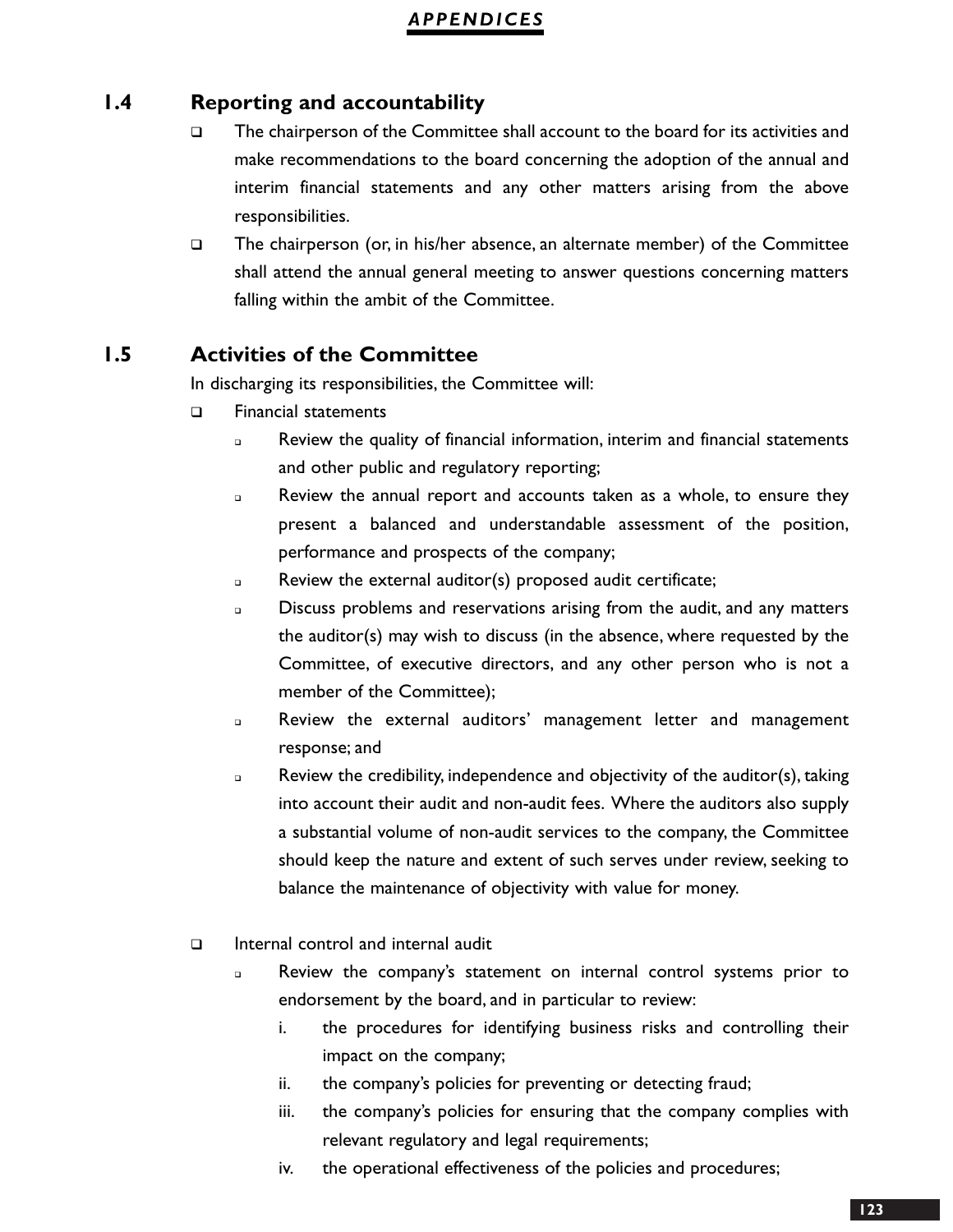## 1.4 Reporting and accountability

- The chairperson of the Committee shall account to the board for its activities and make recommendations to the board concerning the adoption of the annual and interim financial statements and any other matters arising from the above responsibilities.
- The chairperson (or, in his/her absence, an alternate member) of the Committee shall attend the annual general meeting to answer questions concerning matters falling within the ambit of the Committee.

## 1.5 Activities of the Committee

In discharging its responsibilities, the Committee will:

- Financial statements
  - Review the quality of financial information, interim and financial statements and other public and regulatory reporting;
  - Review the annual report and accounts taken as a whole, to ensure they present a balanced and understandable assessment of the position, performance and prospects of the company;
  - Review the external auditor(s) proposed audit certificate;
  - Discuss problems and reservations arising from the audit, and any matters the auditor(s) may wish to discuss (in the absence, where requested by the Committee, of executive directors, and any other person who is not a member of the Committee);
  - Review the external auditors' management letter and management response; and
  - Review the credibility, independence and objectivity of the auditor(s), taking into account their audit and non-audit fees. Where the auditors also supply a substantial volume of non-audit services to the company, the Committee should keep the nature and extent of such serves under review, seeking to balance the maintenance of objectivity with value for money.

- Internal control and internal audit
  - Review the company's statement on internal control systems prior to endorsement by the board, and in particular to review:
    i. the procedures for identifying business risks and controlling their impact on the company;
    ii. the company's policies for preventing or detecting fraud;
    iii. the company's policies for ensuring that the company complies with relevant regulatory and legal requirements;
    iv. the operational effectiveness of the policies and procedures;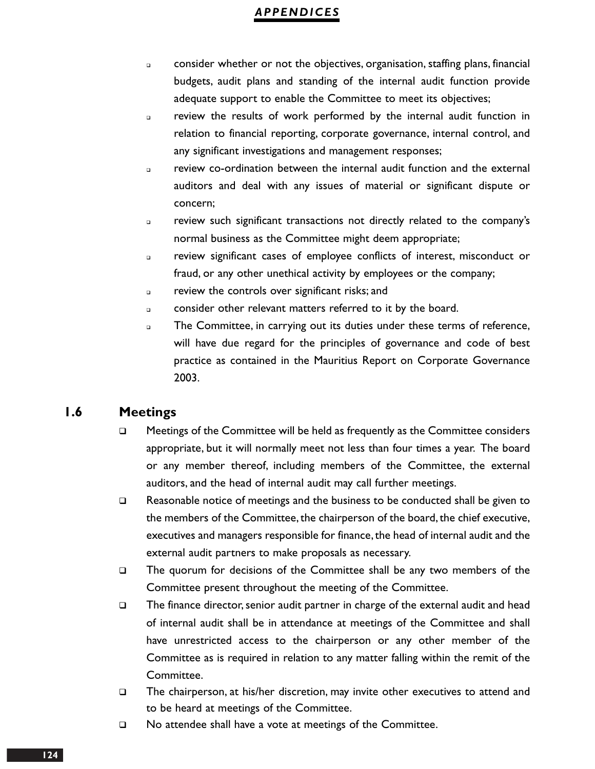- consider whether or not the objectives, organisation, staffing plans, financial budgets, audit plans and standing of the internal audit function provide adequate support to enable the Committee to meet its objectives;
- review the results of work performed by the internal audit function in relation to financial reporting, corporate governance, internal control, and any significant investigations and management responses;
- review co-ordination between the internal audit function and the external auditors and deal with any issues of material or significant dispute or concern;
- review such significant transactions not directly related to the company's normal business as the Committee might deem appropriate;
- review significant cases of employee conflicts of interest, misconduct or fraud, or any other unethical activity by employees or the company;
- review the controls over significant risks; and
- consider other relevant matters referred to it by the board.
- The Committee, in carrying out its duties under these terms of reference, will have due regard for the principles of governance and code of best practice as contained in the Mauritius Report on Corporate Governance 2003.

## 1.6 Meetings

- Meetings of the Committee will be held as frequently as the Committee considers appropriate, but it will normally meet not less than four times a year. The board or any member thereof, including members of the Committee, the external auditors, and the head of internal audit may call further meetings.
- Reasonable notice of meetings and the business to be conducted shall be given to the members of the Committee, the chairperson of the board, the chief executive, executives and managers responsible for finance, the head of internal audit and the external audit partners to make proposals as necessary.
- The quorum for decisions of the Committee shall be any two members of the Committee present throughout the meeting of the Committee.
- The finance director, senior audit partner in charge of the external audit and head of internal audit shall be in attendance at meetings of the Committee and shall have unrestricted access to the chairperson or any other member of the Committee as is required in relation to any matter falling within the remit of the Committee.
- The chairperson, at his/her discretion, may invite other executives to attend and to be heard at meetings of the Committee.
- No attendee shall have a vote at meetings of the Committee.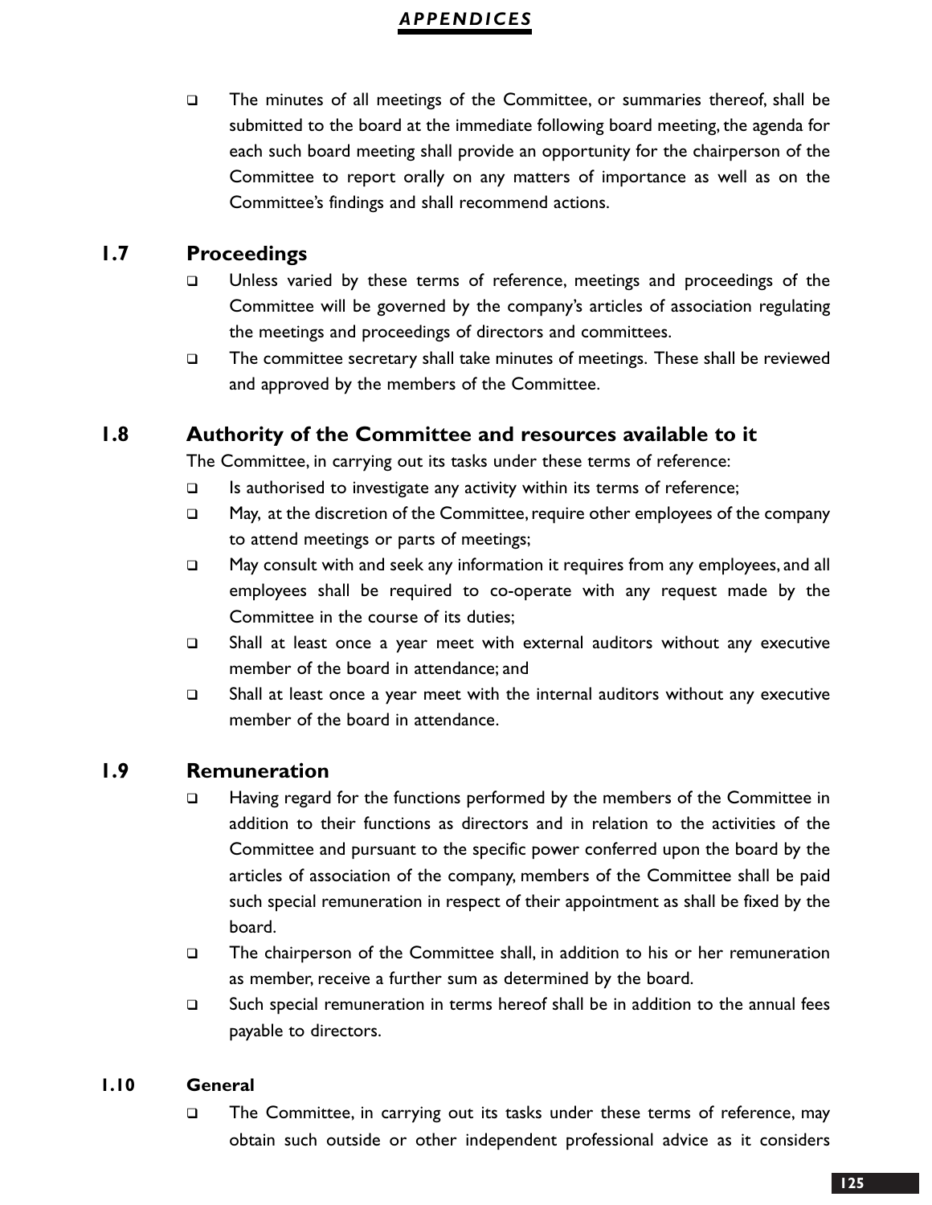- The minutes of all meetings of the Committee, or summaries thereof, shall be submitted to the board at the immediate following board meeting, the agenda for each such board meeting shall provide an opportunity for the chairperson of the Committee to report orally on any matters of importance as well as on the Committee's findings and shall recommend actions.

## 1.7 Proceedings

- Unless varied by these terms of reference, meetings and proceedings of the Committee will be governed by the company's articles of association regulating the meetings and proceedings of directors and committees.
- The committee secretary shall take minutes of meetings. These shall be reviewed and approved by the members of the Committee.

## 1.8 Authority of the Committee and resources available to it

The Committee, in carrying out its tasks under these terms of reference:

- Is authorised to investigate any activity within its terms of reference;
- May, at the discretion of the Committee, require other employees of the company to attend meetings or parts of meetings;
- May consult with and seek any information it requires from any employees, and all employees shall be required to co-operate with any request made by the Committee in the course of its duties;
- Shall at least once a year meet with external auditors without any executive member of the board in attendance; and
- Shall at least once a year meet with the internal auditors without any executive member of the board in attendance.

## 1.9 Remuneration

- Having regard for the functions performed by the members of the Committee in addition to their functions as directors and in relation to the activities of the Committee and pursuant to the specific power conferred upon the board by the articles of association of the company, members of the Committee shall be paid such special remuneration in respect of their appointment as shall be fixed by the board.
- The chairperson of the Committee shall, in addition to his or her remuneration as member, receive a further sum as determined by the board.
- Such special remuneration in terms hereof shall be in addition to the annual fees payable to directors.

### 1.10 General

- The Committee, in carrying out its tasks under these terms of reference, may obtain such outside or other independent professional advice as it considers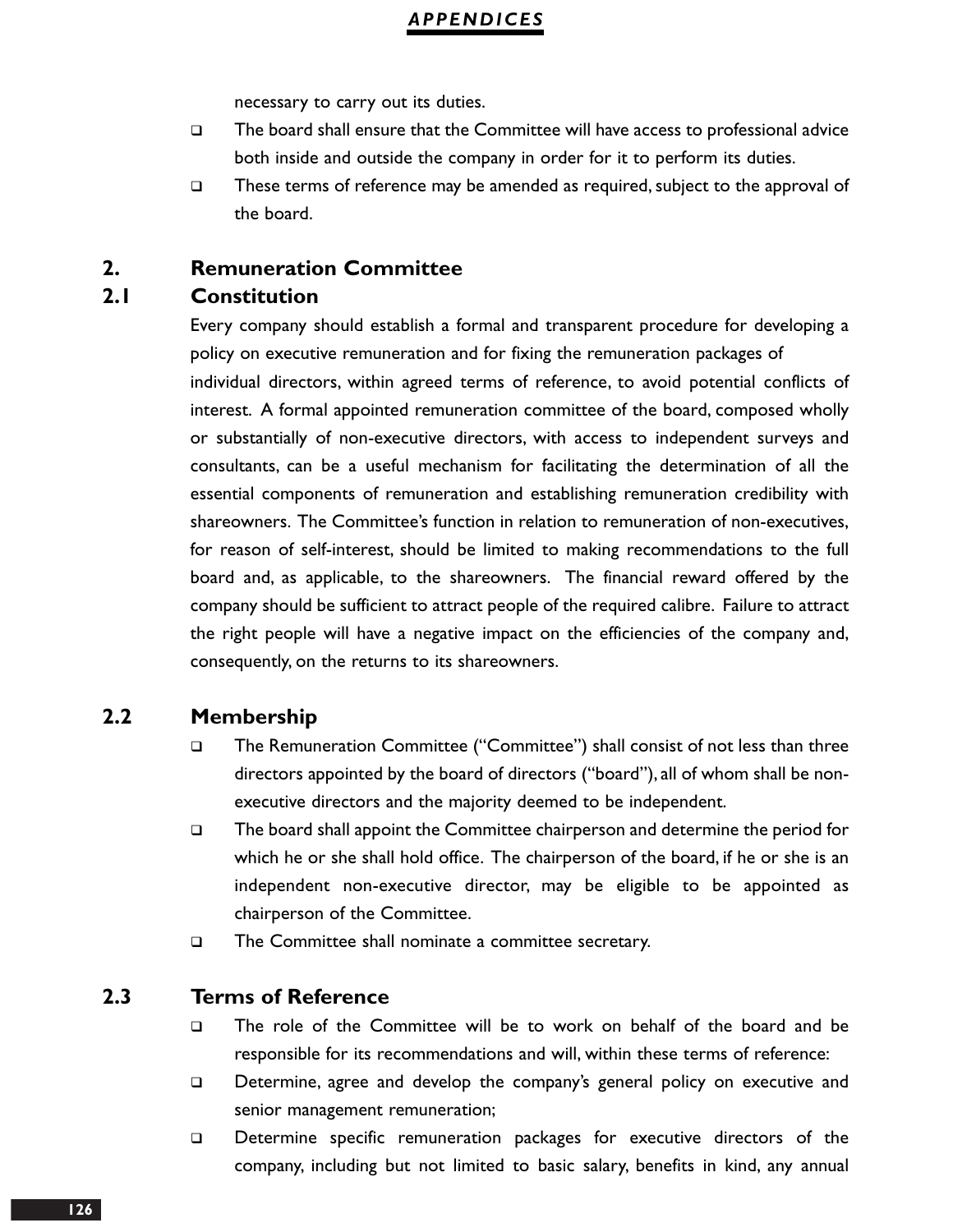necessary to carry out its duties.

- The board shall ensure that the Committee will have access to professional advice both inside and outside the company in order for it to perform its duties.
- These terms of reference may be amended as required, subject to the approval of the board.

## 2. Remuneration Committee

### 2.1 Constitution

Every company should establish a formal and transparent procedure for developing a policy on executive remuneration and for fixing the remuneration packages of individual directors, within agreed terms of reference, to avoid potential conflicts of interest. A formal appointed remuneration committee of the board, composed wholly or substantially of non-executive directors, with access to independent surveys and consultants, can be a useful mechanism for facilitating the determination of all the essential components of remuneration and establishing remuneration credibility with shareowners. The Committee's function in relation to remuneration of non-executives, for reason of self-interest, should be limited to making recommendations to the full board and, as applicable, to the shareowners. The financial reward offered by the company should be sufficient to attract people of the required calibre. Failure to attract the right people will have a negative impact on the efficiencies of the company and, consequently, on the returns to its shareowners.

### 2.2 Membership

- The Remuneration Committee ("Committee") shall consist of not less than three directors appointed by the board of directors ("board"), all of whom shall be non-executive directors and the majority deemed to be independent.
- The board shall appoint the Committee chairperson and determine the period for which he or she shall hold office. The chairperson of the board, if he or she is an independent non-executive director, may be eligible to be appointed as chairperson of the Committee.
- The Committee shall nominate a committee secretary.

### 2.3 Terms of Reference

- The role of the Committee will be to work on behalf of the board and be responsible for its recommendations and will, within these terms of reference:
- Determine, agree and develop the company's general policy on executive and senior management remuneration;
- Determine specific remuneration packages for executive directors of the company, including but not limited to basic salary, benefits in kind, any annual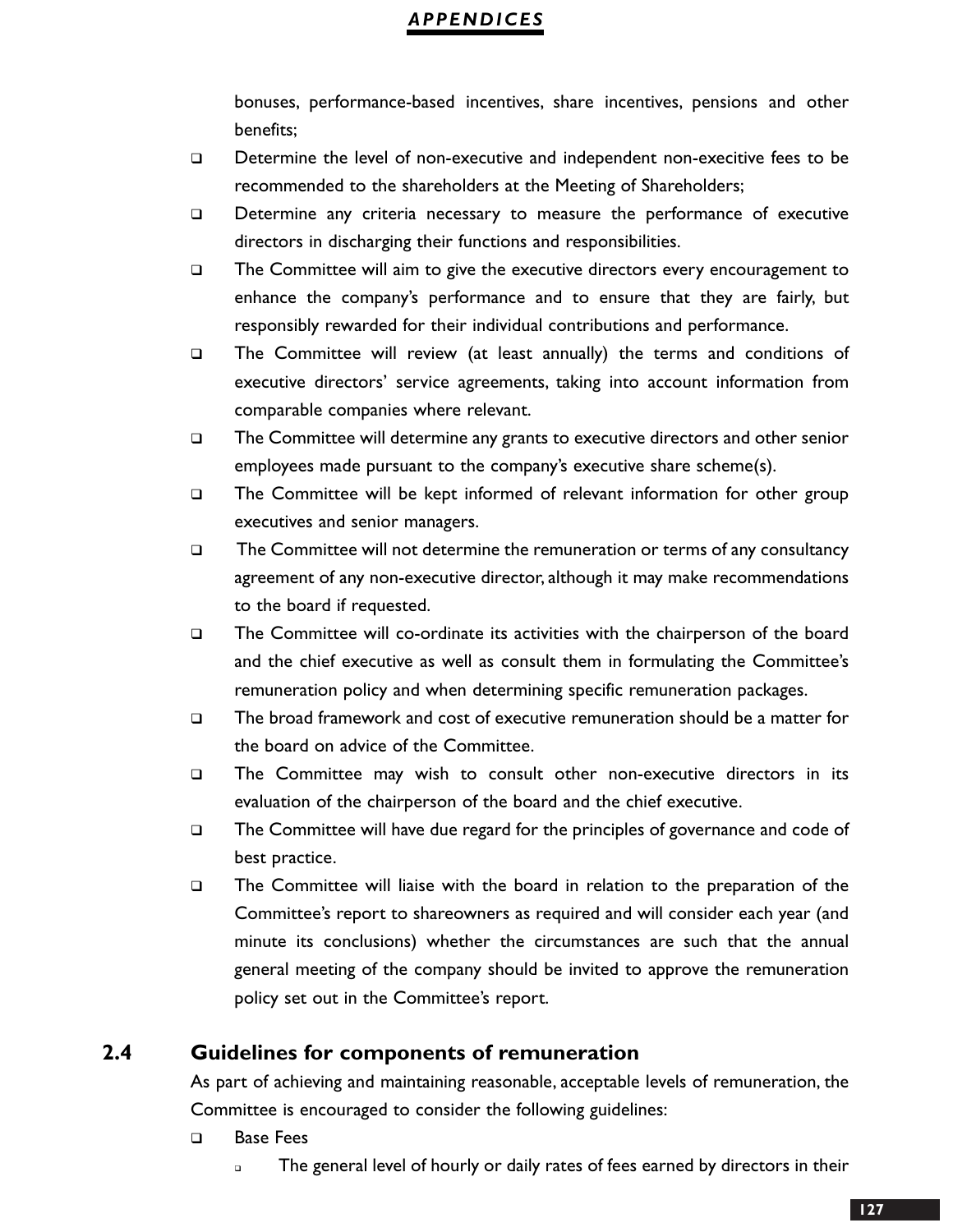bonuses, performance-based incentives, share incentives, pensions and other benefits;

- Determine the level of non-executive and independent non-execitive fees to be recommended to the shareholders at the Meeting of Shareholders;
- Determine any criteria necessary to measure the performance of executive directors in discharging their functions and responsibilities.
- The Committee will aim to give the executive directors every encouragement to enhance the company's performance and to ensure that they are fairly, but responsibly rewarded for their individual contributions and performance.
- The Committee will review (at least annually) the terms and conditions of executive directors' service agreements, taking into account information from comparable companies where relevant.
- The Committee will determine any grants to executive directors and other senior employees made pursuant to the company's executive share scheme(s).
- The Committee will be kept informed of relevant information for other group executives and senior managers.
- The Committee will not determine the remuneration or terms of any consultancy agreement of any non-executive director, although it may make recommendations to the board if requested.
- The Committee will co-ordinate its activities with the chairperson of the board and the chief executive as well as consult them in formulating the Committee's remuneration policy and when determining specific remuneration packages.
- The broad framework and cost of executive remuneration should be a matter for the board on advice of the Committee.
- The Committee may wish to consult other non-executive directors in its evaluation of the chairperson of the board and the chief executive.
- The Committee will have due regard for the principles of governance and code of best practice.
- The Committee will liaise with the board in relation to the preparation of the Committee's report to shareowners as required and will consider each year (and minute its conclusions) whether the circumstances are such that the annual general meeting of the company should be invited to approve the remuneration policy set out in the Committee's report.

## 2.4 Guidelines for components of remuneration

As part of achieving and maintaining reasonable, acceptable levels of remuneration, the Committee is encouraged to consider the following guidelines:

- Base Fees
  - The general level of hourly or daily rates of fees earned by directors in their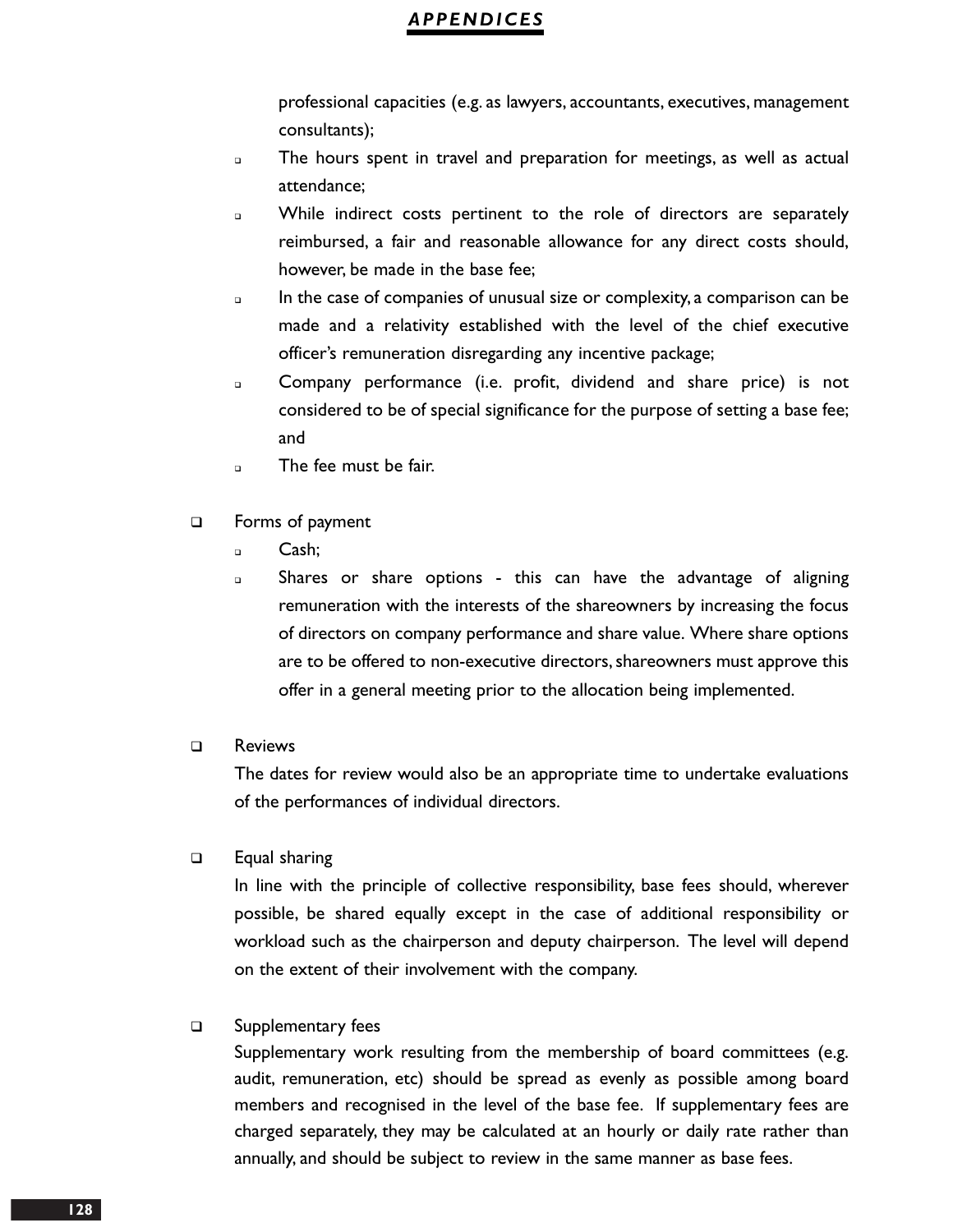professional capacities (e.g. as lawyers, accountants, executives, management consultants);

- The hours spent in travel and preparation for meetings, as well as actual attendance;
- While indirect costs pertinent to the role of directors are separately reimbursed, a fair and reasonable allowance for any direct costs should, however, be made in the base fee;
- In the case of companies of unusual size or complexity, a comparison can be made and a relativity established with the level of the chief executive officer's remuneration disregarding any incentive package;
- Company performance (i.e. profit, dividend and share price) is not considered to be of special significance for the purpose of setting a base fee; and
- The fee must be fair.

- Forms of payment
  - Cash;
  - Shares or share options - this can have the advantage of aligning remuneration with the interests of the shareowners by increasing the focus of directors on company performance and share value. Where share options are to be offered to non-executive directors, shareowners must approve this offer in a general meeting prior to the allocation being implemented.

- Reviews

  The dates for review would also be an appropriate time to undertake evaluations of the performances of individual directors.

- Equal sharing

  In line with the principle of collective responsibility, base fees should, wherever possible, be shared equally except in the case of additional responsibility or workload such as the chairperson and deputy chairperson. The level will depend on the extent of their involvement with the company.

- Supplementary fees

  Supplementary work resulting from the membership of board committees (e.g. audit, remuneration, etc) should be spread as evenly as possible among board members and recognised in the level of the base fee. If supplementary fees are charged separately, they may be calculated at an hourly or daily rate rather than annually, and should be subject to review in the same manner as base fees.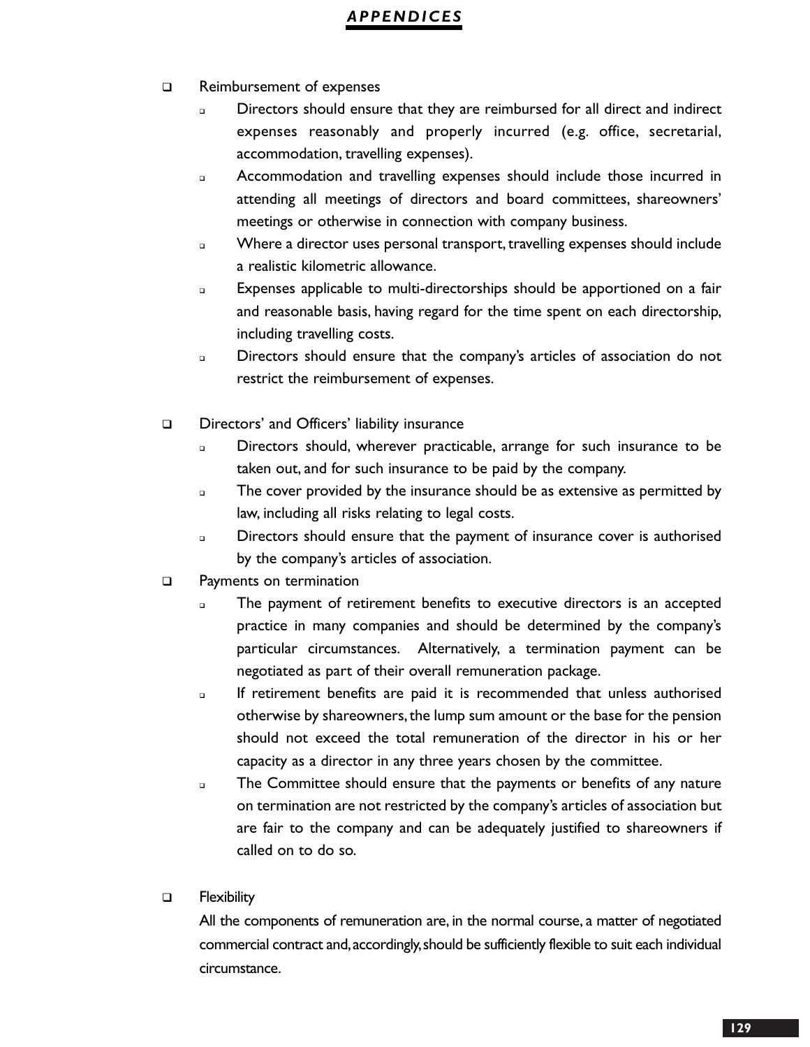- Reimbursement of expenses
  - Directors should ensure that they are reimbursed for all direct and indirect expenses reasonably and properly incurred (e.g. office, secretarial, accommodation, travelling expenses).
  - Accommodation and travelling expenses should include those incurred in attending all meetings of directors and board committees, shareowners' meetings or otherwise in connection with company business.
  - Where a director uses personal transport, travelling expenses should include a realistic kilometric allowance.
  - Expenses applicable to multi-directorships should be apportioned on a fair and reasonable basis, having regard for the time spent on each directorship, including travelling costs.
  - Directors should ensure that the company's articles of association do not restrict the reimbursement of expenses.

- Directors' and Officers' liability insurance
  - Directors should, wherever practicable, arrange for such insurance to be taken out, and for such insurance to be paid by the company.
  - The cover provided by the insurance should be as extensive as permitted by law, including all risks relating to legal costs.
  - Directors should ensure that the payment of insurance cover is authorised by the company's articles of association.
- Payments on termination
  - The payment of retirement benefits to executive directors is an accepted practice in many companies and should be determined by the company's particular circumstances. Alternatively, a termination payment can be negotiated as part of their overall remuneration package.
  - If retirement benefits are paid it is recommended that unless authorised otherwise by shareowners, the lump sum amount or the base for the pension should not exceed the total remuneration of the director in his or her capacity as a director in any three years chosen by the committee.
  - The Committee should ensure that the payments or benefits of any nature on termination are not restricted by the company's articles of association but are fair to the company and can be adequately justified to shareowners if called on to do so.

- Flexibility

  All the components of remuneration are, in the normal course, a matter of negotiated commercial contract and, accordingly, should be sufficiently flexible to suit each individual circumstance.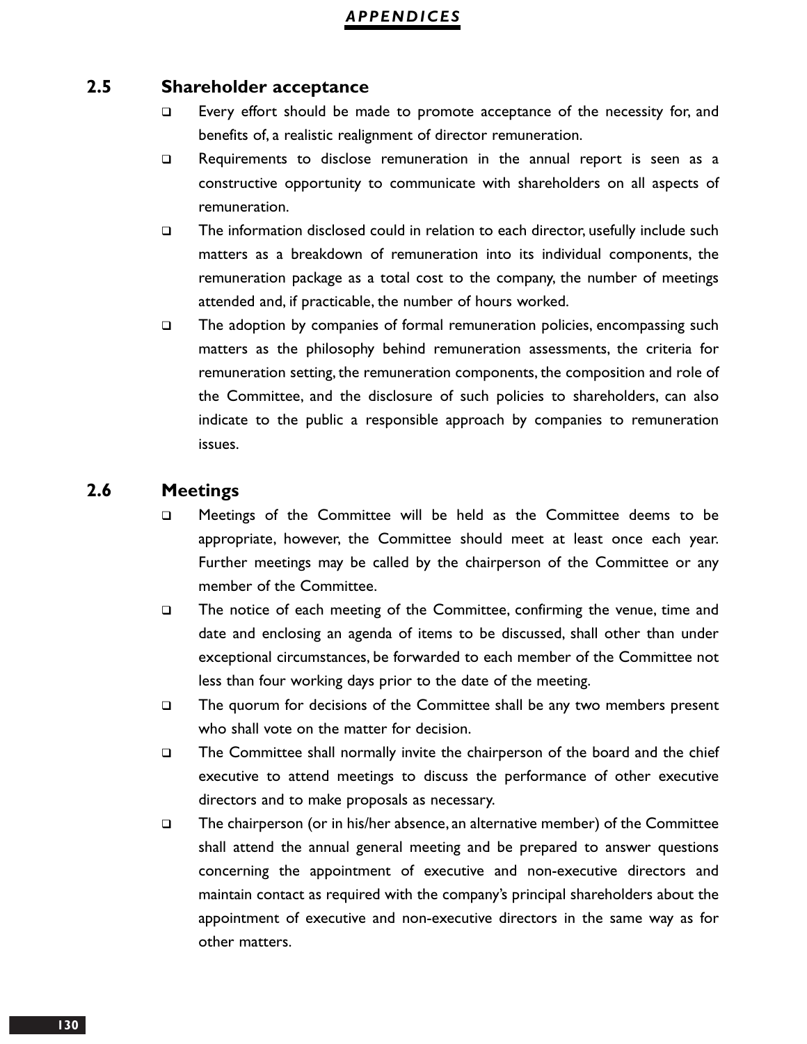## 2.5 Shareholder acceptance

- Every effort should be made to promote acceptance of the necessity for, and benefits of, a realistic realignment of director remuneration.
- Requirements to disclose remuneration in the annual report is seen as a constructive opportunity to communicate with shareholders on all aspects of remuneration.
- The information disclosed could in relation to each director, usefully include such matters as a breakdown of remuneration into its individual components, the remuneration package as a total cost to the company, the number of meetings attended and, if practicable, the number of hours worked.
- The adoption by companies of formal remuneration policies, encompassing such matters as the philosophy behind remuneration assessments, the criteria for remuneration setting, the remuneration components, the composition and role of the Committee, and the disclosure of such policies to shareholders, can also indicate to the public a responsible approach by companies to remuneration issues.

## 2.6 Meetings

- Meetings of the Committee will be held as the Committee deems to be appropriate, however, the Committee should meet at least once each year. Further meetings may be called by the chairperson of the Committee or any member of the Committee.
- The notice of each meeting of the Committee, confirming the venue, time and date and enclosing an agenda of items to be discussed, shall other than under exceptional circumstances, be forwarded to each member of the Committee not less than four working days prior to the date of the meeting.
- The quorum for decisions of the Committee shall be any two members present who shall vote on the matter for decision.
- The Committee shall normally invite the chairperson of the board and the chief executive to attend meetings to discuss the performance of other executive directors and to make proposals as necessary.
- The chairperson (or in his/her absence, an alternative member) of the Committee shall attend the annual general meeting and be prepared to answer questions concerning the appointment of executive and non-executive directors and maintain contact as required with the company's principal shareholders about the appointment of executive and non-executive directors in the same way as for other matters.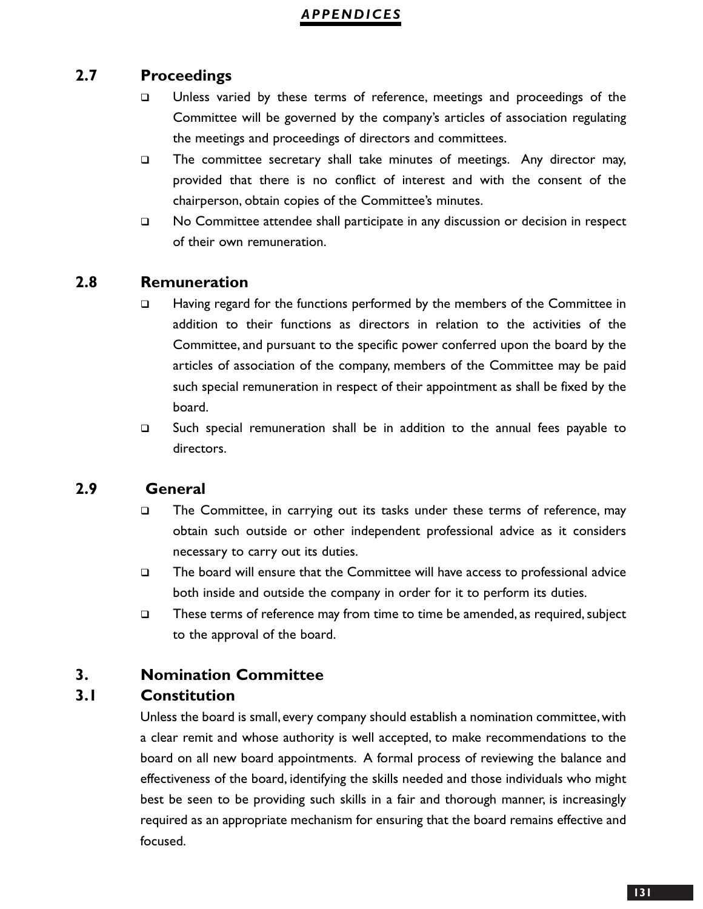## 2.7 Proceedings

- Unless varied by these terms of reference, meetings and proceedings of the Committee will be governed by the company's articles of association regulating the meetings and proceedings of directors and committees.
- The committee secretary shall take minutes of meetings. Any director may, provided that there is no conflict of interest and with the consent of the chairperson, obtain copies of the Committee's minutes.
- No Committee attendee shall participate in any discussion or decision in respect of their own remuneration.

## 2.8 Remuneration

- Having regard for the functions performed by the members of the Committee in addition to their functions as directors in relation to the activities of the Committee, and pursuant to the specific power conferred upon the board by the articles of association of the company, members of the Committee may be paid such special remuneration in respect of their appointment as shall be fixed by the board.
- Such special remuneration shall be in addition to the annual fees payable to directors.

## 2.9 General

- The Committee, in carrying out its tasks under these terms of reference, may obtain such outside or other independent professional advice as it considers necessary to carry out its duties.
- The board will ensure that the Committee will have access to professional advice both inside and outside the company in order for it to perform its duties.
- These terms of reference may from time to time be amended, as required, subject to the approval of the board.

# 3. Nomination Committee

## 3.1 Constitution

Unless the board is small, every company should establish a nomination committee, with a clear remit and whose authority is well accepted, to make recommendations to the board on all new board appointments. A formal process of reviewing the balance and effectiveness of the board, identifying the skills needed and those individuals who might best be seen to be providing such skills in a fair and thorough manner, is increasingly required as an appropriate mechanism for ensuring that the board remains effective and focused.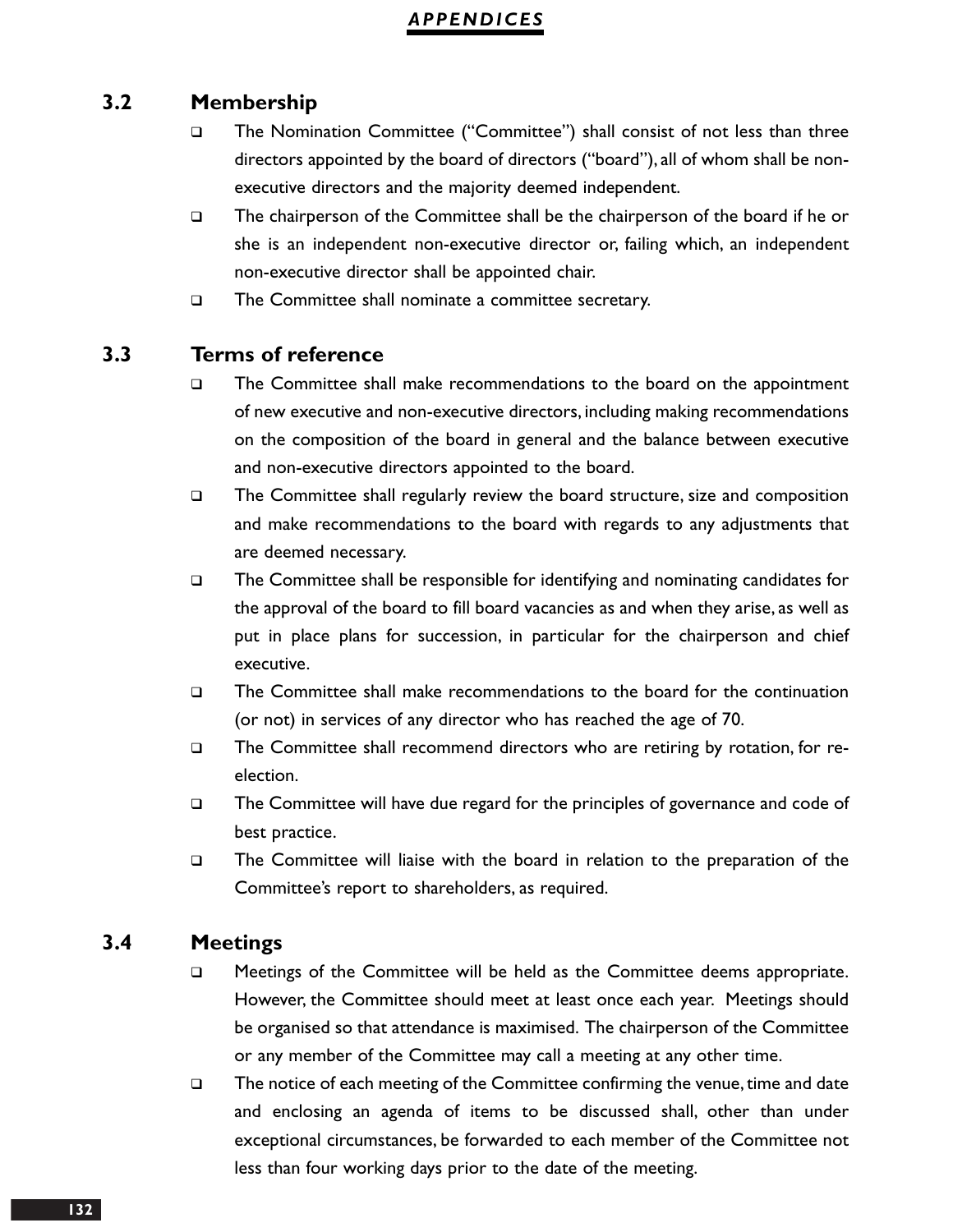### 3.2 Membership

- The Nomination Committee ("Committee") shall consist of not less than three directors appointed by the board of directors ("board"), all of whom shall be non-executive directors and the majority deemed independent.
- The chairperson of the Committee shall be the chairperson of the board if he or she is an independent non-executive director or, failing which, an independent non-executive director shall be appointed chair.
- The Committee shall nominate a committee secretary.

### 3.3 Terms of reference

- The Committee shall make recommendations to the board on the appointment of new executive and non-executive directors, including making recommendations on the composition of the board in general and the balance between executive and non-executive directors appointed to the board.
- The Committee shall regularly review the board structure, size and composition and make recommendations to the board with regards to any adjustments that are deemed necessary.
- The Committee shall be responsible for identifying and nominating candidates for the approval of the board to fill board vacancies as and when they arise, as well as put in place plans for succession, in particular for the chairperson and chief executive.
- The Committee shall make recommendations to the board for the continuation (or not) in services of any director who has reached the age of 70.
- The Committee shall recommend directors who are retiring by rotation, for re-election.
- The Committee will have due regard for the principles of governance and code of best practice.
- The Committee will liaise with the board in relation to the preparation of the Committee's report to shareholders, as required.

### 3.4 Meetings

- Meetings of the Committee will be held as the Committee deems appropriate. However, the Committee should meet at least once each year. Meetings should be organised so that attendance is maximised. The chairperson of the Committee or any member of the Committee may call a meeting at any other time.
- The notice of each meeting of the Committee confirming the venue, time and date and enclosing an agenda of items to be discussed shall, other than under exceptional circumstances, be forwarded to each member of the Committee not less than four working days prior to the date of the meeting.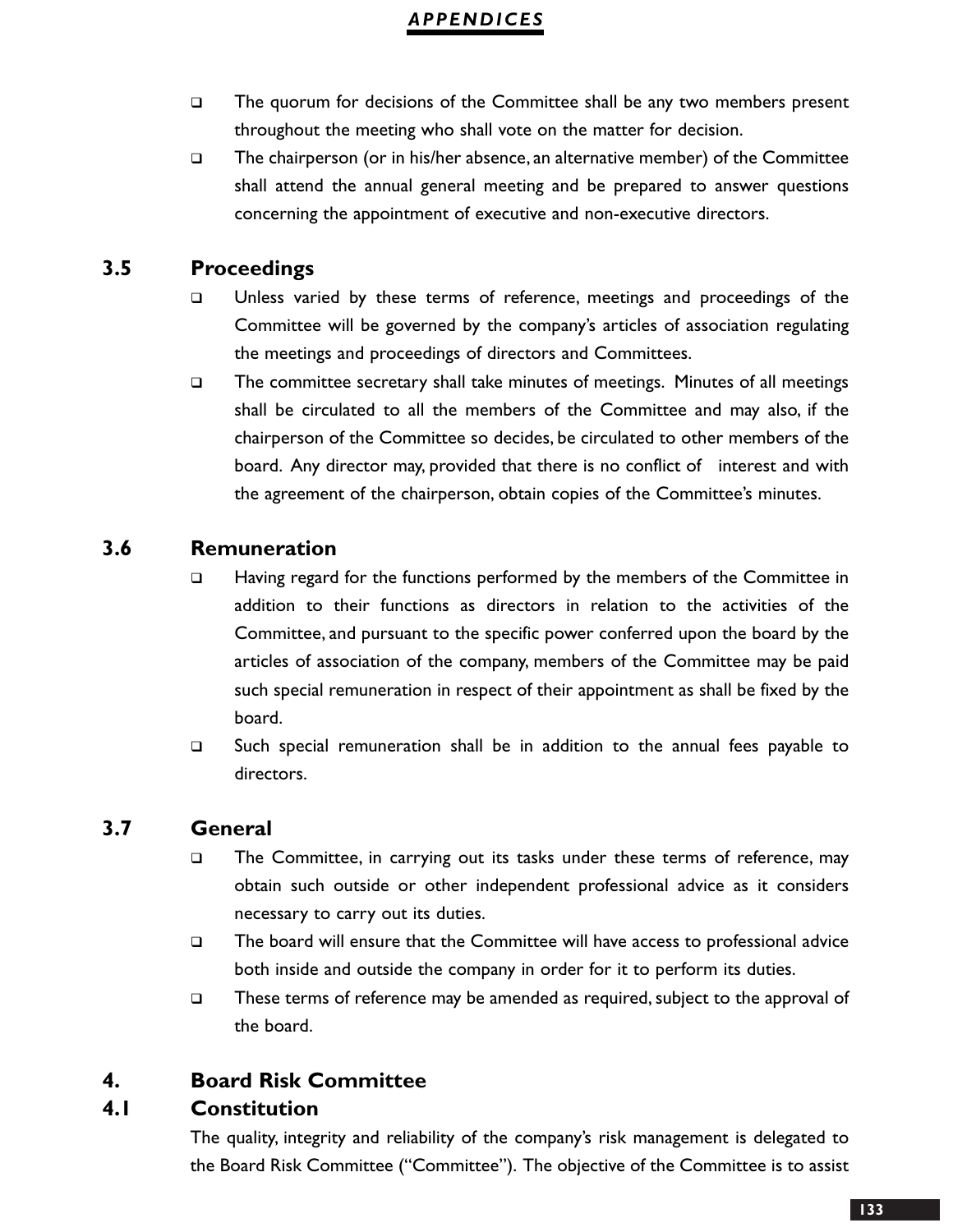- The quorum for decisions of the Committee shall be any two members present throughout the meeting who shall vote on the matter for decision.
- The chairperson (or in his/her absence, an alternative member) of the Committee shall attend the annual general meeting and be prepared to answer questions concerning the appointment of executive and non-executive directors.

## 3.5 Proceedings

- Unless varied by these terms of reference, meetings and proceedings of the Committee will be governed by the company's articles of association regulating the meetings and proceedings of directors and Committees.
- The committee secretary shall take minutes of meetings. Minutes of all meetings shall be circulated to all the members of the Committee and may also, if the chairperson of the Committee so decides, be circulated to other members of the board. Any director may, provided that there is no conflict of interest and with the agreement of the chairperson, obtain copies of the Committee's minutes.

## 3.6 Remuneration

- Having regard for the functions performed by the members of the Committee in addition to their functions as directors in relation to the activities of the Committee, and pursuant to the specific power conferred upon the board by the articles of association of the company, members of the Committee may be paid such special remuneration in respect of their appointment as shall be fixed by the board.
- Such special remuneration shall be in addition to the annual fees payable to directors.

## 3.7 General

- The Committee, in carrying out its tasks under these terms of reference, may obtain such outside or other independent professional advice as it considers necessary to carry out its duties.
- The board will ensure that the Committee will have access to professional advice both inside and outside the company in order for it to perform its duties.
- These terms of reference may be amended as required, subject to the approval of the board.

# 4. Board Risk Committee

## 4.1 Constitution

The quality, integrity and reliability of the company's risk management is delegated to the Board Risk Committee ("Committee"). The objective of the Committee is to assist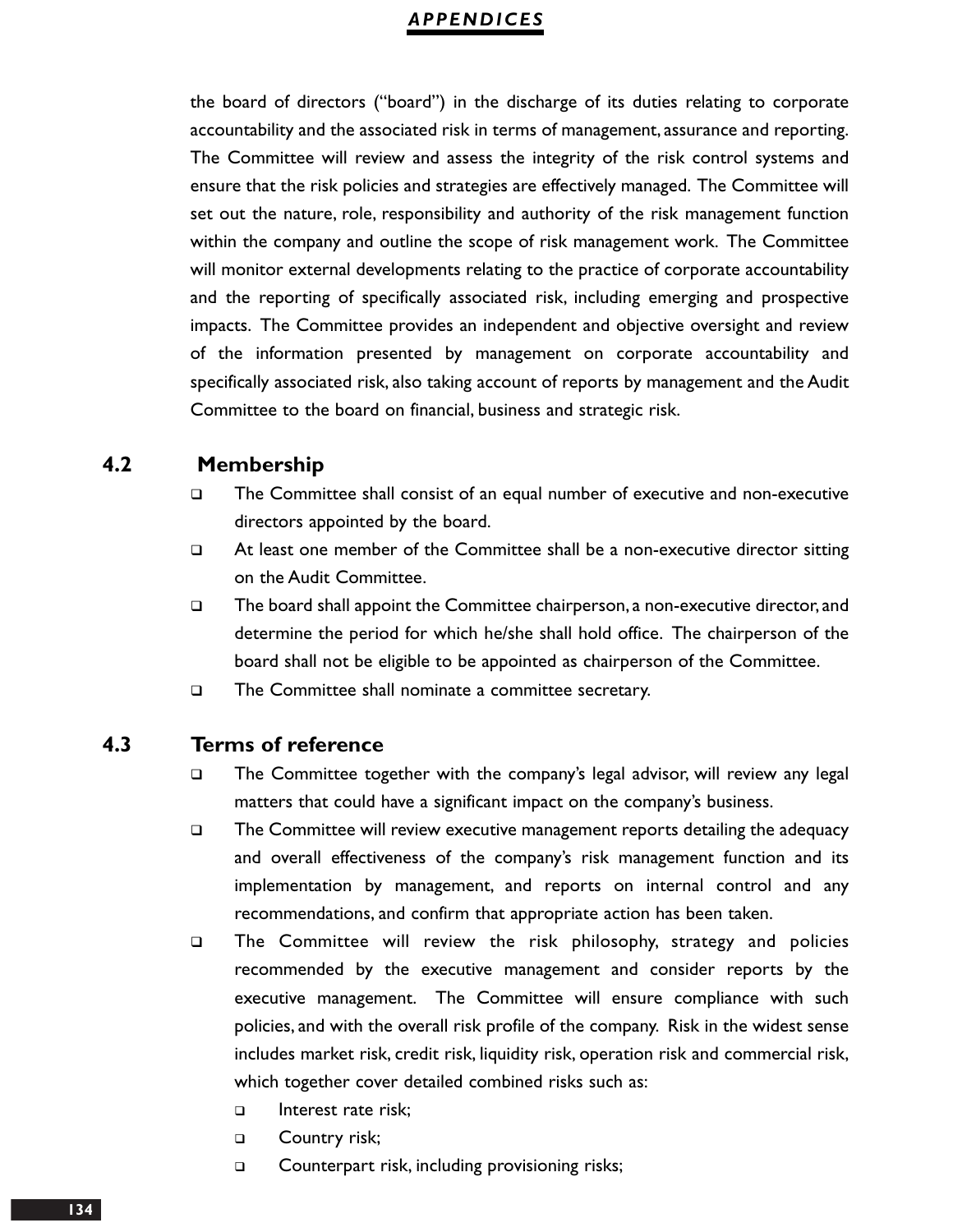the board of directors ("board") in the discharge of its duties relating to corporate accountability and the associated risk in terms of management, assurance and reporting. The Committee will review and assess the integrity of the risk control systems and ensure that the risk policies and strategies are effectively managed. The Committee will set out the nature, role, responsibility and authority of the risk management function within the company and outline the scope of risk management work. The Committee will monitor external developments relating to the practice of corporate accountability and the reporting of specifically associated risk, including emerging and prospective impacts. The Committee provides an independent and objective oversight and review of the information presented by management on corporate accountability and specifically associated risk, also taking account of reports by management and the Audit Committee to the board on financial, business and strategic risk.

## 4.2 Membership

- The Committee shall consist of an equal number of executive and non-executive directors appointed by the board.
- At least one member of the Committee shall be a non-executive director sitting on the Audit Committee.
- The board shall appoint the Committee chairperson, a non-executive director, and determine the period for which he/she shall hold office. The chairperson of the board shall not be eligible to be appointed as chairperson of the Committee.
- The Committee shall nominate a committee secretary.

## 4.3 Terms of reference

- The Committee together with the company's legal advisor, will review any legal matters that could have a significant impact on the company's business.
- The Committee will review executive management reports detailing the adequacy and overall effectiveness of the company's risk management function and its implementation by management, and reports on internal control and any recommendations, and confirm that appropriate action has been taken.
- The Committee will review the risk philosophy, strategy and policies recommended by the executive management and consider reports by the executive management. The Committee will ensure compliance with such policies, and with the overall risk profile of the company. Risk in the widest sense includes market risk, credit risk, liquidity risk, operation risk and commercial risk, which together cover detailed combined risks such as:
  - Interest rate risk;
  - Country risk;
  - Counterpart risk, including provisioning risks;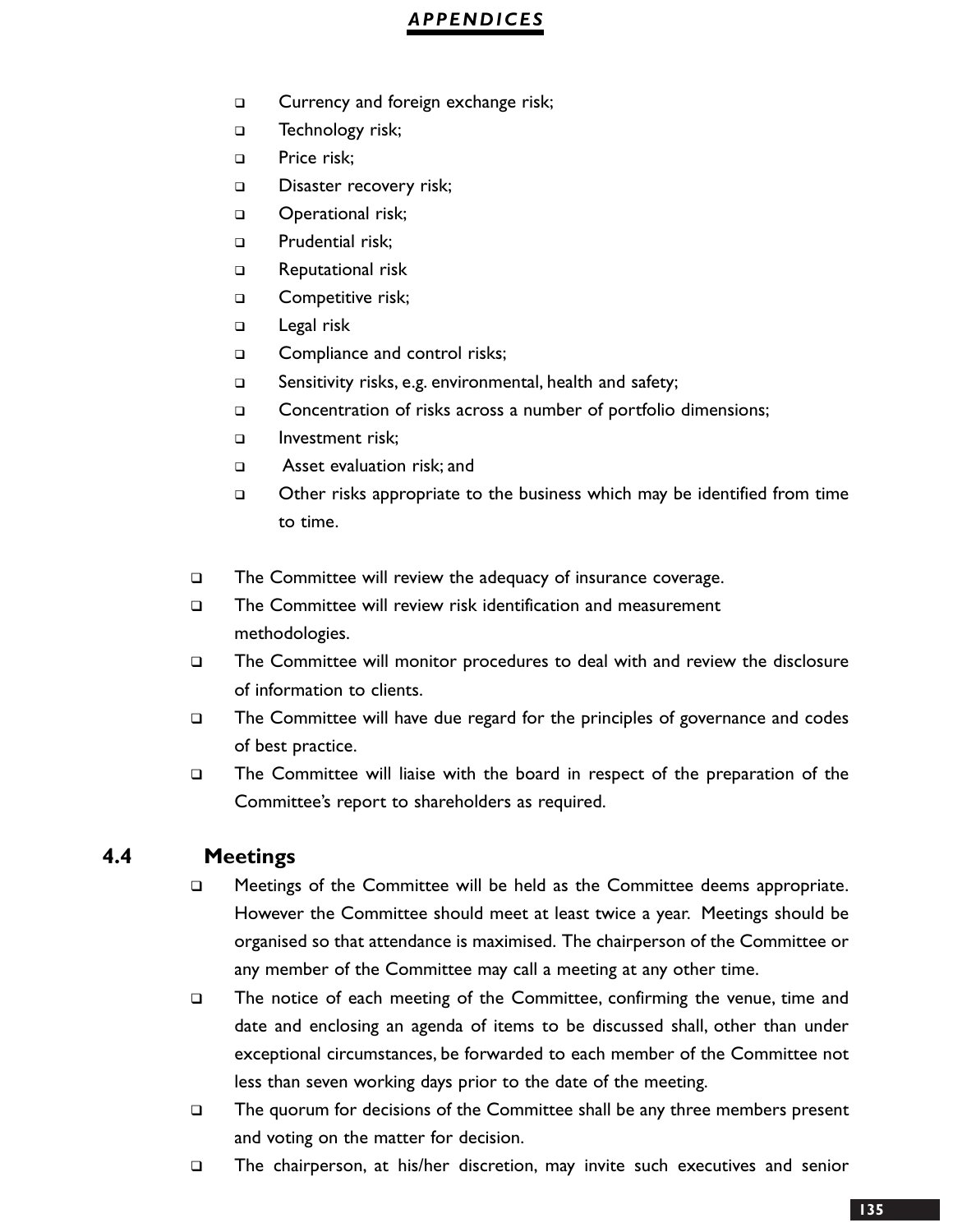- Currency and foreign exchange risk;
- Technology risk;
- Price risk;
- Disaster recovery risk;
- Operational risk;
- Prudential risk;
- Reputational risk
- Competitive risk;
- Legal risk
- Compliance and control risks;
- Sensitivity risks, e.g. environmental, health and safety;
- Concentration of risks across a number of portfolio dimensions;
- Investment risk;
- Asset evaluation risk; and
- Other risks appropriate to the business which may be identified from time to time.

- The Committee will review the adequacy of insurance coverage.
- The Committee will review risk identification and measurement methodologies.
- The Committee will monitor procedures to deal with and review the disclosure of information to clients.
- The Committee will have due regard for the principles of governance and codes of best practice.
- The Committee will liaise with the board in respect of the preparation of the Committee's report to shareholders as required.

## 4.4 Meetings

- Meetings of the Committee will be held as the Committee deems appropriate. However the Committee should meet at least twice a year. Meetings should be organised so that attendance is maximised. The chairperson of the Committee or any member of the Committee may call a meeting at any other time.
- The notice of each meeting of the Committee, confirming the venue, time and date and enclosing an agenda of items to be discussed shall, other than under exceptional circumstances, be forwarded to each member of the Committee not less than seven working days prior to the date of the meeting.
- The quorum for decisions of the Committee shall be any three members present and voting on the matter for decision.
- The chairperson, at his/her discretion, may invite such executives and senior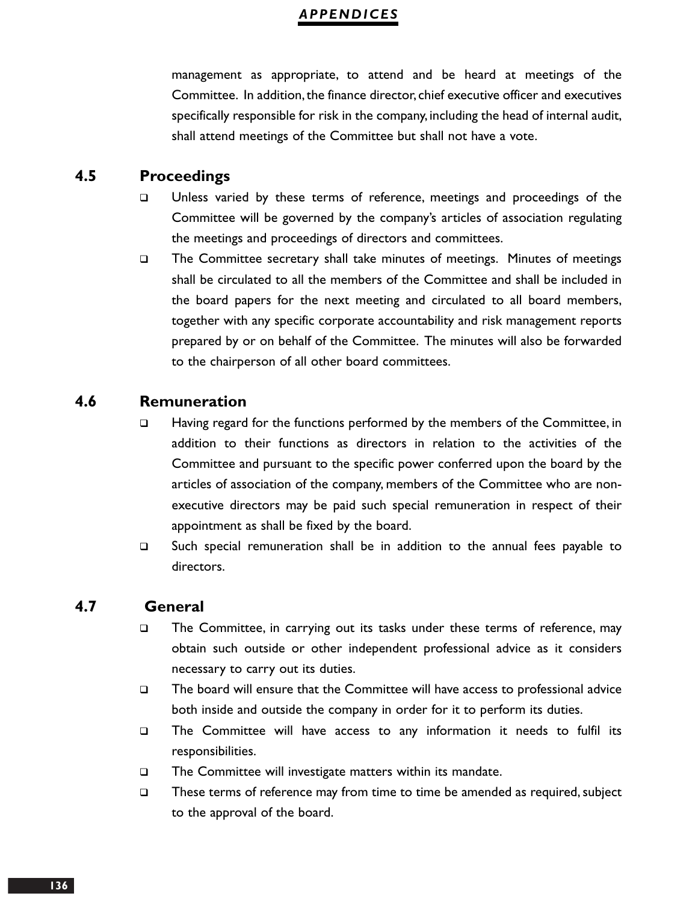management as appropriate, to attend and be heard at meetings of the Committee. In addition, the finance director, chief executive officer and executives specifically responsible for risk in the company, including the head of internal audit, shall attend meetings of the Committee but shall not have a vote.

## 4.5 Proceedings

- Unless varied by these terms of reference, meetings and proceedings of the Committee will be governed by the company's articles of association regulating the meetings and proceedings of directors and committees.
- The Committee secretary shall take minutes of meetings. Minutes of meetings shall be circulated to all the members of the Committee and shall be included in the board papers for the next meeting and circulated to all board members, together with any specific corporate accountability and risk management reports prepared by or on behalf of the Committee. The minutes will also be forwarded to the chairperson of all other board committees.

## 4.6 Remuneration

- Having regard for the functions performed by the members of the Committee, in addition to their functions as directors in relation to the activities of the Committee and pursuant to the specific power conferred upon the board by the articles of association of the company, members of the Committee who are non-executive directors may be paid such special remuneration in respect of their appointment as shall be fixed by the board.
- Such special remuneration shall be in addition to the annual fees payable to directors.

## 4.7 General

- The Committee, in carrying out its tasks under these terms of reference, may obtain such outside or other independent professional advice as it considers necessary to carry out its duties.
- The board will ensure that the Committee will have access to professional advice both inside and outside the company in order for it to perform its duties.
- The Committee will have access to any information it needs to fulfil its responsibilities.
- The Committee will investigate matters within its mandate.
- These terms of reference may from time to time be amended as required, subject to the approval of the board.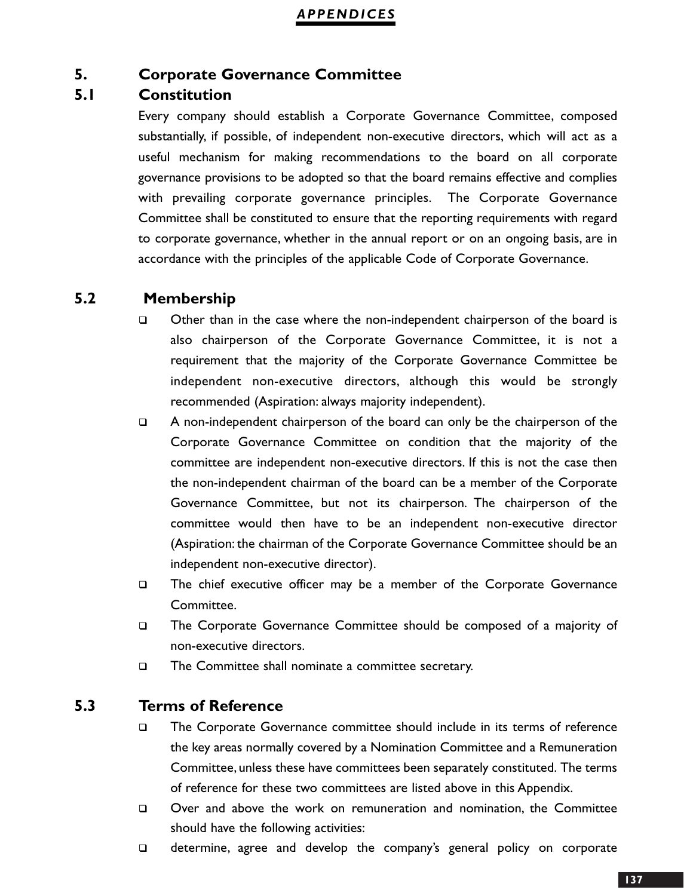## 5. Corporate Governance Committee

### 5.1 Constitution

Every company should establish a Corporate Governance Committee, composed substantially, if possible, of independent non-executive directors, which will act as a useful mechanism for making recommendations to the board on all corporate governance provisions to be adopted so that the board remains effective and complies with prevailing corporate governance principles. The Corporate Governance Committee shall be constituted to ensure that the reporting requirements with regard to corporate governance, whether in the annual report or on an ongoing basis, are in accordance with the principles of the applicable Code of Corporate Governance.

### 5.2 Membership

- Other than in the case where the non-independent chairperson of the board is also chairperson of the Corporate Governance Committee, it is not a requirement that the majority of the Corporate Governance Committee be independent non-executive directors, although this would be strongly recommended (Aspiration: always majority independent).
- A non-independent chairperson of the board can only be the chairperson of the Corporate Governance Committee on condition that the majority of the committee are independent non-executive directors. If this is not the case then the non-independent chairman of the board can be a member of the Corporate Governance Committee, but not its chairperson. The chairperson of the committee would then have to be an independent non-executive director (Aspiration: the chairman of the Corporate Governance Committee should be an independent non-executive director).
- The chief executive officer may be a member of the Corporate Governance Committee.
- The Corporate Governance Committee should be composed of a majority of non-executive directors.
- The Committee shall nominate a committee secretary.

### 5.3 Terms of Reference

- The Corporate Governance committee should include in its terms of reference the key areas normally covered by a Nomination Committee and a Remuneration Committee, unless these have committees been separately constituted. The terms of reference for these two committees are listed above in this Appendix.
- Over and above the work on remuneration and nomination, the Committee should have the following activities:
- determine, agree and develop the company's general policy on corporate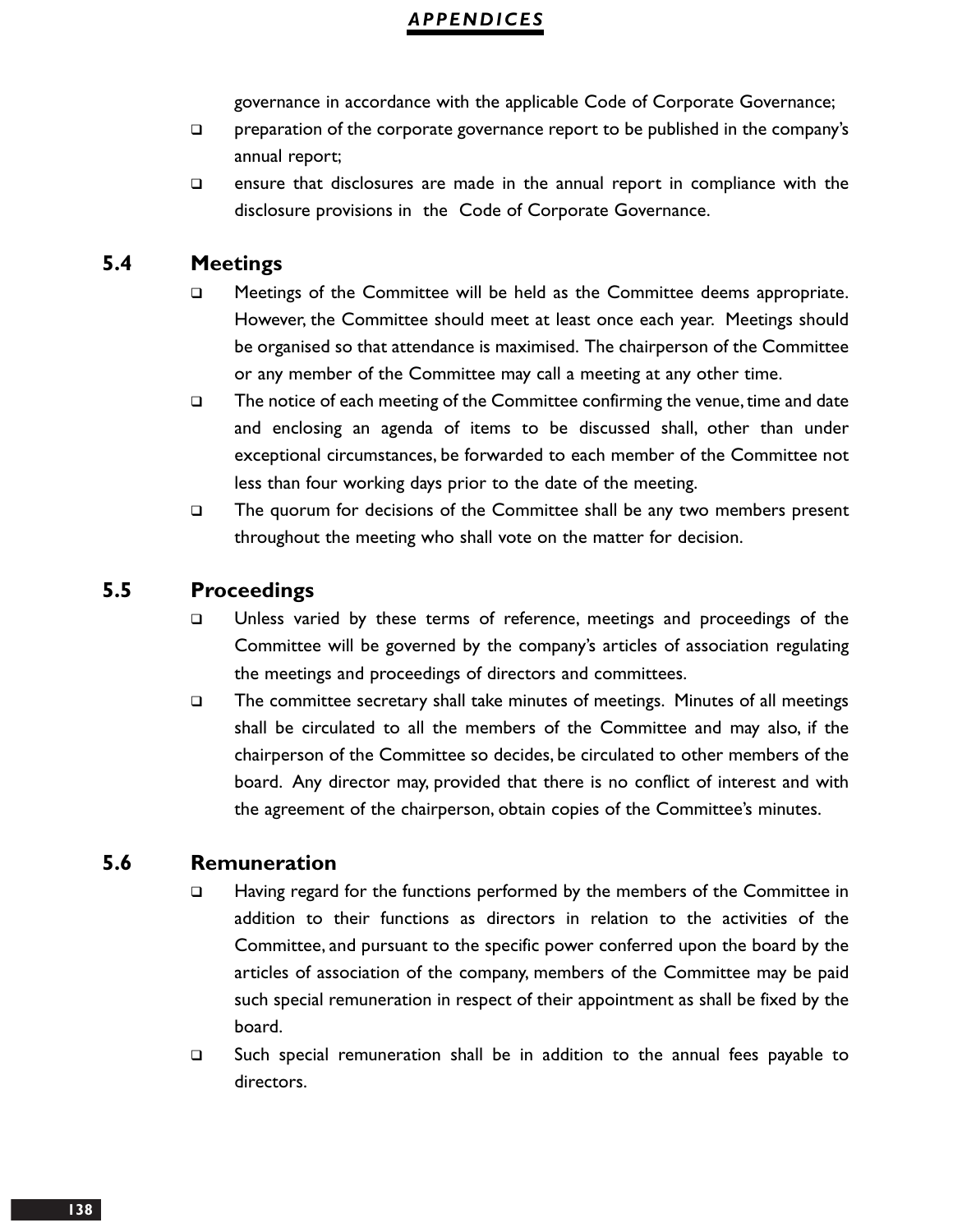governance in accordance with the applicable Code of Corporate Governance;

- preparation of the corporate governance report to be published in the company's annual report;
- ensure that disclosures are made in the annual report in compliance with the disclosure provisions in the Code of Corporate Governance.

## 5.4 Meetings

- Meetings of the Committee will be held as the Committee deems appropriate. However, the Committee should meet at least once each year. Meetings should be organised so that attendance is maximised. The chairperson of the Committee or any member of the Committee may call a meeting at any other time.
- The notice of each meeting of the Committee confirming the venue, time and date and enclosing an agenda of items to be discussed shall, other than under exceptional circumstances, be forwarded to each member of the Committee not less than four working days prior to the date of the meeting.
- The quorum for decisions of the Committee shall be any two members present throughout the meeting who shall vote on the matter for decision.

## 5.5 Proceedings

- Unless varied by these terms of reference, meetings and proceedings of the Committee will be governed by the company's articles of association regulating the meetings and proceedings of directors and committees.
- The committee secretary shall take minutes of meetings. Minutes of all meetings shall be circulated to all the members of the Committee and may also, if the chairperson of the Committee so decides, be circulated to other members of the board. Any director may, provided that there is no conflict of interest and with the agreement of the chairperson, obtain copies of the Committee's minutes.

## 5.6 Remuneration

- Having regard for the functions performed by the members of the Committee in addition to their functions as directors in relation to the activities of the Committee, and pursuant to the specific power conferred upon the board by the articles of association of the company, members of the Committee may be paid such special remuneration in respect of their appointment as shall be fixed by the board.
- Such special remuneration shall be in addition to the annual fees payable to directors.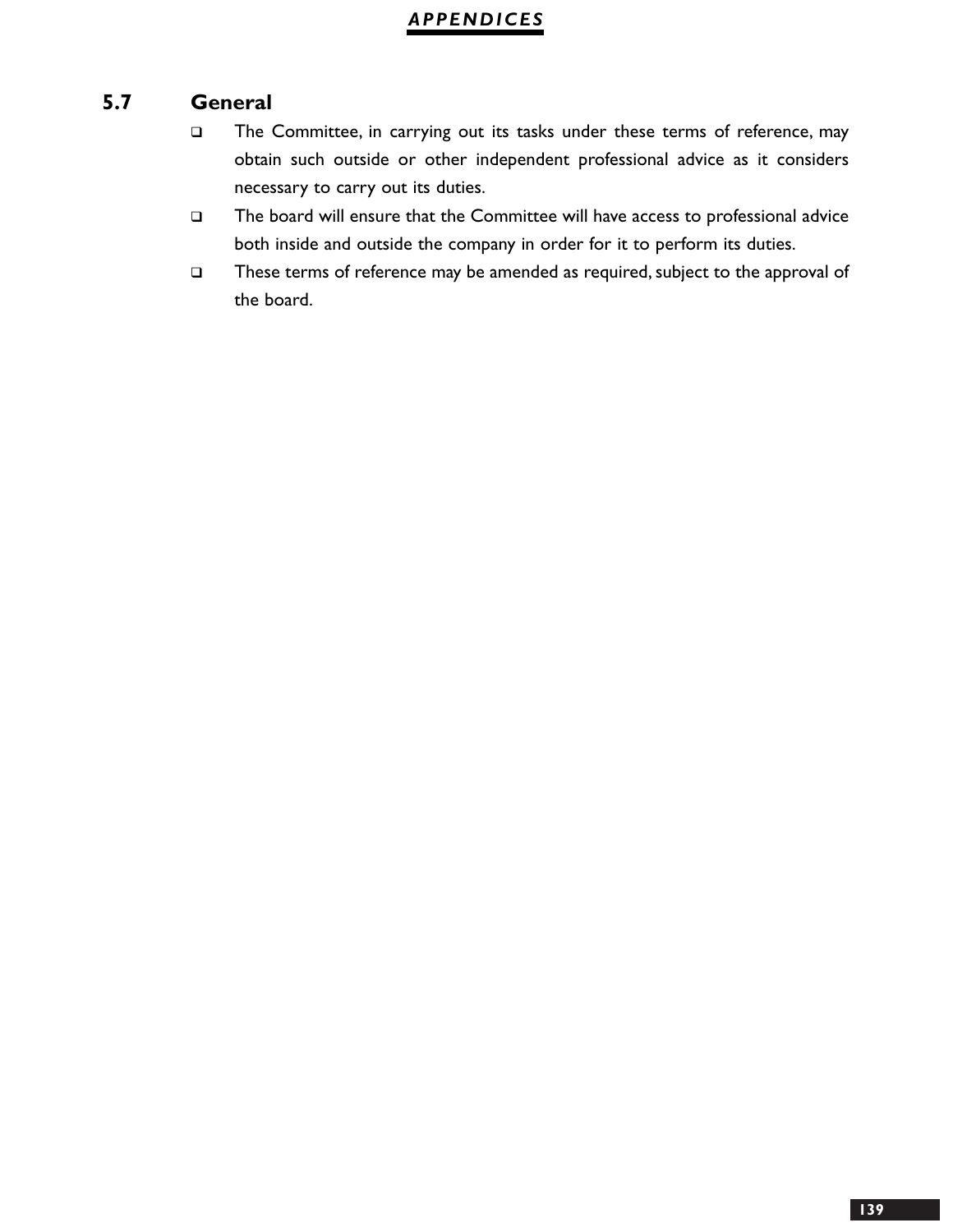### 5.7 General

- The Committee, in carrying out its tasks under these terms of reference, may obtain such outside or other independent professional advice as it considers necessary to carry out its duties.
- The board will ensure that the Committee will have access to professional advice both inside and outside the company in order for it to perform its duties.
- These terms of reference may be amended as required, subject to the approval of the board.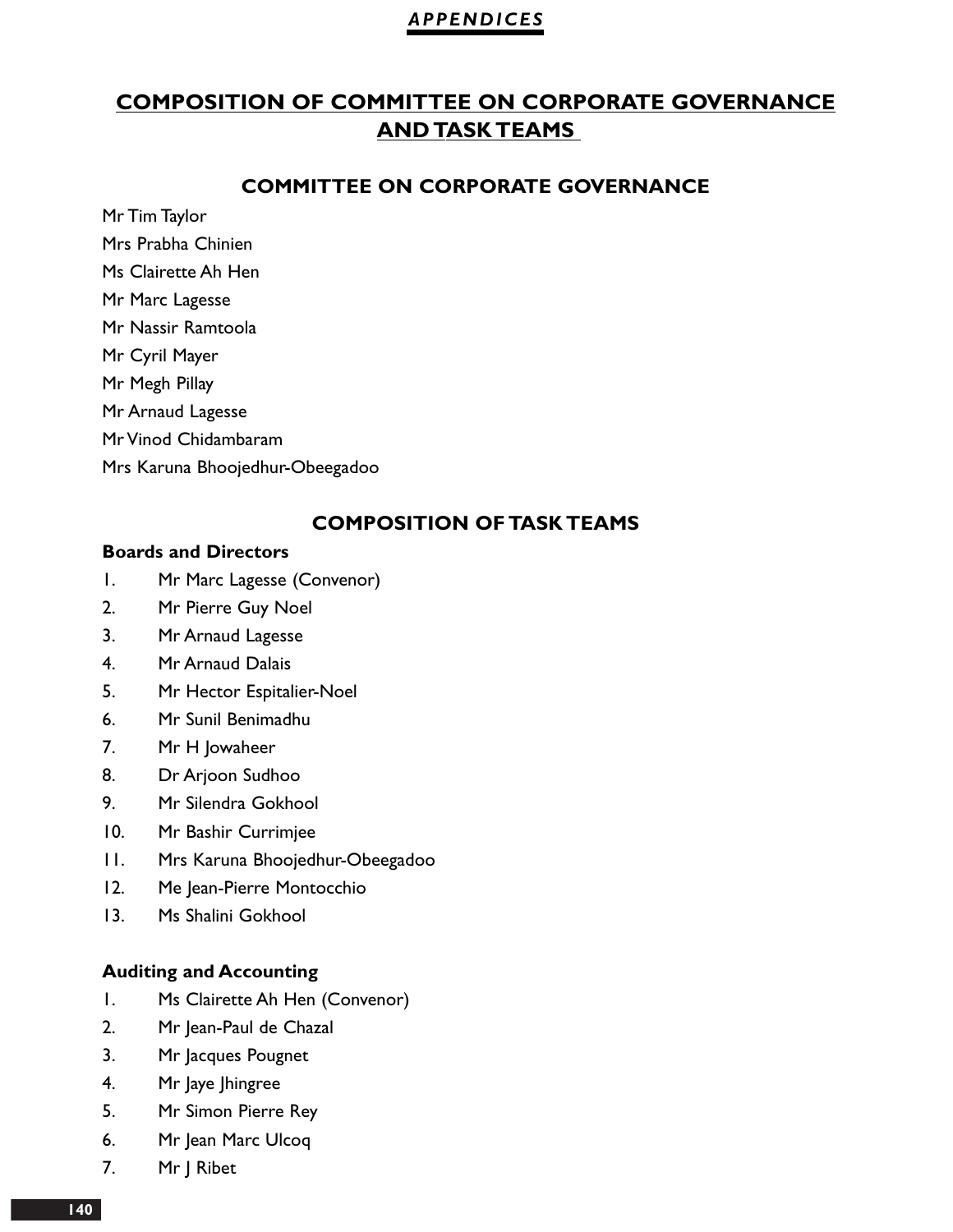# COMPOSITION OF COMMITTEE ON CORPORATE GOVERNANCE AND TASK TEAMS

## COMMITTEE ON CORPORATE GOVERNANCE

Mr Tim Taylor

Mrs Prabha Chinien

Ms Clairette Ah Hen

Mr Marc Lagesse

Mr Nassir Ramtoola

Mr Cyril Mayer

Mr Megh Pillay

Mr Arnaud Lagesse

Mr Vinod Chidambaram

Mrs Karuna Bhoojedhur-Obeegadoo

## COMPOSITION OF TASK TEAMS

### Boards and Directors

1. Mr Marc Lagesse (Convenor)
2. Mr Pierre Guy Noel
3. Mr Arnaud Lagesse
4. Mr Arnaud Dalais
5. Mr Hector Espitalier-Noel
6. Mr Sunil Benimadhu
7. Mr H Jowaheer
8. Dr Arjoon Sudhoo
9. Mr Silendra Gokhool
10. Mr Bashir Currimjee
11. Mrs Karuna Bhoojedhur-Obeegadoo
12. Me Jean-Pierre Montocchio
13. Ms Shalini Gokhool

### Auditing and Accounting

1. Ms Clairette Ah Hen (Convenor)
2. Mr Jean-Paul de Chazal
3. Mr Jacques Pougnet
4. Mr Jaye Jhingree
5. Mr Simon Pierre Rey
6. Mr Jean Marc Ulcoq
7. Mr J Ribet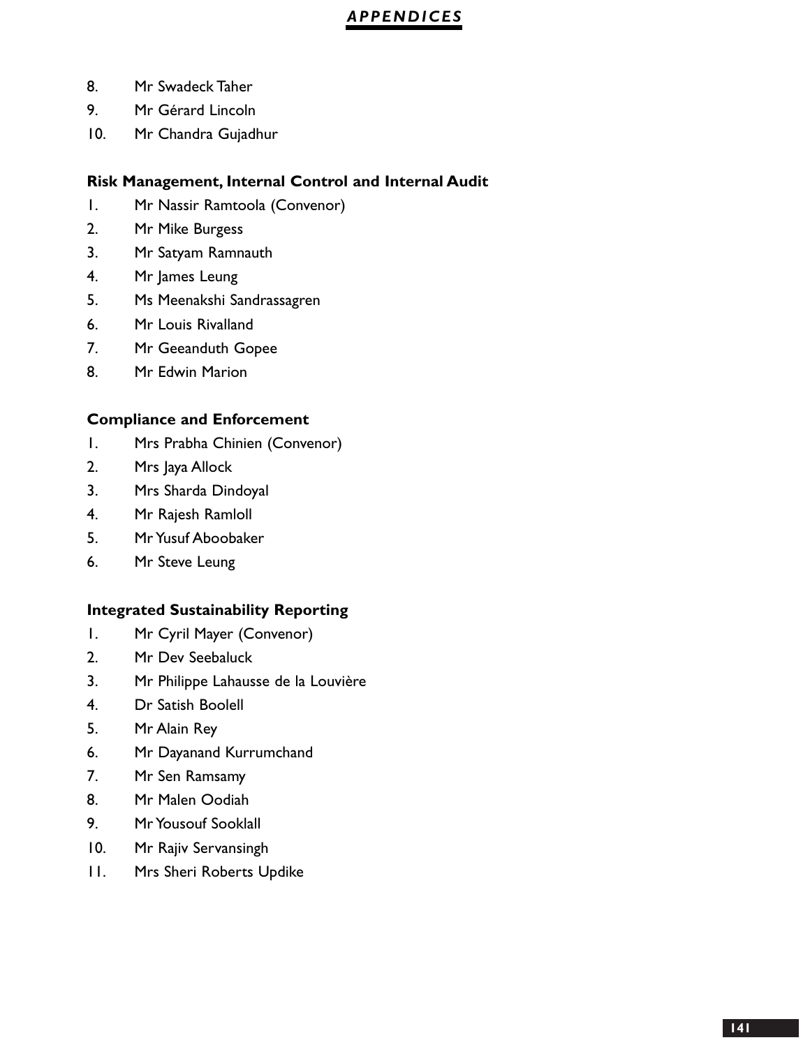8. Mr Swadeck Taher
9. Mr Gérard Lincoln
10. Mr Chandra Gujadhur

**Risk Management, Internal Control and Internal Audit**

1. Mr Nassir Ramtoola (Convenor)
2. Mr Mike Burgess
3. Mr Satyam Ramnauth
4. Mr James Leung
5. Ms Meenakshi Sandrassagren
6. Mr Louis Rivalland
7. Mr Geeanduth Gopee
8. Mr Edwin Marion

**Compliance and Enforcement**

1. Mrs Prabha Chinien (Convenor)
2. Mrs Jaya Allock
3. Mrs Sharda Dindoyal
4. Mr Rajesh Ramloll
5. Mr Yusuf Aboobaker
6. Mr Steve Leung

**Integrated Sustainability Reporting**

1. Mr Cyril Mayer (Convenor)
2. Mr Dev Seebaluck
3. Mr Philippe Lahausse de la Louvière
4. Dr Satish Boolell
5. Mr Alain Rey
6. Mr Dayanand Kurrumchand
7. Mr Sen Ramsamy
8. Mr Malen Oodiah
9. Mr Yousouf Sooklall
10. Mr Rajiv Servansingh
11. Mrs Sheri Roberts Updike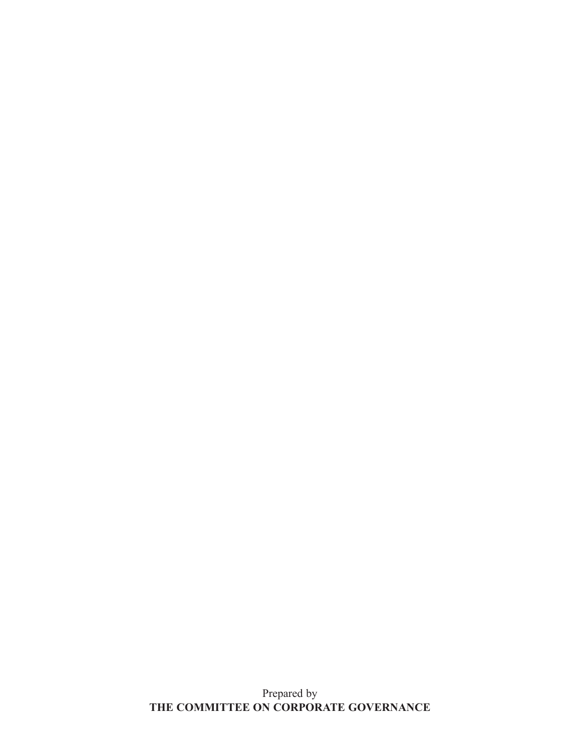Prepared by

**THE COMMITTEE ON CORPORATE GOVERNANCE**